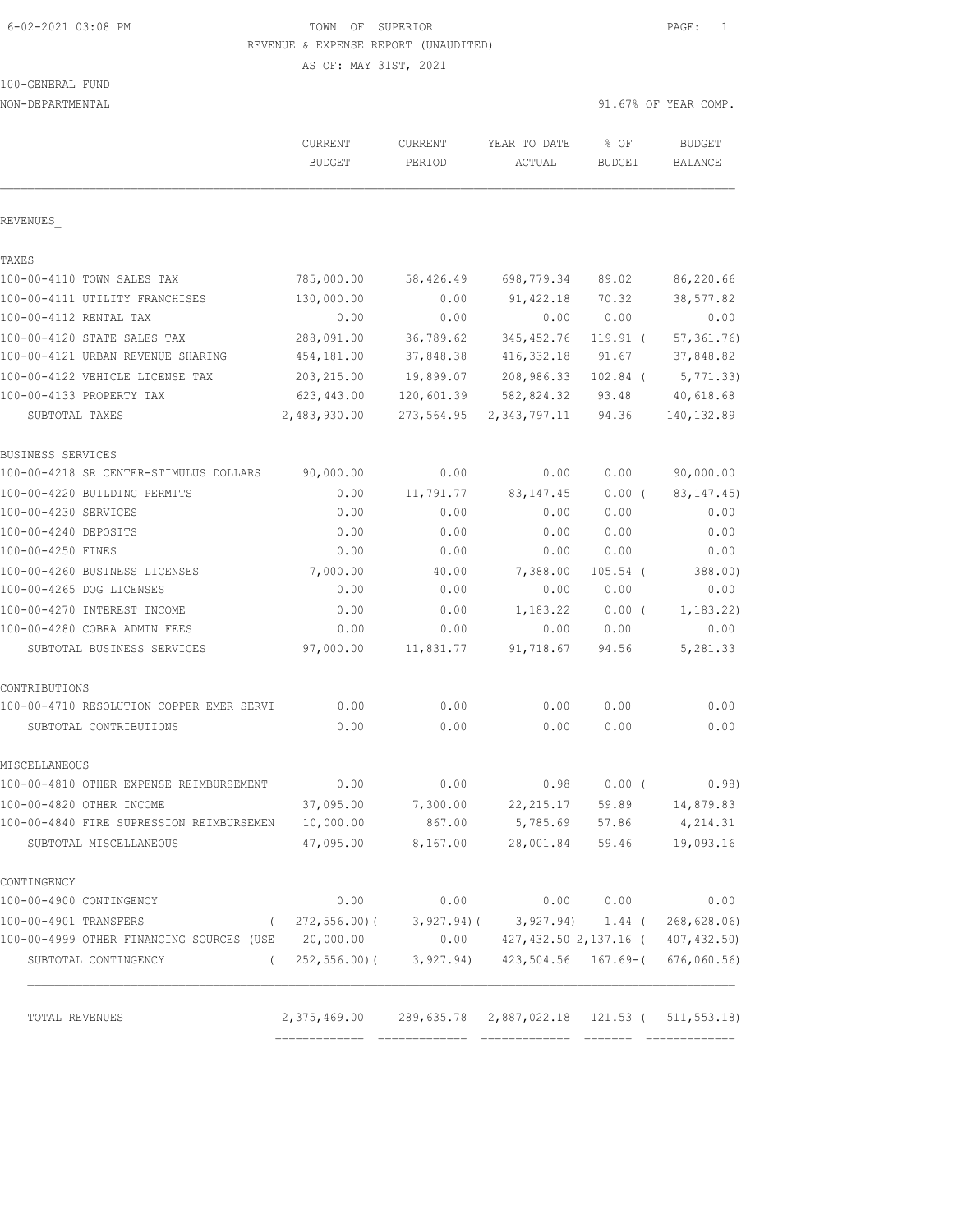6-02-2021 03:08 PM TOWN OF SUPERIOR PAGE: 1

REVENUE & EXPENSE REPORT (UNAUDITED)

AS OF: MAY 31ST, 2021

100-GENERAL FUND

NON-DEPARTMENTAL 91.67% OF YEAR COMP.

| | CURRENT BUDGET | CURRENT PERIOD | YEAR TO DATE ACTUAL | % OF BUDGET | BUDGET BALANCE |
|---|---|---|---|---|---|
| REVENUES_ | | | | | |
| TAXES | | | | | |
| 100-00-4110 TOWN SALES TAX | 785,000.00 | 58,426.49 | 698,779.34 | 89.02 | 86,220.66 |
| 100-00-4111 UTILITY FRANCHISES | 130,000.00 | 0.00 | 91,422.18 | 70.32 | 38,577.82 |
| 100-00-4112 RENTAL TAX | 0.00 | 0.00 | 0.00 | 0.00 | 0.00 |
| 100-00-4120 STATE SALES TAX | 288,091.00 | 36,789.62 | 345,452.76 | 119.91 ( | 57,361.76) |
| 100-00-4121 URBAN REVENUE SHARING | 454,181.00 | 37,848.38 | 416,332.18 | 91.67 | 37,848.82 |
| 100-00-4122 VEHICLE LICENSE TAX | 203,215.00 | 19,899.07 | 208,986.33 | 102.84 ( | 5,771.33) |
| 100-00-4133 PROPERTY TAX | 623,443.00 | 120,601.39 | 582,824.32 | 93.48 | 40,618.68 |
| SUBTOTAL TAXES | 2,483,930.00 | 273,564.95 | 2,343,797.11 | 94.36 | 140,132.89 |
| BUSINESS SERVICES | | | | | |
| 100-00-4218 SR CENTER-STIMULUS DOLLARS | 90,000.00 | 0.00 | 0.00 | 0.00 | 90,000.00 |
| 100-00-4220 BUILDING PERMITS | 0.00 | 11,791.77 | 83,147.45 | 0.00 ( | 83,147.45) |
| 100-00-4230 SERVICES | 0.00 | 0.00 | 0.00 | 0.00 | 0.00 |
| 100-00-4240 DEPOSITS | 0.00 | 0.00 | 0.00 | 0.00 | 0.00 |
| 100-00-4250 FINES | 0.00 | 0.00 | 0.00 | 0.00 | 0.00 |
| 100-00-4260 BUSINESS LICENSES | 7,000.00 | 40.00 | 7,388.00 | 105.54 ( | 388.00) |
| 100-00-4265 DOG LICENSES | 0.00 | 0.00 | 0.00 | 0.00 | 0.00 |
| 100-00-4270 INTEREST INCOME | 0.00 | 0.00 | 1,183.22 | 0.00 ( | 1,183.22) |
| 100-00-4280 COBRA ADMIN FEES | 0.00 | 0.00 | 0.00 | 0.00 | 0.00 |
| SUBTOTAL BUSINESS SERVICES | 97,000.00 | 11,831.77 | 91,718.67 | 94.56 | 5,281.33 |
| CONTRIBUTIONS | | | | | |
| 100-00-4710 RESOLUTION COPPER EMER SERVI | 0.00 | 0.00 | 0.00 | 0.00 | 0.00 |
| SUBTOTAL CONTRIBUTIONS | 0.00 | 0.00 | 0.00 | 0.00 | 0.00 |
| MISCELLANEOUS | | | | | |
| 100-00-4810 OTHER EXPENSE REIMBURSEMENT | 0.00 | 0.00 | 0.98 | 0.00 ( | 0.98) |
| 100-00-4820 OTHER INCOME | 37,095.00 | 7,300.00 | 22,215.17 | 59.89 | 14,879.83 |
| 100-00-4840 FIRE SUPRESSION REIMBURSEMEN | 10,000.00 | 867.00 | 5,785.69 | 57.86 | 4,214.31 |
| SUBTOTAL MISCELLANEOUS | 47,095.00 | 8,167.00 | 28,001.84 | 59.46 | 19,093.16 |
| CONTINGENCY | | | | | |
| 100-00-4900 CONTINGENCY | 0.00 | 0.00 | 0.00 | 0.00 | 0.00 |
| 100-00-4901 TRANSFERS | ( 272,556.00)( | 3,927.94)( | 3,927.94) | 1.44 ( | 268,628.06) |
| 100-00-4999 OTHER FINANCING SOURCES (USE | 20,000.00 | 0.00 | 427,432.50 | 2,137.16 ( | 407,432.50) |
| SUBTOTAL CONTINGENCY | ( 252,556.00)( | 3,927.94) | 423,504.56 | 167.69-( | 676,060.56) |
| TOTAL REVENUES | 2,375,469.00 | 289,635.78 | 2,887,022.18 | 121.53 ( | 511,553.18) |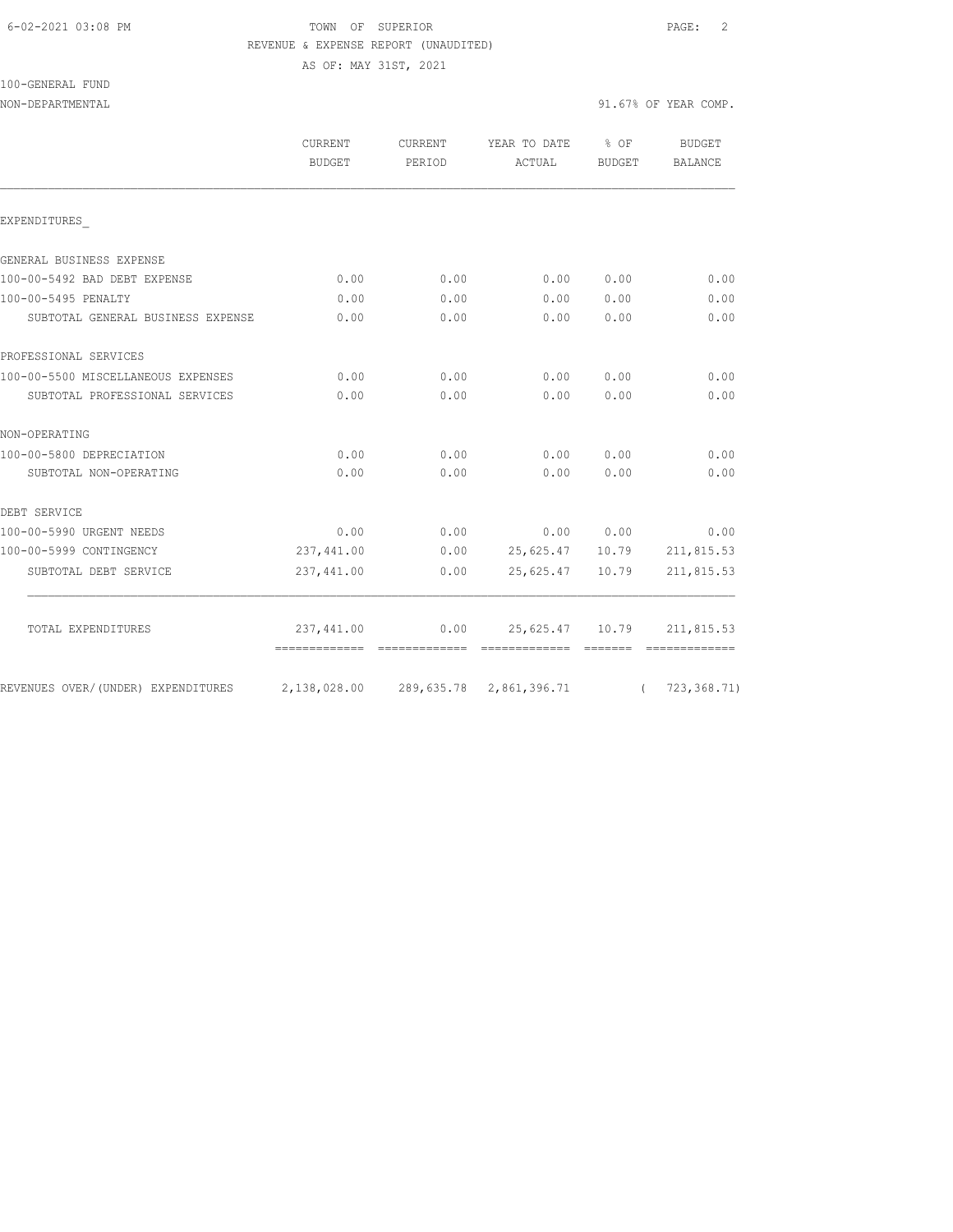TOWN OF SUPERIOR

REVENUE & EXPENSE REPORT (UNAUDITED)

AS OF: MAY 31ST, 2021

100-GENERAL FUND

NON-DEPARTMENTAL — 91.67% OF YEAR COMP.

| | CURRENT BUDGET | CURRENT PERIOD | YEAR TO DATE ACTUAL | % OF BUDGET | BUDGET BALANCE |
|---|---|---|---|---|---|
| EXPENDITURES_ | | | | | |
| GENERAL BUSINESS EXPENSE | | | | | |
| 100-00-5492 BAD DEBT EXPENSE | 0.00 | 0.00 | 0.00 | 0.00 | 0.00 |
| 100-00-5495 PENALTY | 0.00 | 0.00 | 0.00 | 0.00 | 0.00 |
| SUBTOTAL GENERAL BUSINESS EXPENSE | 0.00 | 0.00 | 0.00 | 0.00 | 0.00 |
| PROFESSIONAL SERVICES | | | | | |
| 100-00-5500 MISCELLANEOUS EXPENSES | 0.00 | 0.00 | 0.00 | 0.00 | 0.00 |
| SUBTOTAL PROFESSIONAL SERVICES | 0.00 | 0.00 | 0.00 | 0.00 | 0.00 |
| NON-OPERATING | | | | | |
| 100-00-5800 DEPRECIATION | 0.00 | 0.00 | 0.00 | 0.00 | 0.00 |
| SUBTOTAL NON-OPERATING | 0.00 | 0.00 | 0.00 | 0.00 | 0.00 |
| DEBT SERVICE | | | | | |
| 100-00-5990 URGENT NEEDS | 0.00 | 0.00 | 0.00 | 0.00 | 0.00 |
| 100-00-5999 CONTINGENCY | 237,441.00 | 0.00 | 25,625.47 | 10.79 | 211,815.53 |
| SUBTOTAL DEBT SERVICE | 237,441.00 | 0.00 | 25,625.47 | 10.79 | 211,815.53 |
| TOTAL EXPENDITURES | 237,441.00 | 0.00 | 25,625.47 | 10.79 | 211,815.53 |
| REVENUES OVER/(UNDER) EXPENDITURES | 2,138,028.00 | 289,635.78 | 2,861,396.71 | | ( 723,368.71) |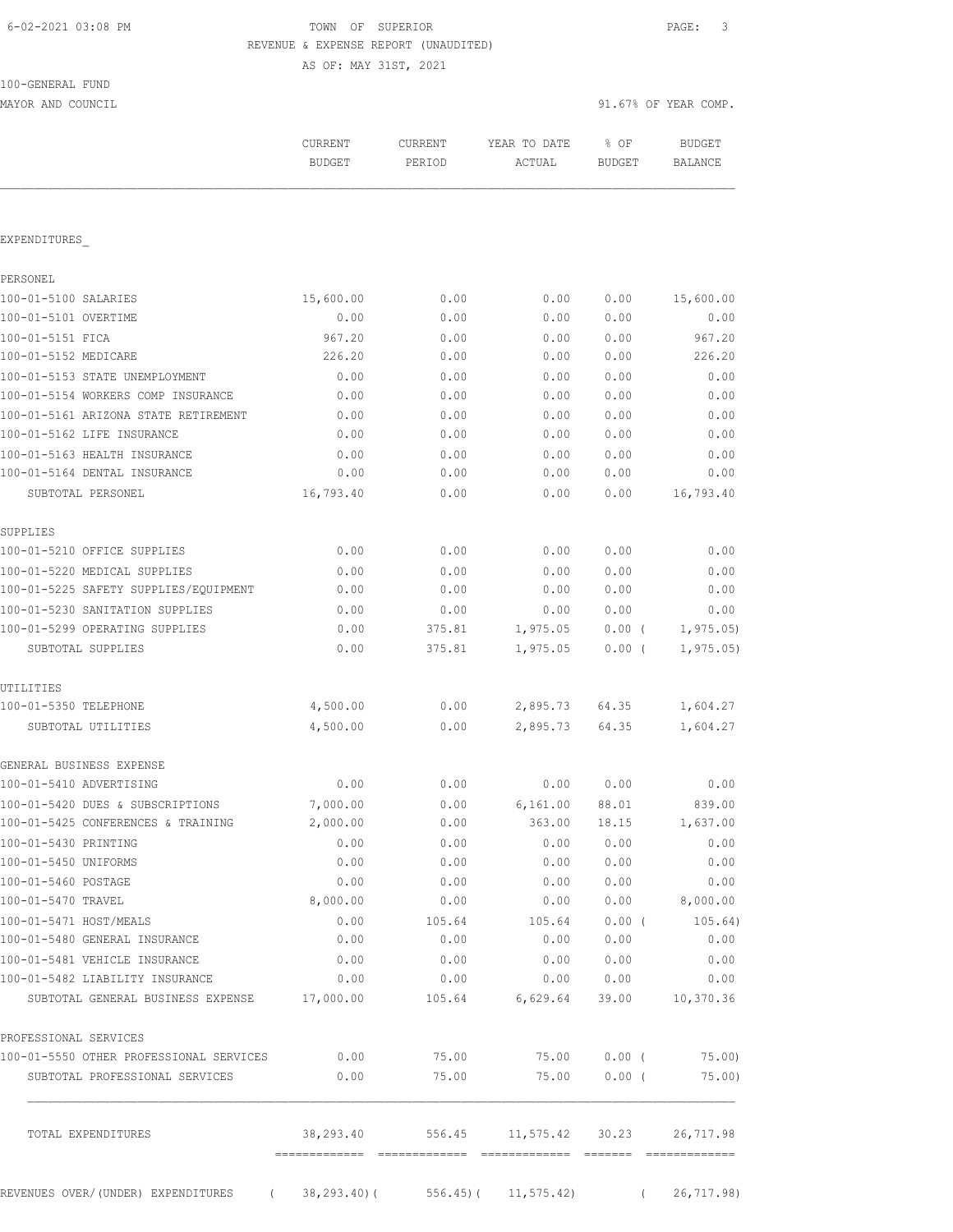TOWN OF SUPERIOR

REVENUE & EXPENSE REPORT (UNAUDITED)

AS OF: MAY 31ST, 2021

100-GENERAL FUND

MAYOR AND COUNCIL — 91.67% OF YEAR COMP.

| | CURRENT BUDGET | CURRENT PERIOD | YEAR TO DATE ACTUAL | % OF BUDGET | BUDGET BALANCE |
|---|---|---|---|---|---|
| **EXPENDITURES** | | | | | |
| PERSONEL | | | | | |
| 100-01-5100 SALARIES | 15,600.00 | 0.00 | 0.00 | 0.00 | 15,600.00 |
| 100-01-5101 OVERTIME | 0.00 | 0.00 | 0.00 | 0.00 | 0.00 |
| 100-01-5151 FICA | 967.20 | 0.00 | 0.00 | 0.00 | 967.20 |
| 100-01-5152 MEDICARE | 226.20 | 0.00 | 0.00 | 0.00 | 226.20 |
| 100-01-5153 STATE UNEMPLOYMENT | 0.00 | 0.00 | 0.00 | 0.00 | 0.00 |
| 100-01-5154 WORKERS COMP INSURANCE | 0.00 | 0.00 | 0.00 | 0.00 | 0.00 |
| 100-01-5161 ARIZONA STATE RETIREMENT | 0.00 | 0.00 | 0.00 | 0.00 | 0.00 |
| 100-01-5162 LIFE INSURANCE | 0.00 | 0.00 | 0.00 | 0.00 | 0.00 |
| 100-01-5163 HEALTH INSURANCE | 0.00 | 0.00 | 0.00 | 0.00 | 0.00 |
| 100-01-5164 DENTAL INSURANCE | 0.00 | 0.00 | 0.00 | 0.00 | 0.00 |
| SUBTOTAL PERSONEL | 16,793.40 | 0.00 | 0.00 | 0.00 | 16,793.40 |
| SUPPLIES | | | | | |
| 100-01-5210 OFFICE SUPPLIES | 0.00 | 0.00 | 0.00 | 0.00 | 0.00 |
| 100-01-5220 MEDICAL SUPPLIES | 0.00 | 0.00 | 0.00 | 0.00 | 0.00 |
| 100-01-5225 SAFETY SUPPLIES/EQUIPMENT | 0.00 | 0.00 | 0.00 | 0.00 | 0.00 |
| 100-01-5230 SANITATION SUPPLIES | 0.00 | 0.00 | 0.00 | 0.00 | 0.00 |
| 100-01-5299 OPERATING SUPPLIES | 0.00 | 375.81 | 1,975.05 | 0.00 | ( 1,975.05) |
| SUBTOTAL SUPPLIES | 0.00 | 375.81 | 1,975.05 | 0.00 | ( 1,975.05) |
| UTILITIES | | | | | |
| 100-01-5350 TELEPHONE | 4,500.00 | 0.00 | 2,895.73 | 64.35 | 1,604.27 |
| SUBTOTAL UTILITIES | 4,500.00 | 0.00 | 2,895.73 | 64.35 | 1,604.27 |
| GENERAL BUSINESS EXPENSE | | | | | |
| 100-01-5410 ADVERTISING | 0.00 | 0.00 | 0.00 | 0.00 | 0.00 |
| 100-01-5420 DUES & SUBSCRIPTIONS | 7,000.00 | 0.00 | 6,161.00 | 88.01 | 839.00 |
| 100-01-5425 CONFERENCES & TRAINING | 2,000.00 | 0.00 | 363.00 | 18.15 | 1,637.00 |
| 100-01-5430 PRINTING | 0.00 | 0.00 | 0.00 | 0.00 | 0.00 |
| 100-01-5450 UNIFORMS | 0.00 | 0.00 | 0.00 | 0.00 | 0.00 |
| 100-01-5460 POSTAGE | 0.00 | 0.00 | 0.00 | 0.00 | 0.00 |
| 100-01-5470 TRAVEL | 8,000.00 | 0.00 | 0.00 | 0.00 | 8,000.00 |
| 100-01-5471 HOST/MEALS | 0.00 | 105.64 | 105.64 | 0.00 | ( 105.64) |
| 100-01-5480 GENERAL INSURANCE | 0.00 | 0.00 | 0.00 | 0.00 | 0.00 |
| 100-01-5481 VEHICLE INSURANCE | 0.00 | 0.00 | 0.00 | 0.00 | 0.00 |
| 100-01-5482 LIABILITY INSURANCE | 0.00 | 0.00 | 0.00 | 0.00 | 0.00 |
| SUBTOTAL GENERAL BUSINESS EXPENSE | 17,000.00 | 105.64 | 6,629.64 | 39.00 | 10,370.36 |
| PROFESSIONAL SERVICES | | | | | |
| 100-01-5550 OTHER PROFESSIONAL SERVICES | 0.00 | 75.00 | 75.00 | 0.00 | ( 75.00) |
| SUBTOTAL PROFESSIONAL SERVICES | 0.00 | 75.00 | 75.00 | 0.00 | ( 75.00) |
| TOTAL EXPENDITURES | 38,293.40 | 556.45 | 11,575.42 | 30.23 | 26,717.98 |
| REVENUES OVER/(UNDER) EXPENDITURES | ( 38,293.40) | ( 556.45) | ( 11,575.42) | | ( 26,717.98) |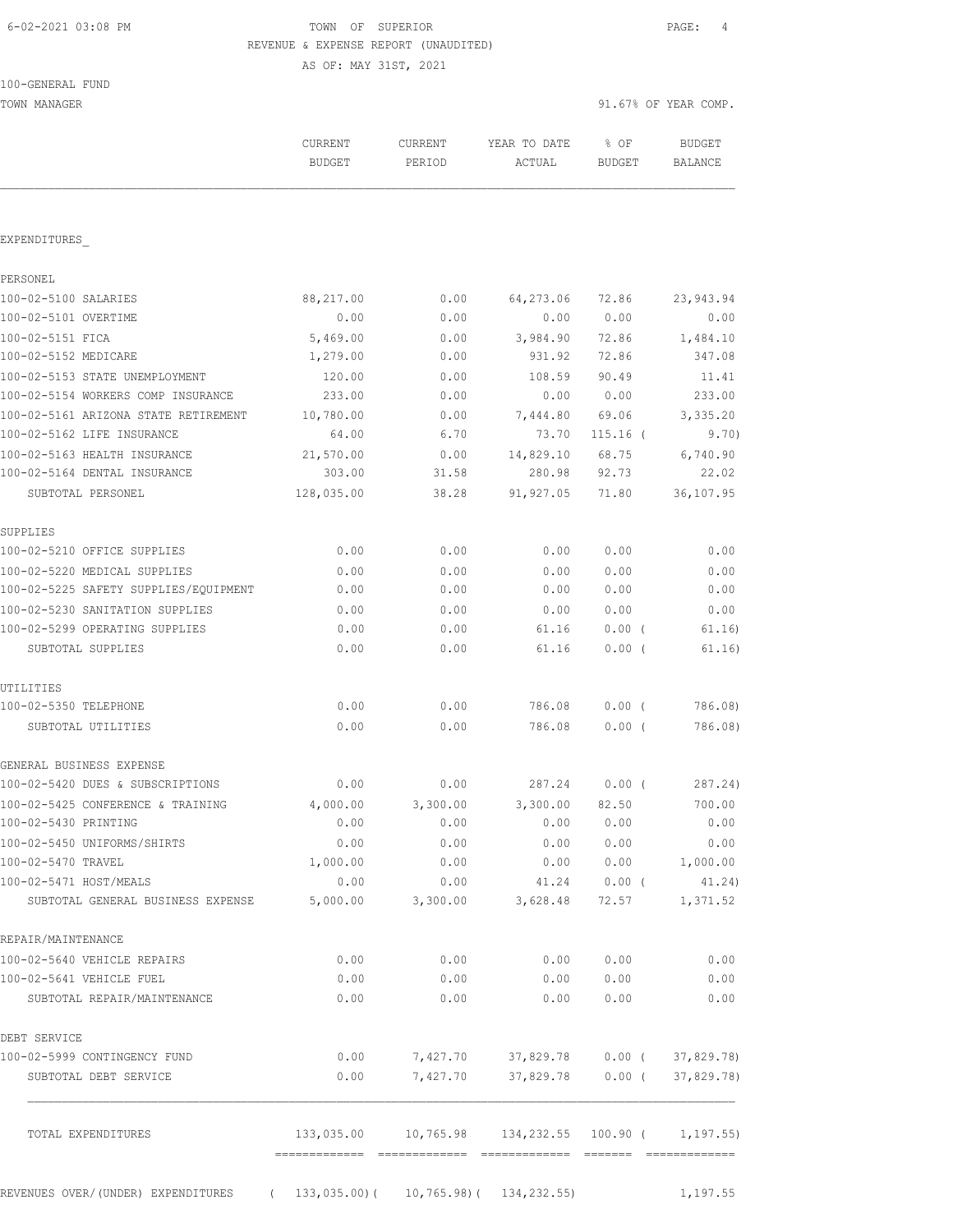TOWN OF SUPERIOR
REVENUE & EXPENSE REPORT (UNAUDITED)
AS OF: MAY 31ST, 2021

100-GENERAL FUND
TOWN MANAGER

91.67% OF YEAR COMP.

| | CURRENT BUDGET | CURRENT PERIOD | YEAR TO DATE ACTUAL | % OF BUDGET | BUDGET BALANCE |
|---|---|---|---|---|---|
| **EXPENDITURES** | | | | | |
| **PERSONEL** | | | | | |
| 100-02-5100 SALARIES | 88,217.00 | 0.00 | 64,273.06 | 72.86 | 23,943.94 |
| 100-02-5101 OVERTIME | 0.00 | 0.00 | 0.00 | 0.00 | 0.00 |
| 100-02-5151 FICA | 5,469.00 | 0.00 | 3,984.90 | 72.86 | 1,484.10 |
| 100-02-5152 MEDICARE | 1,279.00 | 0.00 | 931.92 | 72.86 | 347.08 |
| 100-02-5153 STATE UNEMPLOYMENT | 120.00 | 0.00 | 108.59 | 90.49 | 11.41 |
| 100-02-5154 WORKERS COMP INSURANCE | 233.00 | 0.00 | 0.00 | 0.00 | 233.00 |
| 100-02-5161 ARIZONA STATE RETIREMENT | 10,780.00 | 0.00 | 7,444.80 | 69.06 | 3,335.20 |
| 100-02-5162 LIFE INSURANCE | 64.00 | 6.70 | 73.70 | 115.16 | ( 9.70) |
| 100-02-5163 HEALTH INSURANCE | 21,570.00 | 0.00 | 14,829.10 | 68.75 | 6,740.90 |
| 100-02-5164 DENTAL INSURANCE | 303.00 | 31.58 | 280.98 | 92.73 | 22.02 |
| SUBTOTAL PERSONEL | 128,035.00 | 38.28 | 91,927.05 | 71.80 | 36,107.95 |
| **SUPPLIES** | | | | | |
| 100-02-5210 OFFICE SUPPLIES | 0.00 | 0.00 | 0.00 | 0.00 | 0.00 |
| 100-02-5220 MEDICAL SUPPLIES | 0.00 | 0.00 | 0.00 | 0.00 | 0.00 |
| 100-02-5225 SAFETY SUPPLIES/EQUIPMENT | 0.00 | 0.00 | 0.00 | 0.00 | 0.00 |
| 100-02-5230 SANITATION SUPPLIES | 0.00 | 0.00 | 0.00 | 0.00 | 0.00 |
| 100-02-5299 OPERATING SUPPLIES | 0.00 | 0.00 | 61.16 | 0.00 | ( 61.16) |
| SUBTOTAL SUPPLIES | 0.00 | 0.00 | 61.16 | 0.00 | ( 61.16) |
| **UTILITIES** | | | | | |
| 100-02-5350 TELEPHONE | 0.00 | 0.00 | 786.08 | 0.00 | ( 786.08) |
| SUBTOTAL UTILITIES | 0.00 | 0.00 | 786.08 | 0.00 | ( 786.08) |
| **GENERAL BUSINESS EXPENSE** | | | | | |
| 100-02-5420 DUES & SUBSCRIPTIONS | 0.00 | 0.00 | 287.24 | 0.00 | ( 287.24) |
| 100-02-5425 CONFERENCE & TRAINING | 4,000.00 | 3,300.00 | 3,300.00 | 82.50 | 700.00 |
| 100-02-5430 PRINTING | 0.00 | 0.00 | 0.00 | 0.00 | 0.00 |
| 100-02-5450 UNIFORMS/SHIRTS | 0.00 | 0.00 | 0.00 | 0.00 | 0.00 |
| 100-02-5470 TRAVEL | 1,000.00 | 0.00 | 0.00 | 0.00 | 1,000.00 |
| 100-02-5471 HOST/MEALS | 0.00 | 0.00 | 41.24 | 0.00 | ( 41.24) |
| SUBTOTAL GENERAL BUSINESS EXPENSE | 5,000.00 | 3,300.00 | 3,628.48 | 72.57 | 1,371.52 |
| **REPAIR/MAINTENANCE** | | | | | |
| 100-02-5640 VEHICLE REPAIRS | 0.00 | 0.00 | 0.00 | 0.00 | 0.00 |
| 100-02-5641 VEHICLE FUEL | 0.00 | 0.00 | 0.00 | 0.00 | 0.00 |
| SUBTOTAL REPAIR/MAINTENANCE | 0.00 | 0.00 | 0.00 | 0.00 | 0.00 |
| **DEBT SERVICE** | | | | | |
| 100-02-5999 CONTINGENCY FUND | 0.00 | 7,427.70 | 37,829.78 | 0.00 | ( 37,829.78) |
| SUBTOTAL DEBT SERVICE | 0.00 | 7,427.70 | 37,829.78 | 0.00 | ( 37,829.78) |
| TOTAL EXPENDITURES | 133,035.00 | 10,765.98 | 134,232.55 | 100.90 | ( 1,197.55) |
| REVENUES OVER/(UNDER) EXPENDITURES | ( 133,035.00) | ( 10,765.98) | ( 134,232.55) | | 1,197.55 |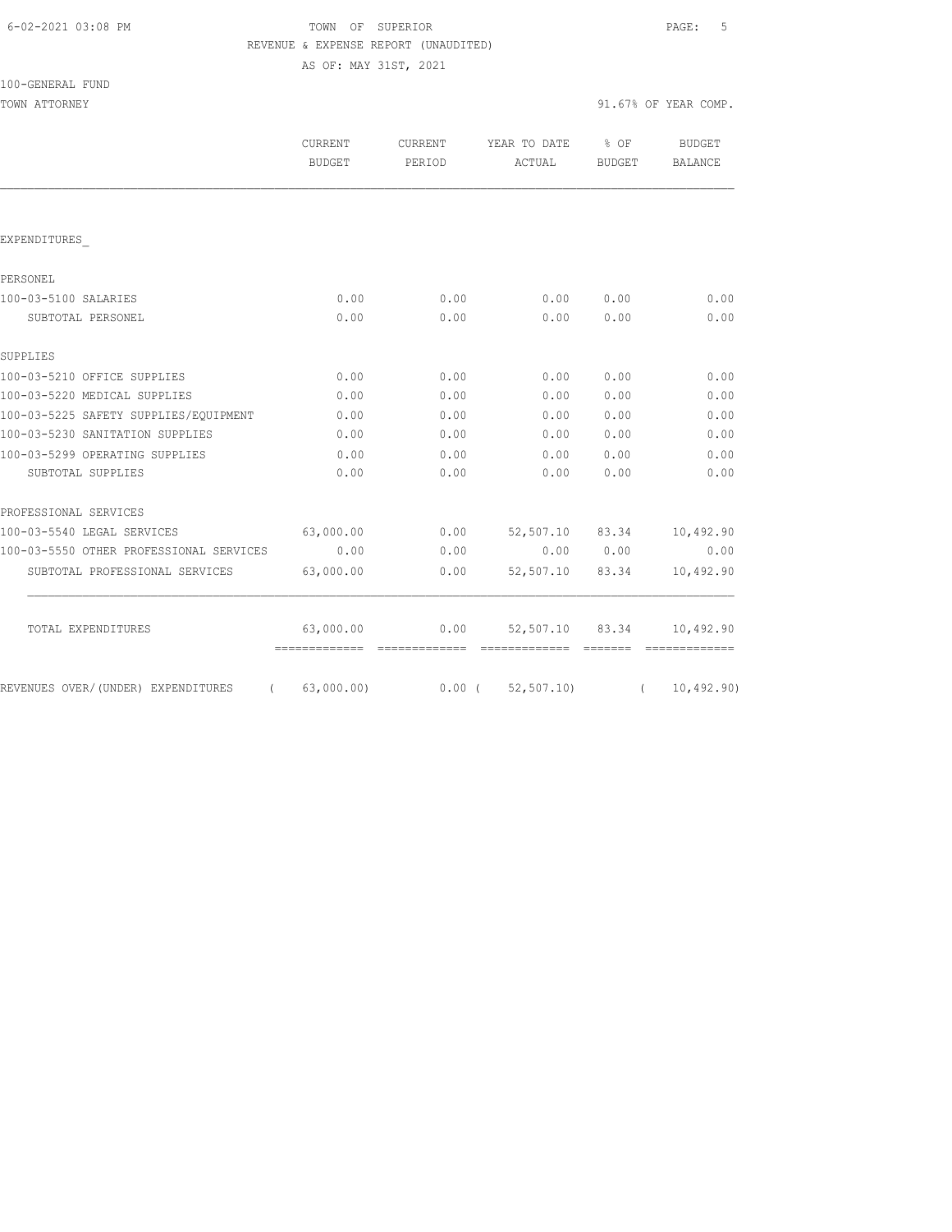6-02-2021 03:08 PM

# TOWN OF SUPERIOR

REVENUE & EXPENSE REPORT (UNAUDITED)

AS OF: MAY 31ST, 2021

100-GENERAL FUND

TOWN ATTORNEY — 91.67% OF YEAR COMP.

| | CURRENT BUDGET | CURRENT PERIOD | YEAR TO DATE ACTUAL | % OF BUDGET | BUDGET BALANCE |
|---|---|---|---|---|---|
| EXPENDITURES_ | | | | | |
| PERSONEL | | | | | |
| 100-03-5100 SALARIES | 0.00 | 0.00 | 0.00 | 0.00 | 0.00 |
| SUBTOTAL PERSONEL | 0.00 | 0.00 | 0.00 | 0.00 | 0.00 |
| SUPPLIES | | | | | |
| 100-03-5210 OFFICE SUPPLIES | 0.00 | 0.00 | 0.00 | 0.00 | 0.00 |
| 100-03-5220 MEDICAL SUPPLIES | 0.00 | 0.00 | 0.00 | 0.00 | 0.00 |
| 100-03-5225 SAFETY SUPPLIES/EQUIPMENT | 0.00 | 0.00 | 0.00 | 0.00 | 0.00 |
| 100-03-5230 SANITATION SUPPLIES | 0.00 | 0.00 | 0.00 | 0.00 | 0.00 |
| 100-03-5299 OPERATING SUPPLIES | 0.00 | 0.00 | 0.00 | 0.00 | 0.00 |
| SUBTOTAL SUPPLIES | 0.00 | 0.00 | 0.00 | 0.00 | 0.00 |
| PROFESSIONAL SERVICES | | | | | |
| 100-03-5540 LEGAL SERVICES | 63,000.00 | 0.00 | 52,507.10 | 83.34 | 10,492.90 |
| 100-03-5550 OTHER PROFESSIONAL SERVICES | 0.00 | 0.00 | 0.00 | 0.00 | 0.00 |
| SUBTOTAL PROFESSIONAL SERVICES | 63,000.00 | 0.00 | 52,507.10 | 83.34 | 10,492.90 |
| TOTAL EXPENDITURES | 63,000.00 | 0.00 | 52,507.10 | 83.34 | 10,492.90 |
| REVENUES OVER/(UNDER) EXPENDITURES | ( 63,000.00) | 0.00 | ( 52,507.10) | | ( 10,492.90) |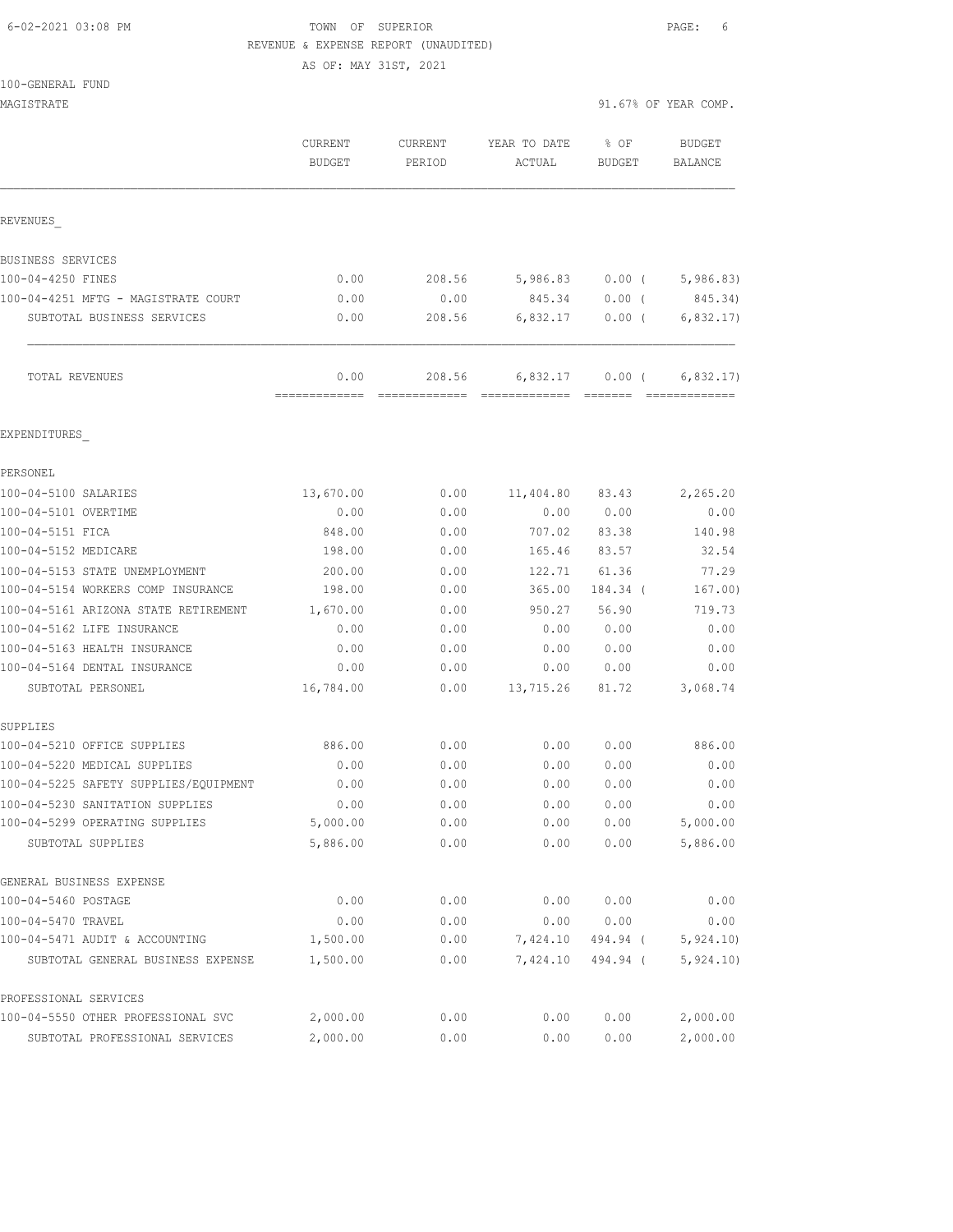TOWN OF SUPERIOR
REVENUE & EXPENSE REPORT (UNAUDITED)
AS OF: MAY 31ST, 2021

6-02-2021 03:08 PM

100-GENERAL FUND

MAGISTRATE — 91.67% OF YEAR COMP.

| | CURRENT BUDGET | CURRENT PERIOD | YEAR TO DATE ACTUAL | % OF BUDGET | BUDGET BALANCE |
|---|---|---|---|---|---|
| **REVENUES** | | | | | |
| BUSINESS SERVICES | | | | | |
| 100-04-4250 FINES | 0.00 | 208.56 | 5,986.83 | 0.00 ( | 5,986.83) |
| 100-04-4251 MFTG - MAGISTRATE COURT | 0.00 | 0.00 | 845.34 | 0.00 ( | 845.34) |
| SUBTOTAL BUSINESS SERVICES | 0.00 | 208.56 | 6,832.17 | 0.00 ( | 6,832.17) |
| TOTAL REVENUES | 0.00 | 208.56 | 6,832.17 | 0.00 ( | 6,832.17) |
| **EXPENDITURES** | | | | | |
| PERSONEL | | | | | |
| 100-04-5100 SALARIES | 13,670.00 | 0.00 | 11,404.80 | 83.43 | 2,265.20 |
| 100-04-5101 OVERTIME | 0.00 | 0.00 | 0.00 | 0.00 | 0.00 |
| 100-04-5151 FICA | 848.00 | 0.00 | 707.02 | 83.38 | 140.98 |
| 100-04-5152 MEDICARE | 198.00 | 0.00 | 165.46 | 83.57 | 32.54 |
| 100-04-5153 STATE UNEMPLOYMENT | 200.00 | 0.00 | 122.71 | 61.36 | 77.29 |
| 100-04-5154 WORKERS COMP INSURANCE | 198.00 | 0.00 | 365.00 | 184.34 ( | 167.00) |
| 100-04-5161 ARIZONA STATE RETIREMENT | 1,670.00 | 0.00 | 950.27 | 56.90 | 719.73 |
| 100-04-5162 LIFE INSURANCE | 0.00 | 0.00 | 0.00 | 0.00 | 0.00 |
| 100-04-5163 HEALTH INSURANCE | 0.00 | 0.00 | 0.00 | 0.00 | 0.00 |
| 100-04-5164 DENTAL INSURANCE | 0.00 | 0.00 | 0.00 | 0.00 | 0.00 |
| SUBTOTAL PERSONEL | 16,784.00 | 0.00 | 13,715.26 | 81.72 | 3,068.74 |
| SUPPLIES | | | | | |
| 100-04-5210 OFFICE SUPPLIES | 886.00 | 0.00 | 0.00 | 0.00 | 886.00 |
| 100-04-5220 MEDICAL SUPPLIES | 0.00 | 0.00 | 0.00 | 0.00 | 0.00 |
| 100-04-5225 SAFETY SUPPLIES/EQUIPMENT | 0.00 | 0.00 | 0.00 | 0.00 | 0.00 |
| 100-04-5230 SANITATION SUPPLIES | 0.00 | 0.00 | 0.00 | 0.00 | 0.00 |
| 100-04-5299 OPERATING SUPPLIES | 5,000.00 | 0.00 | 0.00 | 0.00 | 5,000.00 |
| SUBTOTAL SUPPLIES | 5,886.00 | 0.00 | 0.00 | 0.00 | 5,886.00 |
| GENERAL BUSINESS EXPENSE | | | | | |
| 100-04-5460 POSTAGE | 0.00 | 0.00 | 0.00 | 0.00 | 0.00 |
| 100-04-5470 TRAVEL | 0.00 | 0.00 | 0.00 | 0.00 | 0.00 |
| 100-04-5471 AUDIT & ACCOUNTING | 1,500.00 | 0.00 | 7,424.10 | 494.94 ( | 5,924.10) |
| SUBTOTAL GENERAL BUSINESS EXPENSE | 1,500.00 | 0.00 | 7,424.10 | 494.94 ( | 5,924.10) |
| PROFESSIONAL SERVICES | | | | | |
| 100-04-5550 OTHER PROFESSIONAL SVC | 2,000.00 | 0.00 | 0.00 | 0.00 | 2,000.00 |
| SUBTOTAL PROFESSIONAL SERVICES | 2,000.00 | 0.00 | 0.00 | 0.00 | 2,000.00 |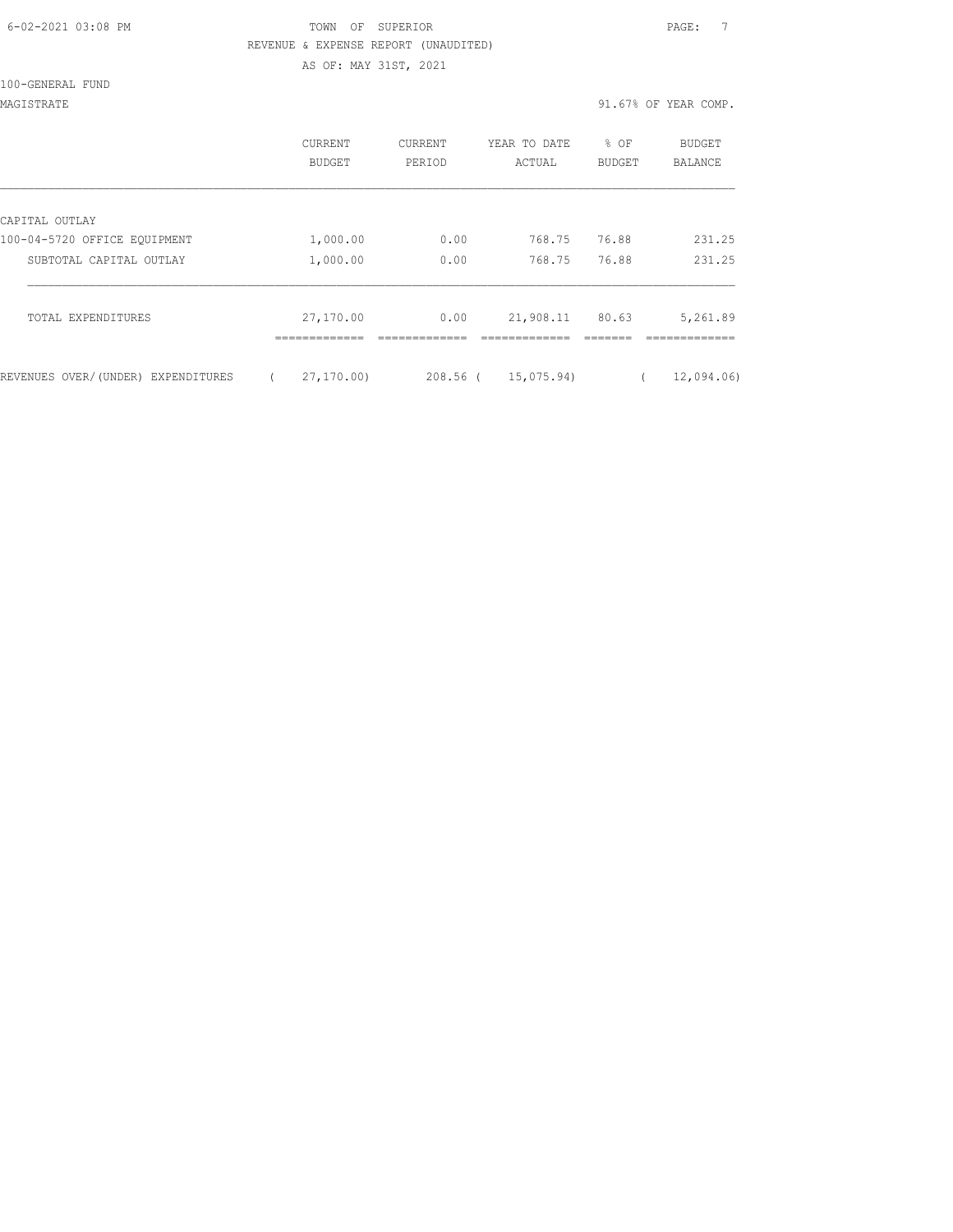TOWN OF SUPERIOR
REVENUE & EXPENSE REPORT (UNAUDITED)
AS OF: MAY 31ST, 2021

100-GENERAL FUND

MAGISTRATE — 91.67% OF YEAR COMP.

| | CURRENT BUDGET | CURRENT PERIOD | YEAR TO DATE ACTUAL | % OF BUDGET | BUDGET BALANCE |
|---|---|---|---|---|---|
| CAPITAL OUTLAY | | | | | |
| 100-04-5720 OFFICE EQUIPMENT | 1,000.00 | 0.00 | 768.75 | 76.88 | 231.25 |
| SUBTOTAL CAPITAL OUTLAY | 1,000.00 | 0.00 | 768.75 | 76.88 | 231.25 |
| TOTAL EXPENDITURES | 27,170.00 | 0.00 | 21,908.11 | 80.63 | 5,261.89 |
| REVENUES OVER/(UNDER) EXPENDITURES | ( 27,170.00) | 208.56 | ( 15,075.94) | | ( 12,094.06) |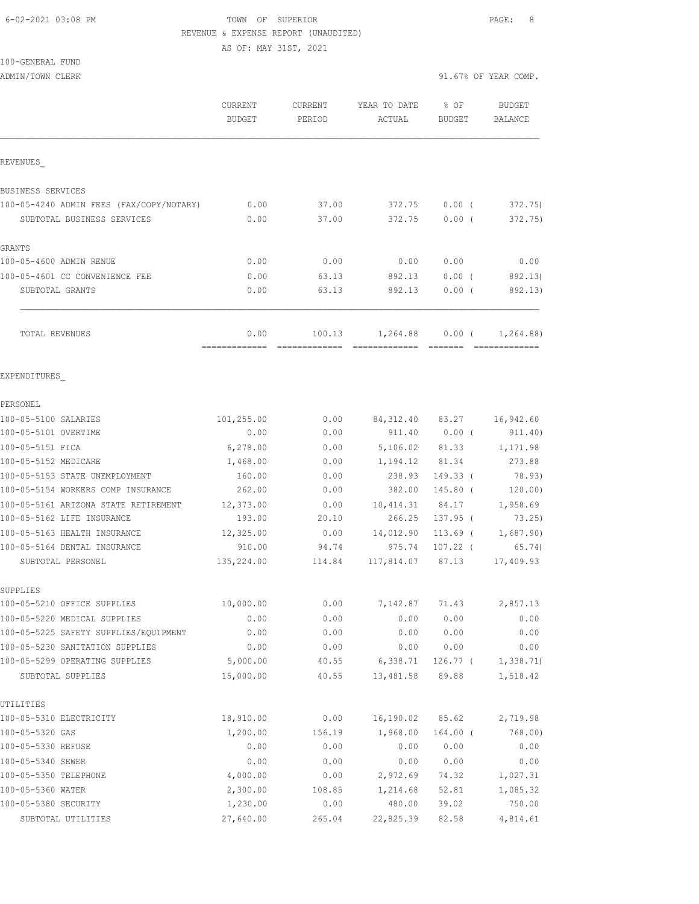TOWN OF SUPERIOR
REVENUE & EXPENSE REPORT (UNAUDITED)
AS OF: MAY 31ST, 2021

6-02-2021 03:08 PM

100-GENERAL FUND
ADMIN/TOWN CLERK

91.67% OF YEAR COMP.

| | CURRENT BUDGET | CURRENT PERIOD | YEAR TO DATE ACTUAL | % OF BUDGET | BUDGET BALANCE |
|---|---|---|---|---|---|
| REVENUES_ | | | | | |
| BUSINESS SERVICES | | | | | |
| 100-05-4240 ADMIN FEES (FAX/COPY/NOTARY) | 0.00 | 37.00 | 372.75 | 0.00 ( | 372.75) |
| SUBTOTAL BUSINESS SERVICES | 0.00 | 37.00 | 372.75 | 0.00 ( | 372.75) |
| GRANTS | | | | | |
| 100-05-4600 ADMIN RENUE | 0.00 | 0.00 | 0.00 | 0.00 | 0.00 |
| 100-05-4601 CC CONVENIENCE FEE | 0.00 | 63.13 | 892.13 | 0.00 ( | 892.13) |
| SUBTOTAL GRANTS | 0.00 | 63.13 | 892.13 | 0.00 ( | 892.13) |
| TOTAL REVENUES | 0.00 | 100.13 | 1,264.88 | 0.00 ( | 1,264.88) |
| EXPENDITURES_ | | | | | |
| PERSONEL | | | | | |
| 100-05-5100 SALARIES | 101,255.00 | 0.00 | 84,312.40 | 83.27 | 16,942.60 |
| 100-05-5101 OVERTIME | 0.00 | 0.00 | 911.40 | 0.00 ( | 911.40) |
| 100-05-5151 FICA | 6,278.00 | 0.00 | 5,106.02 | 81.33 | 1,171.98 |
| 100-05-5152 MEDICARE | 1,468.00 | 0.00 | 1,194.12 | 81.34 | 273.88 |
| 100-05-5153 STATE UNEMPLOYMENT | 160.00 | 0.00 | 238.93 | 149.33 ( | 78.93) |
| 100-05-5154 WORKERS COMP INSURANCE | 262.00 | 0.00 | 382.00 | 145.80 ( | 120.00) |
| 100-05-5161 ARIZONA STATE RETIREMENT | 12,373.00 | 0.00 | 10,414.31 | 84.17 | 1,958.69 |
| 100-05-5162 LIFE INSURANCE | 193.00 | 20.10 | 266.25 | 137.95 ( | 73.25) |
| 100-05-5163 HEALTH INSURANCE | 12,325.00 | 0.00 | 14,012.90 | 113.69 ( | 1,687.90) |
| 100-05-5164 DENTAL INSURANCE | 910.00 | 94.74 | 975.74 | 107.22 ( | 65.74) |
| SUBTOTAL PERSONEL | 135,224.00 | 114.84 | 117,814.07 | 87.13 | 17,409.93 |
| SUPPLIES | | | | | |
| 100-05-5210 OFFICE SUPPLIES | 10,000.00 | 0.00 | 7,142.87 | 71.43 | 2,857.13 |
| 100-05-5220 MEDICAL SUPPLIES | 0.00 | 0.00 | 0.00 | 0.00 | 0.00 |
| 100-05-5225 SAFETY SUPPLIES/EQUIPMENT | 0.00 | 0.00 | 0.00 | 0.00 | 0.00 |
| 100-05-5230 SANITATION SUPPLIES | 0.00 | 0.00 | 0.00 | 0.00 | 0.00 |
| 100-05-5299 OPERATING SUPPLIES | 5,000.00 | 40.55 | 6,338.71 | 126.77 ( | 1,338.71) |
| SUBTOTAL SUPPLIES | 15,000.00 | 40.55 | 13,481.58 | 89.88 | 1,518.42 |
| UTILITIES | | | | | |
| 100-05-5310 ELECTRICITY | 18,910.00 | 0.00 | 16,190.02 | 85.62 | 2,719.98 |
| 100-05-5320 GAS | 1,200.00 | 156.19 | 1,968.00 | 164.00 ( | 768.00) |
| 100-05-5330 REFUSE | 0.00 | 0.00 | 0.00 | 0.00 | 0.00 |
| 100-05-5340 SEWER | 0.00 | 0.00 | 0.00 | 0.00 | 0.00 |
| 100-05-5350 TELEPHONE | 4,000.00 | 0.00 | 2,972.69 | 74.32 | 1,027.31 |
| 100-05-5360 WATER | 2,300.00 | 108.85 | 1,214.68 | 52.81 | 1,085.32 |
| 100-05-5380 SECURITY | 1,230.00 | 0.00 | 480.00 | 39.02 | 750.00 |
| SUBTOTAL UTILITIES | 27,640.00 | 265.04 | 22,825.39 | 82.58 | 4,814.61 |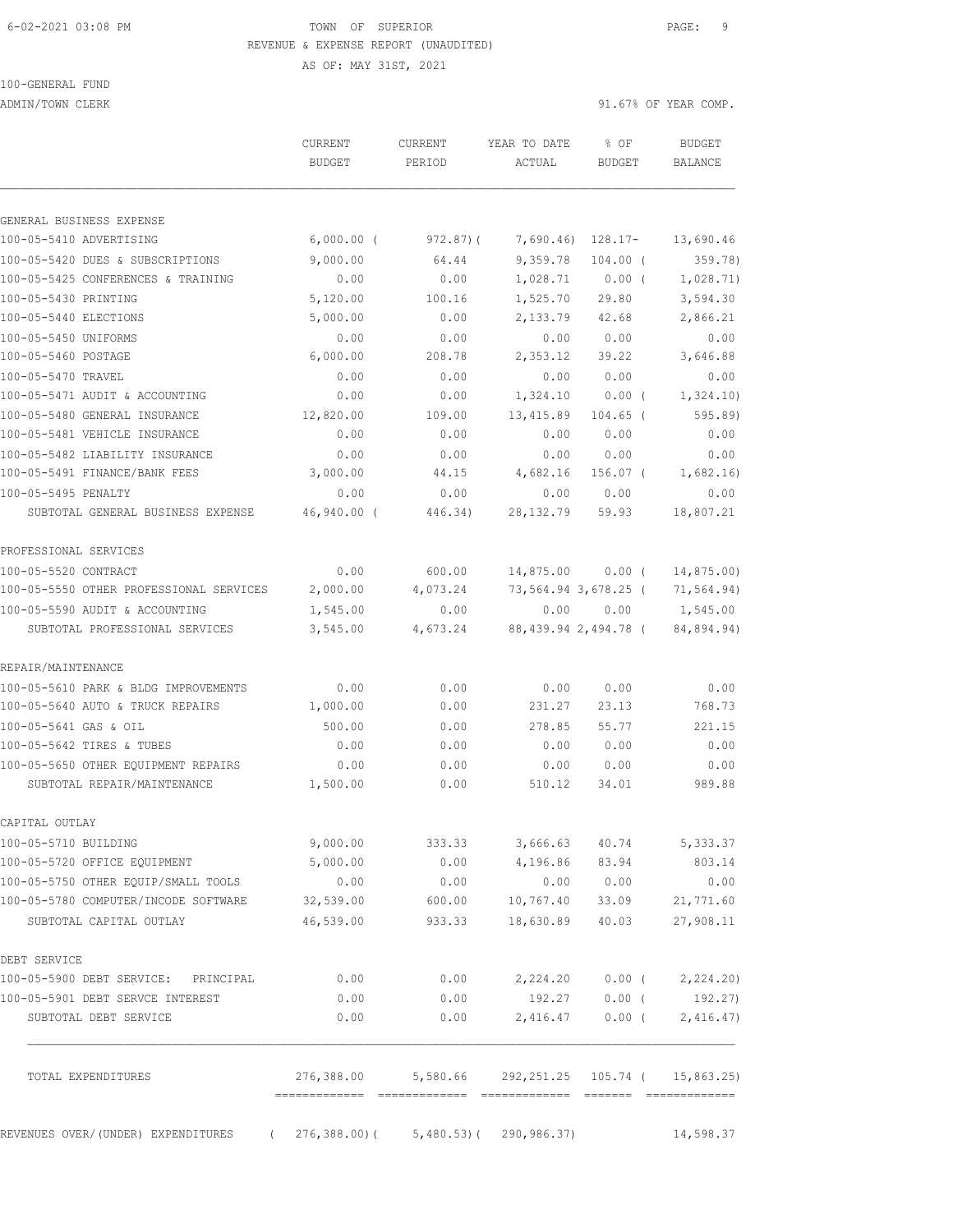6-02-2021 03:08 PM TOWN OF SUPERIOR

REVENUE & EXPENSE REPORT (UNAUDITED)

AS OF: MAY 31ST, 2021

100-GENERAL FUND

ADMIN/TOWN CLERK 91.67% OF YEAR COMP.

| | CURRENT BUDGET | CURRENT PERIOD | YEAR TO DATE ACTUAL | % OF BUDGET | BUDGET BALANCE |
|---|---|---|---|---|---|
| GENERAL BUSINESS EXPENSE | | | | | |
| 100-05-5410 ADVERTISING | 6,000.00 ( | 972.87)( | 7,690.46) | 128.17- | 13,690.46 |
| 100-05-5420 DUES & SUBSCRIPTIONS | 9,000.00 | 64.44 | 9,359.78 | 104.00 ( | 359.78) |
| 100-05-5425 CONFERENCES & TRAINING | 0.00 | 0.00 | 1,028.71 | 0.00 ( | 1,028.71) |
| 100-05-5430 PRINTING | 5,120.00 | 100.16 | 1,525.70 | 29.80 | 3,594.30 |
| 100-05-5440 ELECTIONS | 5,000.00 | 0.00 | 2,133.79 | 42.68 | 2,866.21 |
| 100-05-5450 UNIFORMS | 0.00 | 0.00 | 0.00 | 0.00 | 0.00 |
| 100-05-5460 POSTAGE | 6,000.00 | 208.78 | 2,353.12 | 39.22 | 3,646.88 |
| 100-05-5470 TRAVEL | 0.00 | 0.00 | 0.00 | 0.00 | 0.00 |
| 100-05-5471 AUDIT & ACCOUNTING | 0.00 | 0.00 | 1,324.10 | 0.00 ( | 1,324.10) |
| 100-05-5480 GENERAL INSURANCE | 12,820.00 | 109.00 | 13,415.89 | 104.65 ( | 595.89) |
| 100-05-5481 VEHICLE INSURANCE | 0.00 | 0.00 | 0.00 | 0.00 | 0.00 |
| 100-05-5482 LIABILITY INSURANCE | 0.00 | 0.00 | 0.00 | 0.00 | 0.00 |
| 100-05-5491 FINANCE/BANK FEES | 3,000.00 | 44.15 | 4,682.16 | 156.07 ( | 1,682.16) |
| 100-05-5495 PENALTY | 0.00 | 0.00 | 0.00 | 0.00 | 0.00 |
| SUBTOTAL GENERAL BUSINESS EXPENSE | 46,940.00 ( | 446.34) | 28,132.79 | 59.93 | 18,807.21 |
| PROFESSIONAL SERVICES | | | | | |
| 100-05-5520 CONTRACT | 0.00 | 600.00 | 14,875.00 | 0.00 ( | 14,875.00) |
| 100-05-5550 OTHER PROFESSIONAL SERVICES | 2,000.00 | 4,073.24 | 73,564.94 | 3,678.25 ( | 71,564.94) |
| 100-05-5590 AUDIT & ACCOUNTING | 1,545.00 | 0.00 | 0.00 | 0.00 | 1,545.00 |
| SUBTOTAL PROFESSIONAL SERVICES | 3,545.00 | 4,673.24 | 88,439.94 | 2,494.78 ( | 84,894.94) |
| REPAIR/MAINTENANCE | | | | | |
| 100-05-5610 PARK & BLDG IMPROVEMENTS | 0.00 | 0.00 | 0.00 | 0.00 | 0.00 |
| 100-05-5640 AUTO & TRUCK REPAIRS | 1,000.00 | 0.00 | 231.27 | 23.13 | 768.73 |
| 100-05-5641 GAS & OIL | 500.00 | 0.00 | 278.85 | 55.77 | 221.15 |
| 100-05-5642 TIRES & TUBES | 0.00 | 0.00 | 0.00 | 0.00 | 0.00 |
| 100-05-5650 OTHER EQUIPMENT REPAIRS | 0.00 | 0.00 | 0.00 | 0.00 | 0.00 |
| SUBTOTAL REPAIR/MAINTENANCE | 1,500.00 | 0.00 | 510.12 | 34.01 | 989.88 |
| CAPITAL OUTLAY | | | | | |
| 100-05-5710 BUILDING | 9,000.00 | 333.33 | 3,666.63 | 40.74 | 5,333.37 |
| 100-05-5720 OFFICE EQUIPMENT | 5,000.00 | 0.00 | 4,196.86 | 83.94 | 803.14 |
| 100-05-5750 OTHER EQUIP/SMALL TOOLS | 0.00 | 0.00 | 0.00 | 0.00 | 0.00 |
| 100-05-5780 COMPUTER/INCODE SOFTWARE | 32,539.00 | 600.00 | 10,767.40 | 33.09 | 21,771.60 |
| SUBTOTAL CAPITAL OUTLAY | 46,539.00 | 933.33 | 18,630.89 | 40.03 | 27,908.11 |
| DEBT SERVICE | | | | | |
| 100-05-5900 DEBT SERVICE: PRINCIPAL | 0.00 | 0.00 | 2,224.20 | 0.00 ( | 2,224.20) |
| 100-05-5901 DEBT SERVCE INTEREST | 0.00 | 0.00 | 192.27 | 0.00 ( | 192.27) |
| SUBTOTAL DEBT SERVICE | 0.00 | 0.00 | 2,416.47 | 0.00 ( | 2,416.47) |
| TOTAL EXPENDITURES | 276,388.00 | 5,580.66 | 292,251.25 | 105.74 ( | 15,863.25) |
| REVENUES OVER/(UNDER) EXPENDITURES | ( 276,388.00)( | 5,480.53)( | 290,986.37) | | 14,598.37 |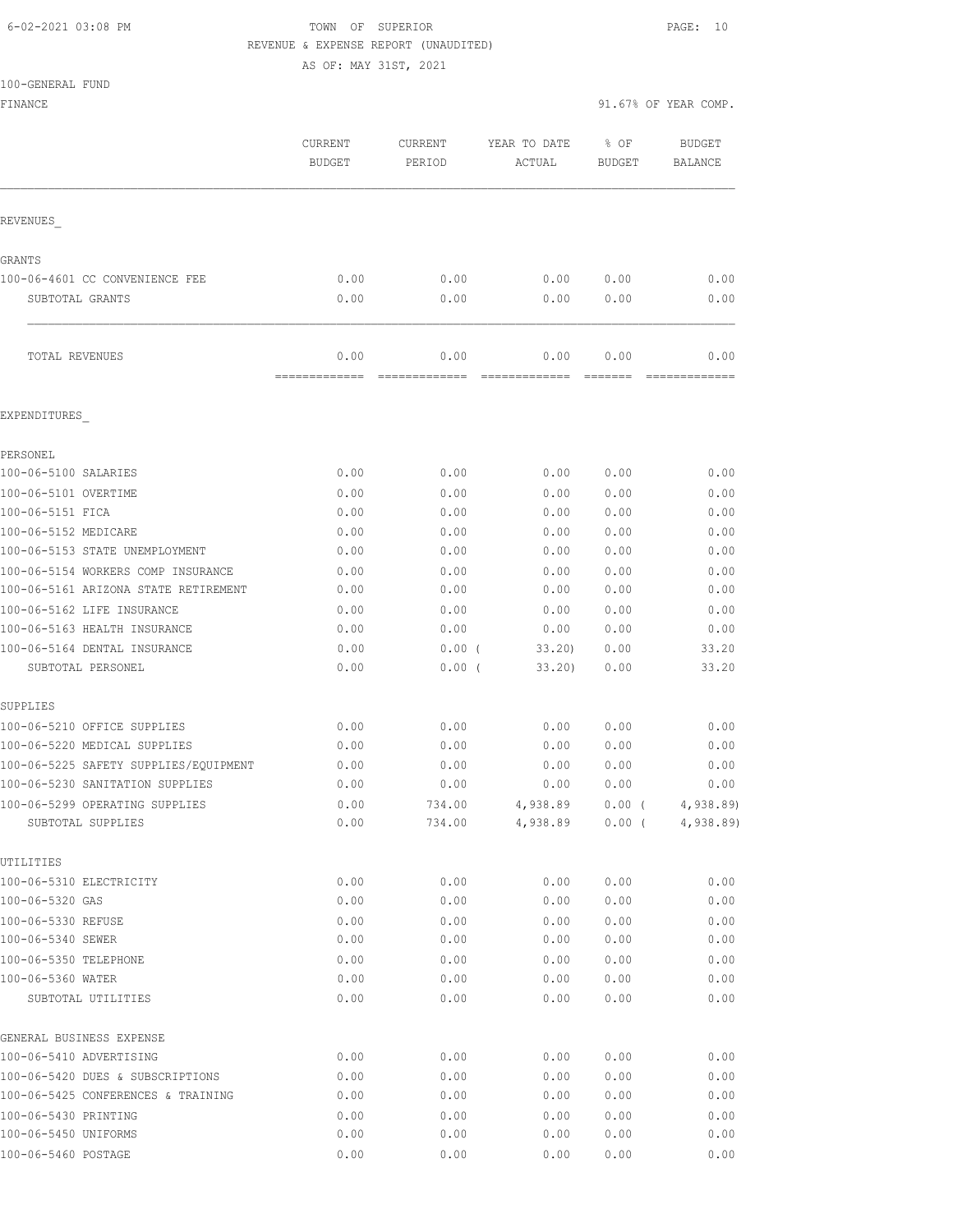6-02-2021 03:08 PM TOWN OF SUPERIOR

REVENUE & EXPENSE REPORT (UNAUDITED)

AS OF: MAY 31ST, 2021

100-GENERAL FUND

FINANCE 91.67% OF YEAR COMP.

| | CURRENT BUDGET | CURRENT PERIOD | YEAR TO DATE ACTUAL | % OF BUDGET | BUDGET BALANCE |
|---|---|---|---|---|---|
| REVENUES_ | | | | | |
| GRANTS | | | | | |
| 100-06-4601 CC CONVENIENCE FEE | 0.00 | 0.00 | 0.00 | 0.00 | 0.00 |
| SUBTOTAL GRANTS | 0.00 | 0.00 | 0.00 | 0.00 | 0.00 |
| TOTAL REVENUES | 0.00 | 0.00 | 0.00 | 0.00 | 0.00 |
| EXPENDITURES_ | | | | | |
| PERSONEL | | | | | |
| 100-06-5100 SALARIES | 0.00 | 0.00 | 0.00 | 0.00 | 0.00 |
| 100-06-5101 OVERTIME | 0.00 | 0.00 | 0.00 | 0.00 | 0.00 |
| 100-06-5151 FICA | 0.00 | 0.00 | 0.00 | 0.00 | 0.00 |
| 100-06-5152 MEDICARE | 0.00 | 0.00 | 0.00 | 0.00 | 0.00 |
| 100-06-5153 STATE UNEMPLOYMENT | 0.00 | 0.00 | 0.00 | 0.00 | 0.00 |
| 100-06-5154 WORKERS COMP INSURANCE | 0.00 | 0.00 | 0.00 | 0.00 | 0.00 |
| 100-06-5161 ARIZONA STATE RETIREMENT | 0.00 | 0.00 | 0.00 | 0.00 | 0.00 |
| 100-06-5162 LIFE INSURANCE | 0.00 | 0.00 | 0.00 | 0.00 | 0.00 |
| 100-06-5163 HEALTH INSURANCE | 0.00 | 0.00 | 0.00 | 0.00 | 0.00 |
| 100-06-5164 DENTAL INSURANCE | 0.00 | 0.00 | ( 33.20) | 0.00 | 33.20 |
| SUBTOTAL PERSONEL | 0.00 | 0.00 | ( 33.20) | 0.00 | 33.20 |
| SUPPLIES | | | | | |
| 100-06-5210 OFFICE SUPPLIES | 0.00 | 0.00 | 0.00 | 0.00 | 0.00 |
| 100-06-5220 MEDICAL SUPPLIES | 0.00 | 0.00 | 0.00 | 0.00 | 0.00 |
| 100-06-5225 SAFETY SUPPLIES/EQUIPMENT | 0.00 | 0.00 | 0.00 | 0.00 | 0.00 |
| 100-06-5230 SANITATION SUPPLIES | 0.00 | 0.00 | 0.00 | 0.00 | 0.00 |
| 100-06-5299 OPERATING SUPPLIES | 0.00 | 734.00 | 4,938.89 | 0.00 | ( 4,938.89) |
| SUBTOTAL SUPPLIES | 0.00 | 734.00 | 4,938.89 | 0.00 | ( 4,938.89) |
| UTILITIES | | | | | |
| 100-06-5310 ELECTRICITY | 0.00 | 0.00 | 0.00 | 0.00 | 0.00 |
| 100-06-5320 GAS | 0.00 | 0.00 | 0.00 | 0.00 | 0.00 |
| 100-06-5330 REFUSE | 0.00 | 0.00 | 0.00 | 0.00 | 0.00 |
| 100-06-5340 SEWER | 0.00 | 0.00 | 0.00 | 0.00 | 0.00 |
| 100-06-5350 TELEPHONE | 0.00 | 0.00 | 0.00 | 0.00 | 0.00 |
| 100-06-5360 WATER | 0.00 | 0.00 | 0.00 | 0.00 | 0.00 |
| SUBTOTAL UTILITIES | 0.00 | 0.00 | 0.00 | 0.00 | 0.00 |
| GENERAL BUSINESS EXPENSE | | | | | |
| 100-06-5410 ADVERTISING | 0.00 | 0.00 | 0.00 | 0.00 | 0.00 |
| 100-06-5420 DUES & SUBSCRIPTIONS | 0.00 | 0.00 | 0.00 | 0.00 | 0.00 |
| 100-06-5425 CONFERENCES & TRAINING | 0.00 | 0.00 | 0.00 | 0.00 | 0.00 |
| 100-06-5430 PRINTING | 0.00 | 0.00 | 0.00 | 0.00 | 0.00 |
| 100-06-5450 UNIFORMS | 0.00 | 0.00 | 0.00 | 0.00 | 0.00 |
| 100-06-5460 POSTAGE | 0.00 | 0.00 | 0.00 | 0.00 | 0.00 |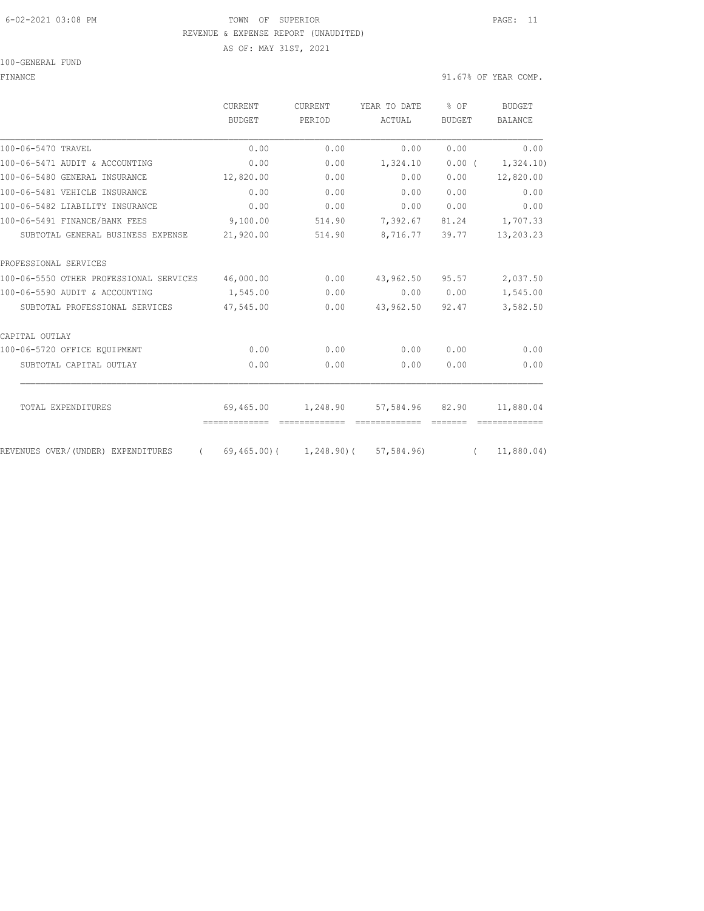TOWN OF SUPERIOR

REVENUE & EXPENSE REPORT (UNAUDITED)

AS OF: MAY 31ST, 2021

100-GENERAL FUND

FINANCE — 91.67% OF YEAR COMP.

| | CURRENT BUDGET | CURRENT PERIOD | YEAR TO DATE ACTUAL | % OF BUDGET | BUDGET BALANCE |
|---|---|---|---|---|---|
| 100-06-5470 TRAVEL | 0.00 | 0.00 | 0.00 | 0.00 | 0.00 |
| 100-06-5471 AUDIT & ACCOUNTING | 0.00 | 0.00 | 1,324.10 | 0.00 | ( 1,324.10) |
| 100-06-5480 GENERAL INSURANCE | 12,820.00 | 0.00 | 0.00 | 0.00 | 12,820.00 |
| 100-06-5481 VEHICLE INSURANCE | 0.00 | 0.00 | 0.00 | 0.00 | 0.00 |
| 100-06-5482 LIABILITY INSURANCE | 0.00 | 0.00 | 0.00 | 0.00 | 0.00 |
| 100-06-5491 FINANCE/BANK FEES | 9,100.00 | 514.90 | 7,392.67 | 81.24 | 1,707.33 |
| SUBTOTAL GENERAL BUSINESS EXPENSE | 21,920.00 | 514.90 | 8,716.77 | 39.77 | 13,203.23 |
| PROFESSIONAL SERVICES | | | | | |
| 100-06-5550 OTHER PROFESSIONAL SERVICES | 46,000.00 | 0.00 | 43,962.50 | 95.57 | 2,037.50 |
| 100-06-5590 AUDIT & ACCOUNTING | 1,545.00 | 0.00 | 0.00 | 0.00 | 1,545.00 |
| SUBTOTAL PROFESSIONAL SERVICES | 47,545.00 | 0.00 | 43,962.50 | 92.47 | 3,582.50 |
| CAPITAL OUTLAY | | | | | |
| 100-06-5720 OFFICE EQUIPMENT | 0.00 | 0.00 | 0.00 | 0.00 | 0.00 |
| SUBTOTAL CAPITAL OUTLAY | 0.00 | 0.00 | 0.00 | 0.00 | 0.00 |
| TOTAL EXPENDITURES | 69,465.00 | 1,248.90 | 57,584.96 | 82.90 | 11,880.04 |
| REVENUES OVER/(UNDER) EXPENDITURES | ( 69,465.00) | ( 1,248.90) | ( 57,584.96) | | ( 11,880.04) |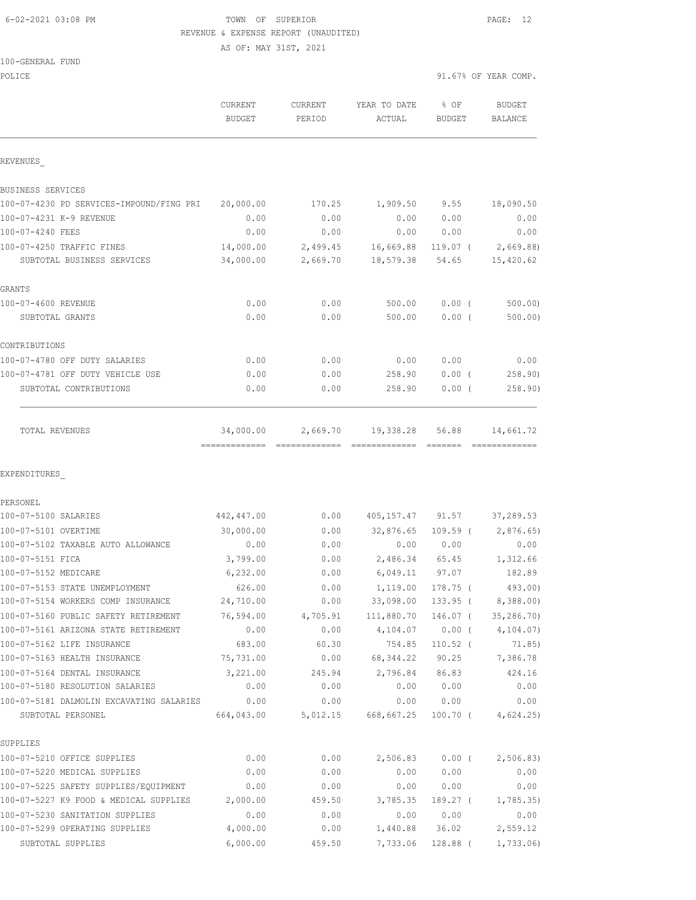6-02-2021 03:08 PM TOWN OF SUPERIOR

REVENUE & EXPENSE REPORT (UNAUDITED)

AS OF: MAY 31ST, 2021

100-GENERAL FUND

POLICE 91.67% OF YEAR COMP.

| | CURRENT BUDGET | CURRENT PERIOD | YEAR TO DATE ACTUAL | % OF BUDGET | BUDGET BALANCE |
|---|---|---|---|---|---|
| **REVENUES_** | | | | | |
| BUSINESS SERVICES | | | | | |
| 100-07-4230 PD SERVICES-IMPOUND/FING PRI | 20,000.00 | 170.25 | 1,909.50 | 9.55 | 18,090.50 |
| 100-07-4231 K-9 REVENUE | 0.00 | 0.00 | 0.00 | 0.00 | 0.00 |
| 100-07-4240 FEES | 0.00 | 0.00 | 0.00 | 0.00 | 0.00 |
| 100-07-4250 TRAFFIC FINES | 14,000.00 | 2,499.45 | 16,669.88 | 119.07 ( | 2,669.88) |
| SUBTOTAL BUSINESS SERVICES | 34,000.00 | 2,669.70 | 18,579.38 | 54.65 | 15,420.62 |
| GRANTS | | | | | |
| 100-07-4600 REVENUE | 0.00 | 0.00 | 500.00 | 0.00 ( | 500.00) |
| SUBTOTAL GRANTS | 0.00 | 0.00 | 500.00 | 0.00 ( | 500.00) |
| CONTRIBUTIONS | | | | | |
| 100-07-4780 OFF DUTY SALARIES | 0.00 | 0.00 | 0.00 | 0.00 | 0.00 |
| 100-07-4781 OFF DUTY VEHICLE USE | 0.00 | 0.00 | 258.90 | 0.00 ( | 258.90) |
| SUBTOTAL CONTRIBUTIONS | 0.00 | 0.00 | 258.90 | 0.00 ( | 258.90) |
| TOTAL REVENUES | 34,000.00 | 2,669.70 | 19,338.28 | 56.88 | 14,661.72 |
| **EXPENDITURES_** | | | | | |
| PERSONEL | | | | | |
| 100-07-5100 SALARIES | 442,447.00 | 0.00 | 405,157.47 | 91.57 | 37,289.53 |
| 100-07-5101 OVERTIME | 30,000.00 | 0.00 | 32,876.65 | 109.59 ( | 2,876.65) |
| 100-07-5102 TAXABLE AUTO ALLOWANCE | 0.00 | 0.00 | 0.00 | 0.00 | 0.00 |
| 100-07-5151 FICA | 3,799.00 | 0.00 | 2,486.34 | 65.45 | 1,312.66 |
| 100-07-5152 MEDICARE | 6,232.00 | 0.00 | 6,049.11 | 97.07 | 182.89 |
| 100-07-5153 STATE UNEMPLOYMENT | 626.00 | 0.00 | 1,119.00 | 178.75 ( | 493.00) |
| 100-07-5154 WORKERS COMP INSURANCE | 24,710.00 | 0.00 | 33,098.00 | 133.95 ( | 8,388.00) |
| 100-07-5160 PUBLIC SAFETY RETIREMENT | 76,594.00 | 4,705.91 | 111,880.70 | 146.07 ( | 35,286.70) |
| 100-07-5161 ARIZONA STATE RETIREMENT | 0.00 | 0.00 | 4,104.07 | 0.00 ( | 4,104.07) |
| 100-07-5162 LIFE INSURANCE | 683.00 | 60.30 | 754.85 | 110.52 ( | 71.85) |
| 100-07-5163 HEALTH INSURANCE | 75,731.00 | 0.00 | 68,344.22 | 90.25 | 7,386.78 |
| 100-07-5164 DENTAL INSURANCE | 3,221.00 | 245.94 | 2,796.84 | 86.83 | 424.16 |
| 100-07-5180 RESOLUTION SALARIES | 0.00 | 0.00 | 0.00 | 0.00 | 0.00 |
| 100-07-5181 DALMOLIN EXCAVATING SALARIES | 0.00 | 0.00 | 0.00 | 0.00 | 0.00 |
| SUBTOTAL PERSONEL | 664,043.00 | 5,012.15 | 668,667.25 | 100.70 ( | 4,624.25) |
| SUPPLIES | | | | | |
| 100-07-5210 OFFICE SUPPLIES | 0.00 | 0.00 | 2,506.83 | 0.00 ( | 2,506.83) |
| 100-07-5220 MEDICAL SUPPLIES | 0.00 | 0.00 | 0.00 | 0.00 | 0.00 |
| 100-07-5225 SAFETY SUPPLIES/EQUIPMENT | 0.00 | 0.00 | 0.00 | 0.00 | 0.00 |
| 100-07-5227 K9 FOOD & MEDICAL SUPPLIES | 2,000.00 | 459.50 | 3,785.35 | 189.27 ( | 1,785.35) |
| 100-07-5230 SANITATION SUPPLIES | 0.00 | 0.00 | 0.00 | 0.00 | 0.00 |
| 100-07-5299 OPERATING SUPPLIES | 4,000.00 | 0.00 | 1,440.88 | 36.02 | 2,559.12 |
| SUBTOTAL SUPPLIES | 6,000.00 | 459.50 | 7,733.06 | 128.88 ( | 1,733.06) |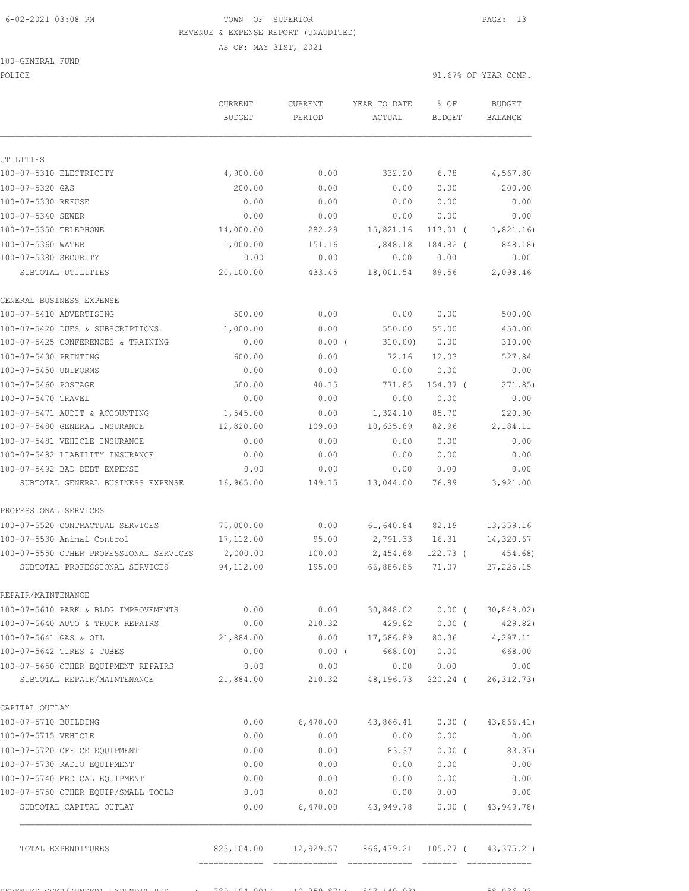TOWN OF SUPERIOR
REVENUE & EXPENSE REPORT (UNAUDITED)
AS OF: MAY 31ST, 2021

100-GENERAL FUND
POLICE

91.67% OF YEAR COMP.

| | CURRENT BUDGET | CURRENT PERIOD | YEAR TO DATE ACTUAL | % OF BUDGET | BUDGET BALANCE |
|---|---|---|---|---|---|
| **UTILITIES** | | | | | |
| 100-07-5310 ELECTRICITY | 4,900.00 | 0.00 | 332.20 | 6.78 | 4,567.80 |
| 100-07-5320 GAS | 200.00 | 0.00 | 0.00 | 0.00 | 200.00 |
| 100-07-5330 REFUSE | 0.00 | 0.00 | 0.00 | 0.00 | 0.00 |
| 100-07-5340 SEWER | 0.00 | 0.00 | 0.00 | 0.00 | 0.00 |
| 100-07-5350 TELEPHONE | 14,000.00 | 282.29 | 15,821.16 | 113.01 ( | 1,821.16) |
| 100-07-5360 WATER | 1,000.00 | 151.16 | 1,848.18 | 184.82 ( | 848.18) |
| 100-07-5380 SECURITY | 0.00 | 0.00 | 0.00 | 0.00 | 0.00 |
| SUBTOTAL UTILITIES | 20,100.00 | 433.45 | 18,001.54 | 89.56 | 2,098.46 |
| **GENERAL BUSINESS EXPENSE** | | | | | |
| 100-07-5410 ADVERTISING | 500.00 | 0.00 | 0.00 | 0.00 | 500.00 |
| 100-07-5420 DUES & SUBSCRIPTIONS | 1,000.00 | 0.00 | 550.00 | 55.00 | 450.00 |
| 100-07-5425 CONFERENCES & TRAINING | 0.00 | 0.00 ( | 310.00) | 0.00 | 310.00 |
| 100-07-5430 PRINTING | 600.00 | 0.00 | 72.16 | 12.03 | 527.84 |
| 100-07-5450 UNIFORMS | 0.00 | 0.00 | 0.00 | 0.00 | 0.00 |
| 100-07-5460 POSTAGE | 500.00 | 40.15 | 771.85 | 154.37 ( | 271.85) |
| 100-07-5470 TRAVEL | 0.00 | 0.00 | 0.00 | 0.00 | 0.00 |
| 100-07-5471 AUDIT & ACCOUNTING | 1,545.00 | 0.00 | 1,324.10 | 85.70 | 220.90 |
| 100-07-5480 GENERAL INSURANCE | 12,820.00 | 109.00 | 10,635.89 | 82.96 | 2,184.11 |
| 100-07-5481 VEHICLE INSURANCE | 0.00 | 0.00 | 0.00 | 0.00 | 0.00 |
| 100-07-5482 LIABILITY INSURANCE | 0.00 | 0.00 | 0.00 | 0.00 | 0.00 |
| 100-07-5492 BAD DEBT EXPENSE | 0.00 | 0.00 | 0.00 | 0.00 | 0.00 |
| SUBTOTAL GENERAL BUSINESS EXPENSE | 16,965.00 | 149.15 | 13,044.00 | 76.89 | 3,921.00 |
| **PROFESSIONAL SERVICES** | | | | | |
| 100-07-5520 CONTRACTUAL SERVICES | 75,000.00 | 0.00 | 61,640.84 | 82.19 | 13,359.16 |
| 100-07-5530 Animal Control | 17,112.00 | 95.00 | 2,791.33 | 16.31 | 14,320.67 |
| 100-07-5550 OTHER PROFESSIONAL SERVICES | 2,000.00 | 100.00 | 2,454.68 | 122.73 ( | 454.68) |
| SUBTOTAL PROFESSIONAL SERVICES | 94,112.00 | 195.00 | 66,886.85 | 71.07 | 27,225.15 |
| **REPAIR/MAINTENANCE** | | | | | |
| 100-07-5610 PARK & BLDG IMPROVEMENTS | 0.00 | 0.00 | 30,848.02 | 0.00 ( | 30,848.02) |
| 100-07-5640 AUTO & TRUCK REPAIRS | 0.00 | 210.32 | 429.82 | 0.00 ( | 429.82) |
| 100-07-5641 GAS & OIL | 21,884.00 | 0.00 | 17,586.89 | 80.36 | 4,297.11 |
| 100-07-5642 TIRES & TUBES | 0.00 | 0.00 ( | 668.00) | 0.00 | 668.00 |
| 100-07-5650 OTHER EQUIPMENT REPAIRS | 0.00 | 0.00 | 0.00 | 0.00 | 0.00 |
| SUBTOTAL REPAIR/MAINTENANCE | 21,884.00 | 210.32 | 48,196.73 | 220.24 ( | 26,312.73) |
| **CAPITAL OUTLAY** | | | | | |
| 100-07-5710 BUILDING | 0.00 | 6,470.00 | 43,866.41 | 0.00 ( | 43,866.41) |
| 100-07-5715 VEHICLE | 0.00 | 0.00 | 0.00 | 0.00 | 0.00 |
| 100-07-5720 OFFICE EQUIPMENT | 0.00 | 0.00 | 83.37 | 0.00 ( | 83.37) |
| 100-07-5730 RADIO EQUIPMENT | 0.00 | 0.00 | 0.00 | 0.00 | 0.00 |
| 100-07-5740 MEDICAL EQUIPMENT | 0.00 | 0.00 | 0.00 | 0.00 | 0.00 |
| 100-07-5750 OTHER EQUIP/SMALL TOOLS | 0.00 | 0.00 | 0.00 | 0.00 | 0.00 |
| SUBTOTAL CAPITAL OUTLAY | 0.00 | 6,470.00 | 43,949.78 | 0.00 ( | 43,949.78) |
| TOTAL EXPENDITURES | 823,104.00 | 12,929.57 | 866,479.21 | 105.27 ( | 43,375.21) |
| REVENUES OVER/(UNDER) EXPENDITURES | ( 789,104.00)( | 10,259.87)( | 847,140.93) | | 58,036.93 |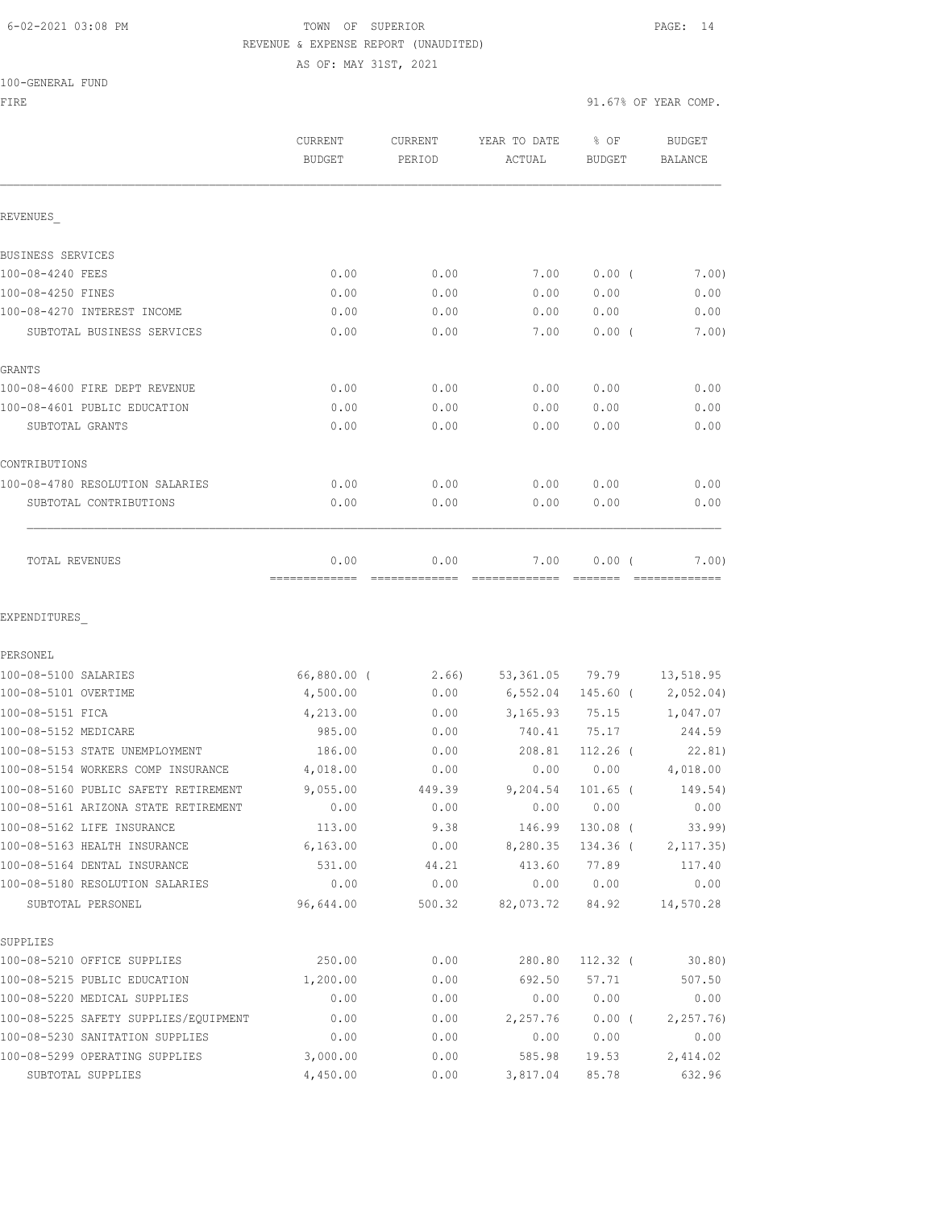6-02-2021 03:08 PM

TOWN OF SUPERIOR

REVENUE & EXPENSE REPORT (UNAUDITED)

AS OF: MAY 31ST, 2021

100-GENERAL FUND

FIRE — 91.67% OF YEAR COMP.

| | CURRENT BUDGET | CURRENT PERIOD | YEAR TO DATE ACTUAL | % OF BUDGET | BUDGET BALANCE |
|---|---|---|---|---|---|
| **REVENUES** | | | | | |
| BUSINESS SERVICES | | | | | |
| 100-08-4240 FEES | 0.00 | 0.00 | 7.00 | 0.00 ( | 7.00) |
| 100-08-4250 FINES | 0.00 | 0.00 | 0.00 | 0.00 | 0.00 |
| 100-08-4270 INTEREST INCOME | 0.00 | 0.00 | 0.00 | 0.00 | 0.00 |
| SUBTOTAL BUSINESS SERVICES | 0.00 | 0.00 | 7.00 | 0.00 ( | 7.00) |
| GRANTS | | | | | |
| 100-08-4600 FIRE DEPT REVENUE | 0.00 | 0.00 | 0.00 | 0.00 | 0.00 |
| 100-08-4601 PUBLIC EDUCATION | 0.00 | 0.00 | 0.00 | 0.00 | 0.00 |
| SUBTOTAL GRANTS | 0.00 | 0.00 | 0.00 | 0.00 | 0.00 |
| CONTRIBUTIONS | | | | | |
| 100-08-4780 RESOLUTION SALARIES | 0.00 | 0.00 | 0.00 | 0.00 | 0.00 |
| SUBTOTAL CONTRIBUTIONS | 0.00 | 0.00 | 0.00 | 0.00 | 0.00 |
| TOTAL REVENUES | 0.00 | 0.00 | 7.00 | 0.00 ( | 7.00) |
| **EXPENDITURES** | | | | | |
| PERSONEL | | | | | |
| 100-08-5100 SALARIES | 66,880.00 ( | 2.66) | 53,361.05 | 79.79 | 13,518.95 |
| 100-08-5101 OVERTIME | 4,500.00 | 0.00 | 6,552.04 | 145.60 ( | 2,052.04) |
| 100-08-5151 FICA | 4,213.00 | 0.00 | 3,165.93 | 75.15 | 1,047.07 |
| 100-08-5152 MEDICARE | 985.00 | 0.00 | 740.41 | 75.17 | 244.59 |
| 100-08-5153 STATE UNEMPLOYMENT | 186.00 | 0.00 | 208.81 | 112.26 ( | 22.81) |
| 100-08-5154 WORKERS COMP INSURANCE | 4,018.00 | 0.00 | 0.00 | 0.00 | 4,018.00 |
| 100-08-5160 PUBLIC SAFETY RETIREMENT | 9,055.00 | 449.39 | 9,204.54 | 101.65 ( | 149.54) |
| 100-08-5161 ARIZONA STATE RETIREMENT | 0.00 | 0.00 | 0.00 | 0.00 | 0.00 |
| 100-08-5162 LIFE INSURANCE | 113.00 | 9.38 | 146.99 | 130.08 ( | 33.99) |
| 100-08-5163 HEALTH INSURANCE | 6,163.00 | 0.00 | 8,280.35 | 134.36 ( | 2,117.35) |
| 100-08-5164 DENTAL INSURANCE | 531.00 | 44.21 | 413.60 | 77.89 | 117.40 |
| 100-08-5180 RESOLUTION SALARIES | 0.00 | 0.00 | 0.00 | 0.00 | 0.00 |
| SUBTOTAL PERSONEL | 96,644.00 | 500.32 | 82,073.72 | 84.92 | 14,570.28 |
| SUPPLIES | | | | | |
| 100-08-5210 OFFICE SUPPLIES | 250.00 | 0.00 | 280.80 | 112.32 ( | 30.80) |
| 100-08-5215 PUBLIC EDUCATION | 1,200.00 | 0.00 | 692.50 | 57.71 | 507.50 |
| 100-08-5220 MEDICAL SUPPLIES | 0.00 | 0.00 | 0.00 | 0.00 | 0.00 |
| 100-08-5225 SAFETY SUPPLIES/EQUIPMENT | 0.00 | 0.00 | 2,257.76 | 0.00 ( | 2,257.76) |
| 100-08-5230 SANITATION SUPPLIES | 0.00 | 0.00 | 0.00 | 0.00 | 0.00 |
| 100-08-5299 OPERATING SUPPLIES | 3,000.00 | 0.00 | 585.98 | 19.53 | 2,414.02 |
| SUBTOTAL SUPPLIES | 4,450.00 | 0.00 | 3,817.04 | 85.78 | 632.96 |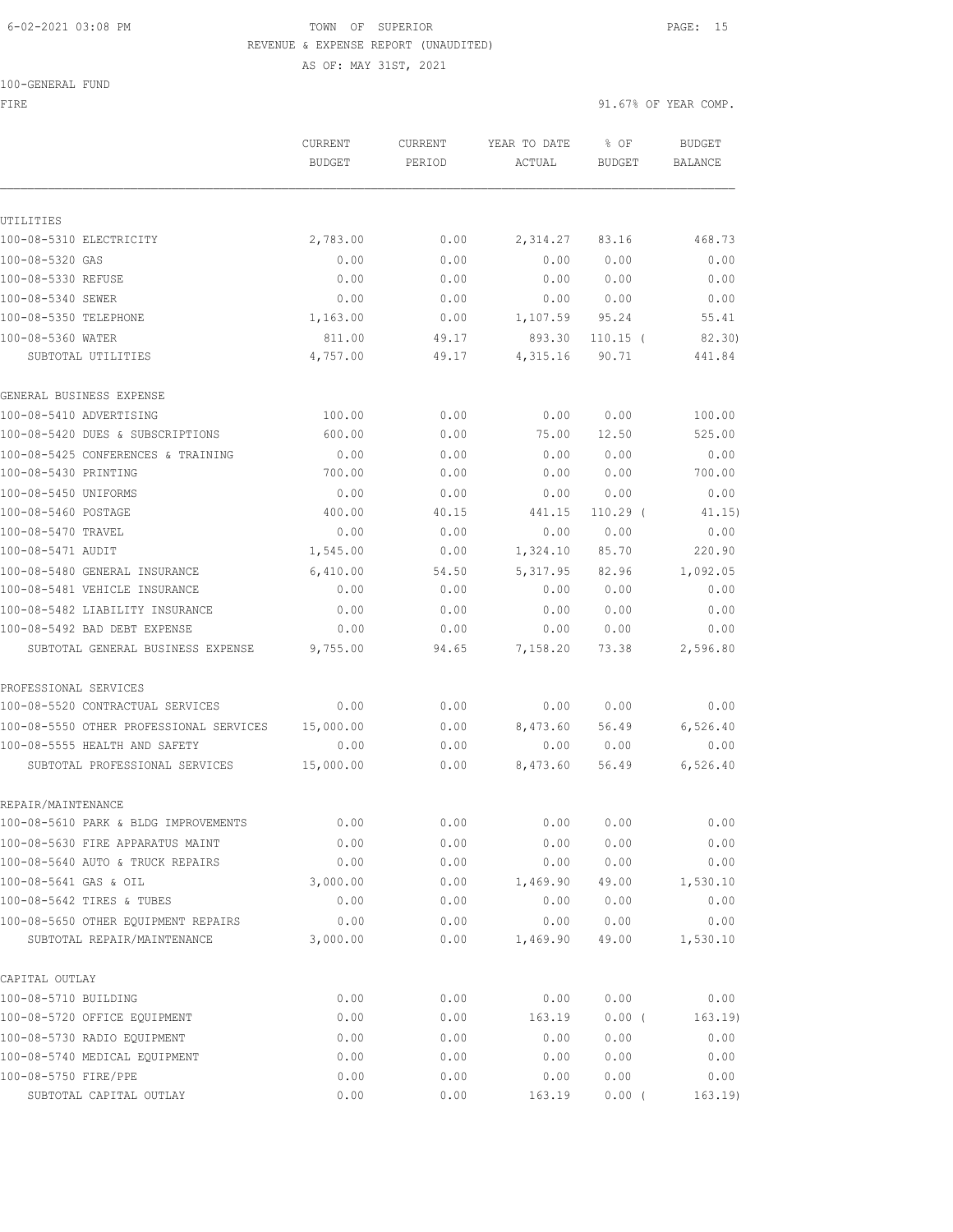TOWN OF SUPERIOR
REVENUE & EXPENSE REPORT (UNAUDITED)
AS OF: MAY 31ST, 2021

100-GENERAL FUND

FIRE — 91.67% OF YEAR COMP.

| | CURRENT BUDGET | CURRENT PERIOD | YEAR TO DATE ACTUAL | % OF BUDGET | BUDGET BALANCE |
|---|---|---|---|---|---|
| **UTILITIES** | | | | | |
| 100-08-5310 ELECTRICITY | 2,783.00 | 0.00 | 2,314.27 | 83.16 | 468.73 |
| 100-08-5320 GAS | 0.00 | 0.00 | 0.00 | 0.00 | 0.00 |
| 100-08-5330 REFUSE | 0.00 | 0.00 | 0.00 | 0.00 | 0.00 |
| 100-08-5340 SEWER | 0.00 | 0.00 | 0.00 | 0.00 | 0.00 |
| 100-08-5350 TELEPHONE | 1,163.00 | 0.00 | 1,107.59 | 95.24 | 55.41 |
| 100-08-5360 WATER | 811.00 | 49.17 | 893.30 | 110.15 ( | 82.30) |
| SUBTOTAL UTILITIES | 4,757.00 | 49.17 | 4,315.16 | 90.71 | 441.84 |
| **GENERAL BUSINESS EXPENSE** | | | | | |
| 100-08-5410 ADVERTISING | 100.00 | 0.00 | 0.00 | 0.00 | 100.00 |
| 100-08-5420 DUES & SUBSCRIPTIONS | 600.00 | 0.00 | 75.00 | 12.50 | 525.00 |
| 100-08-5425 CONFERENCES & TRAINING | 0.00 | 0.00 | 0.00 | 0.00 | 0.00 |
| 100-08-5430 PRINTING | 700.00 | 0.00 | 0.00 | 0.00 | 700.00 |
| 100-08-5450 UNIFORMS | 0.00 | 0.00 | 0.00 | 0.00 | 0.00 |
| 100-08-5460 POSTAGE | 400.00 | 40.15 | 441.15 | 110.29 ( | 41.15) |
| 100-08-5470 TRAVEL | 0.00 | 0.00 | 0.00 | 0.00 | 0.00 |
| 100-08-5471 AUDIT | 1,545.00 | 0.00 | 1,324.10 | 85.70 | 220.90 |
| 100-08-5480 GENERAL INSURANCE | 6,410.00 | 54.50 | 5,317.95 | 82.96 | 1,092.05 |
| 100-08-5481 VEHICLE INSURANCE | 0.00 | 0.00 | 0.00 | 0.00 | 0.00 |
| 100-08-5482 LIABILITY INSURANCE | 0.00 | 0.00 | 0.00 | 0.00 | 0.00 |
| 100-08-5492 BAD DEBT EXPENSE | 0.00 | 0.00 | 0.00 | 0.00 | 0.00 |
| SUBTOTAL GENERAL BUSINESS EXPENSE | 9,755.00 | 94.65 | 7,158.20 | 73.38 | 2,596.80 |
| **PROFESSIONAL SERVICES** | | | | | |
| 100-08-5520 CONTRACTUAL SERVICES | 0.00 | 0.00 | 0.00 | 0.00 | 0.00 |
| 100-08-5550 OTHER PROFESSIONAL SERVICES | 15,000.00 | 0.00 | 8,473.60 | 56.49 | 6,526.40 |
| 100-08-5555 HEALTH AND SAFETY | 0.00 | 0.00 | 0.00 | 0.00 | 0.00 |
| SUBTOTAL PROFESSIONAL SERVICES | 15,000.00 | 0.00 | 8,473.60 | 56.49 | 6,526.40 |
| **REPAIR/MAINTENANCE** | | | | | |
| 100-08-5610 PARK & BLDG IMPROVEMENTS | 0.00 | 0.00 | 0.00 | 0.00 | 0.00 |
| 100-08-5630 FIRE APPARATUS MAINT | 0.00 | 0.00 | 0.00 | 0.00 | 0.00 |
| 100-08-5640 AUTO & TRUCK REPAIRS | 0.00 | 0.00 | 0.00 | 0.00 | 0.00 |
| 100-08-5641 GAS & OIL | 3,000.00 | 0.00 | 1,469.90 | 49.00 | 1,530.10 |
| 100-08-5642 TIRES & TUBES | 0.00 | 0.00 | 0.00 | 0.00 | 0.00 |
| 100-08-5650 OTHER EQUIPMENT REPAIRS | 0.00 | 0.00 | 0.00 | 0.00 | 0.00 |
| SUBTOTAL REPAIR/MAINTENANCE | 3,000.00 | 0.00 | 1,469.90 | 49.00 | 1,530.10 |
| **CAPITAL OUTLAY** | | | | | |
| 100-08-5710 BUILDING | 0.00 | 0.00 | 0.00 | 0.00 | 0.00 |
| 100-08-5720 OFFICE EQUIPMENT | 0.00 | 0.00 | 163.19 | 0.00 ( | 163.19) |
| 100-08-5730 RADIO EQUIPMENT | 0.00 | 0.00 | 0.00 | 0.00 | 0.00 |
| 100-08-5740 MEDICAL EQUIPMENT | 0.00 | 0.00 | 0.00 | 0.00 | 0.00 |
| 100-08-5750 FIRE/PPE | 0.00 | 0.00 | 0.00 | 0.00 | 0.00 |
| SUBTOTAL CAPITAL OUTLAY | 0.00 | 0.00 | 163.19 | 0.00 ( | 163.19) |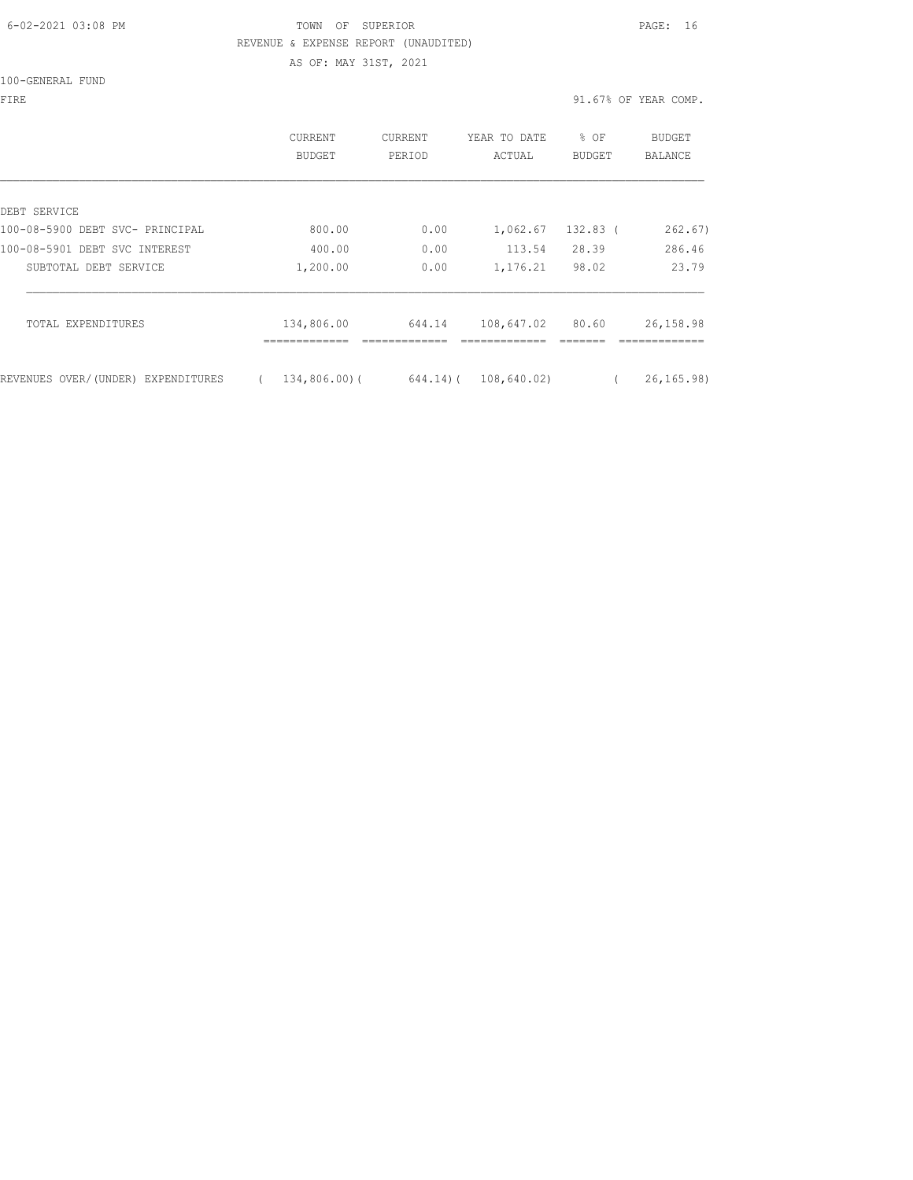TOWN OF SUPERIOR
REVENUE & EXPENSE REPORT (UNAUDITED)
AS OF: MAY 31ST, 2021

100-GENERAL FUND

FIRE — 91.67% OF YEAR COMP.

| | CURRENT BUDGET | CURRENT PERIOD | YEAR TO DATE ACTUAL | % OF BUDGET | BUDGET BALANCE |
|---|---|---|---|---|---|
| DEBT SERVICE | | | | | |
| 100-08-5900 DEBT SVC- PRINCIPAL | 800.00 | 0.00 | 1,062.67 | 132.83 | ( 262.67) |
| 100-08-5901 DEBT SVC INTEREST | 400.00 | 0.00 | 113.54 | 28.39 | 286.46 |
| SUBTOTAL DEBT SERVICE | 1,200.00 | 0.00 | 1,176.21 | 98.02 | 23.79 |
| TOTAL EXPENDITURES | 134,806.00 | 644.14 | 108,647.02 | 80.60 | 26,158.98 |
| REVENUES OVER/(UNDER) EXPENDITURES | ( 134,806.00) | ( 644.14) | ( 108,640.02) | | ( 26,165.98) |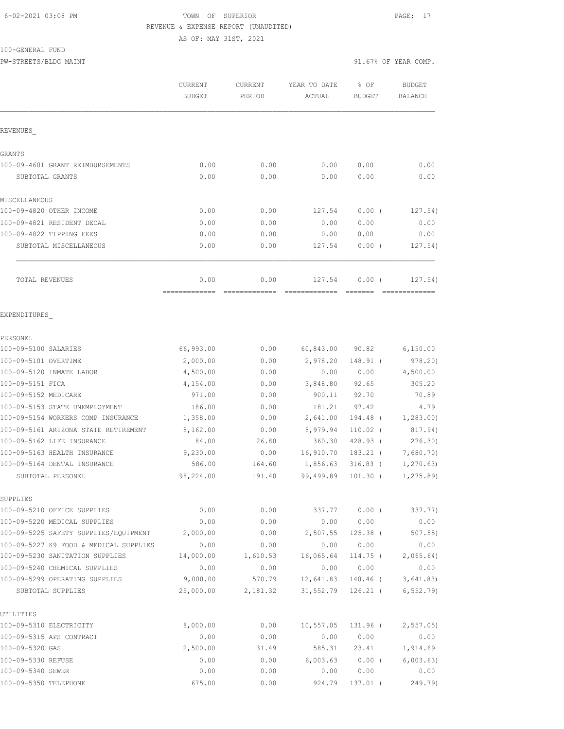6-02-2021 03:08 PM TOWN OF SUPERIOR PAGE: 17
REVENUE & EXPENSE REPORT (UNAUDITED)
AS OF: MAY 31ST, 2021

100-GENERAL FUND
PW-STREETS/BLDG MAINT 91.67% OF YEAR COMP.

| | CURRENT BUDGET | CURRENT PERIOD | YEAR TO DATE ACTUAL | % OF BUDGET | BUDGET BALANCE |
|---|---|---|---|---|---|
| REVENUES_ | | | | | |
| GRANTS | | | | | |
| 100-09-4601 GRANT REIMBURSEMENTS | 0.00 | 0.00 | 0.00 | 0.00 | 0.00 |
| SUBTOTAL GRANTS | 0.00 | 0.00 | 0.00 | 0.00 | 0.00 |
| MISCELLANEOUS | | | | | |
| 100-09-4820 OTHER INCOME | 0.00 | 0.00 | 127.54 | 0.00 ( | 127.54) |
| 100-09-4821 RESIDENT DECAL | 0.00 | 0.00 | 0.00 | 0.00 | 0.00 |
| 100-09-4822 TIPPING FEES | 0.00 | 0.00 | 0.00 | 0.00 | 0.00 |
| SUBTOTAL MISCELLANEOUS | 0.00 | 0.00 | 127.54 | 0.00 ( | 127.54) |
| TOTAL REVENUES | 0.00 | 0.00 | 127.54 | 0.00 ( | 127.54) |
| EXPENDITURES_ | | | | | |
| PERSONEL | | | | | |
| 100-09-5100 SALARIES | 66,993.00 | 0.00 | 60,843.00 | 90.82 | 6,150.00 |
| 100-09-5101 OVERTIME | 2,000.00 | 0.00 | 2,978.20 | 148.91 ( | 978.20) |
| 100-09-5120 INMATE LABOR | 4,500.00 | 0.00 | 0.00 | 0.00 | 4,500.00 |
| 100-09-5151 FICA | 4,154.00 | 0.00 | 3,848.80 | 92.65 | 305.20 |
| 100-09-5152 MEDICARE | 971.00 | 0.00 | 900.11 | 92.70 | 70.89 |
| 100-09-5153 STATE UNEMPLOYMENT | 186.00 | 0.00 | 181.21 | 97.42 | 4.79 |
| 100-09-5154 WORKERS COMP INSURANCE | 1,358.00 | 0.00 | 2,641.00 | 194.48 ( | 1,283.00) |
| 100-09-5161 ARIZONA STATE RETIREMENT | 8,162.00 | 0.00 | 8,979.94 | 110.02 ( | 817.94) |
| 100-09-5162 LIFE INSURANCE | 84.00 | 26.80 | 360.30 | 428.93 ( | 276.30) |
| 100-09-5163 HEALTH INSURANCE | 9,230.00 | 0.00 | 16,910.70 | 183.21 ( | 7,680.70) |
| 100-09-5164 DENTAL INSURANCE | 586.00 | 164.60 | 1,856.63 | 316.83 ( | 1,270.63) |
| SUBTOTAL PERSONEL | 98,224.00 | 191.40 | 99,499.89 | 101.30 ( | 1,275.89) |
| SUPPLIES | | | | | |
| 100-09-5210 OFFICE SUPPLIES | 0.00 | 0.00 | 337.77 | 0.00 ( | 337.77) |
| 100-09-5220 MEDICAL SUPPLIES | 0.00 | 0.00 | 0.00 | 0.00 | 0.00 |
| 100-09-5225 SAFETY SUPPLIES/EQUIPMENT | 2,000.00 | 0.00 | 2,507.55 | 125.38 ( | 507.55) |
| 100-09-5227 K9 FOOD & MEDICAL SUPPLIES | 0.00 | 0.00 | 0.00 | 0.00 | 0.00 |
| 100-09-5230 SANITATION SUPPLIES | 14,000.00 | 1,610.53 | 16,065.64 | 114.75 ( | 2,065.64) |
| 100-09-5240 CHEMICAL SUPPLIES | 0.00 | 0.00 | 0.00 | 0.00 | 0.00 |
| 100-09-5299 OPERATING SUPPLIES | 9,000.00 | 570.79 | 12,641.83 | 140.46 ( | 3,641.83) |
| SUBTOTAL SUPPLIES | 25,000.00 | 2,181.32 | 31,552.79 | 126.21 ( | 6,552.79) |
| UTILITIES | | | | | |
| 100-09-5310 ELECTRICITY | 8,000.00 | 0.00 | 10,557.05 | 131.96 ( | 2,557.05) |
| 100-09-5315 APS CONTRACT | 0.00 | 0.00 | 0.00 | 0.00 | 0.00 |
| 100-09-5320 GAS | 2,500.00 | 31.49 | 585.31 | 23.41 | 1,914.69 |
| 100-09-5330 REFUSE | 0.00 | 0.00 | 6,003.63 | 0.00 ( | 6,003.63) |
| 100-09-5340 SEWER | 0.00 | 0.00 | 0.00 | 0.00 | 0.00 |
| 100-09-5350 TELEPHONE | 675.00 | 0.00 | 924.79 | 137.01 ( | 249.79) |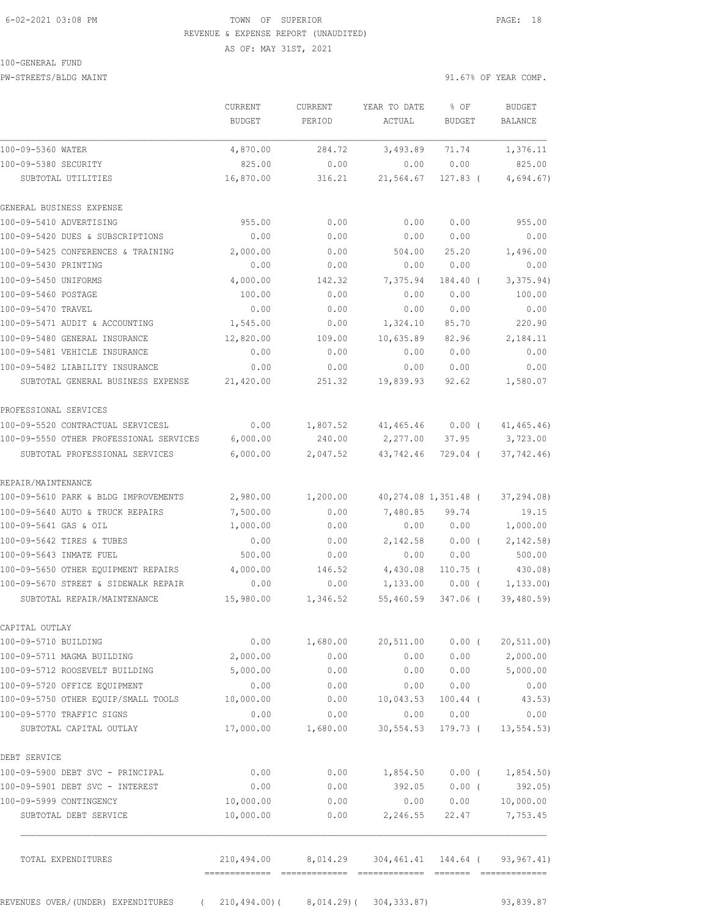6-02-2021 03:08 PM TOWN OF SUPERIOR

REVENUE & EXPENSE REPORT (UNAUDITED)

AS OF: MAY 31ST, 2021

100-GENERAL FUND

PW-STREETS/BLDG MAINT 91.67% OF YEAR COMP.

| | CURRENT BUDGET | CURRENT PERIOD | YEAR TO DATE ACTUAL | % OF BUDGET | BUDGET BALANCE |
|---|---|---|---|---|---|
| 100-09-5360 WATER | 4,870.00 | 284.72 | 3,493.89 | 71.74 | 1,376.11 |
| 100-09-5380 SECURITY | 825.00 | 0.00 | 0.00 | 0.00 | 825.00 |
| SUBTOTAL UTILITIES | 16,870.00 | 316.21 | 21,564.67 | 127.83 ( | 4,694.67) |
| GENERAL BUSINESS EXPENSE | | | | | |
| 100-09-5410 ADVERTISING | 955.00 | 0.00 | 0.00 | 0.00 | 955.00 |
| 100-09-5420 DUES & SUBSCRIPTIONS | 0.00 | 0.00 | 0.00 | 0.00 | 0.00 |
| 100-09-5425 CONFERENCES & TRAINING | 2,000.00 | 0.00 | 504.00 | 25.20 | 1,496.00 |
| 100-09-5430 PRINTING | 0.00 | 0.00 | 0.00 | 0.00 | 0.00 |
| 100-09-5450 UNIFORMS | 4,000.00 | 142.32 | 7,375.94 | 184.40 ( | 3,375.94) |
| 100-09-5460 POSTAGE | 100.00 | 0.00 | 0.00 | 0.00 | 100.00 |
| 100-09-5470 TRAVEL | 0.00 | 0.00 | 0.00 | 0.00 | 0.00 |
| 100-09-5471 AUDIT & ACCOUNTING | 1,545.00 | 0.00 | 1,324.10 | 85.70 | 220.90 |
| 100-09-5480 GENERAL INSURANCE | 12,820.00 | 109.00 | 10,635.89 | 82.96 | 2,184.11 |
| 100-09-5481 VEHICLE INSURANCE | 0.00 | 0.00 | 0.00 | 0.00 | 0.00 |
| 100-09-5482 LIABILITY INSURANCE | 0.00 | 0.00 | 0.00 | 0.00 | 0.00 |
| SUBTOTAL GENERAL BUSINESS EXPENSE | 21,420.00 | 251.32 | 19,839.93 | 92.62 | 1,580.07 |
| PROFESSIONAL SERVICES | | | | | |
| 100-09-5520 CONTRACTUAL SERVICESL | 0.00 | 1,807.52 | 41,465.46 | 0.00 ( | 41,465.46) |
| 100-09-5550 OTHER PROFESSIONAL SERVICES | 6,000.00 | 240.00 | 2,277.00 | 37.95 | 3,723.00 |
| SUBTOTAL PROFESSIONAL SERVICES | 6,000.00 | 2,047.52 | 43,742.46 | 729.04 ( | 37,742.46) |
| REPAIR/MAINTENANCE | | | | | |
| 100-09-5610 PARK & BLDG IMPROVEMENTS | 2,980.00 | 1,200.00 | 40,274.08 | 1,351.48 ( | 37,294.08) |
| 100-09-5640 AUTO & TRUCK REPAIRS | 7,500.00 | 0.00 | 7,480.85 | 99.74 | 19.15 |
| 100-09-5641 GAS & OIL | 1,000.00 | 0.00 | 0.00 | 0.00 | 1,000.00 |
| 100-09-5642 TIRES & TUBES | 0.00 | 0.00 | 2,142.58 | 0.00 ( | 2,142.58) |
| 100-09-5643 INMATE FUEL | 500.00 | 0.00 | 0.00 | 0.00 | 500.00 |
| 100-09-5650 OTHER EQUIPMENT REPAIRS | 4,000.00 | 146.52 | 4,430.08 | 110.75 ( | 430.08) |
| 100-09-5670 STREET & SIDEWALK REPAIR | 0.00 | 0.00 | 1,133.00 | 0.00 ( | 1,133.00) |
| SUBTOTAL REPAIR/MAINTENANCE | 15,980.00 | 1,346.52 | 55,460.59 | 347.06 ( | 39,480.59) |
| CAPITAL OUTLAY | | | | | |
| 100-09-5710 BUILDING | 0.00 | 1,680.00 | 20,511.00 | 0.00 ( | 20,511.00) |
| 100-09-5711 MAGMA BUILDING | 2,000.00 | 0.00 | 0.00 | 0.00 | 2,000.00 |
| 100-09-5712 ROOSEVELT BUILDING | 5,000.00 | 0.00 | 0.00 | 0.00 | 5,000.00 |
| 100-09-5720 OFFICE EQUIPMENT | 0.00 | 0.00 | 0.00 | 0.00 | 0.00 |
| 100-09-5750 OTHER EQUIP/SMALL TOOLS | 10,000.00 | 0.00 | 10,043.53 | 100.44 ( | 43.53) |
| 100-09-5770 TRAFFIC SIGNS | 0.00 | 0.00 | 0.00 | 0.00 | 0.00 |
| SUBTOTAL CAPITAL OUTLAY | 17,000.00 | 1,680.00 | 30,554.53 | 179.73 ( | 13,554.53) |
| DEBT SERVICE | | | | | |
| 100-09-5900 DEBT SVC - PRINCIPAL | 0.00 | 0.00 | 1,854.50 | 0.00 ( | 1,854.50) |
| 100-09-5901 DEBT SVC - INTEREST | 0.00 | 0.00 | 392.05 | 0.00 ( | 392.05) |
| 100-09-5999 CONTINGENCY | 10,000.00 | 0.00 | 0.00 | 0.00 | 10,000.00 |
| SUBTOTAL DEBT SERVICE | 10,000.00 | 0.00 | 2,246.55 | 22.47 | 7,753.45 |
| TOTAL EXPENDITURES | 210,494.00 | 8,014.29 | 304,461.41 | 144.64 ( | 93,967.41) |
| REVENUES OVER/(UNDER) EXPENDITURES | ( 210,494.00)( | 8,014.29)( | 304,333.87) | | 93,839.87 |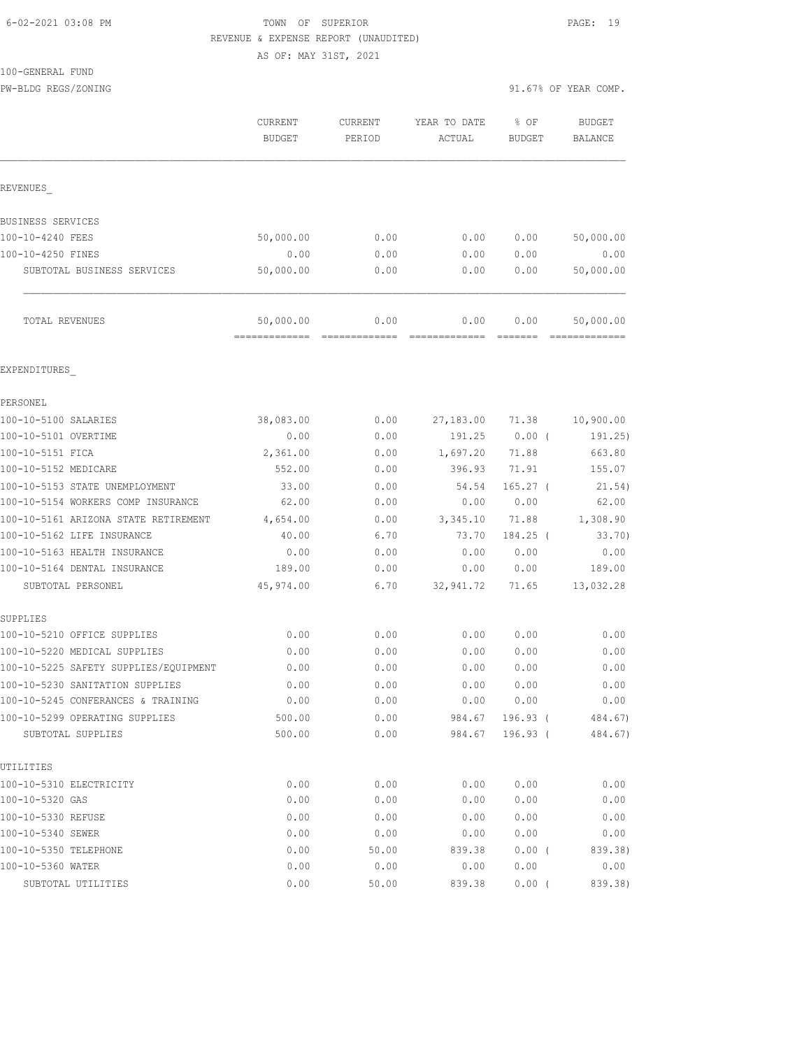6-02-2021 03:08 PM

TOWN OF SUPERIOR
REVENUE & EXPENSE REPORT (UNAUDITED)
AS OF: MAY 31ST, 2021

100-GENERAL FUND
PW-BLDG REGS/ZONING

91.67% OF YEAR COMP.

| | CURRENT BUDGET | CURRENT PERIOD | YEAR TO DATE ACTUAL | % OF BUDGET | BUDGET BALANCE |
|---|---|---|---|---|---|
| REVENUES_ | | | | | |
| BUSINESS SERVICES | | | | | |
| 100-10-4240 FEES | 50,000.00 | 0.00 | 0.00 | 0.00 | 50,000.00 |
| 100-10-4250 FINES | 0.00 | 0.00 | 0.00 | 0.00 | 0.00 |
| SUBTOTAL BUSINESS SERVICES | 50,000.00 | 0.00 | 0.00 | 0.00 | 50,000.00 |
| TOTAL REVENUES | 50,000.00 | 0.00 | 0.00 | 0.00 | 50,000.00 |
| EXPENDITURES_ | | | | | |
| PERSONEL | | | | | |
| 100-10-5100 SALARIES | 38,083.00 | 0.00 | 27,183.00 | 71.38 | 10,900.00 |
| 100-10-5101 OVERTIME | 0.00 | 0.00 | 191.25 | 0.00 ( | 191.25) |
| 100-10-5151 FICA | 2,361.00 | 0.00 | 1,697.20 | 71.88 | 663.80 |
| 100-10-5152 MEDICARE | 552.00 | 0.00 | 396.93 | 71.91 | 155.07 |
| 100-10-5153 STATE UNEMPLOYMENT | 33.00 | 0.00 | 54.54 | 165.27 ( | 21.54) |
| 100-10-5154 WORKERS COMP INSURANCE | 62.00 | 0.00 | 0.00 | 0.00 | 62.00 |
| 100-10-5161 ARIZONA STATE RETIREMENT | 4,654.00 | 0.00 | 3,345.10 | 71.88 | 1,308.90 |
| 100-10-5162 LIFE INSURANCE | 40.00 | 6.70 | 73.70 | 184.25 ( | 33.70) |
| 100-10-5163 HEALTH INSURANCE | 0.00 | 0.00 | 0.00 | 0.00 | 0.00 |
| 100-10-5164 DENTAL INSURANCE | 189.00 | 0.00 | 0.00 | 0.00 | 189.00 |
| SUBTOTAL PERSONEL | 45,974.00 | 6.70 | 32,941.72 | 71.65 | 13,032.28 |
| SUPPLIES | | | | | |
| 100-10-5210 OFFICE SUPPLIES | 0.00 | 0.00 | 0.00 | 0.00 | 0.00 |
| 100-10-5220 MEDICAL SUPPLIES | 0.00 | 0.00 | 0.00 | 0.00 | 0.00 |
| 100-10-5225 SAFETY SUPPLIES/EQUIPMENT | 0.00 | 0.00 | 0.00 | 0.00 | 0.00 |
| 100-10-5230 SANITATION SUPPLIES | 0.00 | 0.00 | 0.00 | 0.00 | 0.00 |
| 100-10-5245 CONFERANCES & TRAINING | 0.00 | 0.00 | 0.00 | 0.00 | 0.00 |
| 100-10-5299 OPERATING SUPPLIES | 500.00 | 0.00 | 984.67 | 196.93 ( | 484.67) |
| SUBTOTAL SUPPLIES | 500.00 | 0.00 | 984.67 | 196.93 ( | 484.67) |
| UTILITIES | | | | | |
| 100-10-5310 ELECTRICITY | 0.00 | 0.00 | 0.00 | 0.00 | 0.00 |
| 100-10-5320 GAS | 0.00 | 0.00 | 0.00 | 0.00 | 0.00 |
| 100-10-5330 REFUSE | 0.00 | 0.00 | 0.00 | 0.00 | 0.00 |
| 100-10-5340 SEWER | 0.00 | 0.00 | 0.00 | 0.00 | 0.00 |
| 100-10-5350 TELEPHONE | 0.00 | 50.00 | 839.38 | 0.00 ( | 839.38) |
| 100-10-5360 WATER | 0.00 | 0.00 | 0.00 | 0.00 | 0.00 |
| SUBTOTAL UTILITIES | 0.00 | 50.00 | 839.38 | 0.00 ( | 839.38) |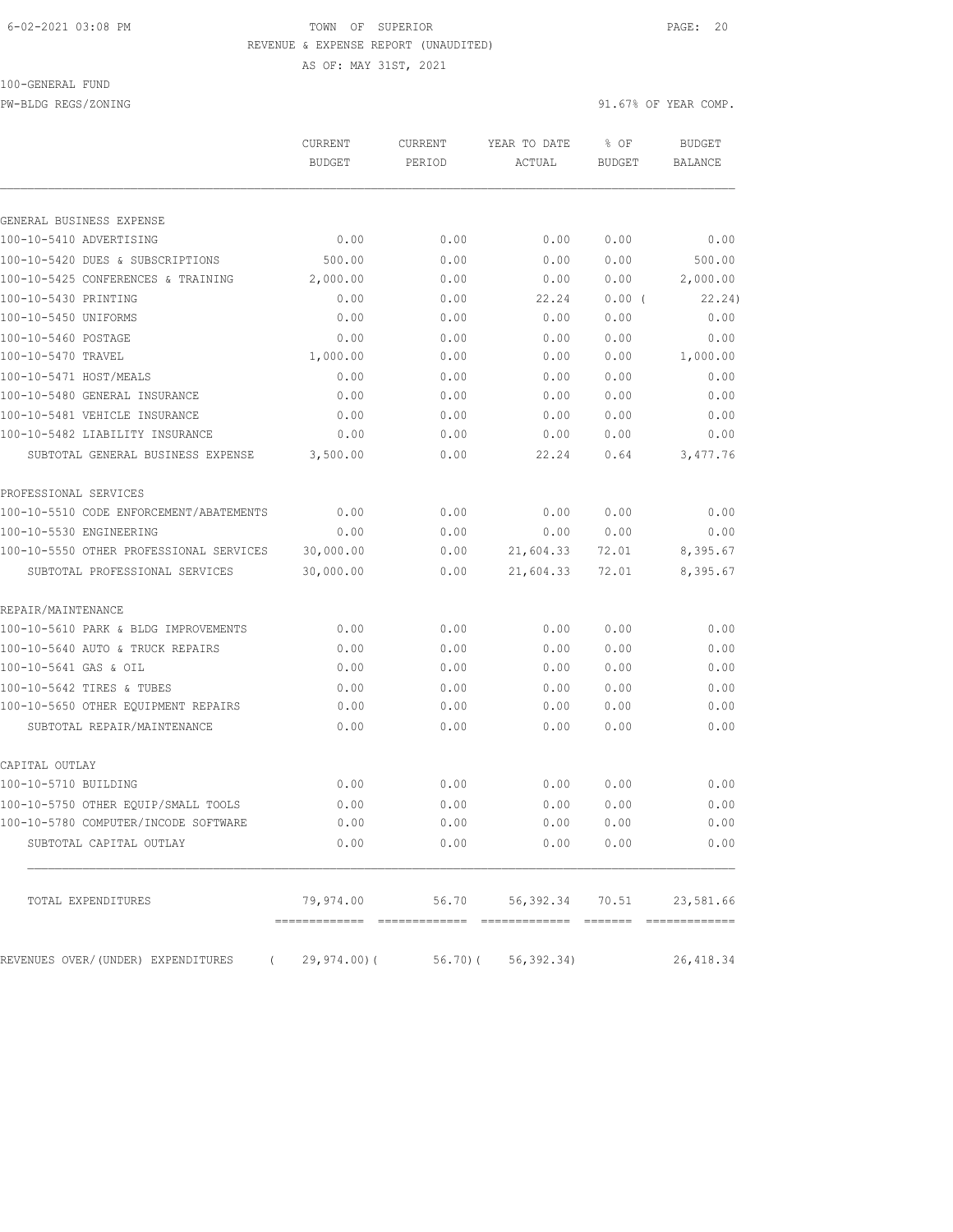TOWN OF SUPERIOR
REVENUE & EXPENSE REPORT (UNAUDITED)
AS OF: MAY 31ST, 2021

100-GENERAL FUND
PW-BLDG REGS/ZONING

91.67% OF YEAR COMP.

| | CURRENT BUDGET | CURRENT PERIOD | YEAR TO DATE ACTUAL | % OF BUDGET | BUDGET BALANCE |
|---|---|---|---|---|---|
| GENERAL BUSINESS EXPENSE | | | | | |
| 100-10-5410 ADVERTISING | 0.00 | 0.00 | 0.00 | 0.00 | 0.00 |
| 100-10-5420 DUES & SUBSCRIPTIONS | 500.00 | 0.00 | 0.00 | 0.00 | 500.00 |
| 100-10-5425 CONFERENCES & TRAINING | 2,000.00 | 0.00 | 0.00 | 0.00 | 2,000.00 |
| 100-10-5430 PRINTING | 0.00 | 0.00 | 22.24 | 0.00 ( | 22.24) |
| 100-10-5450 UNIFORMS | 0.00 | 0.00 | 0.00 | 0.00 | 0.00 |
| 100-10-5460 POSTAGE | 0.00 | 0.00 | 0.00 | 0.00 | 0.00 |
| 100-10-5470 TRAVEL | 1,000.00 | 0.00 | 0.00 | 0.00 | 1,000.00 |
| 100-10-5471 HOST/MEALS | 0.00 | 0.00 | 0.00 | 0.00 | 0.00 |
| 100-10-5480 GENERAL INSURANCE | 0.00 | 0.00 | 0.00 | 0.00 | 0.00 |
| 100-10-5481 VEHICLE INSURANCE | 0.00 | 0.00 | 0.00 | 0.00 | 0.00 |
| 100-10-5482 LIABILITY INSURANCE | 0.00 | 0.00 | 0.00 | 0.00 | 0.00 |
| SUBTOTAL GENERAL BUSINESS EXPENSE | 3,500.00 | 0.00 | 22.24 | 0.64 | 3,477.76 |
| PROFESSIONAL SERVICES | | | | | |
| 100-10-5510 CODE ENFORCEMENT/ABATEMENTS | 0.00 | 0.00 | 0.00 | 0.00 | 0.00 |
| 100-10-5530 ENGINEERING | 0.00 | 0.00 | 0.00 | 0.00 | 0.00 |
| 100-10-5550 OTHER PROFESSIONAL SERVICES | 30,000.00 | 0.00 | 21,604.33 | 72.01 | 8,395.67 |
| SUBTOTAL PROFESSIONAL SERVICES | 30,000.00 | 0.00 | 21,604.33 | 72.01 | 8,395.67 |
| REPAIR/MAINTENANCE | | | | | |
| 100-10-5610 PARK & BLDG IMPROVEMENTS | 0.00 | 0.00 | 0.00 | 0.00 | 0.00 |
| 100-10-5640 AUTO & TRUCK REPAIRS | 0.00 | 0.00 | 0.00 | 0.00 | 0.00 |
| 100-10-5641 GAS & OIL | 0.00 | 0.00 | 0.00 | 0.00 | 0.00 |
| 100-10-5642 TIRES & TUBES | 0.00 | 0.00 | 0.00 | 0.00 | 0.00 |
| 100-10-5650 OTHER EQUIPMENT REPAIRS | 0.00 | 0.00 | 0.00 | 0.00 | 0.00 |
| SUBTOTAL REPAIR/MAINTENANCE | 0.00 | 0.00 | 0.00 | 0.00 | 0.00 |
| CAPITAL OUTLAY | | | | | |
| 100-10-5710 BUILDING | 0.00 | 0.00 | 0.00 | 0.00 | 0.00 |
| 100-10-5750 OTHER EQUIP/SMALL TOOLS | 0.00 | 0.00 | 0.00 | 0.00 | 0.00 |
| 100-10-5780 COMPUTER/INCODE SOFTWARE | 0.00 | 0.00 | 0.00 | 0.00 | 0.00 |
| SUBTOTAL CAPITAL OUTLAY | 0.00 | 0.00 | 0.00 | 0.00 | 0.00 |
| TOTAL EXPENDITURES | 79,974.00 | 56.70 | 56,392.34 | 70.51 | 23,581.66 |
| REVENUES OVER/(UNDER) EXPENDITURES | ( 29,974.00)( | 56.70)( | 56,392.34) | | 26,418.34 |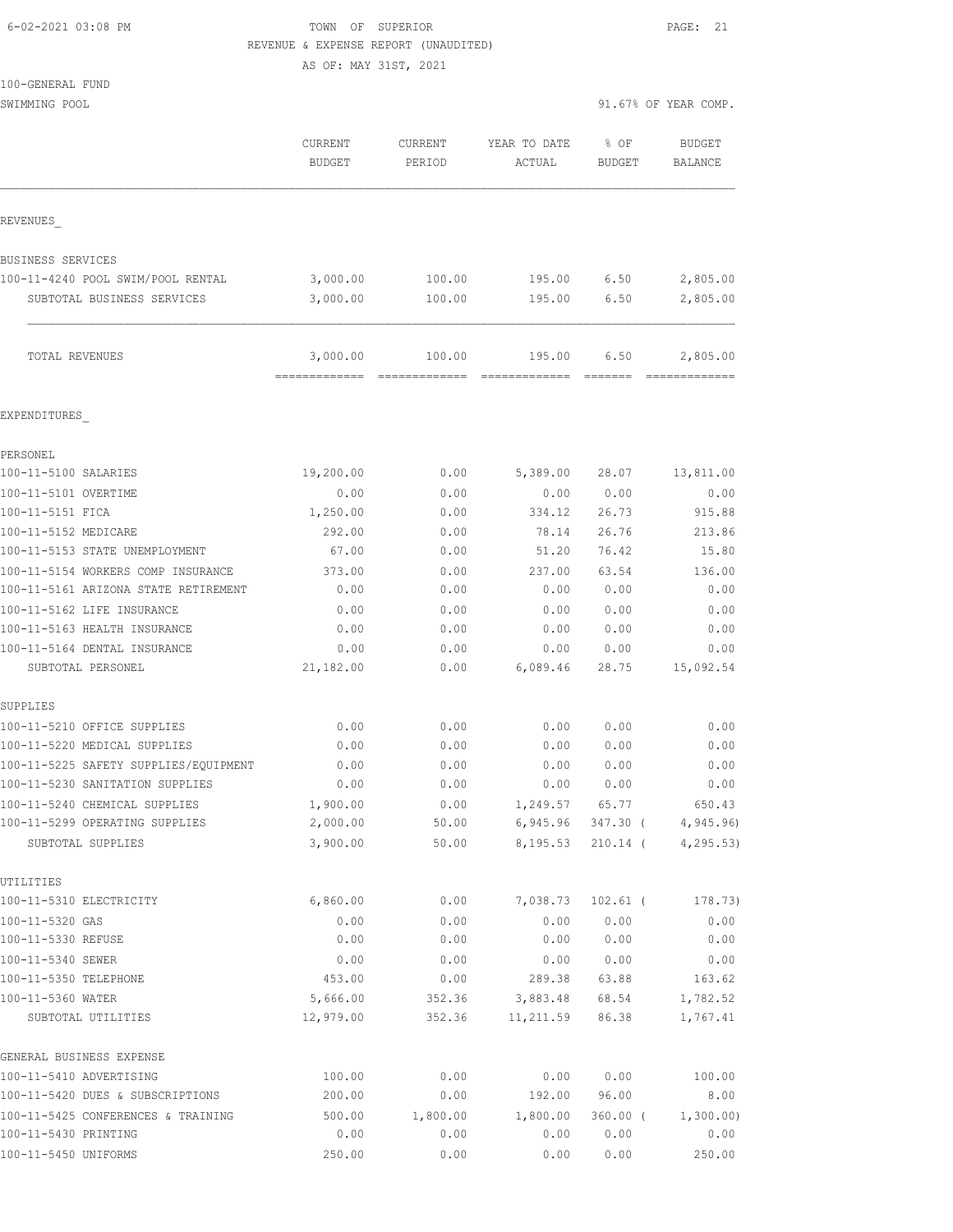6-02-2021 03:08 PM TOWN OF SUPERIOR

REVENUE & EXPENSE REPORT (UNAUDITED)

AS OF: MAY 31ST, 2021

100-GENERAL FUND

SWIMMING POOL 91.67% OF YEAR COMP.

| | CURRENT BUDGET | CURRENT PERIOD | YEAR TO DATE ACTUAL | % OF BUDGET | BUDGET BALANCE |
|---|---|---|---|---|---|
| REVENUES_ | | | | | |
| BUSINESS SERVICES | | | | | |
| 100-11-4240 POOL SWIM/POOL RENTAL | 3,000.00 | 100.00 | 195.00 | 6.50 | 2,805.00 |
| SUBTOTAL BUSINESS SERVICES | 3,000.00 | 100.00 | 195.00 | 6.50 | 2,805.00 |
| TOTAL REVENUES | 3,000.00 | 100.00 | 195.00 | 6.50 | 2,805.00 |
| EXPENDITURES_ | | | | | |
| PERSONEL | | | | | |
| 100-11-5100 SALARIES | 19,200.00 | 0.00 | 5,389.00 | 28.07 | 13,811.00 |
| 100-11-5101 OVERTIME | 0.00 | 0.00 | 0.00 | 0.00 | 0.00 |
| 100-11-5151 FICA | 1,250.00 | 0.00 | 334.12 | 26.73 | 915.88 |
| 100-11-5152 MEDICARE | 292.00 | 0.00 | 78.14 | 26.76 | 213.86 |
| 100-11-5153 STATE UNEMPLOYMENT | 67.00 | 0.00 | 51.20 | 76.42 | 15.80 |
| 100-11-5154 WORKERS COMP INSURANCE | 373.00 | 0.00 | 237.00 | 63.54 | 136.00 |
| 100-11-5161 ARIZONA STATE RETIREMENT | 0.00 | 0.00 | 0.00 | 0.00 | 0.00 |
| 100-11-5162 LIFE INSURANCE | 0.00 | 0.00 | 0.00 | 0.00 | 0.00 |
| 100-11-5163 HEALTH INSURANCE | 0.00 | 0.00 | 0.00 | 0.00 | 0.00 |
| 100-11-5164 DENTAL INSURANCE | 0.00 | 0.00 | 0.00 | 0.00 | 0.00 |
| SUBTOTAL PERSONEL | 21,182.00 | 0.00 | 6,089.46 | 28.75 | 15,092.54 |
| SUPPLIES | | | | | |
| 100-11-5210 OFFICE SUPPLIES | 0.00 | 0.00 | 0.00 | 0.00 | 0.00 |
| 100-11-5220 MEDICAL SUPPLIES | 0.00 | 0.00 | 0.00 | 0.00 | 0.00 |
| 100-11-5225 SAFETY SUPPLIES/EQUIPMENT | 0.00 | 0.00 | 0.00 | 0.00 | 0.00 |
| 100-11-5230 SANITATION SUPPLIES | 0.00 | 0.00 | 0.00 | 0.00 | 0.00 |
| 100-11-5240 CHEMICAL SUPPLIES | 1,900.00 | 0.00 | 1,249.57 | 65.77 | 650.43 |
| 100-11-5299 OPERATING SUPPLIES | 2,000.00 | 50.00 | 6,945.96 | 347.30 ( | 4,945.96) |
| SUBTOTAL SUPPLIES | 3,900.00 | 50.00 | 8,195.53 | 210.14 ( | 4,295.53) |
| UTILITIES | | | | | |
| 100-11-5310 ELECTRICITY | 6,860.00 | 0.00 | 7,038.73 | 102.61 ( | 178.73) |
| 100-11-5320 GAS | 0.00 | 0.00 | 0.00 | 0.00 | 0.00 |
| 100-11-5330 REFUSE | 0.00 | 0.00 | 0.00 | 0.00 | 0.00 |
| 100-11-5340 SEWER | 0.00 | 0.00 | 0.00 | 0.00 | 0.00 |
| 100-11-5350 TELEPHONE | 453.00 | 0.00 | 289.38 | 63.88 | 163.62 |
| 100-11-5360 WATER | 5,666.00 | 352.36 | 3,883.48 | 68.54 | 1,782.52 |
| SUBTOTAL UTILITIES | 12,979.00 | 352.36 | 11,211.59 | 86.38 | 1,767.41 |
| GENERAL BUSINESS EXPENSE | | | | | |
| 100-11-5410 ADVERTISING | 100.00 | 0.00 | 0.00 | 0.00 | 100.00 |
| 100-11-5420 DUES & SUBSCRIPTIONS | 200.00 | 0.00 | 192.00 | 96.00 | 8.00 |
| 100-11-5425 CONFERENCES & TRAINING | 500.00 | 1,800.00 | 1,800.00 | 360.00 ( | 1,300.00) |
| 100-11-5430 PRINTING | 0.00 | 0.00 | 0.00 | 0.00 | 0.00 |
| 100-11-5450 UNIFORMS | 250.00 | 0.00 | 0.00 | 0.00 | 250.00 |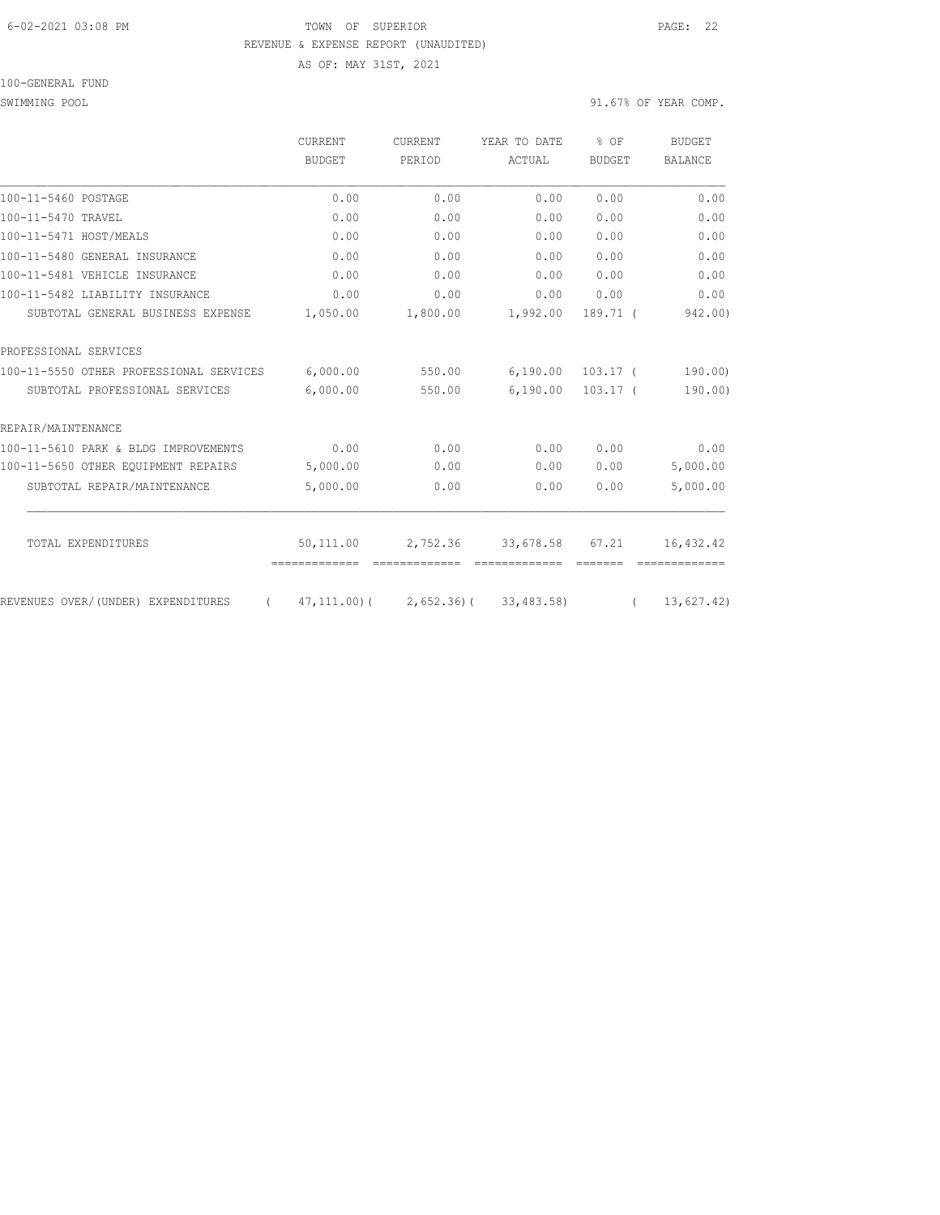TOWN OF SUPERIOR

REVENUE & EXPENSE REPORT (UNAUDITED)

AS OF: MAY 31ST, 2021

100-GENERAL FUND

SWIMMING POOL

91.67% OF YEAR COMP.

| | CURRENT BUDGET | CURRENT PERIOD | YEAR TO DATE ACTUAL | % OF BUDGET | BUDGET BALANCE |
|---|---|---|---|---|---|
| 100-11-5460 POSTAGE | 0.00 | 0.00 | 0.00 | 0.00 | 0.00 |
| 100-11-5470 TRAVEL | 0.00 | 0.00 | 0.00 | 0.00 | 0.00 |
| 100-11-5471 HOST/MEALS | 0.00 | 0.00 | 0.00 | 0.00 | 0.00 |
| 100-11-5480 GENERAL INSURANCE | 0.00 | 0.00 | 0.00 | 0.00 | 0.00 |
| 100-11-5481 VEHICLE INSURANCE | 0.00 | 0.00 | 0.00 | 0.00 | 0.00 |
| 100-11-5482 LIABILITY INSURANCE | 0.00 | 0.00 | 0.00 | 0.00 | 0.00 |
| SUBTOTAL GENERAL BUSINESS EXPENSE | 1,050.00 | 1,800.00 | 1,992.00 | 189.71 | ( 942.00) |
| PROFESSIONAL SERVICES | | | | | |
| 100-11-5550 OTHER PROFESSIONAL SERVICES | 6,000.00 | 550.00 | 6,190.00 | 103.17 | ( 190.00) |
| SUBTOTAL PROFESSIONAL SERVICES | 6,000.00 | 550.00 | 6,190.00 | 103.17 | ( 190.00) |
| REPAIR/MAINTENANCE | | | | | |
| 100-11-5610 PARK & BLDG IMPROVEMENTS | 0.00 | 0.00 | 0.00 | 0.00 | 0.00 |
| 100-11-5650 OTHER EQUIPMENT REPAIRS | 5,000.00 | 0.00 | 0.00 | 0.00 | 5,000.00 |
| SUBTOTAL REPAIR/MAINTENANCE | 5,000.00 | 0.00 | 0.00 | 0.00 | 5,000.00 |
| TOTAL EXPENDITURES | 50,111.00 | 2,752.36 | 33,678.58 | 67.21 | 16,432.42 |
| REVENUES OVER/(UNDER) EXPENDITURES | ( 47,111.00) | ( 2,652.36) | ( 33,483.58) | | ( 13,627.42) |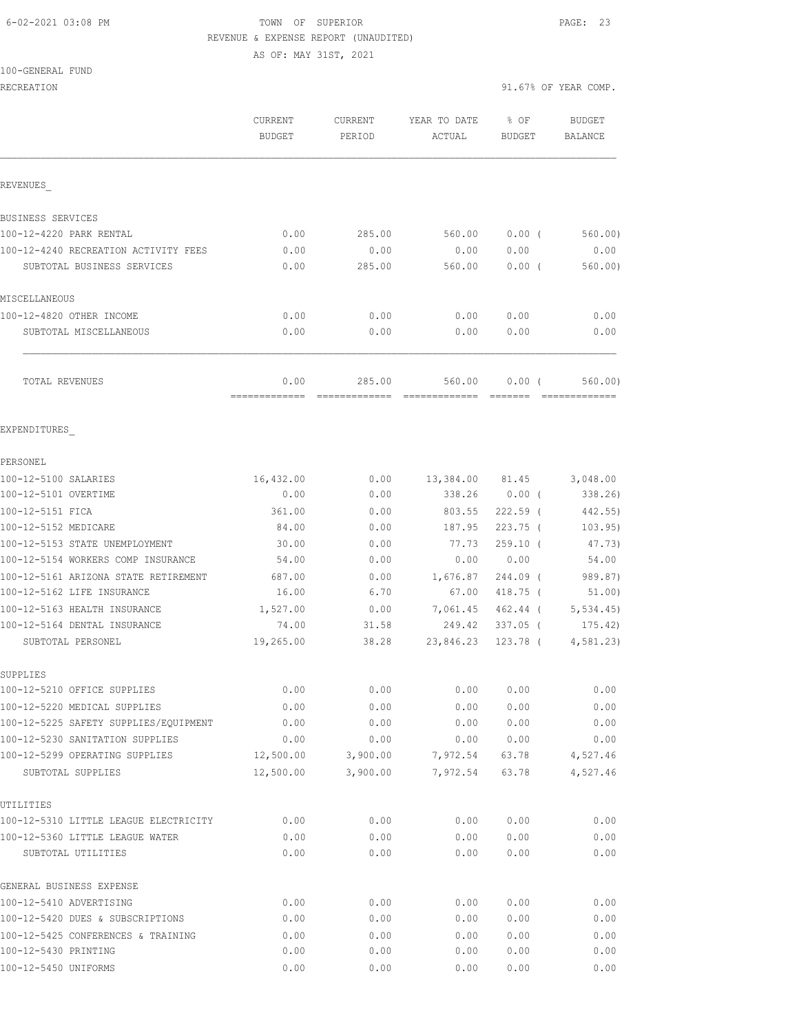TOWN OF SUPERIOR
REVENUE & EXPENSE REPORT (UNAUDITED)
AS OF: MAY 31ST, 2021

100-GENERAL FUND
RECREATION

91.67% OF YEAR COMP.

| | CURRENT BUDGET | CURRENT PERIOD | YEAR TO DATE ACTUAL | % OF BUDGET | BUDGET BALANCE |
|---|---|---|---|---|---|
| **REVENUES** | | | | | |
| BUSINESS SERVICES | | | | | |
| 100-12-4220 PARK RENTAL | 0.00 | 285.00 | 560.00 | 0.00 ( | 560.00) |
| 100-12-4240 RECREATION ACTIVITY FEES | 0.00 | 0.00 | 0.00 | 0.00 | 0.00 |
| SUBTOTAL BUSINESS SERVICES | 0.00 | 285.00 | 560.00 | 0.00 ( | 560.00) |
| MISCELLANEOUS | | | | | |
| 100-12-4820 OTHER INCOME | 0.00 | 0.00 | 0.00 | 0.00 | 0.00 |
| SUBTOTAL MISCELLANEOUS | 0.00 | 0.00 | 0.00 | 0.00 | 0.00 |
| TOTAL REVENUES | 0.00 | 285.00 | 560.00 | 0.00 ( | 560.00) |
| **EXPENDITURES** | | | | | |
| PERSONEL | | | | | |
| 100-12-5100 SALARIES | 16,432.00 | 0.00 | 13,384.00 | 81.45 | 3,048.00 |
| 100-12-5101 OVERTIME | 0.00 | 0.00 | 338.26 | 0.00 ( | 338.26) |
| 100-12-5151 FICA | 361.00 | 0.00 | 803.55 | 222.59 ( | 442.55) |
| 100-12-5152 MEDICARE | 84.00 | 0.00 | 187.95 | 223.75 ( | 103.95) |
| 100-12-5153 STATE UNEMPLOYMENT | 30.00 | 0.00 | 77.73 | 259.10 ( | 47.73) |
| 100-12-5154 WORKERS COMP INSURANCE | 54.00 | 0.00 | 0.00 | 0.00 | 54.00 |
| 100-12-5161 ARIZONA STATE RETIREMENT | 687.00 | 0.00 | 1,676.87 | 244.09 ( | 989.87) |
| 100-12-5162 LIFE INSURANCE | 16.00 | 6.70 | 67.00 | 418.75 ( | 51.00) |
| 100-12-5163 HEALTH INSURANCE | 1,527.00 | 0.00 | 7,061.45 | 462.44 ( | 5,534.45) |
| 100-12-5164 DENTAL INSURANCE | 74.00 | 31.58 | 249.42 | 337.05 ( | 175.42) |
| SUBTOTAL PERSONEL | 19,265.00 | 38.28 | 23,846.23 | 123.78 ( | 4,581.23) |
| SUPPLIES | | | | | |
| 100-12-5210 OFFICE SUPPLIES | 0.00 | 0.00 | 0.00 | 0.00 | 0.00 |
| 100-12-5220 MEDICAL SUPPLIES | 0.00 | 0.00 | 0.00 | 0.00 | 0.00 |
| 100-12-5225 SAFETY SUPPLIES/EQUIPMENT | 0.00 | 0.00 | 0.00 | 0.00 | 0.00 |
| 100-12-5230 SANITATION SUPPLIES | 0.00 | 0.00 | 0.00 | 0.00 | 0.00 |
| 100-12-5299 OPERATING SUPPLIES | 12,500.00 | 3,900.00 | 7,972.54 | 63.78 | 4,527.46 |
| SUBTOTAL SUPPLIES | 12,500.00 | 3,900.00 | 7,972.54 | 63.78 | 4,527.46 |
| UTILITIES | | | | | |
| 100-12-5310 LITTLE LEAGUE ELECTRICITY | 0.00 | 0.00 | 0.00 | 0.00 | 0.00 |
| 100-12-5360 LITTLE LEAGUE WATER | 0.00 | 0.00 | 0.00 | 0.00 | 0.00 |
| SUBTOTAL UTILITIES | 0.00 | 0.00 | 0.00 | 0.00 | 0.00 |
| GENERAL BUSINESS EXPENSE | | | | | |
| 100-12-5410 ADVERTISING | 0.00 | 0.00 | 0.00 | 0.00 | 0.00 |
| 100-12-5420 DUES & SUBSCRIPTIONS | 0.00 | 0.00 | 0.00 | 0.00 | 0.00 |
| 100-12-5425 CONFERENCES & TRAINING | 0.00 | 0.00 | 0.00 | 0.00 | 0.00 |
| 100-12-5430 PRINTING | 0.00 | 0.00 | 0.00 | 0.00 | 0.00 |
| 100-12-5450 UNIFORMS | 0.00 | 0.00 | 0.00 | 0.00 | 0.00 |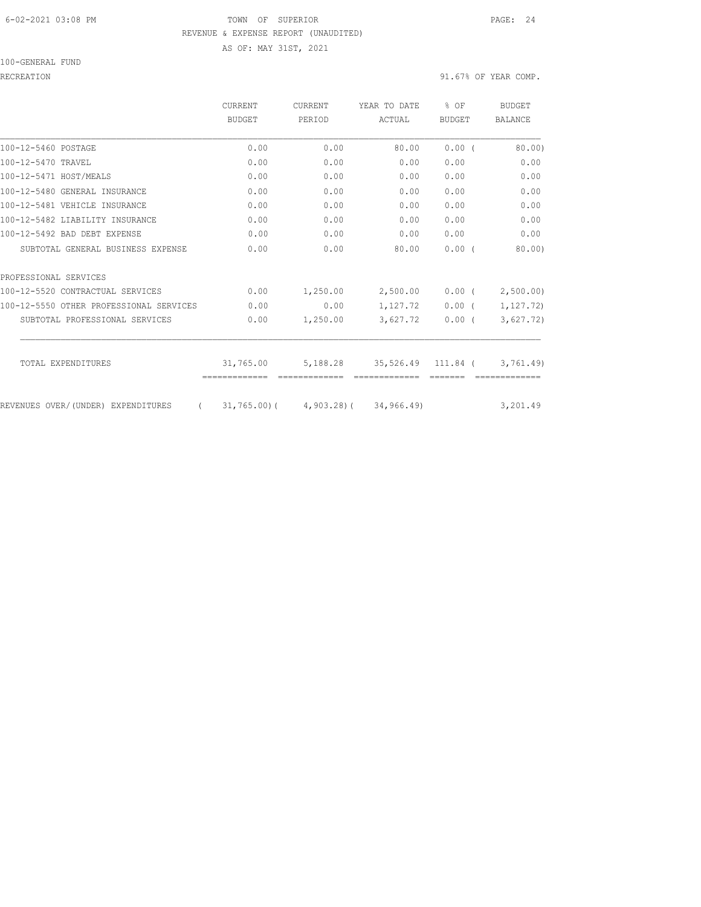TOWN OF SUPERIOR

REVENUE & EXPENSE REPORT (UNAUDITED)

AS OF: MAY 31ST, 2021

100-GENERAL FUND

RECREATION — 91.67% OF YEAR COMP.

| | CURRENT BUDGET | CURRENT PERIOD | YEAR TO DATE ACTUAL | % OF BUDGET | BUDGET BALANCE |
|---|---|---|---|---|---|
| 100-12-5460 POSTAGE | 0.00 | 0.00 | 80.00 | 0.00 ( | 80.00) |
| 100-12-5470 TRAVEL | 0.00 | 0.00 | 0.00 | 0.00 | 0.00 |
| 100-12-5471 HOST/MEALS | 0.00 | 0.00 | 0.00 | 0.00 | 0.00 |
| 100-12-5480 GENERAL INSURANCE | 0.00 | 0.00 | 0.00 | 0.00 | 0.00 |
| 100-12-5481 VEHICLE INSURANCE | 0.00 | 0.00 | 0.00 | 0.00 | 0.00 |
| 100-12-5482 LIABILITY INSURANCE | 0.00 | 0.00 | 0.00 | 0.00 | 0.00 |
| 100-12-5492 BAD DEBT EXPENSE | 0.00 | 0.00 | 0.00 | 0.00 | 0.00 |
| SUBTOTAL GENERAL BUSINESS EXPENSE | 0.00 | 0.00 | 80.00 | 0.00 ( | 80.00) |
| PROFESSIONAL SERVICES | | | | | |
| 100-12-5520 CONTRACTUAL SERVICES | 0.00 | 1,250.00 | 2,500.00 | 0.00 ( | 2,500.00) |
| 100-12-5550 OTHER PROFESSIONAL SERVICES | 0.00 | 0.00 | 1,127.72 | 0.00 ( | 1,127.72) |
| SUBTOTAL PROFESSIONAL SERVICES | 0.00 | 1,250.00 | 3,627.72 | 0.00 ( | 3,627.72) |
| TOTAL EXPENDITURES | 31,765.00 | 5,188.28 | 35,526.49 | 111.84 ( | 3,761.49) |
| REVENUES OVER/(UNDER) EXPENDITURES | ( 31,765.00)( | 4,903.28)( | 34,966.49) | | 3,201.49 |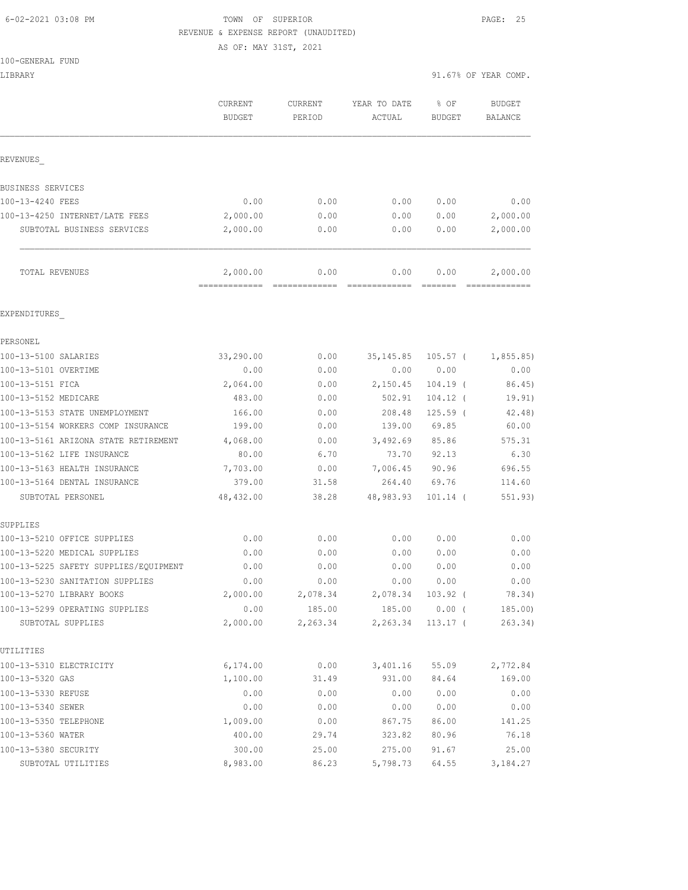6-02-2021 03:08 PM TOWN OF SUPERIOR

REVENUE & EXPENSE REPORT (UNAUDITED)

AS OF: MAY 31ST, 2021

100-GENERAL FUND

LIBRARY 91.67% OF YEAR COMP.

| | CURRENT BUDGET | CURRENT PERIOD | YEAR TO DATE ACTUAL | % OF BUDGET | BUDGET BALANCE |
|---|---|---|---|---|---|
| REVENUES_ | | | | | |
| BUSINESS SERVICES | | | | | |
| 100-13-4240 FEES | 0.00 | 0.00 | 0.00 | 0.00 | 0.00 |
| 100-13-4250 INTERNET/LATE FEES | 2,000.00 | 0.00 | 0.00 | 0.00 | 2,000.00 |
| SUBTOTAL BUSINESS SERVICES | 2,000.00 | 0.00 | 0.00 | 0.00 | 2,000.00 |
| TOTAL REVENUES | 2,000.00 | 0.00 | 0.00 | 0.00 | 2,000.00 |
| EXPENDITURES_ | | | | | |
| PERSONEL | | | | | |
| 100-13-5100 SALARIES | 33,290.00 | 0.00 | 35,145.85 | 105.57 ( | 1,855.85) |
| 100-13-5101 OVERTIME | 0.00 | 0.00 | 0.00 | 0.00 | 0.00 |
| 100-13-5151 FICA | 2,064.00 | 0.00 | 2,150.45 | 104.19 ( | 86.45) |
| 100-13-5152 MEDICARE | 483.00 | 0.00 | 502.91 | 104.12 ( | 19.91) |
| 100-13-5153 STATE UNEMPLOYMENT | 166.00 | 0.00 | 208.48 | 125.59 ( | 42.48) |
| 100-13-5154 WORKERS COMP INSURANCE | 199.00 | 0.00 | 139.00 | 69.85 | 60.00 |
| 100-13-5161 ARIZONA STATE RETIREMENT | 4,068.00 | 0.00 | 3,492.69 | 85.86 | 575.31 |
| 100-13-5162 LIFE INSURANCE | 80.00 | 6.70 | 73.70 | 92.13 | 6.30 |
| 100-13-5163 HEALTH INSURANCE | 7,703.00 | 0.00 | 7,006.45 | 90.96 | 696.55 |
| 100-13-5164 DENTAL INSURANCE | 379.00 | 31.58 | 264.40 | 69.76 | 114.60 |
| SUBTOTAL PERSONEL | 48,432.00 | 38.28 | 48,983.93 | 101.14 ( | 551.93) |
| SUPPLIES | | | | | |
| 100-13-5210 OFFICE SUPPLIES | 0.00 | 0.00 | 0.00 | 0.00 | 0.00 |
| 100-13-5220 MEDICAL SUPPLIES | 0.00 | 0.00 | 0.00 | 0.00 | 0.00 |
| 100-13-5225 SAFETY SUPPLIES/EQUIPMENT | 0.00 | 0.00 | 0.00 | 0.00 | 0.00 |
| 100-13-5230 SANITATION SUPPLIES | 0.00 | 0.00 | 0.00 | 0.00 | 0.00 |
| 100-13-5270 LIBRARY BOOKS | 2,000.00 | 2,078.34 | 2,078.34 | 103.92 ( | 78.34) |
| 100-13-5299 OPERATING SUPPLIES | 0.00 | 185.00 | 185.00 | 0.00 ( | 185.00) |
| SUBTOTAL SUPPLIES | 2,000.00 | 2,263.34 | 2,263.34 | 113.17 ( | 263.34) |
| UTILITIES | | | | | |
| 100-13-5310 ELECTRICITY | 6,174.00 | 0.00 | 3,401.16 | 55.09 | 2,772.84 |
| 100-13-5320 GAS | 1,100.00 | 31.49 | 931.00 | 84.64 | 169.00 |
| 100-13-5330 REFUSE | 0.00 | 0.00 | 0.00 | 0.00 | 0.00 |
| 100-13-5340 SEWER | 0.00 | 0.00 | 0.00 | 0.00 | 0.00 |
| 100-13-5350 TELEPHONE | 1,009.00 | 0.00 | 867.75 | 86.00 | 141.25 |
| 100-13-5360 WATER | 400.00 | 29.74 | 323.82 | 80.96 | 76.18 |
| 100-13-5380 SECURITY | 300.00 | 25.00 | 275.00 | 91.67 | 25.00 |
| SUBTOTAL UTILITIES | 8,983.00 | 86.23 | 5,798.73 | 64.55 | 3,184.27 |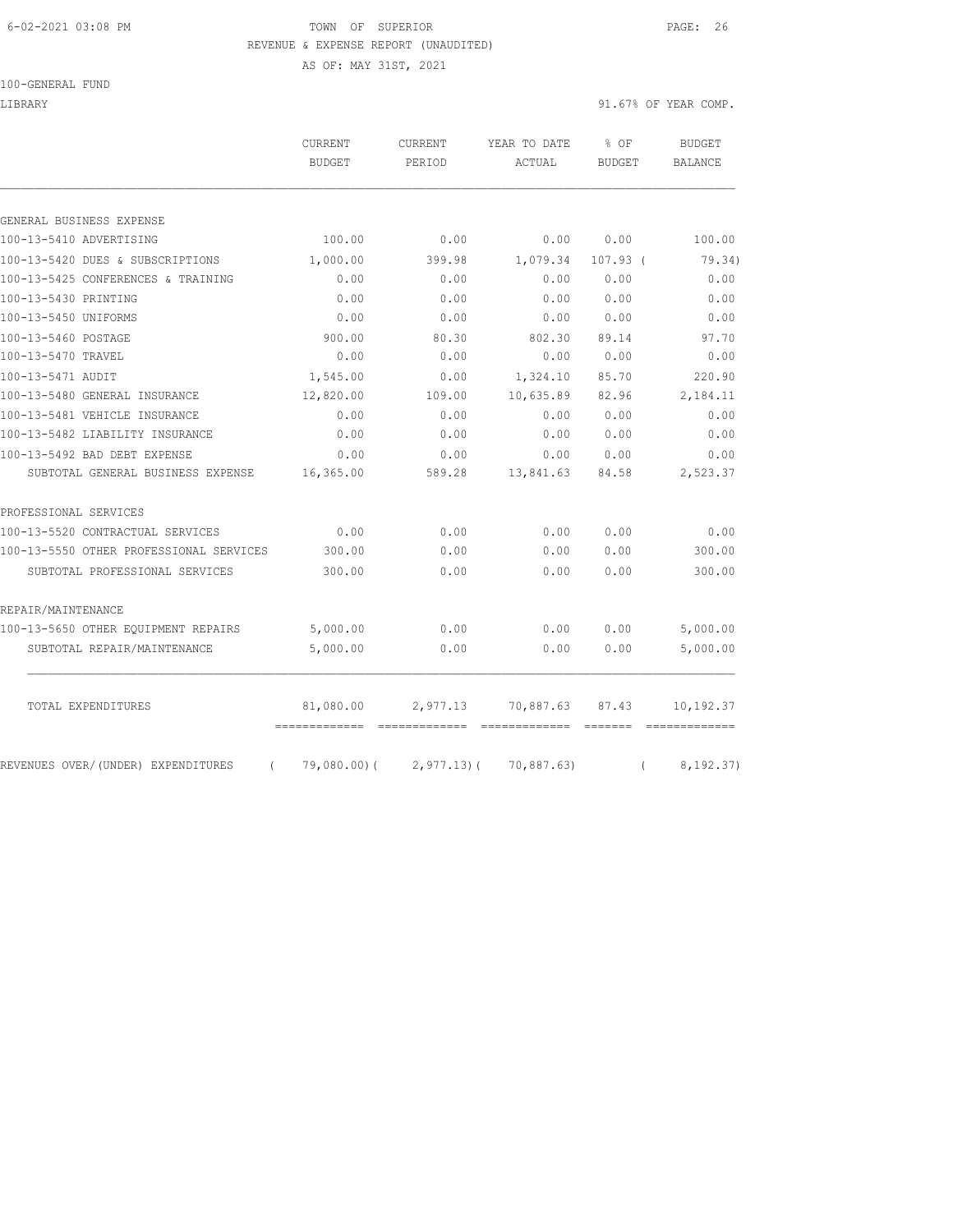TOWN OF SUPERIOR
REVENUE & EXPENSE REPORT (UNAUDITED)
AS OF: MAY 31ST, 2021

100-GENERAL FUND
LIBRARY

91.67% OF YEAR COMP.

| | CURRENT BUDGET | CURRENT PERIOD | YEAR TO DATE ACTUAL | % OF BUDGET | BUDGET BALANCE |
|---|---|---|---|---|---|
| GENERAL BUSINESS EXPENSE | | | | | |
| 100-13-5410 ADVERTISING | 100.00 | 0.00 | 0.00 | 0.00 | 100.00 |
| 100-13-5420 DUES & SUBSCRIPTIONS | 1,000.00 | 399.98 | 1,079.34 | 107.93 | ( 79.34) |
| 100-13-5425 CONFERENCES & TRAINING | 0.00 | 0.00 | 0.00 | 0.00 | 0.00 |
| 100-13-5430 PRINTING | 0.00 | 0.00 | 0.00 | 0.00 | 0.00 |
| 100-13-5450 UNIFORMS | 0.00 | 0.00 | 0.00 | 0.00 | 0.00 |
| 100-13-5460 POSTAGE | 900.00 | 80.30 | 802.30 | 89.14 | 97.70 |
| 100-13-5470 TRAVEL | 0.00 | 0.00 | 0.00 | 0.00 | 0.00 |
| 100-13-5471 AUDIT | 1,545.00 | 0.00 | 1,324.10 | 85.70 | 220.90 |
| 100-13-5480 GENERAL INSURANCE | 12,820.00 | 109.00 | 10,635.89 | 82.96 | 2,184.11 |
| 100-13-5481 VEHICLE INSURANCE | 0.00 | 0.00 | 0.00 | 0.00 | 0.00 |
| 100-13-5482 LIABILITY INSURANCE | 0.00 | 0.00 | 0.00 | 0.00 | 0.00 |
| 100-13-5492 BAD DEBT EXPENSE | 0.00 | 0.00 | 0.00 | 0.00 | 0.00 |
| SUBTOTAL GENERAL BUSINESS EXPENSE | 16,365.00 | 589.28 | 13,841.63 | 84.58 | 2,523.37 |
| PROFESSIONAL SERVICES | | | | | |
| 100-13-5520 CONTRACTUAL SERVICES | 0.00 | 0.00 | 0.00 | 0.00 | 0.00 |
| 100-13-5550 OTHER PROFESSIONAL SERVICES | 300.00 | 0.00 | 0.00 | 0.00 | 300.00 |
| SUBTOTAL PROFESSIONAL SERVICES | 300.00 | 0.00 | 0.00 | 0.00 | 300.00 |
| REPAIR/MAINTENANCE | | | | | |
| 100-13-5650 OTHER EQUIPMENT REPAIRS | 5,000.00 | 0.00 | 0.00 | 0.00 | 5,000.00 |
| SUBTOTAL REPAIR/MAINTENANCE | 5,000.00 | 0.00 | 0.00 | 0.00 | 5,000.00 |
| TOTAL EXPENDITURES | 81,080.00 | 2,977.13 | 70,887.63 | 87.43 | 10,192.37 |
| REVENUES OVER/(UNDER) EXPENDITURES | ( 79,080.00) | ( 2,977.13) | ( 70,887.63) | | ( 8,192.37) |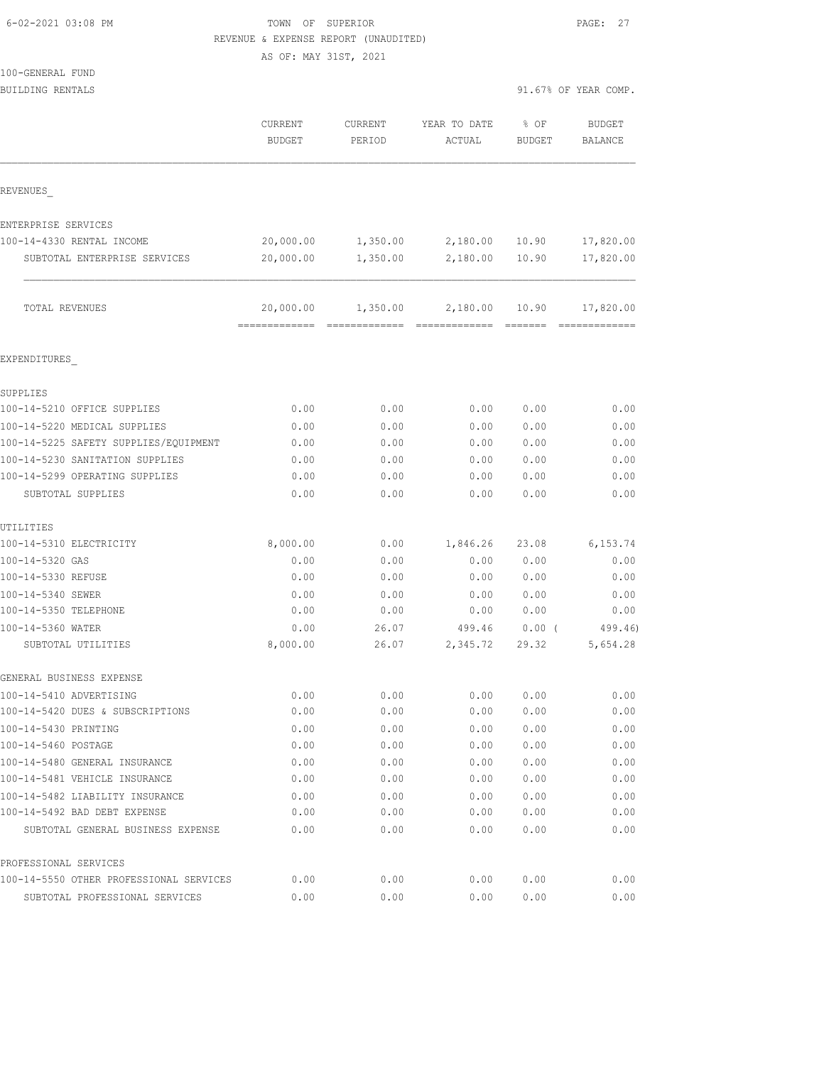6-02-2021 03:08 PM TOWN OF SUPERIOR

REVENUE & EXPENSE REPORT (UNAUDITED)

AS OF: MAY 31ST, 2021

100-GENERAL FUND

BUILDING RENTALS 91.67% OF YEAR COMP.

| | CURRENT BUDGET | CURRENT PERIOD | YEAR TO DATE ACTUAL | % OF BUDGET | BUDGET BALANCE |
|---|---|---|---|---|---|
| REVENUES_ | | | | | |
| ENTERPRISE SERVICES | | | | | |
| 100-14-4330 RENTAL INCOME | 20,000.00 | 1,350.00 | 2,180.00 | 10.90 | 17,820.00 |
| SUBTOTAL ENTERPRISE SERVICES | 20,000.00 | 1,350.00 | 2,180.00 | 10.90 | 17,820.00 |
| TOTAL REVENUES | 20,000.00 | 1,350.00 | 2,180.00 | 10.90 | 17,820.00 |
| EXPENDITURES_ | | | | | |
| SUPPLIES | | | | | |
| 100-14-5210 OFFICE SUPPLIES | 0.00 | 0.00 | 0.00 | 0.00 | 0.00 |
| 100-14-5220 MEDICAL SUPPLIES | 0.00 | 0.00 | 0.00 | 0.00 | 0.00 |
| 100-14-5225 SAFETY SUPPLIES/EQUIPMENT | 0.00 | 0.00 | 0.00 | 0.00 | 0.00 |
| 100-14-5230 SANITATION SUPPLIES | 0.00 | 0.00 | 0.00 | 0.00 | 0.00 |
| 100-14-5299 OPERATING SUPPLIES | 0.00 | 0.00 | 0.00 | 0.00 | 0.00 |
| SUBTOTAL SUPPLIES | 0.00 | 0.00 | 0.00 | 0.00 | 0.00 |
| UTILITIES | | | | | |
| 100-14-5310 ELECTRICITY | 8,000.00 | 0.00 | 1,846.26 | 23.08 | 6,153.74 |
| 100-14-5320 GAS | 0.00 | 0.00 | 0.00 | 0.00 | 0.00 |
| 100-14-5330 REFUSE | 0.00 | 0.00 | 0.00 | 0.00 | 0.00 |
| 100-14-5340 SEWER | 0.00 | 0.00 | 0.00 | 0.00 | 0.00 |
| 100-14-5350 TELEPHONE | 0.00 | 0.00 | 0.00 | 0.00 | 0.00 |
| 100-14-5360 WATER | 0.00 | 26.07 | 499.46 | 0.00 | ( 499.46) |
| SUBTOTAL UTILITIES | 8,000.00 | 26.07 | 2,345.72 | 29.32 | 5,654.28 |
| GENERAL BUSINESS EXPENSE | | | | | |
| 100-14-5410 ADVERTISING | 0.00 | 0.00 | 0.00 | 0.00 | 0.00 |
| 100-14-5420 DUES & SUBSCRIPTIONS | 0.00 | 0.00 | 0.00 | 0.00 | 0.00 |
| 100-14-5430 PRINTING | 0.00 | 0.00 | 0.00 | 0.00 | 0.00 |
| 100-14-5460 POSTAGE | 0.00 | 0.00 | 0.00 | 0.00 | 0.00 |
| 100-14-5480 GENERAL INSURANCE | 0.00 | 0.00 | 0.00 | 0.00 | 0.00 |
| 100-14-5481 VEHICLE INSURANCE | 0.00 | 0.00 | 0.00 | 0.00 | 0.00 |
| 100-14-5482 LIABILITY INSURANCE | 0.00 | 0.00 | 0.00 | 0.00 | 0.00 |
| 100-14-5492 BAD DEBT EXPENSE | 0.00 | 0.00 | 0.00 | 0.00 | 0.00 |
| SUBTOTAL GENERAL BUSINESS EXPENSE | 0.00 | 0.00 | 0.00 | 0.00 | 0.00 |
| PROFESSIONAL SERVICES | | | | | |
| 100-14-5550 OTHER PROFESSIONAL SERVICES | 0.00 | 0.00 | 0.00 | 0.00 | 0.00 |
| SUBTOTAL PROFESSIONAL SERVICES | 0.00 | 0.00 | 0.00 | 0.00 | 0.00 |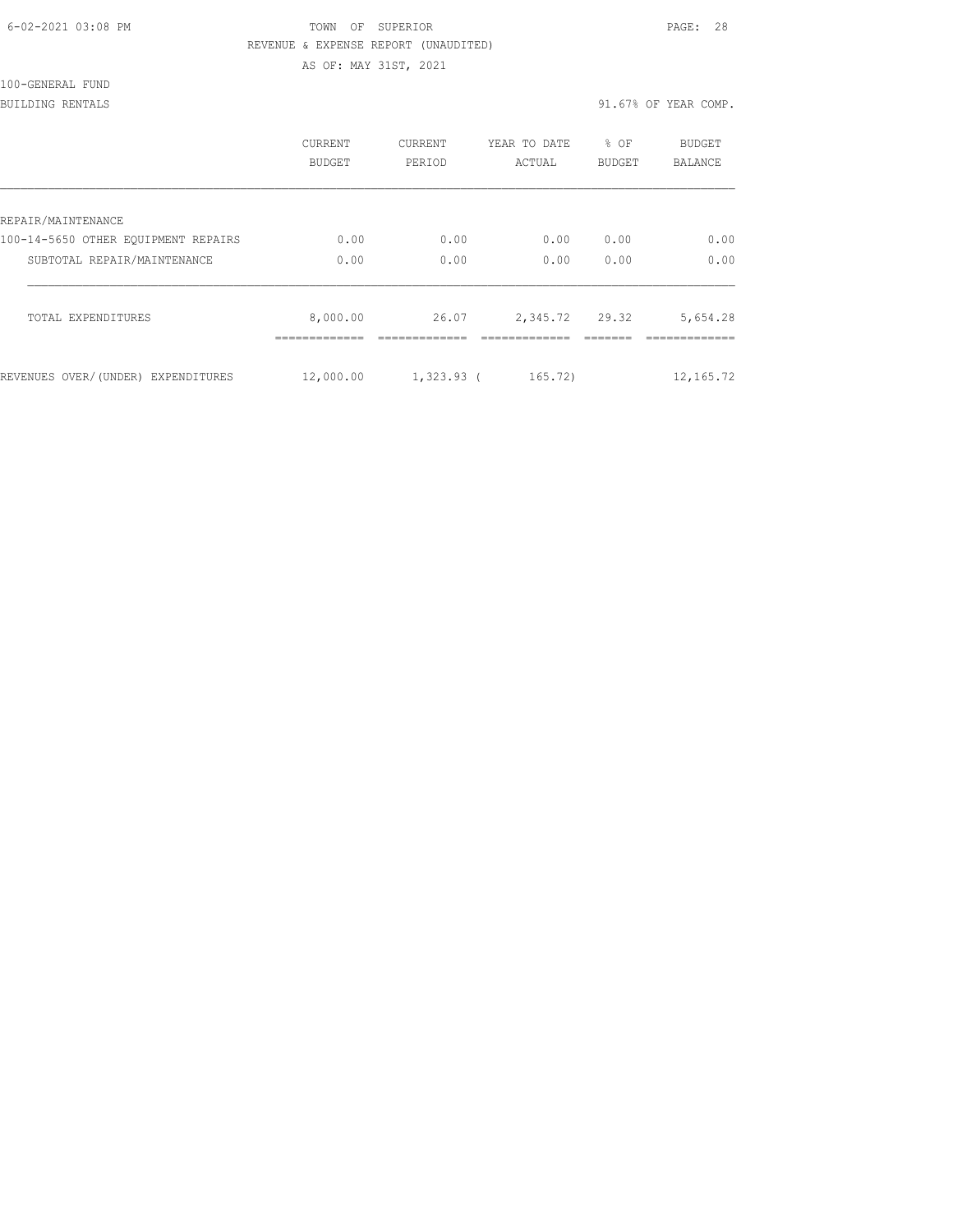6-02-2021 03:08 PM TOWN OF SUPERIOR

REVENUE & EXPENSE REPORT (UNAUDITED)

AS OF: MAY 31ST, 2021

100-GENERAL FUND

BUILDING RENTALS 91.67% OF YEAR COMP.

| | CURRENT BUDGET | CURRENT PERIOD | YEAR TO DATE ACTUAL | % OF BUDGET | BUDGET BALANCE |
|---|---|---|---|---|---|
| REPAIR/MAINTENANCE | | | | | |
| 100-14-5650 OTHER EQUIPMENT REPAIRS | 0.00 | 0.00 | 0.00 | 0.00 | 0.00 |
| SUBTOTAL REPAIR/MAINTENANCE | 0.00 | 0.00 | 0.00 | 0.00 | 0.00 |
| TOTAL EXPENDITURES | 8,000.00 | 26.07 | 2,345.72 | 29.32 | 5,654.28 |
| REVENUES OVER/(UNDER) EXPENDITURES | 12,000.00 | 1,323.93 | ( 165.72) | | 12,165.72 |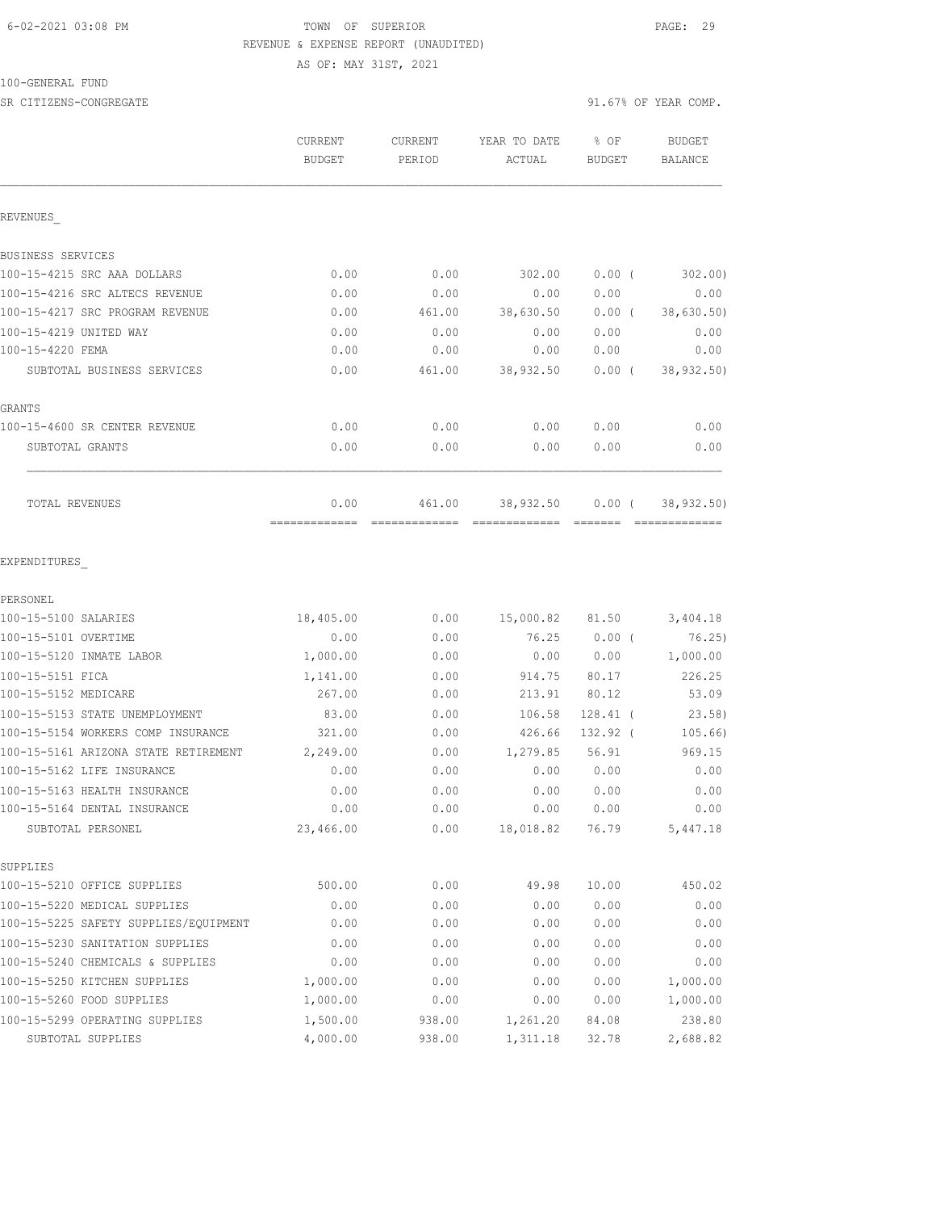TOWN OF SUPERIOR
REVENUE & EXPENSE REPORT (UNAUDITED)
AS OF: MAY 31ST, 2021

100-GENERAL FUND

SR CITIZENS-CONGREGATE — 91.67% OF YEAR COMP.

| | CURRENT BUDGET | CURRENT PERIOD | YEAR TO DATE ACTUAL | % OF BUDGET | BUDGET BALANCE |
|---|---|---|---|---|---|
| **REVENUES** | | | | | |
| BUSINESS SERVICES | | | | | |
| 100-15-4215 SRC AAA DOLLARS | 0.00 | 0.00 | 302.00 | 0.00 ( | 302.00) |
| 100-15-4216 SRC ALTECS REVENUE | 0.00 | 0.00 | 0.00 | 0.00 | 0.00 |
| 100-15-4217 SRC PROGRAM REVENUE | 0.00 | 461.00 | 38,630.50 | 0.00 ( | 38,630.50) |
| 100-15-4219 UNITED WAY | 0.00 | 0.00 | 0.00 | 0.00 | 0.00 |
| 100-15-4220 FEMA | 0.00 | 0.00 | 0.00 | 0.00 | 0.00 |
| SUBTOTAL BUSINESS SERVICES | 0.00 | 461.00 | 38,932.50 | 0.00 ( | 38,932.50) |
| GRANTS | | | | | |
| 100-15-4600 SR CENTER REVENUE | 0.00 | 0.00 | 0.00 | 0.00 | 0.00 |
| SUBTOTAL GRANTS | 0.00 | 0.00 | 0.00 | 0.00 | 0.00 |
| TOTAL REVENUES | 0.00 | 461.00 | 38,932.50 | 0.00 ( | 38,932.50) |
| **EXPENDITURES** | | | | | |
| PERSONEL | | | | | |
| 100-15-5100 SALARIES | 18,405.00 | 0.00 | 15,000.82 | 81.50 | 3,404.18 |
| 100-15-5101 OVERTIME | 0.00 | 0.00 | 76.25 | 0.00 ( | 76.25) |
| 100-15-5120 INMATE LABOR | 1,000.00 | 0.00 | 0.00 | 0.00 | 1,000.00 |
| 100-15-5151 FICA | 1,141.00 | 0.00 | 914.75 | 80.17 | 226.25 |
| 100-15-5152 MEDICARE | 267.00 | 0.00 | 213.91 | 80.12 | 53.09 |
| 100-15-5153 STATE UNEMPLOYMENT | 83.00 | 0.00 | 106.58 | 128.41 ( | 23.58) |
| 100-15-5154 WORKERS COMP INSURANCE | 321.00 | 0.00 | 426.66 | 132.92 ( | 105.66) |
| 100-15-5161 ARIZONA STATE RETIREMENT | 2,249.00 | 0.00 | 1,279.85 | 56.91 | 969.15 |
| 100-15-5162 LIFE INSURANCE | 0.00 | 0.00 | 0.00 | 0.00 | 0.00 |
| 100-15-5163 HEALTH INSURANCE | 0.00 | 0.00 | 0.00 | 0.00 | 0.00 |
| 100-15-5164 DENTAL INSURANCE | 0.00 | 0.00 | 0.00 | 0.00 | 0.00 |
| SUBTOTAL PERSONEL | 23,466.00 | 0.00 | 18,018.82 | 76.79 | 5,447.18 |
| SUPPLIES | | | | | |
| 100-15-5210 OFFICE SUPPLIES | 500.00 | 0.00 | 49.98 | 10.00 | 450.02 |
| 100-15-5220 MEDICAL SUPPLIES | 0.00 | 0.00 | 0.00 | 0.00 | 0.00 |
| 100-15-5225 SAFETY SUPPLIES/EQUIPMENT | 0.00 | 0.00 | 0.00 | 0.00 | 0.00 |
| 100-15-5230 SANITATION SUPPLIES | 0.00 | 0.00 | 0.00 | 0.00 | 0.00 |
| 100-15-5240 CHEMICALS & SUPPLIES | 0.00 | 0.00 | 0.00 | 0.00 | 0.00 |
| 100-15-5250 KITCHEN SUPPLIES | 1,000.00 | 0.00 | 0.00 | 0.00 | 1,000.00 |
| 100-15-5260 FOOD SUPPLIES | 1,000.00 | 0.00 | 0.00 | 0.00 | 1,000.00 |
| 100-15-5299 OPERATING SUPPLIES | 1,500.00 | 938.00 | 1,261.20 | 84.08 | 238.80 |
| SUBTOTAL SUPPLIES | 4,000.00 | 938.00 | 1,311.18 | 32.78 | 2,688.82 |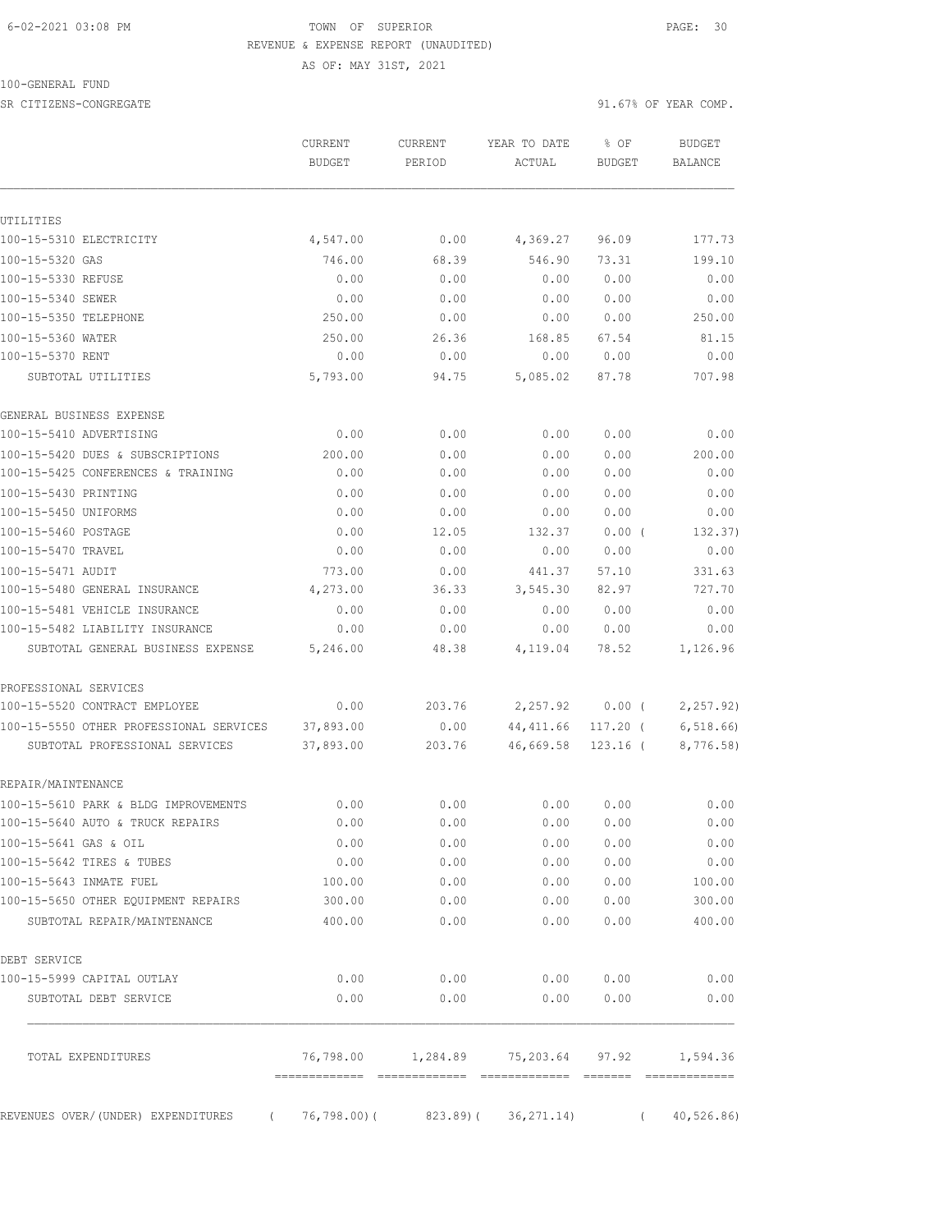6-02-2021 03:08 PM TOWN OF SUPERIOR

REVENUE & EXPENSE REPORT (UNAUDITED)

AS OF: MAY 31ST, 2021

100-GENERAL FUND

SR CITIZENS-CONGREGATE 91.67% OF YEAR COMP.

| | CURRENT BUDGET | CURRENT PERIOD | YEAR TO DATE ACTUAL | % OF BUDGET | BUDGET BALANCE |
|---|---|---|---|---|---|
| UTILITIES | | | | | |
| 100-15-5310 ELECTRICITY | 4,547.00 | 0.00 | 4,369.27 | 96.09 | 177.73 |
| 100-15-5320 GAS | 746.00 | 68.39 | 546.90 | 73.31 | 199.10 |
| 100-15-5330 REFUSE | 0.00 | 0.00 | 0.00 | 0.00 | 0.00 |
| 100-15-5340 SEWER | 0.00 | 0.00 | 0.00 | 0.00 | 0.00 |
| 100-15-5350 TELEPHONE | 250.00 | 0.00 | 0.00 | 0.00 | 250.00 |
| 100-15-5360 WATER | 250.00 | 26.36 | 168.85 | 67.54 | 81.15 |
| 100-15-5370 RENT | 0.00 | 0.00 | 0.00 | 0.00 | 0.00 |
| SUBTOTAL UTILITIES | 5,793.00 | 94.75 | 5,085.02 | 87.78 | 707.98 |
| GENERAL BUSINESS EXPENSE | | | | | |
| 100-15-5410 ADVERTISING | 0.00 | 0.00 | 0.00 | 0.00 | 0.00 |
| 100-15-5420 DUES & SUBSCRIPTIONS | 200.00 | 0.00 | 0.00 | 0.00 | 200.00 |
| 100-15-5425 CONFERENCES & TRAINING | 0.00 | 0.00 | 0.00 | 0.00 | 0.00 |
| 100-15-5430 PRINTING | 0.00 | 0.00 | 0.00 | 0.00 | 0.00 |
| 100-15-5450 UNIFORMS | 0.00 | 0.00 | 0.00 | 0.00 | 0.00 |
| 100-15-5460 POSTAGE | 0.00 | 12.05 | 132.37 | 0.00 ( | 132.37) |
| 100-15-5470 TRAVEL | 0.00 | 0.00 | 0.00 | 0.00 | 0.00 |
| 100-15-5471 AUDIT | 773.00 | 0.00 | 441.37 | 57.10 | 331.63 |
| 100-15-5480 GENERAL INSURANCE | 4,273.00 | 36.33 | 3,545.30 | 82.97 | 727.70 |
| 100-15-5481 VEHICLE INSURANCE | 0.00 | 0.00 | 0.00 | 0.00 | 0.00 |
| 100-15-5482 LIABILITY INSURANCE | 0.00 | 0.00 | 0.00 | 0.00 | 0.00 |
| SUBTOTAL GENERAL BUSINESS EXPENSE | 5,246.00 | 48.38 | 4,119.04 | 78.52 | 1,126.96 |
| PROFESSIONAL SERVICES | | | | | |
| 100-15-5520 CONTRACT EMPLOYEE | 0.00 | 203.76 | 2,257.92 | 0.00 ( | 2,257.92) |
| 100-15-5550 OTHER PROFESSIONAL SERVICES | 37,893.00 | 0.00 | 44,411.66 | 117.20 ( | 6,518.66) |
| SUBTOTAL PROFESSIONAL SERVICES | 37,893.00 | 203.76 | 46,669.58 | 123.16 ( | 8,776.58) |
| REPAIR/MAINTENANCE | | | | | |
| 100-15-5610 PARK & BLDG IMPROVEMENTS | 0.00 | 0.00 | 0.00 | 0.00 | 0.00 |
| 100-15-5640 AUTO & TRUCK REPAIRS | 0.00 | 0.00 | 0.00 | 0.00 | 0.00 |
| 100-15-5641 GAS & OIL | 0.00 | 0.00 | 0.00 | 0.00 | 0.00 |
| 100-15-5642 TIRES & TUBES | 0.00 | 0.00 | 0.00 | 0.00 | 0.00 |
| 100-15-5643 INMATE FUEL | 100.00 | 0.00 | 0.00 | 0.00 | 100.00 |
| 100-15-5650 OTHER EQUIPMENT REPAIRS | 300.00 | 0.00 | 0.00 | 0.00 | 300.00 |
| SUBTOTAL REPAIR/MAINTENANCE | 400.00 | 0.00 | 0.00 | 0.00 | 400.00 |
| DEBT SERVICE | | | | | |
| 100-15-5999 CAPITAL OUTLAY | 0.00 | 0.00 | 0.00 | 0.00 | 0.00 |
| SUBTOTAL DEBT SERVICE | 0.00 | 0.00 | 0.00 | 0.00 | 0.00 |
| TOTAL EXPENDITURES | 76,798.00 | 1,284.89 | 75,203.64 | 97.92 | 1,594.36 |
| REVENUES OVER/(UNDER) EXPENDITURES | ( 76,798.00)( | 823.89)( | 36,271.14) | ( | 40,526.86) |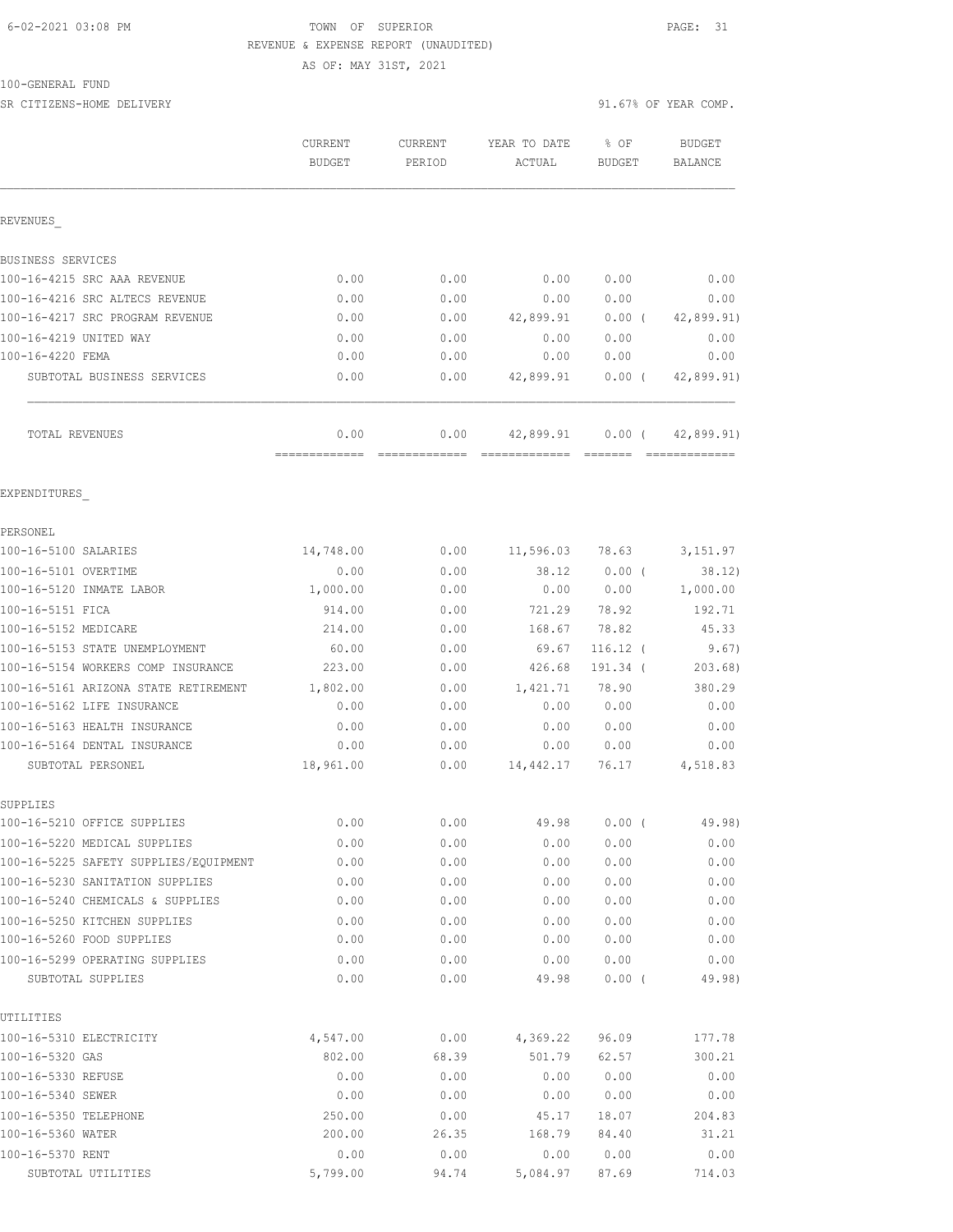6-02-2021 03:08 PM TOWN OF SUPERIOR PAGE: 31

REVENUE & EXPENSE REPORT (UNAUDITED)

AS OF: MAY 31ST, 2021

100-GENERAL FUND

SR CITIZENS-HOME DELIVERY 91.67% OF YEAR COMP.

| | CURRENT BUDGET | CURRENT PERIOD | YEAR TO DATE ACTUAL | % OF BUDGET | BUDGET BALANCE |
|---|---|---|---|---|---|
| REVENUES_ | | | | | |
| BUSINESS SERVICES | | | | | |
| 100-16-4215 SRC AAA REVENUE | 0.00 | 0.00 | 0.00 | 0.00 | 0.00 |
| 100-16-4216 SRC ALTECS REVENUE | 0.00 | 0.00 | 0.00 | 0.00 | 0.00 |
| 100-16-4217 SRC PROGRAM REVENUE | 0.00 | 0.00 | 42,899.91 | 0.00 ( | 42,899.91) |
| 100-16-4219 UNITED WAY | 0.00 | 0.00 | 0.00 | 0.00 | 0.00 |
| 100-16-4220 FEMA | 0.00 | 0.00 | 0.00 | 0.00 | 0.00 |
| SUBTOTAL BUSINESS SERVICES | 0.00 | 0.00 | 42,899.91 | 0.00 ( | 42,899.91) |
| TOTAL REVENUES | 0.00 | 0.00 | 42,899.91 | 0.00 ( | 42,899.91) |
| EXPENDITURES_ | | | | | |
| PERSONEL | | | | | |
| 100-16-5100 SALARIES | 14,748.00 | 0.00 | 11,596.03 | 78.63 | 3,151.97 |
| 100-16-5101 OVERTIME | 0.00 | 0.00 | 38.12 | 0.00 ( | 38.12) |
| 100-16-5120 INMATE LABOR | 1,000.00 | 0.00 | 0.00 | 0.00 | 1,000.00 |
| 100-16-5151 FICA | 914.00 | 0.00 | 721.29 | 78.92 | 192.71 |
| 100-16-5152 MEDICARE | 214.00 | 0.00 | 168.67 | 78.82 | 45.33 |
| 100-16-5153 STATE UNEMPLOYMENT | 60.00 | 0.00 | 69.67 | 116.12 ( | 9.67) |
| 100-16-5154 WORKERS COMP INSURANCE | 223.00 | 0.00 | 426.68 | 191.34 ( | 203.68) |
| 100-16-5161 ARIZONA STATE RETIREMENT | 1,802.00 | 0.00 | 1,421.71 | 78.90 | 380.29 |
| 100-16-5162 LIFE INSURANCE | 0.00 | 0.00 | 0.00 | 0.00 | 0.00 |
| 100-16-5163 HEALTH INSURANCE | 0.00 | 0.00 | 0.00 | 0.00 | 0.00 |
| 100-16-5164 DENTAL INSURANCE | 0.00 | 0.00 | 0.00 | 0.00 | 0.00 |
| SUBTOTAL PERSONEL | 18,961.00 | 0.00 | 14,442.17 | 76.17 | 4,518.83 |
| SUPPLIES | | | | | |
| 100-16-5210 OFFICE SUPPLIES | 0.00 | 0.00 | 49.98 | 0.00 ( | 49.98) |
| 100-16-5220 MEDICAL SUPPLIES | 0.00 | 0.00 | 0.00 | 0.00 | 0.00 |
| 100-16-5225 SAFETY SUPPLIES/EQUIPMENT | 0.00 | 0.00 | 0.00 | 0.00 | 0.00 |
| 100-16-5230 SANITATION SUPPLIES | 0.00 | 0.00 | 0.00 | 0.00 | 0.00 |
| 100-16-5240 CHEMICALS & SUPPLIES | 0.00 | 0.00 | 0.00 | 0.00 | 0.00 |
| 100-16-5250 KITCHEN SUPPLIES | 0.00 | 0.00 | 0.00 | 0.00 | 0.00 |
| 100-16-5260 FOOD SUPPLIES | 0.00 | 0.00 | 0.00 | 0.00 | 0.00 |
| 100-16-5299 OPERATING SUPPLIES | 0.00 | 0.00 | 0.00 | 0.00 | 0.00 |
| SUBTOTAL SUPPLIES | 0.00 | 0.00 | 49.98 | 0.00 ( | 49.98) |
| UTILITIES | | | | | |
| 100-16-5310 ELECTRICITY | 4,547.00 | 0.00 | 4,369.22 | 96.09 | 177.78 |
| 100-16-5320 GAS | 802.00 | 68.39 | 501.79 | 62.57 | 300.21 |
| 100-16-5330 REFUSE | 0.00 | 0.00 | 0.00 | 0.00 | 0.00 |
| 100-16-5340 SEWER | 0.00 | 0.00 | 0.00 | 0.00 | 0.00 |
| 100-16-5350 TELEPHONE | 250.00 | 0.00 | 45.17 | 18.07 | 204.83 |
| 100-16-5360 WATER | 200.00 | 26.35 | 168.79 | 84.40 | 31.21 |
| 100-16-5370 RENT | 0.00 | 0.00 | 0.00 | 0.00 | 0.00 |
| SUBTOTAL UTILITIES | 5,799.00 | 94.74 | 5,084.97 | 87.69 | 714.03 |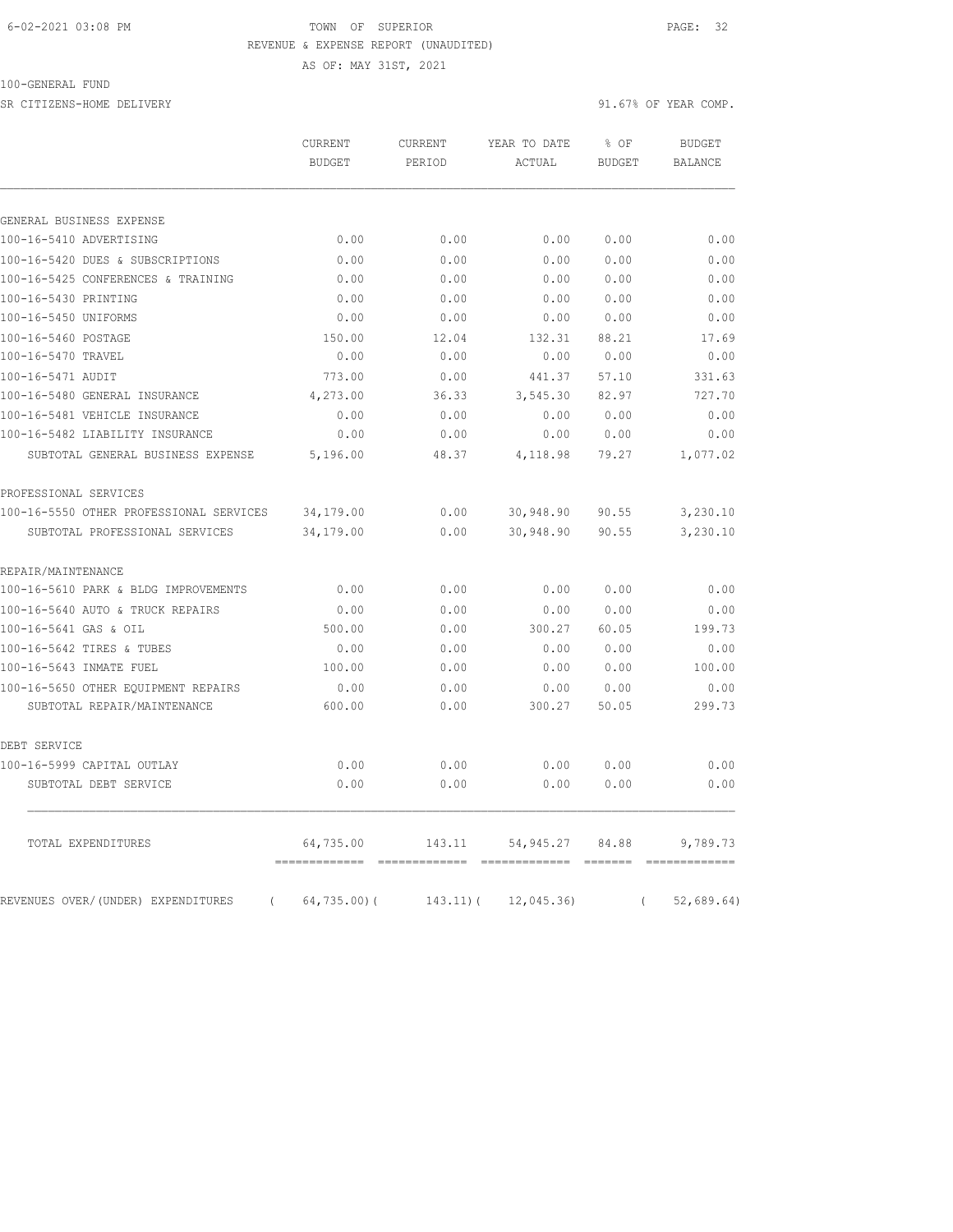6-02-2021 03:08 PM TOWN OF SUPERIOR

REVENUE & EXPENSE REPORT (UNAUDITED)

AS OF: MAY 31ST, 2021

100-GENERAL FUND

SR CITIZENS-HOME DELIVERY 91.67% OF YEAR COMP.

| | CURRENT BUDGET | CURRENT PERIOD | YEAR TO DATE ACTUAL | % OF BUDGET | BUDGET BALANCE |
|---|---|---|---|---|---|
| GENERAL BUSINESS EXPENSE | | | | | |
| 100-16-5410 ADVERTISING | 0.00 | 0.00 | 0.00 | 0.00 | 0.00 |
| 100-16-5420 DUES & SUBSCRIPTIONS | 0.00 | 0.00 | 0.00 | 0.00 | 0.00 |
| 100-16-5425 CONFERENCES & TRAINING | 0.00 | 0.00 | 0.00 | 0.00 | 0.00 |
| 100-16-5430 PRINTING | 0.00 | 0.00 | 0.00 | 0.00 | 0.00 |
| 100-16-5450 UNIFORMS | 0.00 | 0.00 | 0.00 | 0.00 | 0.00 |
| 100-16-5460 POSTAGE | 150.00 | 12.04 | 132.31 | 88.21 | 17.69 |
| 100-16-5470 TRAVEL | 0.00 | 0.00 | 0.00 | 0.00 | 0.00 |
| 100-16-5471 AUDIT | 773.00 | 0.00 | 441.37 | 57.10 | 331.63 |
| 100-16-5480 GENERAL INSURANCE | 4,273.00 | 36.33 | 3,545.30 | 82.97 | 727.70 |
| 100-16-5481 VEHICLE INSURANCE | 0.00 | 0.00 | 0.00 | 0.00 | 0.00 |
| 100-16-5482 LIABILITY INSURANCE | 0.00 | 0.00 | 0.00 | 0.00 | 0.00 |
| SUBTOTAL GENERAL BUSINESS EXPENSE | 5,196.00 | 48.37 | 4,118.98 | 79.27 | 1,077.02 |
| PROFESSIONAL SERVICES | | | | | |
| 100-16-5550 OTHER PROFESSIONAL SERVICES | 34,179.00 | 0.00 | 30,948.90 | 90.55 | 3,230.10 |
| SUBTOTAL PROFESSIONAL SERVICES | 34,179.00 | 0.00 | 30,948.90 | 90.55 | 3,230.10 |
| REPAIR/MAINTENANCE | | | | | |
| 100-16-5610 PARK & BLDG IMPROVEMENTS | 0.00 | 0.00 | 0.00 | 0.00 | 0.00 |
| 100-16-5640 AUTO & TRUCK REPAIRS | 0.00 | 0.00 | 0.00 | 0.00 | 0.00 |
| 100-16-5641 GAS & OIL | 500.00 | 0.00 | 300.27 | 60.05 | 199.73 |
| 100-16-5642 TIRES & TUBES | 0.00 | 0.00 | 0.00 | 0.00 | 0.00 |
| 100-16-5643 INMATE FUEL | 100.00 | 0.00 | 0.00 | 0.00 | 100.00 |
| 100-16-5650 OTHER EQUIPMENT REPAIRS | 0.00 | 0.00 | 0.00 | 0.00 | 0.00 |
| SUBTOTAL REPAIR/MAINTENANCE | 600.00 | 0.00 | 300.27 | 50.05 | 299.73 |
| DEBT SERVICE | | | | | |
| 100-16-5999 CAPITAL OUTLAY | 0.00 | 0.00 | 0.00 | 0.00 | 0.00 |
| SUBTOTAL DEBT SERVICE | 0.00 | 0.00 | 0.00 | 0.00 | 0.00 |
| TOTAL EXPENDITURES | 64,735.00 | 143.11 | 54,945.27 | 84.88 | 9,789.73 |
| REVENUES OVER/(UNDER) EXPENDITURES | ( 64,735.00) | ( 143.11) | ( 12,045.36) | | ( 52,689.64) |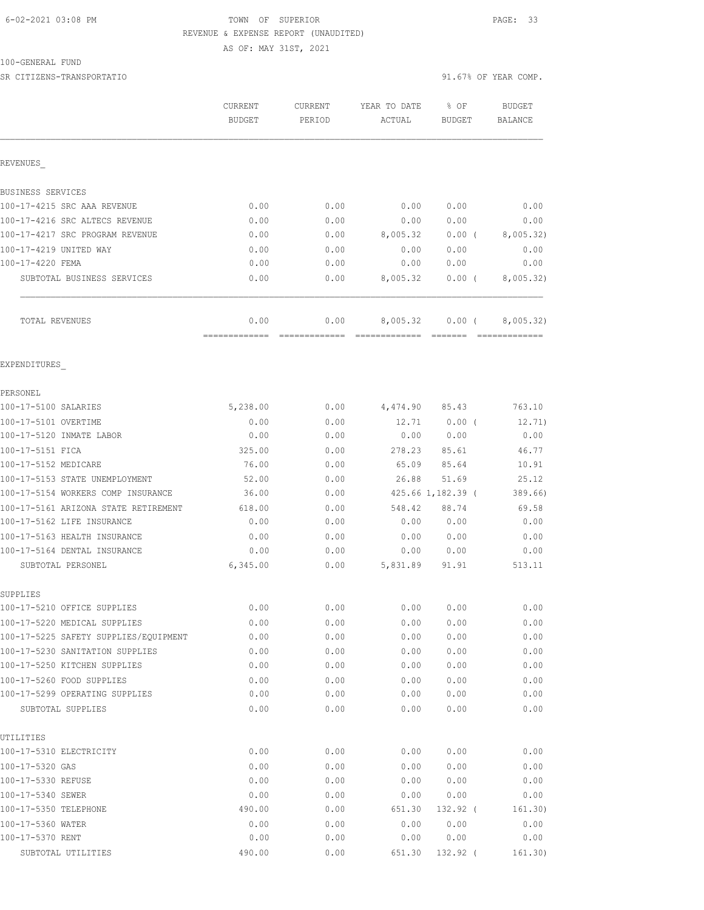6-02-2021 03:08 PM TOWN OF SUPERIOR

REVENUE & EXPENSE REPORT (UNAUDITED)

AS OF: MAY 31ST, 2021

100-GENERAL FUND

SR CITIZENS-TRANSPORTATIO 91.67% OF YEAR COMP.

| | CURRENT BUDGET | CURRENT PERIOD | YEAR TO DATE ACTUAL | % OF BUDGET | BUDGET BALANCE |
|---|---|---|---|---|---|
| REVENUES_ | | | | | |
| BUSINESS SERVICES | | | | | |
| 100-17-4215 SRC AAA REVENUE | 0.00 | 0.00 | 0.00 | 0.00 | 0.00 |
| 100-17-4216 SRC ALTECS REVENUE | 0.00 | 0.00 | 0.00 | 0.00 | 0.00 |
| 100-17-4217 SRC PROGRAM REVENUE | 0.00 | 0.00 | 8,005.32 | 0.00 ( | 8,005.32) |
| 100-17-4219 UNITED WAY | 0.00 | 0.00 | 0.00 | 0.00 | 0.00 |
| 100-17-4220 FEMA | 0.00 | 0.00 | 0.00 | 0.00 | 0.00 |
| SUBTOTAL BUSINESS SERVICES | 0.00 | 0.00 | 8,005.32 | 0.00 ( | 8,005.32) |
| TOTAL REVENUES | 0.00 | 0.00 | 8,005.32 | 0.00 ( | 8,005.32) |
| EXPENDITURES_ | | | | | |
| PERSONEL | | | | | |
| 100-17-5100 SALARIES | 5,238.00 | 0.00 | 4,474.90 | 85.43 | 763.10 |
| 100-17-5101 OVERTIME | 0.00 | 0.00 | 12.71 | 0.00 ( | 12.71) |
| 100-17-5120 INMATE LABOR | 0.00 | 0.00 | 0.00 | 0.00 | 0.00 |
| 100-17-5151 FICA | 325.00 | 0.00 | 278.23 | 85.61 | 46.77 |
| 100-17-5152 MEDICARE | 76.00 | 0.00 | 65.09 | 85.64 | 10.91 |
| 100-17-5153 STATE UNEMPLOYMENT | 52.00 | 0.00 | 26.88 | 51.69 | 25.12 |
| 100-17-5154 WORKERS COMP INSURANCE | 36.00 | 0.00 | 425.66 | 1,182.39 ( | 389.66) |
| 100-17-5161 ARIZONA STATE RETIREMENT | 618.00 | 0.00 | 548.42 | 88.74 | 69.58 |
| 100-17-5162 LIFE INSURANCE | 0.00 | 0.00 | 0.00 | 0.00 | 0.00 |
| 100-17-5163 HEALTH INSURANCE | 0.00 | 0.00 | 0.00 | 0.00 | 0.00 |
| 100-17-5164 DENTAL INSURANCE | 0.00 | 0.00 | 0.00 | 0.00 | 0.00 |
| SUBTOTAL PERSONEL | 6,345.00 | 0.00 | 5,831.89 | 91.91 | 513.11 |
| SUPPLIES | | | | | |
| 100-17-5210 OFFICE SUPPLIES | 0.00 | 0.00 | 0.00 | 0.00 | 0.00 |
| 100-17-5220 MEDICAL SUPPLIES | 0.00 | 0.00 | 0.00 | 0.00 | 0.00 |
| 100-17-5225 SAFETY SUPPLIES/EQUIPMENT | 0.00 | 0.00 | 0.00 | 0.00 | 0.00 |
| 100-17-5230 SANITATION SUPPLIES | 0.00 | 0.00 | 0.00 | 0.00 | 0.00 |
| 100-17-5250 KITCHEN SUPPLIES | 0.00 | 0.00 | 0.00 | 0.00 | 0.00 |
| 100-17-5260 FOOD SUPPLIES | 0.00 | 0.00 | 0.00 | 0.00 | 0.00 |
| 100-17-5299 OPERATING SUPPLIES | 0.00 | 0.00 | 0.00 | 0.00 | 0.00 |
| SUBTOTAL SUPPLIES | 0.00 | 0.00 | 0.00 | 0.00 | 0.00 |
| UTILITIES | | | | | |
| 100-17-5310 ELECTRICITY | 0.00 | 0.00 | 0.00 | 0.00 | 0.00 |
| 100-17-5320 GAS | 0.00 | 0.00 | 0.00 | 0.00 | 0.00 |
| 100-17-5330 REFUSE | 0.00 | 0.00 | 0.00 | 0.00 | 0.00 |
| 100-17-5340 SEWER | 0.00 | 0.00 | 0.00 | 0.00 | 0.00 |
| 100-17-5350 TELEPHONE | 490.00 | 0.00 | 651.30 | 132.92 ( | 161.30) |
| 100-17-5360 WATER | 0.00 | 0.00 | 0.00 | 0.00 | 0.00 |
| 100-17-5370 RENT | 0.00 | 0.00 | 0.00 | 0.00 | 0.00 |
| SUBTOTAL UTILITIES | 490.00 | 0.00 | 651.30 | 132.92 ( | 161.30) |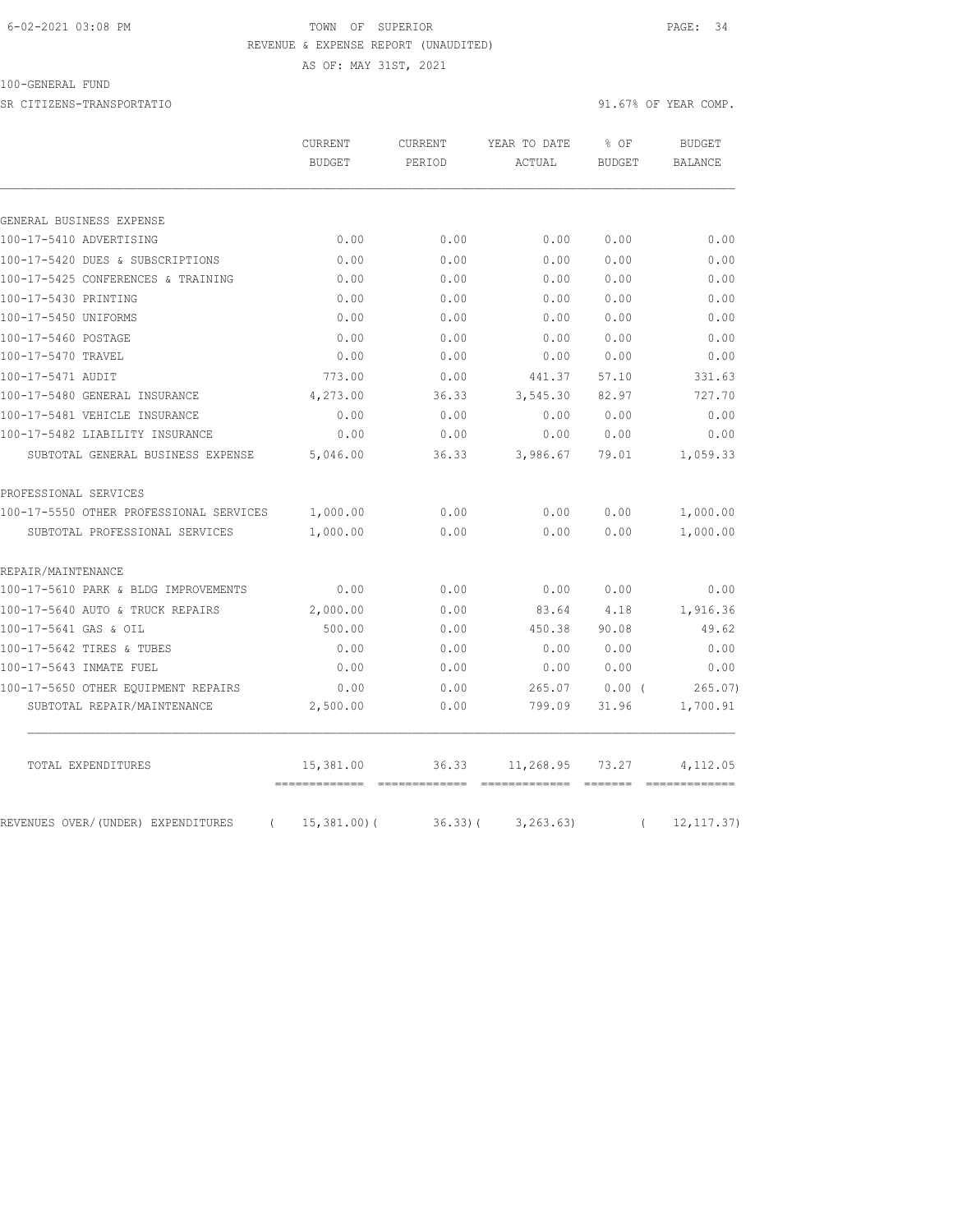TOWN OF SUPERIOR

REVENUE & EXPENSE REPORT (UNAUDITED)

AS OF: MAY 31ST, 2021

100-GENERAL FUND

SR CITIZENS-TRANSPORTATIO

91.67% OF YEAR COMP.

| | CURRENT BUDGET | CURRENT PERIOD | YEAR TO DATE ACTUAL | % OF BUDGET | BUDGET BALANCE |
|---|---|---|---|---|---|
| GENERAL BUSINESS EXPENSE | | | | | |
| 100-17-5410 ADVERTISING | 0.00 | 0.00 | 0.00 | 0.00 | 0.00 |
| 100-17-5420 DUES & SUBSCRIPTIONS | 0.00 | 0.00 | 0.00 | 0.00 | 0.00 |
| 100-17-5425 CONFERENCES & TRAINING | 0.00 | 0.00 | 0.00 | 0.00 | 0.00 |
| 100-17-5430 PRINTING | 0.00 | 0.00 | 0.00 | 0.00 | 0.00 |
| 100-17-5450 UNIFORMS | 0.00 | 0.00 | 0.00 | 0.00 | 0.00 |
| 100-17-5460 POSTAGE | 0.00 | 0.00 | 0.00 | 0.00 | 0.00 |
| 100-17-5470 TRAVEL | 0.00 | 0.00 | 0.00 | 0.00 | 0.00 |
| 100-17-5471 AUDIT | 773.00 | 0.00 | 441.37 | 57.10 | 331.63 |
| 100-17-5480 GENERAL INSURANCE | 4,273.00 | 36.33 | 3,545.30 | 82.97 | 727.70 |
| 100-17-5481 VEHICLE INSURANCE | 0.00 | 0.00 | 0.00 | 0.00 | 0.00 |
| 100-17-5482 LIABILITY INSURANCE | 0.00 | 0.00 | 0.00 | 0.00 | 0.00 |
| SUBTOTAL GENERAL BUSINESS EXPENSE | 5,046.00 | 36.33 | 3,986.67 | 79.01 | 1,059.33 |
| PROFESSIONAL SERVICES | | | | | |
| 100-17-5550 OTHER PROFESSIONAL SERVICES | 1,000.00 | 0.00 | 0.00 | 0.00 | 1,000.00 |
| SUBTOTAL PROFESSIONAL SERVICES | 1,000.00 | 0.00 | 0.00 | 0.00 | 1,000.00 |
| REPAIR/MAINTENANCE | | | | | |
| 100-17-5610 PARK & BLDG IMPROVEMENTS | 0.00 | 0.00 | 0.00 | 0.00 | 0.00 |
| 100-17-5640 AUTO & TRUCK REPAIRS | 2,000.00 | 0.00 | 83.64 | 4.18 | 1,916.36 |
| 100-17-5641 GAS & OIL | 500.00 | 0.00 | 450.38 | 90.08 | 49.62 |
| 100-17-5642 TIRES & TUBES | 0.00 | 0.00 | 0.00 | 0.00 | 0.00 |
| 100-17-5643 INMATE FUEL | 0.00 | 0.00 | 0.00 | 0.00 | 0.00 |
| 100-17-5650 OTHER EQUIPMENT REPAIRS | 0.00 | 0.00 | 265.07 | 0.00 | ( 265.07) |
| SUBTOTAL REPAIR/MAINTENANCE | 2,500.00 | 0.00 | 799.09 | 31.96 | 1,700.91 |
| TOTAL EXPENDITURES | 15,381.00 | 36.33 | 11,268.95 | 73.27 | 4,112.05 |
| REVENUES OVER/(UNDER) EXPENDITURES | ( 15,381.00) | ( 36.33) | ( 3,263.63) | | ( 12,117.37) |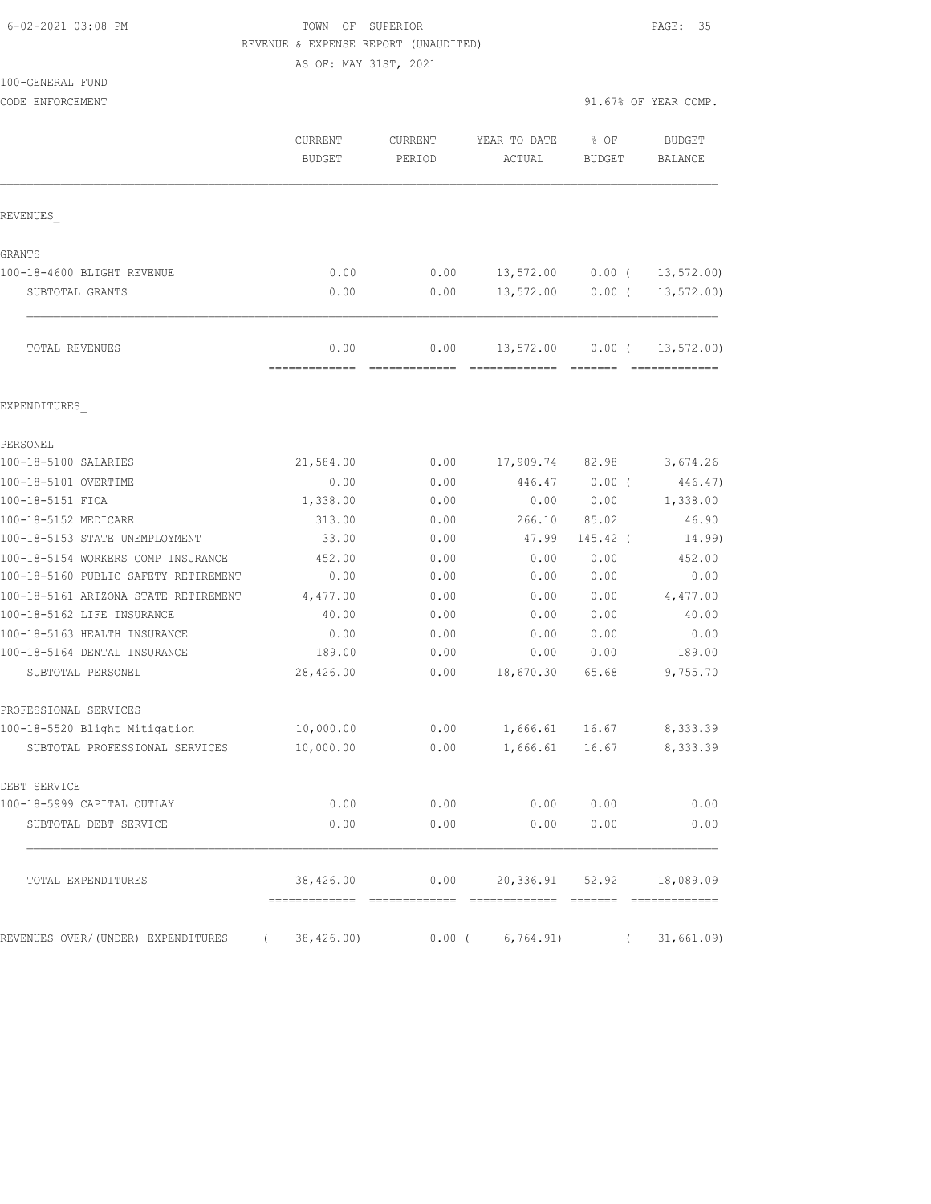TOWN OF SUPERIOR
REVENUE & EXPENSE REPORT (UNAUDITED)
AS OF: MAY 31ST, 2021

100-GENERAL FUND
CODE ENFORCEMENT

91.67% OF YEAR COMP.

| | CURRENT BUDGET | CURRENT PERIOD | YEAR TO DATE ACTUAL | % OF BUDGET | BUDGET BALANCE |
|---|---|---|---|---|---|
| REVENUES_ | | | | | |
| GRANTS | | | | | |
| 100-18-4600 BLIGHT REVENUE | 0.00 | 0.00 | 13,572.00 | 0.00 ( | 13,572.00) |
| SUBTOTAL GRANTS | 0.00 | 0.00 | 13,572.00 | 0.00 ( | 13,572.00) |
| TOTAL REVENUES | 0.00 | 0.00 | 13,572.00 | 0.00 ( | 13,572.00) |
| EXPENDITURES_ | | | | | |
| PERSONEL | | | | | |
| 100-18-5100 SALARIES | 21,584.00 | 0.00 | 17,909.74 | 82.98 | 3,674.26 |
| 100-18-5101 OVERTIME | 0.00 | 0.00 | 446.47 | 0.00 ( | 446.47) |
| 100-18-5151 FICA | 1,338.00 | 0.00 | 0.00 | 0.00 | 1,338.00 |
| 100-18-5152 MEDICARE | 313.00 | 0.00 | 266.10 | 85.02 | 46.90 |
| 100-18-5153 STATE UNEMPLOYMENT | 33.00 | 0.00 | 47.99 | 145.42 ( | 14.99) |
| 100-18-5154 WORKERS COMP INSURANCE | 452.00 | 0.00 | 0.00 | 0.00 | 452.00 |
| 100-18-5160 PUBLIC SAFETY RETIREMENT | 0.00 | 0.00 | 0.00 | 0.00 | 0.00 |
| 100-18-5161 ARIZONA STATE RETIREMENT | 4,477.00 | 0.00 | 0.00 | 0.00 | 4,477.00 |
| 100-18-5162 LIFE INSURANCE | 40.00 | 0.00 | 0.00 | 0.00 | 40.00 |
| 100-18-5163 HEALTH INSURANCE | 0.00 | 0.00 | 0.00 | 0.00 | 0.00 |
| 100-18-5164 DENTAL INSURANCE | 189.00 | 0.00 | 0.00 | 0.00 | 189.00 |
| SUBTOTAL PERSONEL | 28,426.00 | 0.00 | 18,670.30 | 65.68 | 9,755.70 |
| PROFESSIONAL SERVICES | | | | | |
| 100-18-5520 Blight Mitigation | 10,000.00 | 0.00 | 1,666.61 | 16.67 | 8,333.39 |
| SUBTOTAL PROFESSIONAL SERVICES | 10,000.00 | 0.00 | 1,666.61 | 16.67 | 8,333.39 |
| DEBT SERVICE | | | | | |
| 100-18-5999 CAPITAL OUTLAY | 0.00 | 0.00 | 0.00 | 0.00 | 0.00 |
| SUBTOTAL DEBT SERVICE | 0.00 | 0.00 | 0.00 | 0.00 | 0.00 |
| TOTAL EXPENDITURES | 38,426.00 | 0.00 | 20,336.91 | 52.92 | 18,089.09 |
| REVENUES OVER/(UNDER) EXPENDITURES | ( 38,426.00) | 0.00 ( | 6,764.91) | ( | 31,661.09) |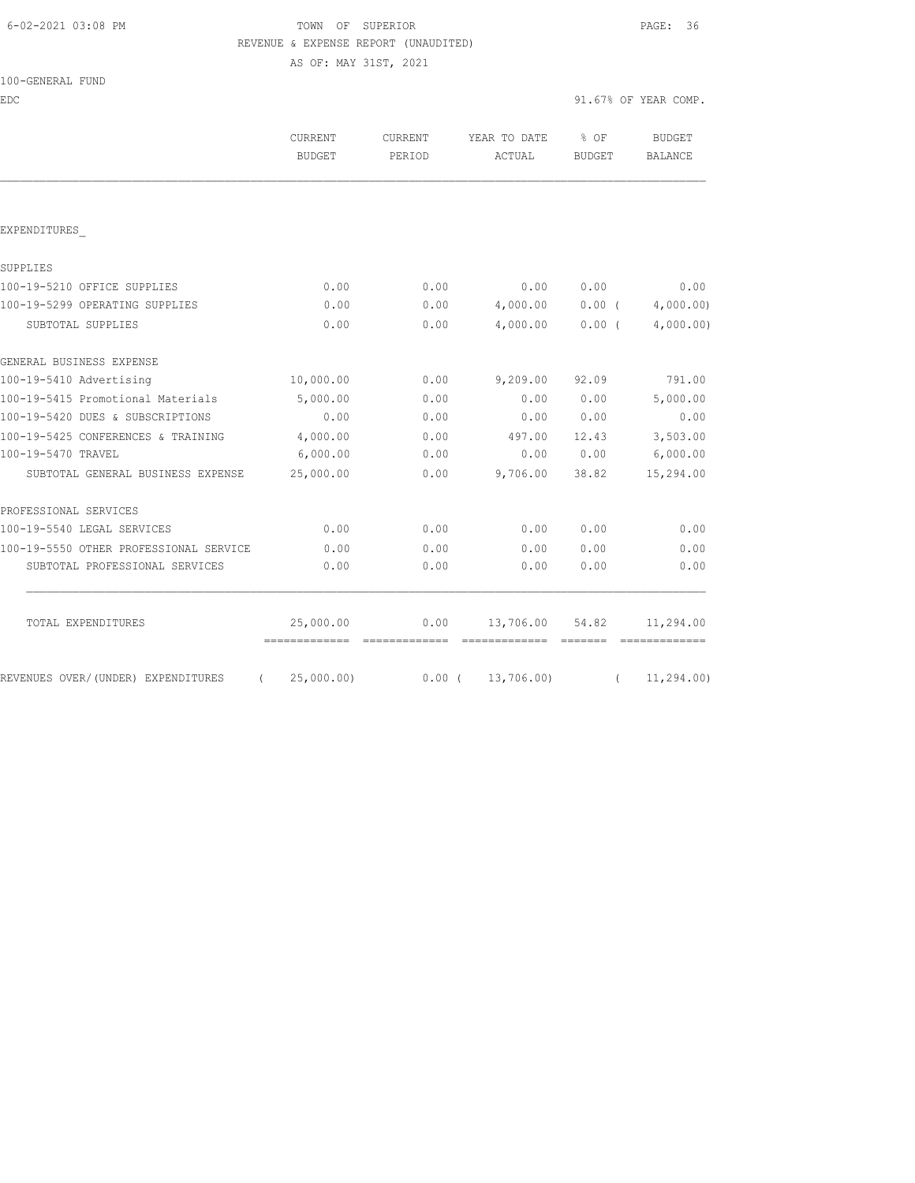TOWN OF SUPERIOR
REVENUE & EXPENSE REPORT (UNAUDITED)
AS OF: MAY 31ST, 2021

100-GENERAL FUND
EDC

91.67% OF YEAR COMP.

| | CURRENT BUDGET | CURRENT PERIOD | YEAR TO DATE ACTUAL | % OF BUDGET | BUDGET BALANCE |
|---|---|---|---|---|---|
| EXPENDITURES_ | | | | | |
| SUPPLIES | | | | | |
| 100-19-5210 OFFICE SUPPLIES | 0.00 | 0.00 | 0.00 | 0.00 | 0.00 |
| 100-19-5299 OPERATING SUPPLIES | 0.00 | 0.00 | 4,000.00 | 0.00 | ( 4,000.00) |
| SUBTOTAL SUPPLIES | 0.00 | 0.00 | 4,000.00 | 0.00 | ( 4,000.00) |
| GENERAL BUSINESS EXPENSE | | | | | |
| 100-19-5410 Advertising | 10,000.00 | 0.00 | 9,209.00 | 92.09 | 791.00 |
| 100-19-5415 Promotional Materials | 5,000.00 | 0.00 | 0.00 | 0.00 | 5,000.00 |
| 100-19-5420 DUES & SUBSCRIPTIONS | 0.00 | 0.00 | 0.00 | 0.00 | 0.00 |
| 100-19-5425 CONFERENCES & TRAINING | 4,000.00 | 0.00 | 497.00 | 12.43 | 3,503.00 |
| 100-19-5470 TRAVEL | 6,000.00 | 0.00 | 0.00 | 0.00 | 6,000.00 |
| SUBTOTAL GENERAL BUSINESS EXPENSE | 25,000.00 | 0.00 | 9,706.00 | 38.82 | 15,294.00 |
| PROFESSIONAL SERVICES | | | | | |
| 100-19-5540 LEGAL SERVICES | 0.00 | 0.00 | 0.00 | 0.00 | 0.00 |
| 100-19-5550 OTHER PROFESSIONAL SERVICE | 0.00 | 0.00 | 0.00 | 0.00 | 0.00 |
| SUBTOTAL PROFESSIONAL SERVICES | 0.00 | 0.00 | 0.00 | 0.00 | 0.00 |
| TOTAL EXPENDITURES | 25,000.00 | 0.00 | 13,706.00 | 54.82 | 11,294.00 |
| REVENUES OVER/(UNDER) EXPENDITURES | ( 25,000.00) | 0.00 | ( 13,706.00) | | ( 11,294.00) |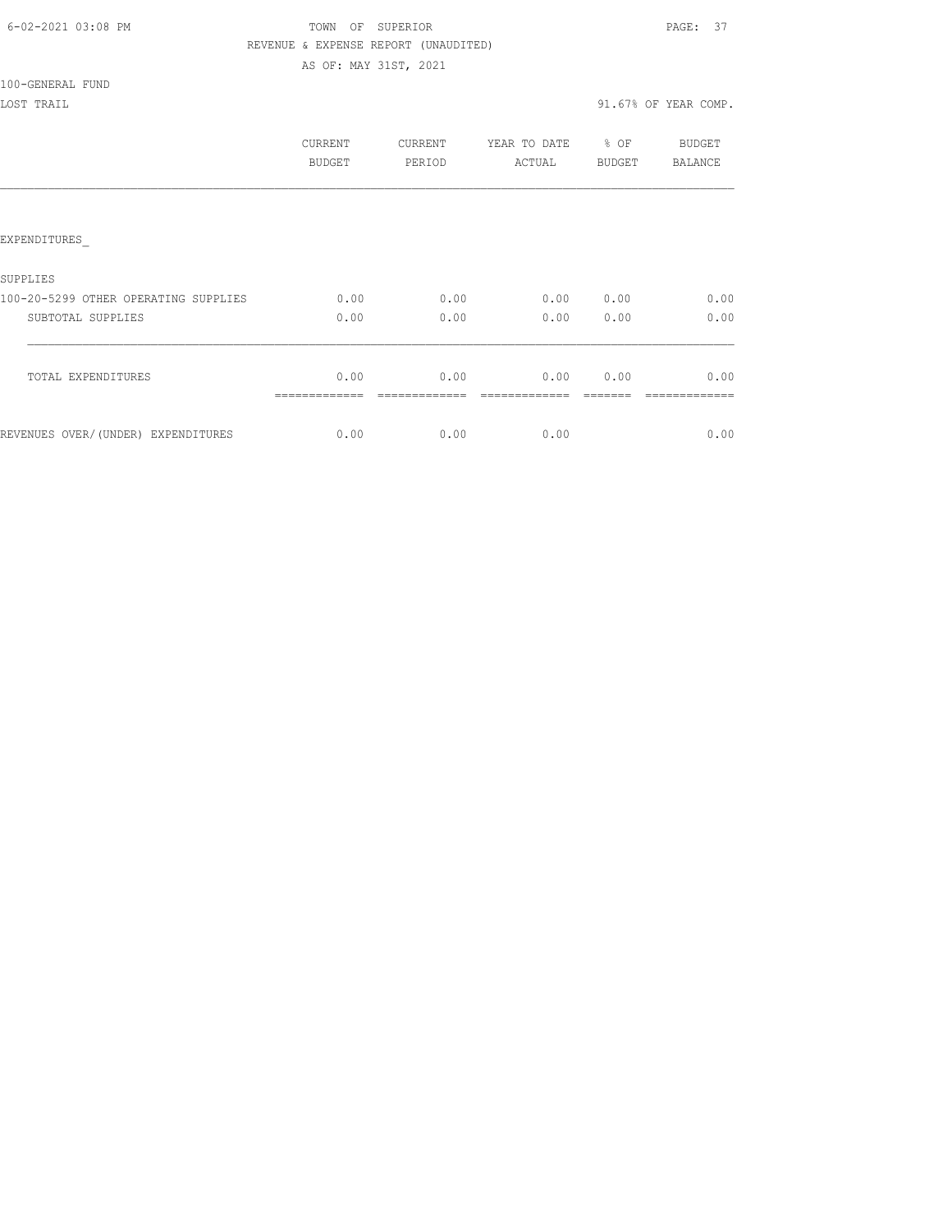TOWN OF SUPERIOR
REVENUE & EXPENSE REPORT (UNAUDITED)
AS OF: MAY 31ST, 2021

100-GENERAL FUND
LOST TRAIL

91.67% OF YEAR COMP.

| | CURRENT BUDGET | CURRENT PERIOD | YEAR TO DATE ACTUAL | % OF BUDGET | BUDGET BALANCE |
|---|---|---|---|---|---|
| EXPENDITURES_ | | | | | |
| SUPPLIES | | | | | |
| 100-20-5299 OTHER OPERATING SUPPLIES | 0.00 | 0.00 | 0.00 | 0.00 | 0.00 |
| SUBTOTAL SUPPLIES | 0.00 | 0.00 | 0.00 | 0.00 | 0.00 |
| TOTAL EXPENDITURES | 0.00 | 0.00 | 0.00 | 0.00 | 0.00 |
| REVENUES OVER/(UNDER) EXPENDITURES | 0.00 | 0.00 | 0.00 | | 0.00 |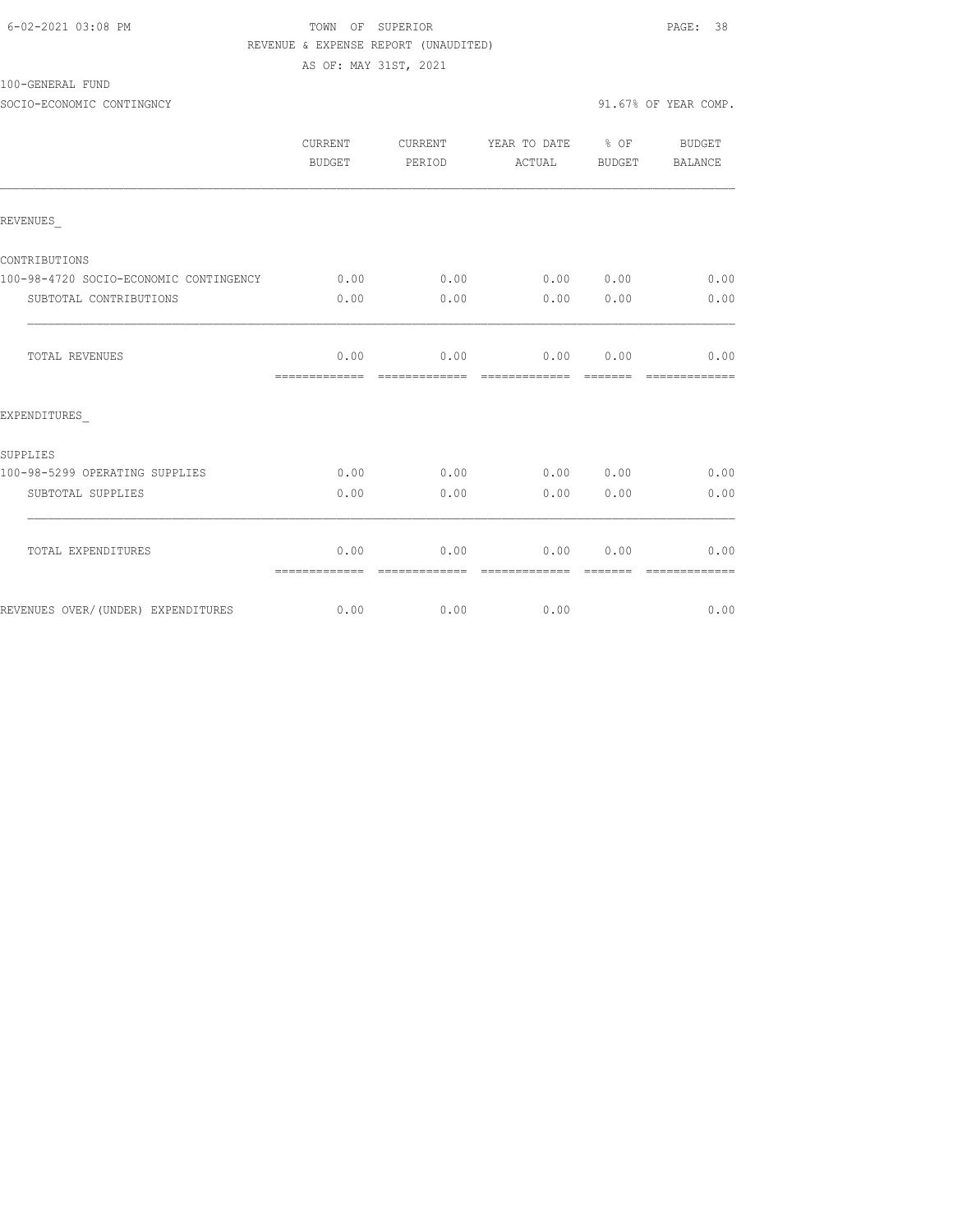TOWN OF SUPERIOR

REVENUE & EXPENSE REPORT (UNAUDITED)

AS OF: MAY 31ST, 2021

100-GENERAL FUND

SOCIO-ECONOMIC CONTINGNCY — 91.67% OF YEAR COMP.

| | CURRENT BUDGET | CURRENT PERIOD | YEAR TO DATE ACTUAL | % OF BUDGET | BUDGET BALANCE |
|---|---|---|---|---|---|
| REVENUES_ | | | | | |
| CONTRIBUTIONS | | | | | |
| 100-98-4720 SOCIO-ECONOMIC CONTINGENCY | 0.00 | 0.00 | 0.00 | 0.00 | 0.00 |
| SUBTOTAL CONTRIBUTIONS | 0.00 | 0.00 | 0.00 | 0.00 | 0.00 |
| TOTAL REVENUES | 0.00 | 0.00 | 0.00 | 0.00 | 0.00 |
| EXPENDITURES_ | | | | | |
| SUPPLIES | | | | | |
| 100-98-5299 OPERATING SUPPLIES | 0.00 | 0.00 | 0.00 | 0.00 | 0.00 |
| SUBTOTAL SUPPLIES | 0.00 | 0.00 | 0.00 | 0.00 | 0.00 |
| TOTAL EXPENDITURES | 0.00 | 0.00 | 0.00 | 0.00 | 0.00 |
| REVENUES OVER/(UNDER) EXPENDITURES | 0.00 | 0.00 | 0.00 | | 0.00 |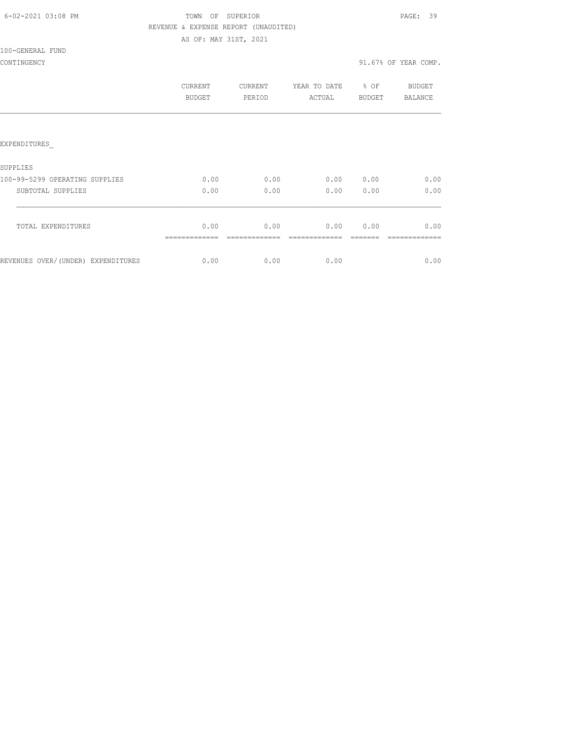TOWN OF SUPERIOR

REVENUE & EXPENSE REPORT (UNAUDITED)

AS OF: MAY 31ST, 2021

100-GENERAL FUND

CONTINGENCY — 91.67% OF YEAR COMP.

| | CURRENT BUDGET | CURRENT PERIOD | YEAR TO DATE ACTUAL | % OF BUDGET | BUDGET BALANCE |
|---|---|---|---|---|---|
| EXPENDITURES_ | | | | | |
| SUPPLIES | | | | | |
| 100-99-5299 OPERATING SUPPLIES | 0.00 | 0.00 | 0.00 | 0.00 | 0.00 |
| SUBTOTAL SUPPLIES | 0.00 | 0.00 | 0.00 | 0.00 | 0.00 |
| TOTAL EXPENDITURES | 0.00 | 0.00 | 0.00 | 0.00 | 0.00 |
| REVENUES OVER/(UNDER) EXPENDITURES | 0.00 | 0.00 | 0.00 | | 0.00 |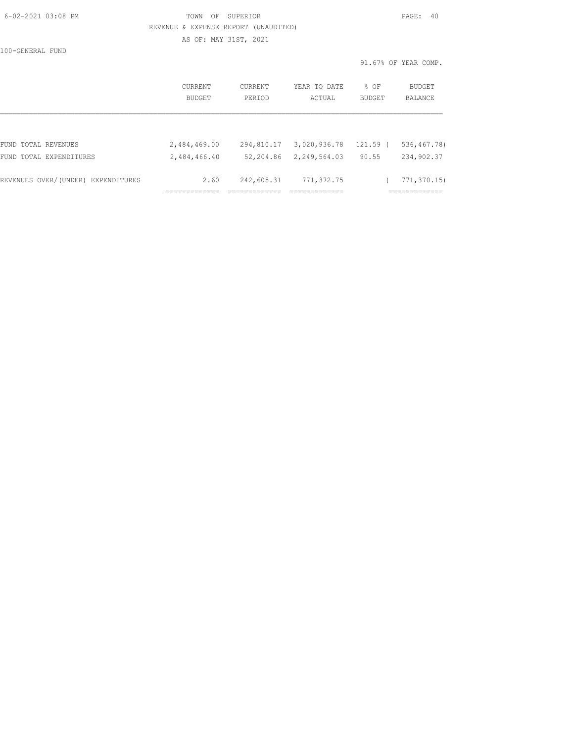TOWN OF SUPERIOR

REVENUE & EXPENSE REPORT (UNAUDITED)

AS OF: MAY 31ST, 2021

100-GENERAL FUND

91.67% OF YEAR COMP.

| | CURRENT BUDGET | CURRENT PERIOD | YEAR TO DATE ACTUAL | % OF BUDGET | BUDGET BALANCE |
|---|---|---|---|---|---|
| FUND TOTAL REVENUES | 2,484,469.00 | 294,810.17 | 3,020,936.78 | 121.59 | ( 536,467.78) |
| FUND TOTAL EXPENDITURES | 2,484,466.40 | 52,204.86 | 2,249,564.03 | 90.55 | 234,902.37 |
| REVENUES OVER/(UNDER) EXPENDITURES | 2.60 | 242,605.31 | 771,372.75 | | ( 771,370.15) |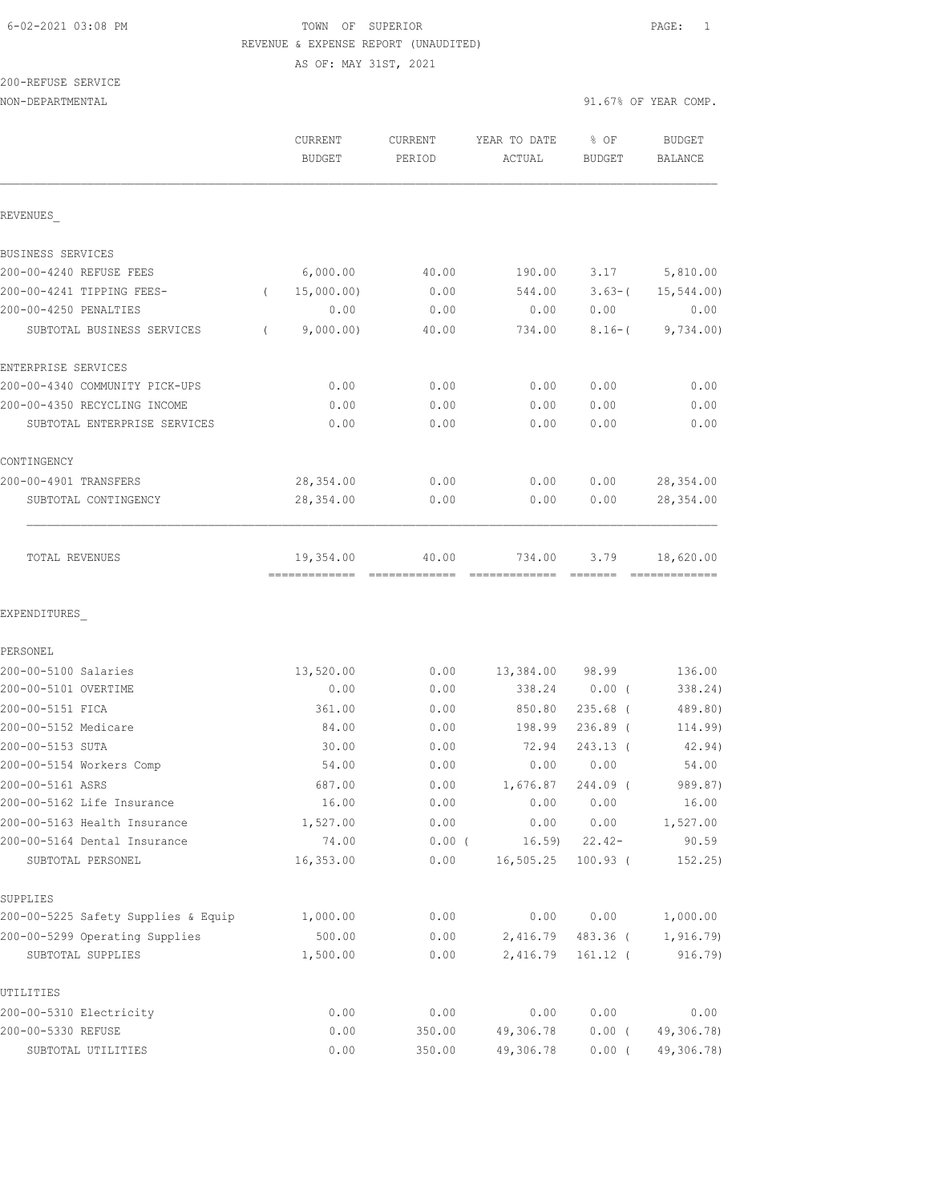6-02-2021 03:08 PM — TOWN OF SUPERIOR

REVENUE & EXPENSE REPORT (UNAUDITED)

AS OF: MAY 31ST, 2021

200-REFUSE SERVICE

NON-DEPARTMENTAL — 91.67% OF YEAR COMP.

| | CURRENT BUDGET | CURRENT PERIOD | YEAR TO DATE ACTUAL | % OF BUDGET | BUDGET BALANCE |
|---|---|---|---|---|---|
| **REVENUES** | | | | | |
| BUSINESS SERVICES | | | | | |
| 200-00-4240 REFUSE FEES | 6,000.00 | 40.00 | 190.00 | 3.17 | 5,810.00 |
| 200-00-4241 TIPPING FEES- | ( 15,000.00) | 0.00 | 544.00 | 3.63-( | 15,544.00) |
| 200-00-4250 PENALTIES | 0.00 | 0.00 | 0.00 | 0.00 | 0.00 |
| SUBTOTAL BUSINESS SERVICES | ( 9,000.00) | 40.00 | 734.00 | 8.16-( | 9,734.00) |
| ENTERPRISE SERVICES | | | | | |
| 200-00-4340 COMMUNITY PICK-UPS | 0.00 | 0.00 | 0.00 | 0.00 | 0.00 |
| 200-00-4350 RECYCLING INCOME | 0.00 | 0.00 | 0.00 | 0.00 | 0.00 |
| SUBTOTAL ENTERPRISE SERVICES | 0.00 | 0.00 | 0.00 | 0.00 | 0.00 |
| CONTINGENCY | | | | | |
| 200-00-4901 TRANSFERS | 28,354.00 | 0.00 | 0.00 | 0.00 | 28,354.00 |
| SUBTOTAL CONTINGENCY | 28,354.00 | 0.00 | 0.00 | 0.00 | 28,354.00 |
| TOTAL REVENUES | 19,354.00 | 40.00 | 734.00 | 3.79 | 18,620.00 |
| **EXPENDITURES** | | | | | |
| PERSONEL | | | | | |
| 200-00-5100 Salaries | 13,520.00 | 0.00 | 13,384.00 | 98.99 | 136.00 |
| 200-00-5101 OVERTIME | 0.00 | 0.00 | 338.24 | 0.00 ( | 338.24) |
| 200-00-5151 FICA | 361.00 | 0.00 | 850.80 | 235.68 ( | 489.80) |
| 200-00-5152 Medicare | 84.00 | 0.00 | 198.99 | 236.89 ( | 114.99) |
| 200-00-5153 SUTA | 30.00 | 0.00 | 72.94 | 243.13 ( | 42.94) |
| 200-00-5154 Workers Comp | 54.00 | 0.00 | 0.00 | 0.00 | 54.00 |
| 200-00-5161 ASRS | 687.00 | 0.00 | 1,676.87 | 244.09 ( | 989.87) |
| 200-00-5162 Life Insurance | 16.00 | 0.00 | 0.00 | 0.00 | 16.00 |
| 200-00-5163 Health Insurance | 1,527.00 | 0.00 | 0.00 | 0.00 | 1,527.00 |
| 200-00-5164 Dental Insurance | 74.00 | 0.00 ( | 16.59) | 22.42- | 90.59 |
| SUBTOTAL PERSONEL | 16,353.00 | 0.00 | 16,505.25 | 100.93 ( | 152.25) |
| SUPPLIES | | | | | |
| 200-00-5225 Safety Supplies & Equip | 1,000.00 | 0.00 | 0.00 | 0.00 | 1,000.00 |
| 200-00-5299 Operating Supplies | 500.00 | 0.00 | 2,416.79 | 483.36 ( | 1,916.79) |
| SUBTOTAL SUPPLIES | 1,500.00 | 0.00 | 2,416.79 | 161.12 ( | 916.79) |
| UTILITIES | | | | | |
| 200-00-5310 Electricity | 0.00 | 0.00 | 0.00 | 0.00 | 0.00 |
| 200-00-5330 REFUSE | 0.00 | 350.00 | 49,306.78 | 0.00 ( | 49,306.78) |
| SUBTOTAL UTILITIES | 0.00 | 350.00 | 49,306.78 | 0.00 ( | 49,306.78) |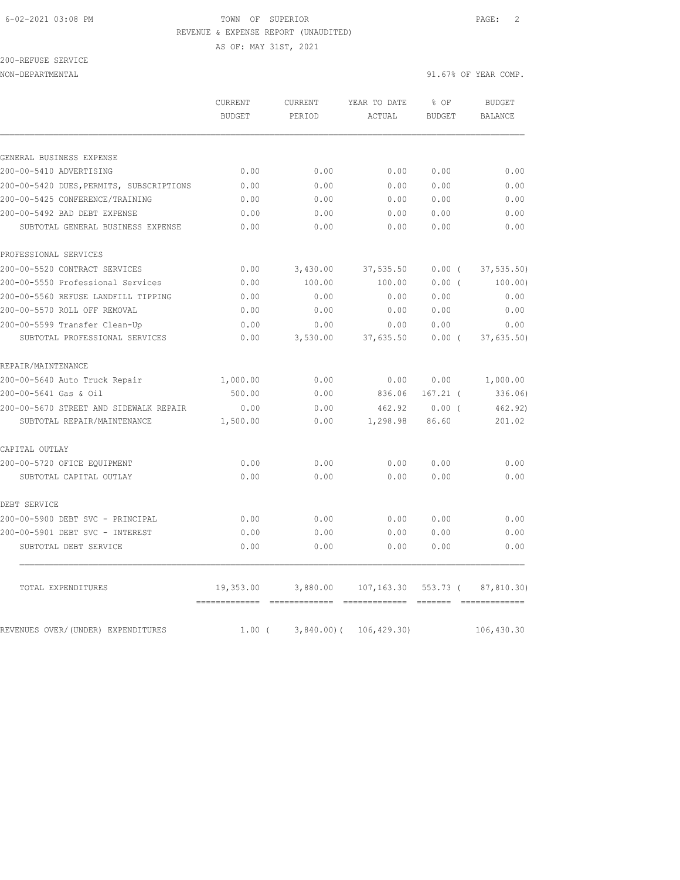TOWN OF SUPERIOR

REVENUE & EXPENSE REPORT (UNAUDITED)

AS OF: MAY 31ST, 2021

200-REFUSE SERVICE

NON-DEPARTMENTAL — 91.67% OF YEAR COMP.

| | CURRENT BUDGET | CURRENT PERIOD | YEAR TO DATE ACTUAL | % OF BUDGET | BUDGET BALANCE |
|---|---|---|---|---|---|
| **GENERAL BUSINESS EXPENSE** | | | | | |
| 200-00-5410 ADVERTISING | 0.00 | 0.00 | 0.00 | 0.00 | 0.00 |
| 200-00-5420 DUES,PERMITS, SUBSCRIPTIONS | 0.00 | 0.00 | 0.00 | 0.00 | 0.00 |
| 200-00-5425 CONFERENCE/TRAINING | 0.00 | 0.00 | 0.00 | 0.00 | 0.00 |
| 200-00-5492 BAD DEBT EXPENSE | 0.00 | 0.00 | 0.00 | 0.00 | 0.00 |
| SUBTOTAL GENERAL BUSINESS EXPENSE | 0.00 | 0.00 | 0.00 | 0.00 | 0.00 |
| **PROFESSIONAL SERVICES** | | | | | |
| 200-00-5520 CONTRACT SERVICES | 0.00 | 3,430.00 | 37,535.50 | 0.00 | ( 37,535.50) |
| 200-00-5550 Professional Services | 0.00 | 100.00 | 100.00 | 0.00 | ( 100.00) |
| 200-00-5560 REFUSE LANDFILL TIPPING | 0.00 | 0.00 | 0.00 | 0.00 | 0.00 |
| 200-00-5570 ROLL OFF REMOVAL | 0.00 | 0.00 | 0.00 | 0.00 | 0.00 |
| 200-00-5599 Transfer Clean-Up | 0.00 | 0.00 | 0.00 | 0.00 | 0.00 |
| SUBTOTAL PROFESSIONAL SERVICES | 0.00 | 3,530.00 | 37,635.50 | 0.00 | ( 37,635.50) |
| **REPAIR/MAINTENANCE** | | | | | |
| 200-00-5640 Auto Truck Repair | 1,000.00 | 0.00 | 0.00 | 0.00 | 1,000.00 |
| 200-00-5641 Gas & Oil | 500.00 | 0.00 | 836.06 | 167.21 | ( 336.06) |
| 200-00-5670 STREET AND SIDEWALK REPAIR | 0.00 | 0.00 | 462.92 | 0.00 | ( 462.92) |
| SUBTOTAL REPAIR/MAINTENANCE | 1,500.00 | 0.00 | 1,298.98 | 86.60 | 201.02 |
| **CAPITAL OUTLAY** | | | | | |
| 200-00-5720 OFICE EQUIPMENT | 0.00 | 0.00 | 0.00 | 0.00 | 0.00 |
| SUBTOTAL CAPITAL OUTLAY | 0.00 | 0.00 | 0.00 | 0.00 | 0.00 |
| **DEBT SERVICE** | | | | | |
| 200-00-5900 DEBT SVC - PRINCIPAL | 0.00 | 0.00 | 0.00 | 0.00 | 0.00 |
| 200-00-5901 DEBT SVC - INTEREST | 0.00 | 0.00 | 0.00 | 0.00 | 0.00 |
| SUBTOTAL DEBT SERVICE | 0.00 | 0.00 | 0.00 | 0.00 | 0.00 |
| TOTAL EXPENDITURES | 19,353.00 | 3,880.00 | 107,163.30 | 553.73 | ( 87,810.30) |
| REVENUES OVER/(UNDER) EXPENDITURES | 1.00 | ( 3,840.00) | ( 106,429.30) | | 106,430.30 |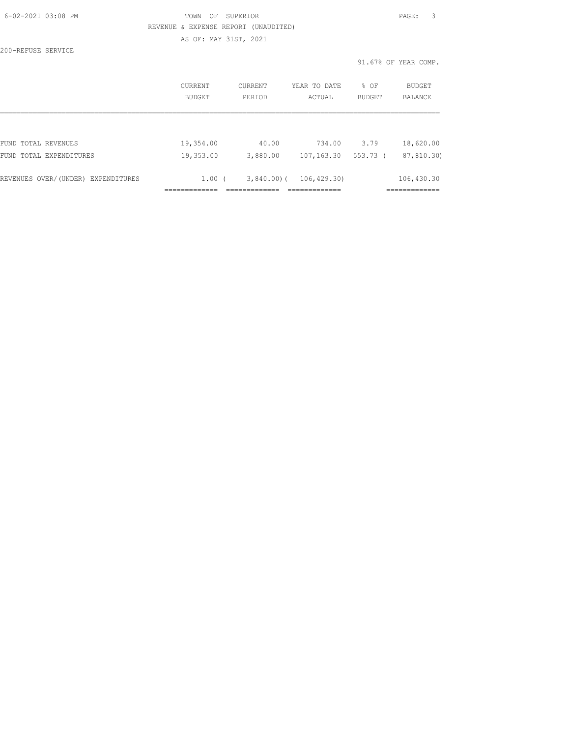TOWN OF SUPERIOR

REVENUE & EXPENSE REPORT (UNAUDITED)

AS OF: MAY 31ST, 2021

200-REFUSE SERVICE

91.67% OF YEAR COMP.

| | CURRENT BUDGET | CURRENT PERIOD | YEAR TO DATE ACTUAL | % OF BUDGET | BUDGET BALANCE |
|---|---|---|---|---|---|
| FUND TOTAL REVENUES | 19,354.00 | 40.00 | 734.00 | 3.79 | 18,620.00 |
| FUND TOTAL EXPENDITURES | 19,353.00 | 3,880.00 | 107,163.30 | 553.73 | ( 87,810.30) |
| REVENUES OVER/(UNDER) EXPENDITURES | 1.00 | ( 3,840.00) | ( 106,429.30) | | 106,430.30 |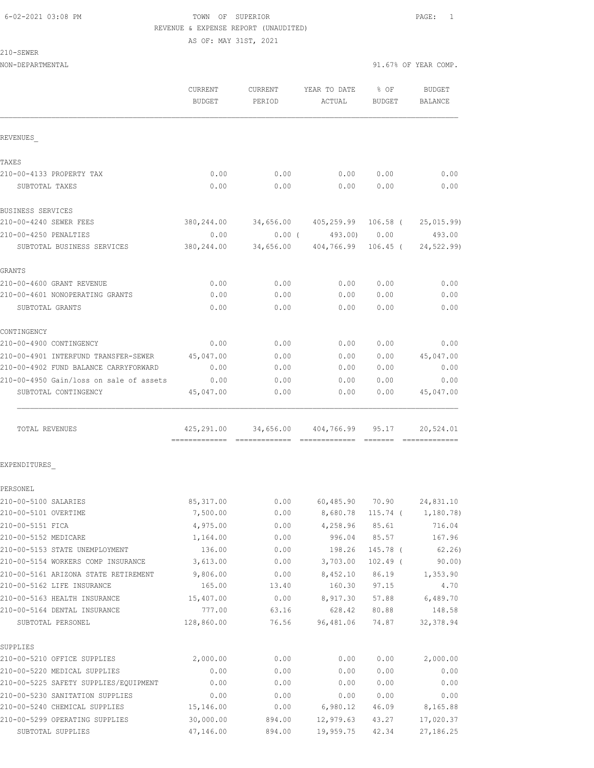6-02-2021 03:08 PM TOWN OF SUPERIOR PAGE: 1

REVENUE & EXPENSE REPORT (UNAUDITED)

AS OF: MAY 31ST, 2021

210-SEWER

NON-DEPARTMENTAL 91.67% OF YEAR COMP.

| | CURRENT BUDGET | CURRENT PERIOD | YEAR TO DATE ACTUAL | % OF BUDGET | BUDGET BALANCE |
|---|---|---|---|---|---|
| REVENUES_ | | | | | |
| TAXES | | | | | |
| 210-00-4133 PROPERTY TAX | 0.00 | 0.00 | 0.00 | 0.00 | 0.00 |
| SUBTOTAL TAXES | 0.00 | 0.00 | 0.00 | 0.00 | 0.00 |
| BUSINESS SERVICES | | | | | |
| 210-00-4240 SEWER FEES | 380,244.00 | 34,656.00 | 405,259.99 | 106.58 ( | 25,015.99) |
| 210-00-4250 PENALTIES | 0.00 | 0.00 ( | 493.00) | 0.00 | 493.00 |
| SUBTOTAL BUSINESS SERVICES | 380,244.00 | 34,656.00 | 404,766.99 | 106.45 ( | 24,522.99) |
| GRANTS | | | | | |
| 210-00-4600 GRANT REVENUE | 0.00 | 0.00 | 0.00 | 0.00 | 0.00 |
| 210-00-4601 NONOPERATING GRANTS | 0.00 | 0.00 | 0.00 | 0.00 | 0.00 |
| SUBTOTAL GRANTS | 0.00 | 0.00 | 0.00 | 0.00 | 0.00 |
| CONTINGENCY | | | | | |
| 210-00-4900 CONTINGENCY | 0.00 | 0.00 | 0.00 | 0.00 | 0.00 |
| 210-00-4901 INTERFUND TRANSFER-SEWER | 45,047.00 | 0.00 | 0.00 | 0.00 | 45,047.00 |
| 210-00-4902 FUND BALANCE CARRYFORWARD | 0.00 | 0.00 | 0.00 | 0.00 | 0.00 |
| 210-00-4950 Gain/loss on sale of assets | 0.00 | 0.00 | 0.00 | 0.00 | 0.00 |
| SUBTOTAL CONTINGENCY | 45,047.00 | 0.00 | 0.00 | 0.00 | 45,047.00 |
| TOTAL REVENUES | 425,291.00 | 34,656.00 | 404,766.99 | 95.17 | 20,524.01 |
| EXPENDITURES_ | | | | | |
| PERSONEL | | | | | |
| 210-00-5100 SALARIES | 85,317.00 | 0.00 | 60,485.90 | 70.90 | 24,831.10 |
| 210-00-5101 OVERTIME | 7,500.00 | 0.00 | 8,680.78 | 115.74 ( | 1,180.78) |
| 210-00-5151 FICA | 4,975.00 | 0.00 | 4,258.96 | 85.61 | 716.04 |
| 210-00-5152 MEDICARE | 1,164.00 | 0.00 | 996.04 | 85.57 | 167.96 |
| 210-00-5153 STATE UNEMPLOYMENT | 136.00 | 0.00 | 198.26 | 145.78 ( | 62.26) |
| 210-00-5154 WORKERS COMP INSURANCE | 3,613.00 | 0.00 | 3,703.00 | 102.49 ( | 90.00) |
| 210-00-5161 ARIZONA STATE RETIREMENT | 9,806.00 | 0.00 | 8,452.10 | 86.19 | 1,353.90 |
| 210-00-5162 LIFE INSURANCE | 165.00 | 13.40 | 160.30 | 97.15 | 4.70 |
| 210-00-5163 HEALTH INSURANCE | 15,407.00 | 0.00 | 8,917.30 | 57.88 | 6,489.70 |
| 210-00-5164 DENTAL INSURANCE | 777.00 | 63.16 | 628.42 | 80.88 | 148.58 |
| SUBTOTAL PERSONEL | 128,860.00 | 76.56 | 96,481.06 | 74.87 | 32,378.94 |
| SUPPLIES | | | | | |
| 210-00-5210 OFFICE SUPPLIES | 2,000.00 | 0.00 | 0.00 | 0.00 | 2,000.00 |
| 210-00-5220 MEDICAL SUPPLIES | 0.00 | 0.00 | 0.00 | 0.00 | 0.00 |
| 210-00-5225 SAFETY SUPPLIES/EQUIPMENT | 0.00 | 0.00 | 0.00 | 0.00 | 0.00 |
| 210-00-5230 SANITATION SUPPLIES | 0.00 | 0.00 | 0.00 | 0.00 | 0.00 |
| 210-00-5240 CHEMICAL SUPPLIES | 15,146.00 | 0.00 | 6,980.12 | 46.09 | 8,165.88 |
| 210-00-5299 OPERATING SUPPLIES | 30,000.00 | 894.00 | 12,979.63 | 43.27 | 17,020.37 |
| SUBTOTAL SUPPLIES | 47,146.00 | 894.00 | 19,959.75 | 42.34 | 27,186.25 |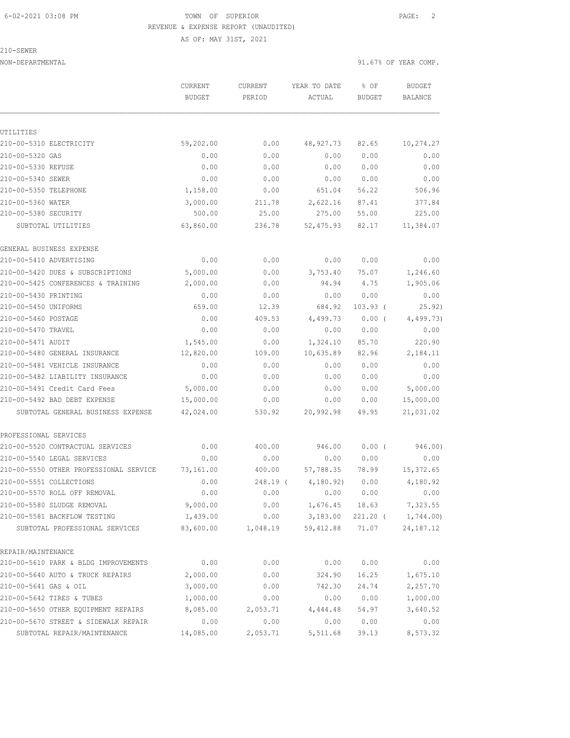TOWN OF SUPERIOR
REVENUE & EXPENSE REPORT (UNAUDITED)
AS OF: MAY 31ST, 2021

210-SEWER
NON-DEPARTMENTAL

91.67% OF YEAR COMP.

| | CURRENT BUDGET | CURRENT PERIOD | YEAR TO DATE ACTUAL | % OF BUDGET | BUDGET BALANCE |
|---|---|---|---|---|---|
| **UTILITIES** | | | | | |
| 210-00-5310 ELECTRICITY | 59,202.00 | 0.00 | 48,927.73 | 82.65 | 10,274.27 |
| 210-00-5320 GAS | 0.00 | 0.00 | 0.00 | 0.00 | 0.00 |
| 210-00-5330 REFUSE | 0.00 | 0.00 | 0.00 | 0.00 | 0.00 |
| 210-00-5340 SEWER | 0.00 | 0.00 | 0.00 | 0.00 | 0.00 |
| 210-00-5350 TELEPHONE | 1,158.00 | 0.00 | 651.04 | 56.22 | 506.96 |
| 210-00-5360 WATER | 3,000.00 | 211.78 | 2,622.16 | 87.41 | 377.84 |
| 210-00-5380 SECURITY | 500.00 | 25.00 | 275.00 | 55.00 | 225.00 |
| SUBTOTAL UTILITIES | 63,860.00 | 236.78 | 52,475.93 | 82.17 | 11,384.07 |
| **GENERAL BUSINESS EXPENSE** | | | | | |
| 210-00-5410 ADVERTISING | 0.00 | 0.00 | 0.00 | 0.00 | 0.00 |
| 210-00-5420 DUES & SUBSCRIPTIONS | 5,000.00 | 0.00 | 3,753.40 | 75.07 | 1,246.60 |
| 210-00-5425 CONFERENCES & TRAINING | 2,000.00 | 0.00 | 94.94 | 4.75 | 1,905.06 |
| 210-00-5430 PRINTING | 0.00 | 0.00 | 0.00 | 0.00 | 0.00 |
| 210-00-5450 UNIFORMS | 659.00 | 12.39 | 684.92 | 103.93 ( | 25.92) |
| 210-00-5460 POSTAGE | 0.00 | 409.53 | 4,499.73 | 0.00 ( | 4,499.73) |
| 210-00-5470 TRAVEL | 0.00 | 0.00 | 0.00 | 0.00 | 0.00 |
| 210-00-5471 AUDIT | 1,545.00 | 0.00 | 1,324.10 | 85.70 | 220.90 |
| 210-00-5480 GENERAL INSURANCE | 12,820.00 | 109.00 | 10,635.89 | 82.96 | 2,184.11 |
| 210-00-5481 VEHICLE INSURANCE | 0.00 | 0.00 | 0.00 | 0.00 | 0.00 |
| 210-00-5482 LIABILITY INSURANCE | 0.00 | 0.00 | 0.00 | 0.00 | 0.00 |
| 210-00-5491 Credit Card Fees | 5,000.00 | 0.00 | 0.00 | 0.00 | 5,000.00 |
| 210-00-5492 BAD DEBT EXPENSE | 15,000.00 | 0.00 | 0.00 | 0.00 | 15,000.00 |
| SUBTOTAL GENERAL BUSINESS EXPENSE | 42,024.00 | 530.92 | 20,992.98 | 49.95 | 21,031.02 |
| **PROFESSIONAL SERVICES** | | | | | |
| 210-00-5520 CONTRACTUAL SERVICES | 0.00 | 400.00 | 946.00 | 0.00 ( | 946.00) |
| 210-00-5540 LEGAL SERVICES | 0.00 | 0.00 | 0.00 | 0.00 | 0.00 |
| 210-00-5550 OTHER PROFESSIONAL SERVICE | 73,161.00 | 400.00 | 57,788.35 | 78.99 | 15,372.65 |
| 210-00-5551 COLLECTIONS | 0.00 | 248.19 ( | 4,180.92) | 0.00 | 4,180.92 |
| 210-00-5570 ROLL OFF REMOVAL | 0.00 | 0.00 | 0.00 | 0.00 | 0.00 |
| 210-00-5580 SLUDGE REMOVAL | 9,000.00 | 0.00 | 1,676.45 | 18.63 | 7,323.55 |
| 210-00-5581 BACKFLOW TESTING | 1,439.00 | 0.00 | 3,183.00 | 221.20 ( | 1,744.00) |
| SUBTOTAL PROFESSIONAL SERVICES | 83,600.00 | 1,048.19 | 59,412.88 | 71.07 | 24,187.12 |
| **REPAIR/MAINTENANCE** | | | | | |
| 210-00-5610 PARK & BLDG IMPROVEMENTS | 0.00 | 0.00 | 0.00 | 0.00 | 0.00 |
| 210-00-5640 AUTO & TRUCK REPAIRS | 2,000.00 | 0.00 | 324.90 | 16.25 | 1,675.10 |
| 210-00-5641 GAS & OIL | 3,000.00 | 0.00 | 742.30 | 24.74 | 2,257.70 |
| 210-00-5642 TIRES & TUBES | 1,000.00 | 0.00 | 0.00 | 0.00 | 1,000.00 |
| 210-00-5650 OTHER EQUIPMENT REPAIRS | 8,085.00 | 2,053.71 | 4,444.48 | 54.97 | 3,640.52 |
| 210-00-5670 STREET & SIDEWALK REPAIR | 0.00 | 0.00 | 0.00 | 0.00 | 0.00 |
| SUBTOTAL REPAIR/MAINTENANCE | 14,085.00 | 2,053.71 | 5,511.68 | 39.13 | 8,573.32 |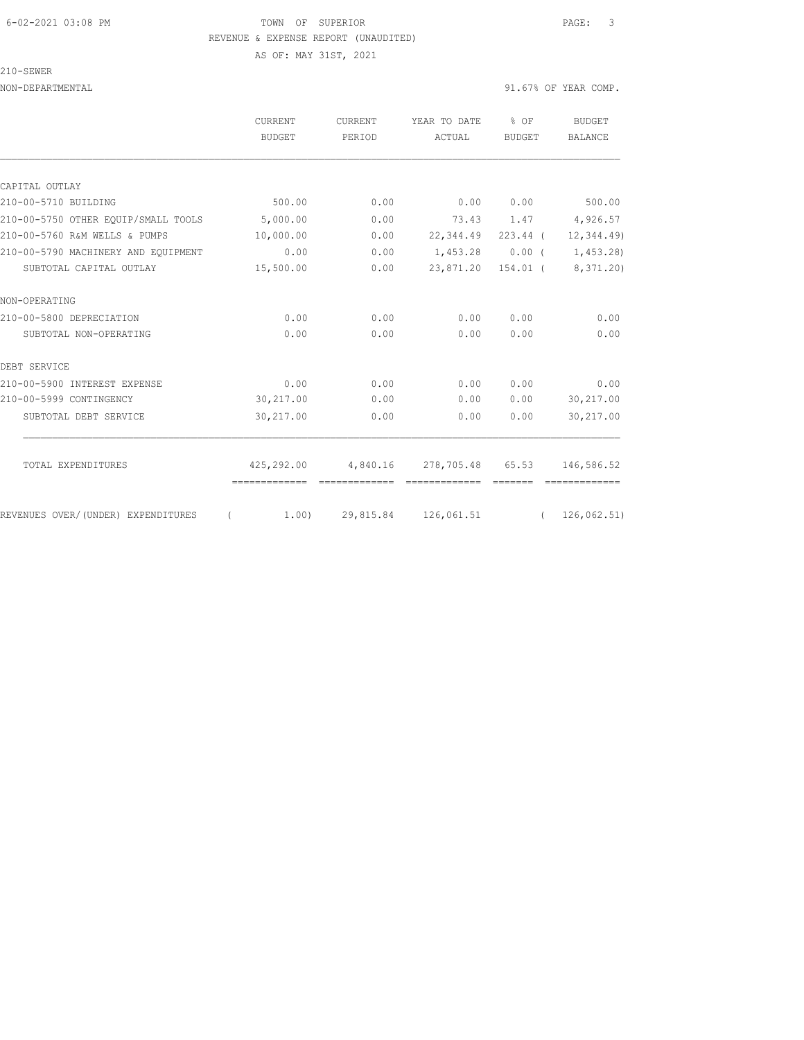TOWN OF SUPERIOR
REVENUE & EXPENSE REPORT (UNAUDITED)
AS OF: MAY 31ST, 2021

210-SEWER
NON-DEPARTMENTAL

91.67% OF YEAR COMP.

| | CURRENT BUDGET | CURRENT PERIOD | YEAR TO DATE ACTUAL | % OF BUDGET | BUDGET BALANCE |
|---|---|---|---|---|---|
| **CAPITAL OUTLAY** | | | | | |
| 210-00-5710 BUILDING | 500.00 | 0.00 | 0.00 | 0.00 | 500.00 |
| 210-00-5750 OTHER EQUIP/SMALL TOOLS | 5,000.00 | 0.00 | 73.43 | 1.47 | 4,926.57 |
| 210-00-5760 R&M WELLS & PUMPS | 10,000.00 | 0.00 | 22,344.49 | 223.44 | ( 12,344.49) |
| 210-00-5790 MACHINERY AND EQUIPMENT | 0.00 | 0.00 | 1,453.28 | 0.00 | ( 1,453.28) |
| SUBTOTAL CAPITAL OUTLAY | 15,500.00 | 0.00 | 23,871.20 | 154.01 | ( 8,371.20) |
| **NON-OPERATING** | | | | | |
| 210-00-5800 DEPRECIATION | 0.00 | 0.00 | 0.00 | 0.00 | 0.00 |
| SUBTOTAL NON-OPERATING | 0.00 | 0.00 | 0.00 | 0.00 | 0.00 |
| **DEBT SERVICE** | | | | | |
| 210-00-5900 INTEREST EXPENSE | 0.00 | 0.00 | 0.00 | 0.00 | 0.00 |
| 210-00-5999 CONTINGENCY | 30,217.00 | 0.00 | 0.00 | 0.00 | 30,217.00 |
| SUBTOTAL DEBT SERVICE | 30,217.00 | 0.00 | 0.00 | 0.00 | 30,217.00 |
| TOTAL EXPENDITURES | 425,292.00 | 4,840.16 | 278,705.48 | 65.53 | 146,586.52 |
| REVENUES OVER/(UNDER) EXPENDITURES | ( 1.00) | 29,815.84 | 126,061.51 | | ( 126,062.51) |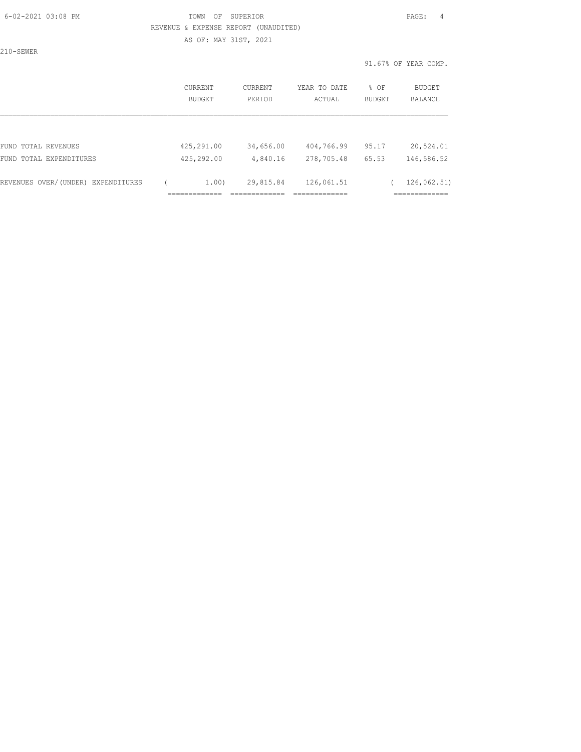TOWN OF SUPERIOR

REVENUE & EXPENSE REPORT (UNAUDITED)

AS OF: MAY 31ST, 2021

210-SEWER

91.67% OF YEAR COMP.

| | CURRENT BUDGET | CURRENT PERIOD | YEAR TO DATE ACTUAL | % OF BUDGET | BUDGET BALANCE |
|---|---|---|---|---|---|
| FUND TOTAL REVENUES | 425,291.00 | 34,656.00 | 404,766.99 | 95.17 | 20,524.01 |
| FUND TOTAL EXPENDITURES | 425,292.00 | 4,840.16 | 278,705.48 | 65.53 | 146,586.52 |
| REVENUES OVER/(UNDER) EXPENDITURES | ( 1.00) | 29,815.84 | 126,061.51 | | ( 126,062.51) |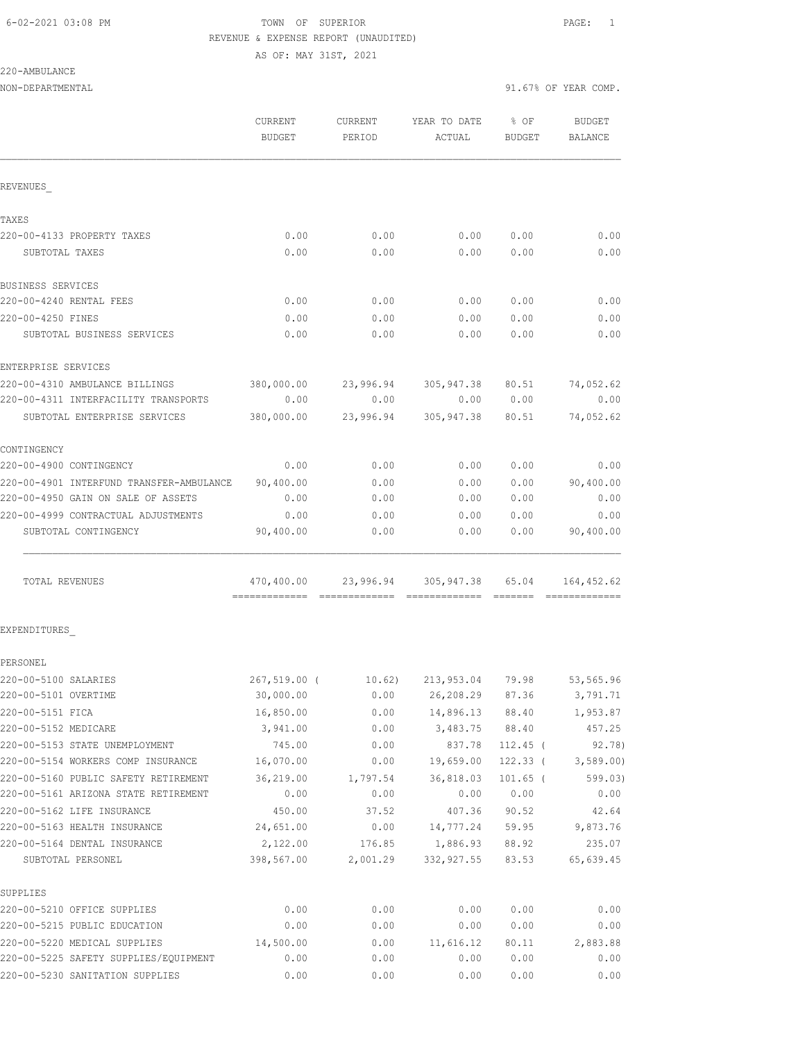TOWN OF SUPERIOR
REVENUE & EXPENSE REPORT (UNAUDITED)
AS OF: MAY 31ST, 2021

220-AMBULANCE
NON-DEPARTMENTAL — 91.67% OF YEAR COMP.

| | CURRENT BUDGET | CURRENT PERIOD | YEAR TO DATE ACTUAL | % OF BUDGET | BUDGET BALANCE |
|---|---|---|---|---|---|
| **REVENUES** | | | | | |
| **TAXES** | | | | | |
| 220-00-4133 PROPERTY TAXES | 0.00 | 0.00 | 0.00 | 0.00 | 0.00 |
| SUBTOTAL TAXES | 0.00 | 0.00 | 0.00 | 0.00 | 0.00 |
| **BUSINESS SERVICES** | | | | | |
| 220-00-4240 RENTAL FEES | 0.00 | 0.00 | 0.00 | 0.00 | 0.00 |
| 220-00-4250 FINES | 0.00 | 0.00 | 0.00 | 0.00 | 0.00 |
| SUBTOTAL BUSINESS SERVICES | 0.00 | 0.00 | 0.00 | 0.00 | 0.00 |
| **ENTERPRISE SERVICES** | | | | | |
| 220-00-4310 AMBULANCE BILLINGS | 380,000.00 | 23,996.94 | 305,947.38 | 80.51 | 74,052.62 |
| 220-00-4311 INTERFACILITY TRANSPORTS | 0.00 | 0.00 | 0.00 | 0.00 | 0.00 |
| SUBTOTAL ENTERPRISE SERVICES | 380,000.00 | 23,996.94 | 305,947.38 | 80.51 | 74,052.62 |
| **CONTINGENCY** | | | | | |
| 220-00-4900 CONTINGENCY | 0.00 | 0.00 | 0.00 | 0.00 | 0.00 |
| 220-00-4901 INTERFUND TRANSFER-AMBULANCE | 90,400.00 | 0.00 | 0.00 | 0.00 | 90,400.00 |
| 220-00-4950 GAIN ON SALE OF ASSETS | 0.00 | 0.00 | 0.00 | 0.00 | 0.00 |
| 220-00-4999 CONTRACTUAL ADJUSTMENTS | 0.00 | 0.00 | 0.00 | 0.00 | 0.00 |
| SUBTOTAL CONTINGENCY | 90,400.00 | 0.00 | 0.00 | 0.00 | 90,400.00 |
| TOTAL REVENUES | 470,400.00 | 23,996.94 | 305,947.38 | 65.04 | 164,452.62 |
| **EXPENDITURES** | | | | | |
| **PERSONEL** | | | | | |
| 220-00-5100 SALARIES | 267,519.00 | ( 10.62) | 213,953.04 | 79.98 | 53,565.96 |
| 220-00-5101 OVERTIME | 30,000.00 | 0.00 | 26,208.29 | 87.36 | 3,791.71 |
| 220-00-5151 FICA | 16,850.00 | 0.00 | 14,896.13 | 88.40 | 1,953.87 |
| 220-00-5152 MEDICARE | 3,941.00 | 0.00 | 3,483.75 | 88.40 | 457.25 |
| 220-00-5153 STATE UNEMPLOYMENT | 745.00 | 0.00 | 837.78 | 112.45 | ( 92.78) |
| 220-00-5154 WORKERS COMP INSURANCE | 16,070.00 | 0.00 | 19,659.00 | 122.33 | ( 3,589.00) |
| 220-00-5160 PUBLIC SAFETY RETIREMENT | 36,219.00 | 1,797.54 | 36,818.03 | 101.65 | ( 599.03) |
| 220-00-5161 ARIZONA STATE RETIREMENT | 0.00 | 0.00 | 0.00 | 0.00 | 0.00 |
| 220-00-5162 LIFE INSURANCE | 450.00 | 37.52 | 407.36 | 90.52 | 42.64 |
| 220-00-5163 HEALTH INSURANCE | 24,651.00 | 0.00 | 14,777.24 | 59.95 | 9,873.76 |
| 220-00-5164 DENTAL INSURANCE | 2,122.00 | 176.85 | 1,886.93 | 88.92 | 235.07 |
| SUBTOTAL PERSONEL | 398,567.00 | 2,001.29 | 332,927.55 | 83.53 | 65,639.45 |
| **SUPPLIES** | | | | | |
| 220-00-5210 OFFICE SUPPLIES | 0.00 | 0.00 | 0.00 | 0.00 | 0.00 |
| 220-00-5215 PUBLIC EDUCATION | 0.00 | 0.00 | 0.00 | 0.00 | 0.00 |
| 220-00-5220 MEDICAL SUPPLIES | 14,500.00 | 0.00 | 11,616.12 | 80.11 | 2,883.88 |
| 220-00-5225 SAFETY SUPPLIES/EQUIPMENT | 0.00 | 0.00 | 0.00 | 0.00 | 0.00 |
| 220-00-5230 SANITATION SUPPLIES | 0.00 | 0.00 | 0.00 | 0.00 | 0.00 |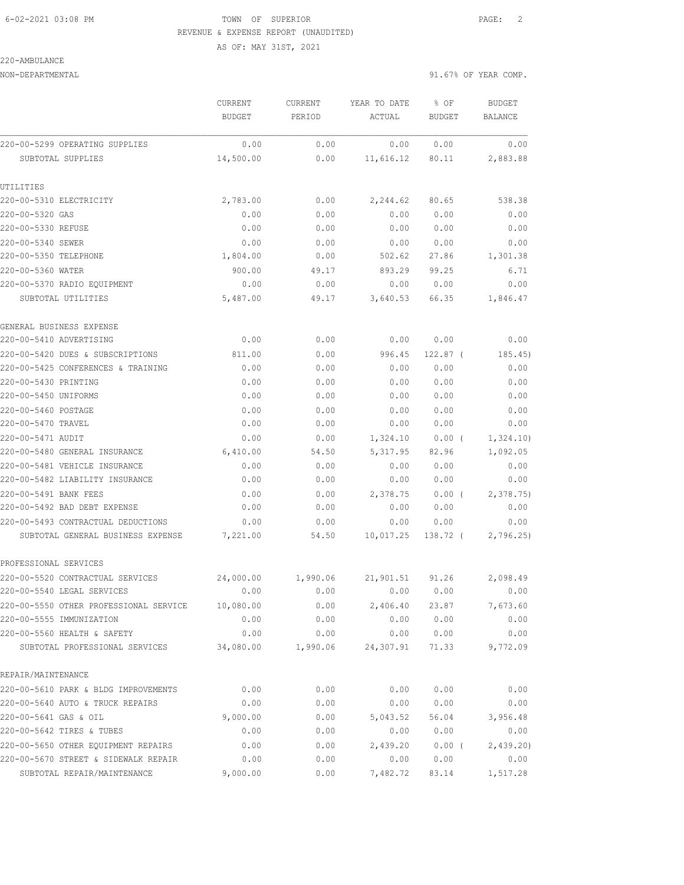6-02-2021 03:08 PM TOWN OF SUPERIOR

REVENUE & EXPENSE REPORT (UNAUDITED)

AS OF: MAY 31ST, 2021

220-AMBULANCE

NON-DEPARTMENTAL 91.67% OF YEAR COMP.

| | CURRENT BUDGET | CURRENT PERIOD | YEAR TO DATE ACTUAL | % OF BUDGET | BUDGET BALANCE |
|---|---|---|---|---|---|
| 220-00-5299 OPERATING SUPPLIES | 0.00 | 0.00 | 0.00 | 0.00 | 0.00 |
| SUBTOTAL SUPPLIES | 14,500.00 | 0.00 | 11,616.12 | 80.11 | 2,883.88 |
| UTILITIES | | | | | |
| 220-00-5310 ELECTRICITY | 2,783.00 | 0.00 | 2,244.62 | 80.65 | 538.38 |
| 220-00-5320 GAS | 0.00 | 0.00 | 0.00 | 0.00 | 0.00 |
| 220-00-5330 REFUSE | 0.00 | 0.00 | 0.00 | 0.00 | 0.00 |
| 220-00-5340 SEWER | 0.00 | 0.00 | 0.00 | 0.00 | 0.00 |
| 220-00-5350 TELEPHONE | 1,804.00 | 0.00 | 502.62 | 27.86 | 1,301.38 |
| 220-00-5360 WATER | 900.00 | 49.17 | 893.29 | 99.25 | 6.71 |
| 220-00-5370 RADIO EQUIPMENT | 0.00 | 0.00 | 0.00 | 0.00 | 0.00 |
| SUBTOTAL UTILITIES | 5,487.00 | 49.17 | 3,640.53 | 66.35 | 1,846.47 |
| GENERAL BUSINESS EXPENSE | | | | | |
| 220-00-5410 ADVERTISING | 0.00 | 0.00 | 0.00 | 0.00 | 0.00 |
| 220-00-5420 DUES & SUBSCRIPTIONS | 811.00 | 0.00 | 996.45 | 122.87 ( | 185.45) |
| 220-00-5425 CONFERENCES & TRAINING | 0.00 | 0.00 | 0.00 | 0.00 | 0.00 |
| 220-00-5430 PRINTING | 0.00 | 0.00 | 0.00 | 0.00 | 0.00 |
| 220-00-5450 UNIFORMS | 0.00 | 0.00 | 0.00 | 0.00 | 0.00 |
| 220-00-5460 POSTAGE | 0.00 | 0.00 | 0.00 | 0.00 | 0.00 |
| 220-00-5470 TRAVEL | 0.00 | 0.00 | 0.00 | 0.00 | 0.00 |
| 220-00-5471 AUDIT | 0.00 | 0.00 | 1,324.10 | 0.00 ( | 1,324.10) |
| 220-00-5480 GENERAL INSURANCE | 6,410.00 | 54.50 | 5,317.95 | 82.96 | 1,092.05 |
| 220-00-5481 VEHICLE INSURANCE | 0.00 | 0.00 | 0.00 | 0.00 | 0.00 |
| 220-00-5482 LIABILITY INSURANCE | 0.00 | 0.00 | 0.00 | 0.00 | 0.00 |
| 220-00-5491 BANK FEES | 0.00 | 0.00 | 2,378.75 | 0.00 ( | 2,378.75) |
| 220-00-5492 BAD DEBT EXPENSE | 0.00 | 0.00 | 0.00 | 0.00 | 0.00 |
| 220-00-5493 CONTRACTUAL DEDUCTIONS | 0.00 | 0.00 | 0.00 | 0.00 | 0.00 |
| SUBTOTAL GENERAL BUSINESS EXPENSE | 7,221.00 | 54.50 | 10,017.25 | 138.72 ( | 2,796.25) |
| PROFESSIONAL SERVICES | | | | | |
| 220-00-5520 CONTRACTUAL SERVICES | 24,000.00 | 1,990.06 | 21,901.51 | 91.26 | 2,098.49 |
| 220-00-5540 LEGAL SERVICES | 0.00 | 0.00 | 0.00 | 0.00 | 0.00 |
| 220-00-5550 OTHER PROFESSIONAL SERVICE | 10,080.00 | 0.00 | 2,406.40 | 23.87 | 7,673.60 |
| 220-00-5555 IMMUNIZATION | 0.00 | 0.00 | 0.00 | 0.00 | 0.00 |
| 220-00-5560 HEALTH & SAFETY | 0.00 | 0.00 | 0.00 | 0.00 | 0.00 |
| SUBTOTAL PROFESSIONAL SERVICES | 34,080.00 | 1,990.06 | 24,307.91 | 71.33 | 9,772.09 |
| REPAIR/MAINTENANCE | | | | | |
| 220-00-5610 PARK & BLDG IMPROVEMENTS | 0.00 | 0.00 | 0.00 | 0.00 | 0.00 |
| 220-00-5640 AUTO & TRUCK REPAIRS | 0.00 | 0.00 | 0.00 | 0.00 | 0.00 |
| 220-00-5641 GAS & OIL | 9,000.00 | 0.00 | 5,043.52 | 56.04 | 3,956.48 |
| 220-00-5642 TIRES & TUBES | 0.00 | 0.00 | 0.00 | 0.00 | 0.00 |
| 220-00-5650 OTHER EQUIPMENT REPAIRS | 0.00 | 0.00 | 2,439.20 | 0.00 ( | 2,439.20) |
| 220-00-5670 STREET & SIDEWALK REPAIR | 0.00 | 0.00 | 0.00 | 0.00 | 0.00 |
| SUBTOTAL REPAIR/MAINTENANCE | 9,000.00 | 0.00 | 7,482.72 | 83.14 | 1,517.28 |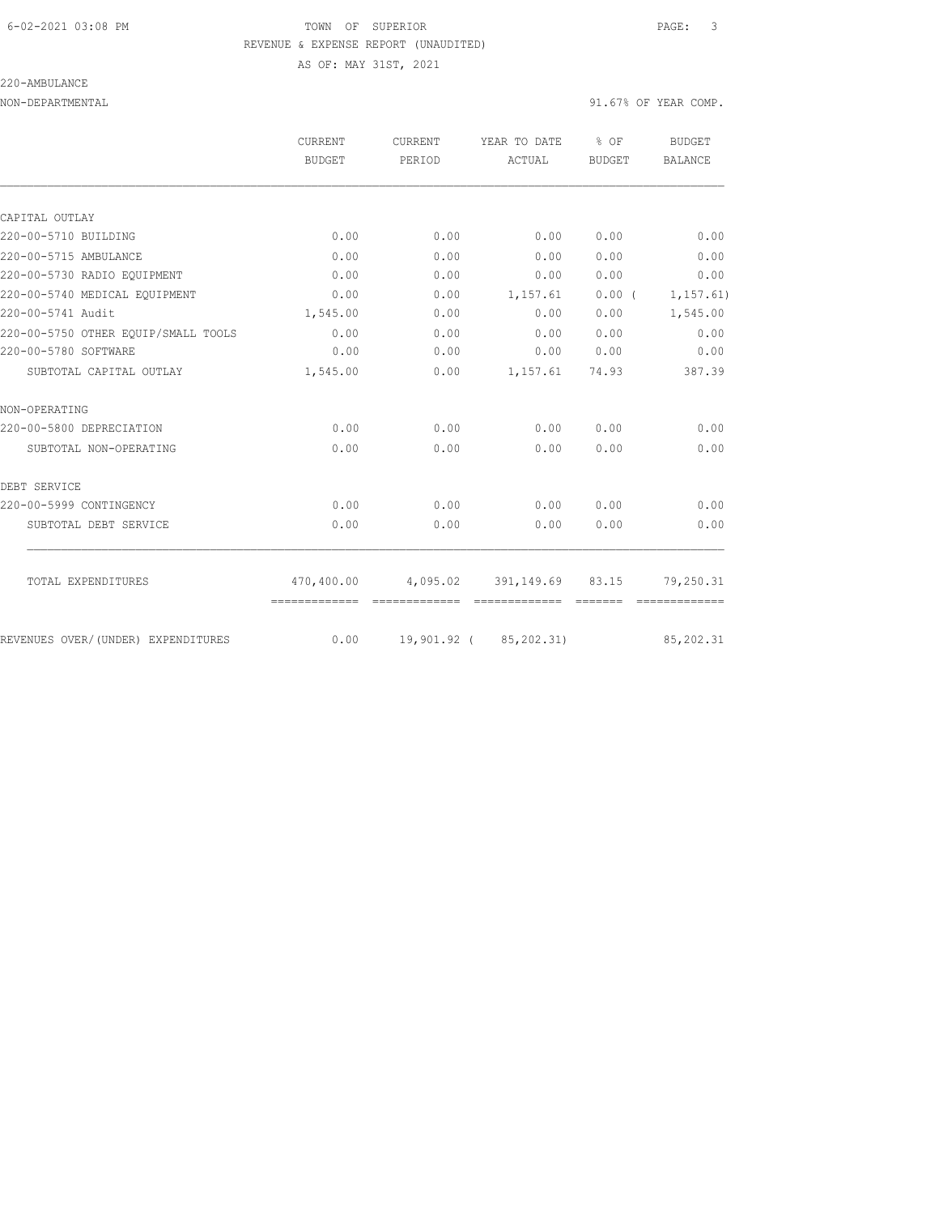TOWN OF SUPERIOR

REVENUE & EXPENSE REPORT (UNAUDITED)

AS OF: MAY 31ST, 2021

220-AMBULANCE

NON-DEPARTMENTAL — 91.67% OF YEAR COMP.

| | CURRENT BUDGET | CURRENT PERIOD | YEAR TO DATE ACTUAL | % OF BUDGET | BUDGET BALANCE |
|---|---|---|---|---|---|
| **CAPITAL OUTLAY** | | | | | |
| 220-00-5710 BUILDING | 0.00 | 0.00 | 0.00 | 0.00 | 0.00 |
| 220-00-5715 AMBULANCE | 0.00 | 0.00 | 0.00 | 0.00 | 0.00 |
| 220-00-5730 RADIO EQUIPMENT | 0.00 | 0.00 | 0.00 | 0.00 | 0.00 |
| 220-00-5740 MEDICAL EQUIPMENT | 0.00 | 0.00 | 1,157.61 | 0.00 | ( 1,157.61) |
| 220-00-5741 Audit | 1,545.00 | 0.00 | 0.00 | 0.00 | 1,545.00 |
| 220-00-5750 OTHER EQUIP/SMALL TOOLS | 0.00 | 0.00 | 0.00 | 0.00 | 0.00 |
| 220-00-5780 SOFTWARE | 0.00 | 0.00 | 0.00 | 0.00 | 0.00 |
| SUBTOTAL CAPITAL OUTLAY | 1,545.00 | 0.00 | 1,157.61 | 74.93 | 387.39 |
| **NON-OPERATING** | | | | | |
| 220-00-5800 DEPRECIATION | 0.00 | 0.00 | 0.00 | 0.00 | 0.00 |
| SUBTOTAL NON-OPERATING | 0.00 | 0.00 | 0.00 | 0.00 | 0.00 |
| **DEBT SERVICE** | | | | | |
| 220-00-5999 CONTINGENCY | 0.00 | 0.00 | 0.00 | 0.00 | 0.00 |
| SUBTOTAL DEBT SERVICE | 0.00 | 0.00 | 0.00 | 0.00 | 0.00 |
| TOTAL EXPENDITURES | 470,400.00 | 4,095.02 | 391,149.69 | 83.15 | 79,250.31 |
| REVENUES OVER/(UNDER) EXPENDITURES | 0.00 | 19,901.92 | ( 85,202.31) | | 85,202.31 |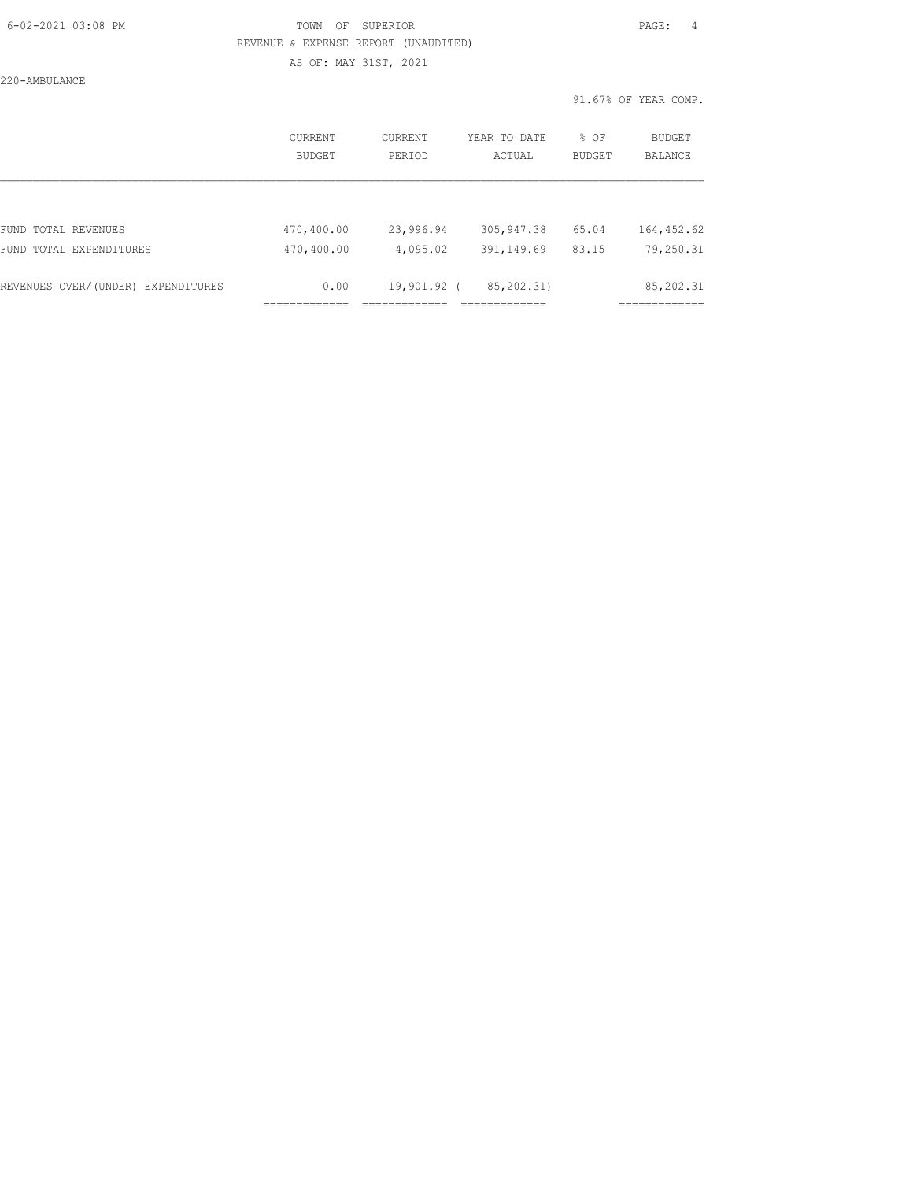TOWN OF SUPERIOR

REVENUE & EXPENSE REPORT (UNAUDITED)

AS OF: MAY 31ST, 2021

220-AMBULANCE

91.67% OF YEAR COMP.

| | CURRENT BUDGET | CURRENT PERIOD | YEAR TO DATE ACTUAL | % OF BUDGET | BUDGET BALANCE |
|---|---|---|---|---|---|
| FUND TOTAL REVENUES | 470,400.00 | 23,996.94 | 305,947.38 | 65.04 | 164,452.62 |
| FUND TOTAL EXPENDITURES | 470,400.00 | 4,095.02 | 391,149.69 | 83.15 | 79,250.31 |
| REVENUES OVER/(UNDER) EXPENDITURES | 0.00 | 19,901.92 | ( 85,202.31) | | 85,202.31 |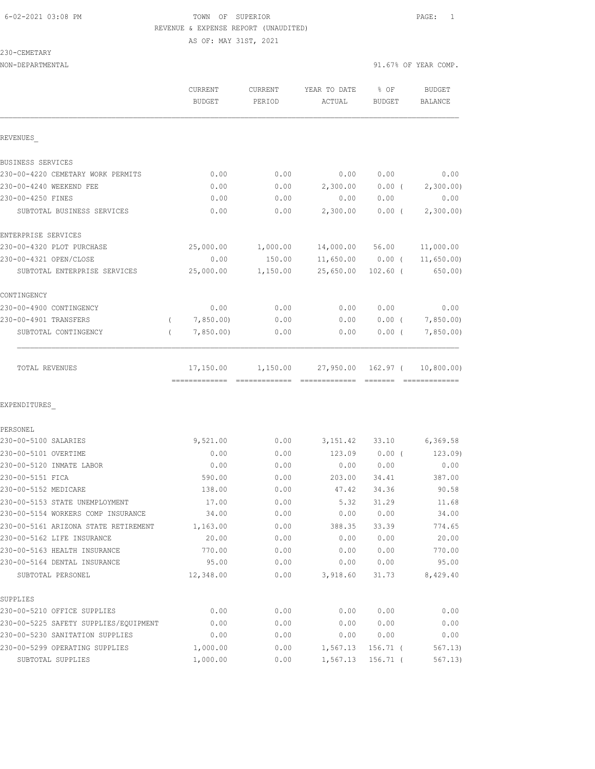TOWN OF SUPERIOR
REVENUE & EXPENSE REPORT (UNAUDITED)
AS OF: MAY 31ST, 2021

230-CEMETARY
NON-DEPARTMENTAL — 91.67% OF YEAR COMP.

| | CURRENT BUDGET | CURRENT PERIOD | YEAR TO DATE ACTUAL | % OF BUDGET | BUDGET BALANCE |
|---|---|---|---|---|---|
| **REVENUES** | | | | | |
| BUSINESS SERVICES | | | | | |
| 230-00-4220 CEMETARY WORK PERMITS | 0.00 | 0.00 | 0.00 | 0.00 | 0.00 |
| 230-00-4240 WEEKEND FEE | 0.00 | 0.00 | 2,300.00 | 0.00 ( | 2,300.00) |
| 230-00-4250 FINES | 0.00 | 0.00 | 0.00 | 0.00 | 0.00 |
| SUBTOTAL BUSINESS SERVICES | 0.00 | 0.00 | 2,300.00 | 0.00 ( | 2,300.00) |
| ENTERPRISE SERVICES | | | | | |
| 230-00-4320 PLOT PURCHASE | 25,000.00 | 1,000.00 | 14,000.00 | 56.00 | 11,000.00 |
| 230-00-4321 OPEN/CLOSE | 0.00 | 150.00 | 11,650.00 | 0.00 ( | 11,650.00) |
| SUBTOTAL ENTERPRISE SERVICES | 25,000.00 | 1,150.00 | 25,650.00 | 102.60 ( | 650.00) |
| CONTINGENCY | | | | | |
| 230-00-4900 CONTINGENCY | 0.00 | 0.00 | 0.00 | 0.00 | 0.00 |
| 230-00-4901 TRANSFERS | ( 7,850.00) | 0.00 | 0.00 | 0.00 ( | 7,850.00) |
| SUBTOTAL CONTINGENCY | ( 7,850.00) | 0.00 | 0.00 | 0.00 ( | 7,850.00) |
| TOTAL REVENUES | 17,150.00 | 1,150.00 | 27,950.00 | 162.97 ( | 10,800.00) |
| **EXPENDITURES** | | | | | |
| PERSONEL | | | | | |
| 230-00-5100 SALARIES | 9,521.00 | 0.00 | 3,151.42 | 33.10 | 6,369.58 |
| 230-00-5101 OVERTIME | 0.00 | 0.00 | 123.09 | 0.00 ( | 123.09) |
| 230-00-5120 INMATE LABOR | 0.00 | 0.00 | 0.00 | 0.00 | 0.00 |
| 230-00-5151 FICA | 590.00 | 0.00 | 203.00 | 34.41 | 387.00 |
| 230-00-5152 MEDICARE | 138.00 | 0.00 | 47.42 | 34.36 | 90.58 |
| 230-00-5153 STATE UNEMPLOYMENT | 17.00 | 0.00 | 5.32 | 31.29 | 11.68 |
| 230-00-5154 WORKERS COMP INSURANCE | 34.00 | 0.00 | 0.00 | 0.00 | 34.00 |
| 230-00-5161 ARIZONA STATE RETIREMENT | 1,163.00 | 0.00 | 388.35 | 33.39 | 774.65 |
| 230-00-5162 LIFE INSURANCE | 20.00 | 0.00 | 0.00 | 0.00 | 20.00 |
| 230-00-5163 HEALTH INSURANCE | 770.00 | 0.00 | 0.00 | 0.00 | 770.00 |
| 230-00-5164 DENTAL INSURANCE | 95.00 | 0.00 | 0.00 | 0.00 | 95.00 |
| SUBTOTAL PERSONEL | 12,348.00 | 0.00 | 3,918.60 | 31.73 | 8,429.40 |
| SUPPLIES | | | | | |
| 230-00-5210 OFFICE SUPPLIES | 0.00 | 0.00 | 0.00 | 0.00 | 0.00 |
| 230-00-5225 SAFETY SUPPLIES/EQUIPMENT | 0.00 | 0.00 | 0.00 | 0.00 | 0.00 |
| 230-00-5230 SANITATION SUPPLIES | 0.00 | 0.00 | 0.00 | 0.00 | 0.00 |
| 230-00-5299 OPERATING SUPPLIES | 1,000.00 | 0.00 | 1,567.13 | 156.71 ( | 567.13) |
| SUBTOTAL SUPPLIES | 1,000.00 | 0.00 | 1,567.13 | 156.71 ( | 567.13) |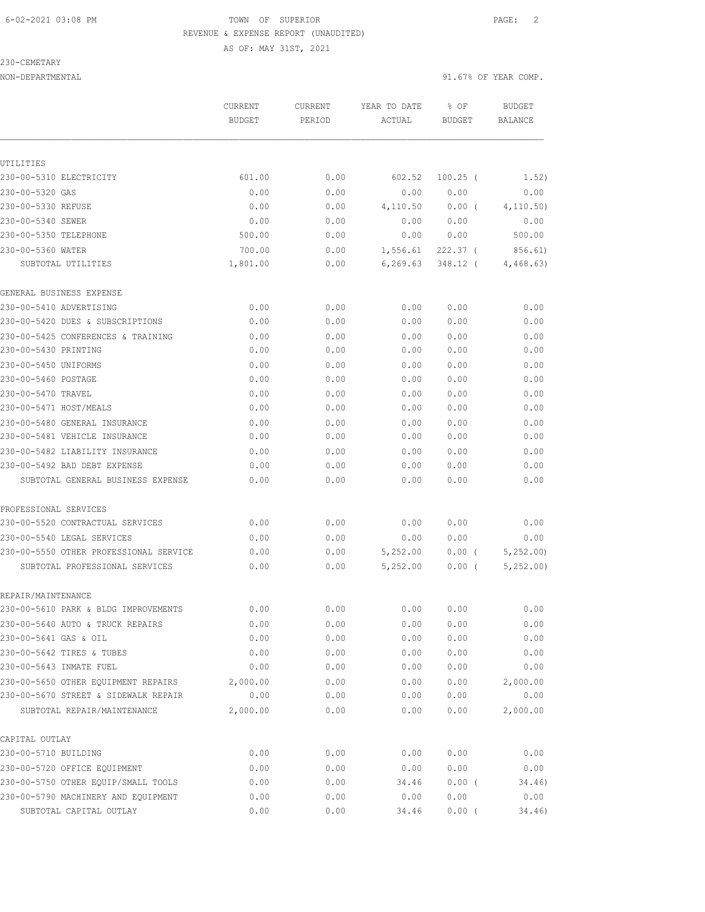TOWN OF SUPERIOR
REVENUE & EXPENSE REPORT (UNAUDITED)
AS OF: MAY 31ST, 2021

230-CEMETARY
NON-DEPARTMENTAL

91.67% OF YEAR COMP.

| | CURRENT BUDGET | CURRENT PERIOD | YEAR TO DATE ACTUAL | % OF BUDGET | BUDGET BALANCE |
|---|---|---|---|---|---|
| **UTILITIES** | | | | | |
| 230-00-5310 ELECTRICITY | 601.00 | 0.00 | 602.52 | 100.25 ( | 1.52) |
| 230-00-5320 GAS | 0.00 | 0.00 | 0.00 | 0.00 | 0.00 |
| 230-00-5330 REFUSE | 0.00 | 0.00 | 4,110.50 | 0.00 ( | 4,110.50) |
| 230-00-5340 SEWER | 0.00 | 0.00 | 0.00 | 0.00 | 0.00 |
| 230-00-5350 TELEPHONE | 500.00 | 0.00 | 0.00 | 0.00 | 500.00 |
| 230-00-5360 WATER | 700.00 | 0.00 | 1,556.61 | 222.37 ( | 856.61) |
| SUBTOTAL UTILITIES | 1,801.00 | 0.00 | 6,269.63 | 348.12 ( | 4,468.63) |
| **GENERAL BUSINESS EXPENSE** | | | | | |
| 230-00-5410 ADVERTISING | 0.00 | 0.00 | 0.00 | 0.00 | 0.00 |
| 230-00-5420 DUES & SUBSCRIPTIONS | 0.00 | 0.00 | 0.00 | 0.00 | 0.00 |
| 230-00-5425 CONFERENCES & TRAINING | 0.00 | 0.00 | 0.00 | 0.00 | 0.00 |
| 230-00-5430 PRINTING | 0.00 | 0.00 | 0.00 | 0.00 | 0.00 |
| 230-00-5450 UNIFORMS | 0.00 | 0.00 | 0.00 | 0.00 | 0.00 |
| 230-00-5460 POSTAGE | 0.00 | 0.00 | 0.00 | 0.00 | 0.00 |
| 230-00-5470 TRAVEL | 0.00 | 0.00 | 0.00 | 0.00 | 0.00 |
| 230-00-5471 HOST/MEALS | 0.00 | 0.00 | 0.00 | 0.00 | 0.00 |
| 230-00-5480 GENERAL INSURANCE | 0.00 | 0.00 | 0.00 | 0.00 | 0.00 |
| 230-00-5481 VEHICLE INSURANCE | 0.00 | 0.00 | 0.00 | 0.00 | 0.00 |
| 230-00-5482 LIABILITY INSURANCE | 0.00 | 0.00 | 0.00 | 0.00 | 0.00 |
| 230-00-5492 BAD DEBT EXPENSE | 0.00 | 0.00 | 0.00 | 0.00 | 0.00 |
| SUBTOTAL GENERAL BUSINESS EXPENSE | 0.00 | 0.00 | 0.00 | 0.00 | 0.00 |
| **PROFESSIONAL SERVICES** | | | | | |
| 230-00-5520 CONTRACTUAL SERVICES | 0.00 | 0.00 | 0.00 | 0.00 | 0.00 |
| 230-00-5540 LEGAL SERVICES | 0.00 | 0.00 | 0.00 | 0.00 | 0.00 |
| 230-00-5550 OTHER PROFESSIONAL SERVICE | 0.00 | 0.00 | 5,252.00 | 0.00 ( | 5,252.00) |
| SUBTOTAL PROFESSIONAL SERVICES | 0.00 | 0.00 | 5,252.00 | 0.00 ( | 5,252.00) |
| **REPAIR/MAINTENANCE** | | | | | |
| 230-00-5610 PARK & BLDG IMPROVEMENTS | 0.00 | 0.00 | 0.00 | 0.00 | 0.00 |
| 230-00-5640 AUTO & TRUCK REPAIRS | 0.00 | 0.00 | 0.00 | 0.00 | 0.00 |
| 230-00-5641 GAS & OIL | 0.00 | 0.00 | 0.00 | 0.00 | 0.00 |
| 230-00-5642 TIRES & TUBES | 0.00 | 0.00 | 0.00 | 0.00 | 0.00 |
| 230-00-5643 INMATE FUEL | 0.00 | 0.00 | 0.00 | 0.00 | 0.00 |
| 230-00-5650 OTHER EQUIPMENT REPAIRS | 2,000.00 | 0.00 | 0.00 | 0.00 | 2,000.00 |
| 230-00-5670 STREET & SIDEWALK REPAIR | 0.00 | 0.00 | 0.00 | 0.00 | 0.00 |
| SUBTOTAL REPAIR/MAINTENANCE | 2,000.00 | 0.00 | 0.00 | 0.00 | 2,000.00 |
| **CAPITAL OUTLAY** | | | | | |
| 230-00-5710 BUILDING | 0.00 | 0.00 | 0.00 | 0.00 | 0.00 |
| 230-00-5720 OFFICE EQUIPMENT | 0.00 | 0.00 | 0.00 | 0.00 | 0.00 |
| 230-00-5750 OTHER EQUIP/SMALL TOOLS | 0.00 | 0.00 | 34.46 | 0.00 ( | 34.46) |
| 230-00-5790 MACHINERY AND EQUIPMENT | 0.00 | 0.00 | 0.00 | 0.00 | 0.00 |
| SUBTOTAL CAPITAL OUTLAY | 0.00 | 0.00 | 34.46 | 0.00 ( | 34.46) |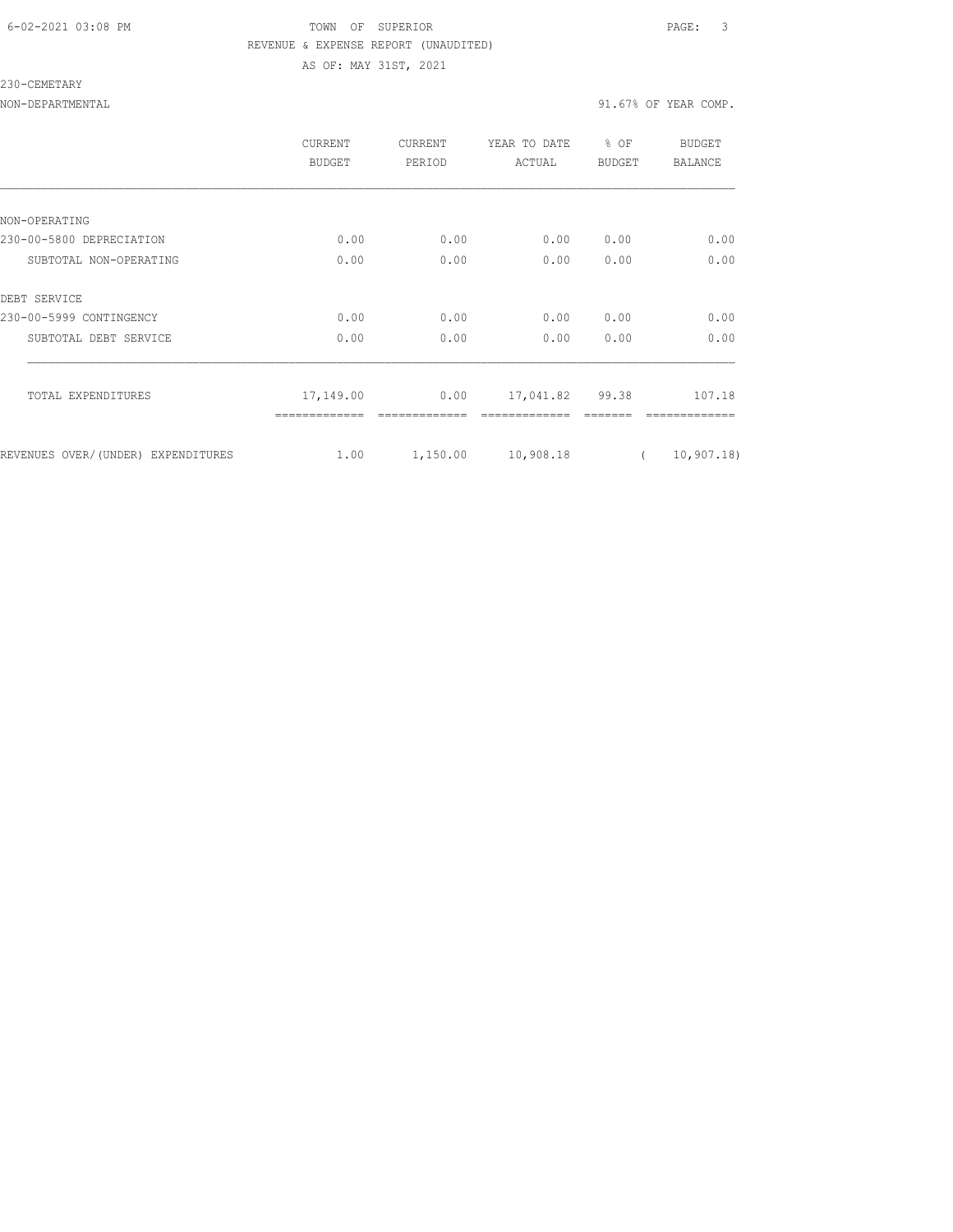TOWN OF SUPERIOR

REVENUE & EXPENSE REPORT (UNAUDITED)

AS OF: MAY 31ST, 2021

230-CEMETARY

NON-DEPARTMENTAL 91.67% OF YEAR COMP.

| | CURRENT BUDGET | CURRENT PERIOD | YEAR TO DATE ACTUAL | % OF BUDGET | BUDGET BALANCE |
|---|---|---|---|---|---|
| NON-OPERATING | | | | | |
| 230-00-5800 DEPRECIATION | 0.00 | 0.00 | 0.00 | 0.00 | 0.00 |
| SUBTOTAL NON-OPERATING | 0.00 | 0.00 | 0.00 | 0.00 | 0.00 |
| DEBT SERVICE | | | | | |
| 230-00-5999 CONTINGENCY | 0.00 | 0.00 | 0.00 | 0.00 | 0.00 |
| SUBTOTAL DEBT SERVICE | 0.00 | 0.00 | 0.00 | 0.00 | 0.00 |
| TOTAL EXPENDITURES | 17,149.00 | 0.00 | 17,041.82 | 99.38 | 107.18 |
| REVENUES OVER/(UNDER) EXPENDITURES | 1.00 | 1,150.00 | 10,908.18 | | ( 10,907.18) |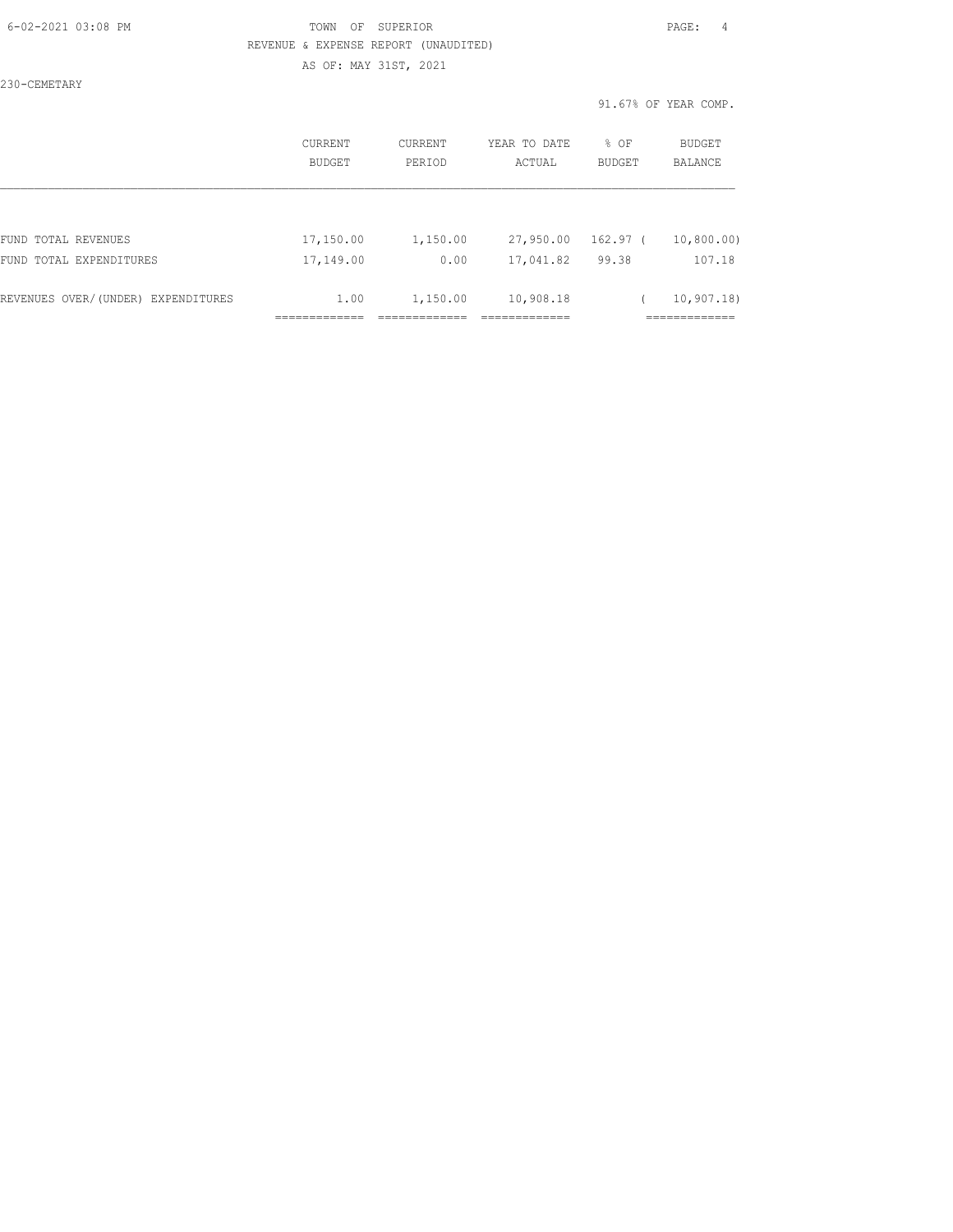TOWN OF SUPERIOR

REVENUE & EXPENSE REPORT (UNAUDITED)

AS OF: MAY 31ST, 2021

230-CEMETARY

91.67% OF YEAR COMP.

| | CURRENT BUDGET | CURRENT PERIOD | YEAR TO DATE ACTUAL | % OF BUDGET | BUDGET BALANCE |
|---|---|---|---|---|---|
| FUND TOTAL REVENUES | 17,150.00 | 1,150.00 | 27,950.00 | 162.97 | ( 10,800.00) |
| FUND TOTAL EXPENDITURES | 17,149.00 | 0.00 | 17,041.82 | 99.38 | 107.18 |
| REVENUES OVER/(UNDER) EXPENDITURES | 1.00 | 1,150.00 | 10,908.18 | | ( 10,907.18) |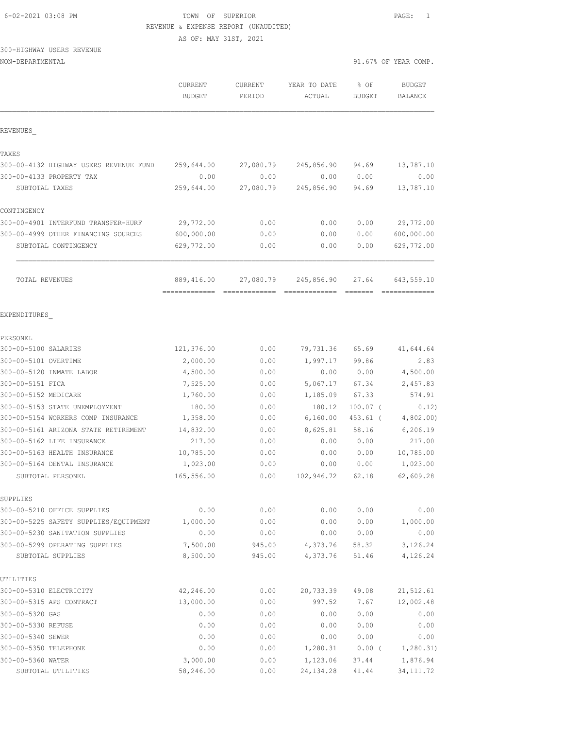6-02-2021 03:08 PM TOWN OF SUPERIOR

REVENUE & EXPENSE REPORT (UNAUDITED)

AS OF: MAY 31ST, 2021

300-HIGHWAY USERS REVENUE

NON-DEPARTMENTAL 91.67% OF YEAR COMP.

| | CURRENT BUDGET | CURRENT PERIOD | YEAR TO DATE ACTUAL | % OF BUDGET | BUDGET BALANCE |
|---|---|---|---|---|---|
| **REVENUES** | | | | | |
| **TAXES** | | | | | |
| 300-00-4132 HIGHWAY USERS REVENUE FUND | 259,644.00 | 27,080.79 | 245,856.90 | 94.69 | 13,787.10 |
| 300-00-4133 PROPERTY TAX | 0.00 | 0.00 | 0.00 | 0.00 | 0.00 |
| SUBTOTAL TAXES | 259,644.00 | 27,080.79 | 245,856.90 | 94.69 | 13,787.10 |
| **CONTINGENCY** | | | | | |
| 300-00-4901 INTERFUND TRANSFER-HURF | 29,772.00 | 0.00 | 0.00 | 0.00 | 29,772.00 |
| 300-00-4999 OTHER FINANCING SOURCES | 600,000.00 | 0.00 | 0.00 | 0.00 | 600,000.00 |
| SUBTOTAL CONTINGENCY | 629,772.00 | 0.00 | 0.00 | 0.00 | 629,772.00 |
| TOTAL REVENUES | 889,416.00 | 27,080.79 | 245,856.90 | 27.64 | 643,559.10 |
| **EXPENDITURES** | | | | | |
| **PERSONEL** | | | | | |
| 300-00-5100 SALARIES | 121,376.00 | 0.00 | 79,731.36 | 65.69 | 41,644.64 |
| 300-00-5101 OVERTIME | 2,000.00 | 0.00 | 1,997.17 | 99.86 | 2.83 |
| 300-00-5120 INMATE LABOR | 4,500.00 | 0.00 | 0.00 | 0.00 | 4,500.00 |
| 300-00-5151 FICA | 7,525.00 | 0.00 | 5,067.17 | 67.34 | 2,457.83 |
| 300-00-5152 MEDICARE | 1,760.00 | 0.00 | 1,185.09 | 67.33 | 574.91 |
| 300-00-5153 STATE UNEMPLOYMENT | 180.00 | 0.00 | 180.12 | 100.07 | ( 0.12) |
| 300-00-5154 WORKERS COMP INSURANCE | 1,358.00 | 0.00 | 6,160.00 | 453.61 | ( 4,802.00) |
| 300-00-5161 ARIZONA STATE RETIREMENT | 14,832.00 | 0.00 | 8,625.81 | 58.16 | 6,206.19 |
| 300-00-5162 LIFE INSURANCE | 217.00 | 0.00 | 0.00 | 0.00 | 217.00 |
| 300-00-5163 HEALTH INSURANCE | 10,785.00 | 0.00 | 0.00 | 0.00 | 10,785.00 |
| 300-00-5164 DENTAL INSURANCE | 1,023.00 | 0.00 | 0.00 | 0.00 | 1,023.00 |
| SUBTOTAL PERSONEL | 165,556.00 | 0.00 | 102,946.72 | 62.18 | 62,609.28 |
| **SUPPLIES** | | | | | |
| 300-00-5210 OFFICE SUPPLIES | 0.00 | 0.00 | 0.00 | 0.00 | 0.00 |
| 300-00-5225 SAFETY SUPPLIES/EQUIPMENT | 1,000.00 | 0.00 | 0.00 | 0.00 | 1,000.00 |
| 300-00-5230 SANITATION SUPPLIES | 0.00 | 0.00 | 0.00 | 0.00 | 0.00 |
| 300-00-5299 OPERATING SUPPLIES | 7,500.00 | 945.00 | 4,373.76 | 58.32 | 3,126.24 |
| SUBTOTAL SUPPLIES | 8,500.00 | 945.00 | 4,373.76 | 51.46 | 4,126.24 |
| **UTILITIES** | | | | | |
| 300-00-5310 ELECTRICITY | 42,246.00 | 0.00 | 20,733.39 | 49.08 | 21,512.61 |
| 300-00-5315 APS CONTRACT | 13,000.00 | 0.00 | 997.52 | 7.67 | 12,002.48 |
| 300-00-5320 GAS | 0.00 | 0.00 | 0.00 | 0.00 | 0.00 |
| 300-00-5330 REFUSE | 0.00 | 0.00 | 0.00 | 0.00 | 0.00 |
| 300-00-5340 SEWER | 0.00 | 0.00 | 0.00 | 0.00 | 0.00 |
| 300-00-5350 TELEPHONE | 0.00 | 0.00 | 1,280.31 | 0.00 | ( 1,280.31) |
| 300-00-5360 WATER | 3,000.00 | 0.00 | 1,123.06 | 37.44 | 1,876.94 |
| SUBTOTAL UTILITIES | 58,246.00 | 0.00 | 24,134.28 | 41.44 | 34,111.72 |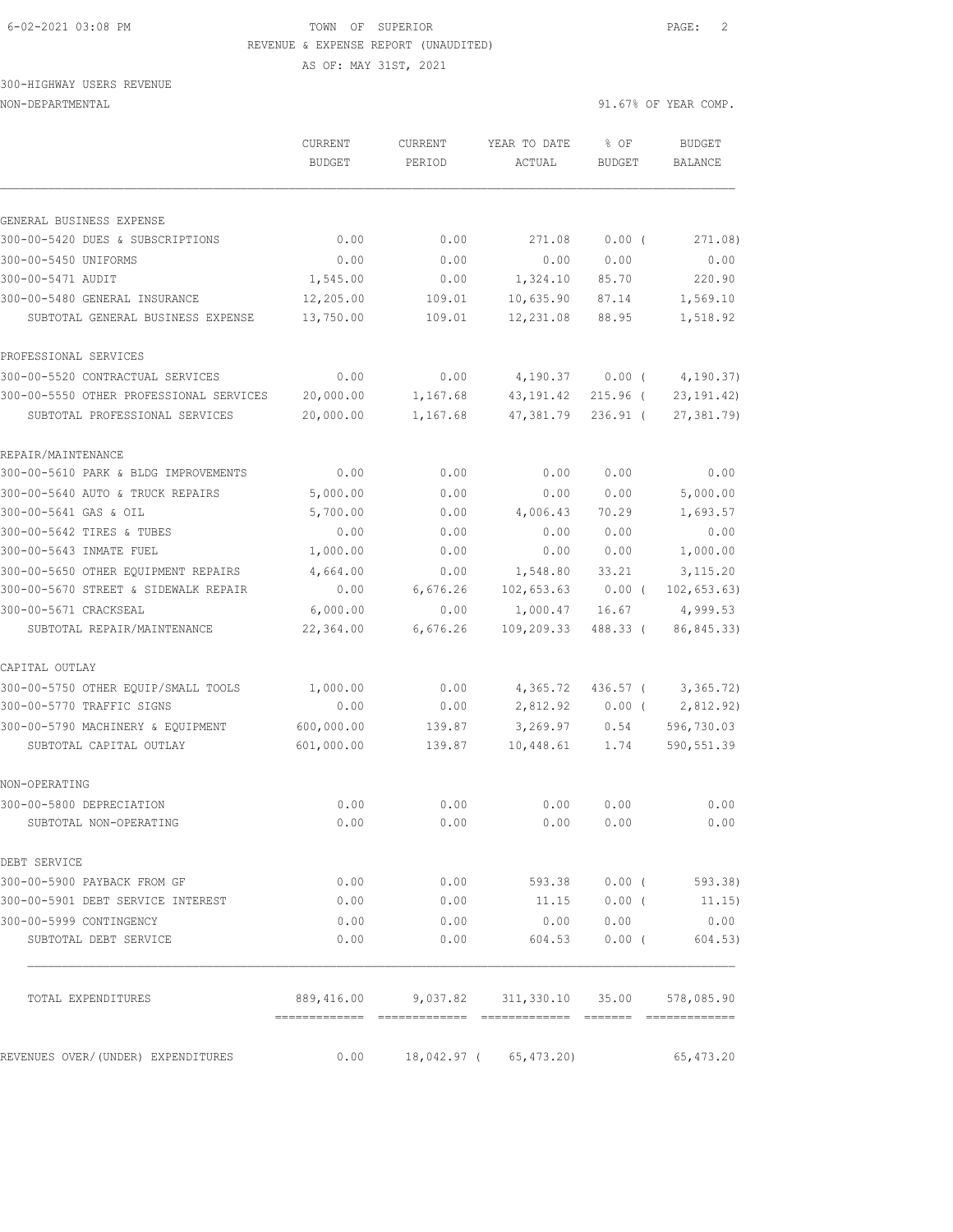TOWN OF SUPERIOR

REVENUE & EXPENSE REPORT (UNAUDITED)

AS OF: MAY 31ST, 2021

300-HIGHWAY USERS REVENUE

NON-DEPARTMENTAL

91.67% OF YEAR COMP.

| | CURRENT BUDGET | CURRENT PERIOD | YEAR TO DATE ACTUAL | % OF BUDGET | BUDGET BALANCE |
|---|---|---|---|---|---|
| **GENERAL BUSINESS EXPENSE** | | | | | |
| 300-00-5420 DUES & SUBSCRIPTIONS | 0.00 | 0.00 | 271.08 | 0.00 ( | 271.08) |
| 300-00-5450 UNIFORMS | 0.00 | 0.00 | 0.00 | 0.00 | 0.00 |
| 300-00-5471 AUDIT | 1,545.00 | 0.00 | 1,324.10 | 85.70 | 220.90 |
| 300-00-5480 GENERAL INSURANCE | 12,205.00 | 109.01 | 10,635.90 | 87.14 | 1,569.10 |
| SUBTOTAL GENERAL BUSINESS EXPENSE | 13,750.00 | 109.01 | 12,231.08 | 88.95 | 1,518.92 |
| **PROFESSIONAL SERVICES** | | | | | |
| 300-00-5520 CONTRACTUAL SERVICES | 0.00 | 0.00 | 4,190.37 | 0.00 ( | 4,190.37) |
| 300-00-5550 OTHER PROFESSIONAL SERVICES | 20,000.00 | 1,167.68 | 43,191.42 | 215.96 ( | 23,191.42) |
| SUBTOTAL PROFESSIONAL SERVICES | 20,000.00 | 1,167.68 | 47,381.79 | 236.91 ( | 27,381.79) |
| **REPAIR/MAINTENANCE** | | | | | |
| 300-00-5610 PARK & BLDG IMPROVEMENTS | 0.00 | 0.00 | 0.00 | 0.00 | 0.00 |
| 300-00-5640 AUTO & TRUCK REPAIRS | 5,000.00 | 0.00 | 0.00 | 0.00 | 5,000.00 |
| 300-00-5641 GAS & OIL | 5,700.00 | 0.00 | 4,006.43 | 70.29 | 1,693.57 |
| 300-00-5642 TIRES & TUBES | 0.00 | 0.00 | 0.00 | 0.00 | 0.00 |
| 300-00-5643 INMATE FUEL | 1,000.00 | 0.00 | 0.00 | 0.00 | 1,000.00 |
| 300-00-5650 OTHER EQUIPMENT REPAIRS | 4,664.00 | 0.00 | 1,548.80 | 33.21 | 3,115.20 |
| 300-00-5670 STREET & SIDEWALK REPAIR | 0.00 | 6,676.26 | 102,653.63 | 0.00 ( | 102,653.63) |
| 300-00-5671 CRACKSEAL | 6,000.00 | 0.00 | 1,000.47 | 16.67 | 4,999.53 |
| SUBTOTAL REPAIR/MAINTENANCE | 22,364.00 | 6,676.26 | 109,209.33 | 488.33 ( | 86,845.33) |
| **CAPITAL OUTLAY** | | | | | |
| 300-00-5750 OTHER EQUIP/SMALL TOOLS | 1,000.00 | 0.00 | 4,365.72 | 436.57 ( | 3,365.72) |
| 300-00-5770 TRAFFIC SIGNS | 0.00 | 0.00 | 2,812.92 | 0.00 ( | 2,812.92) |
| 300-00-5790 MACHINERY & EQUIPMENT | 600,000.00 | 139.87 | 3,269.97 | 0.54 | 596,730.03 |
| SUBTOTAL CAPITAL OUTLAY | 601,000.00 | 139.87 | 10,448.61 | 1.74 | 590,551.39 |
| **NON-OPERATING** | | | | | |
| 300-00-5800 DEPRECIATION | 0.00 | 0.00 | 0.00 | 0.00 | 0.00 |
| SUBTOTAL NON-OPERATING | 0.00 | 0.00 | 0.00 | 0.00 | 0.00 |
| **DEBT SERVICE** | | | | | |
| 300-00-5900 PAYBACK FROM GF | 0.00 | 0.00 | 593.38 | 0.00 ( | 593.38) |
| 300-00-5901 DEBT SERVICE INTEREST | 0.00 | 0.00 | 11.15 | 0.00 ( | 11.15) |
| 300-00-5999 CONTINGENCY | 0.00 | 0.00 | 0.00 | 0.00 | 0.00 |
| SUBTOTAL DEBT SERVICE | 0.00 | 0.00 | 604.53 | 0.00 ( | 604.53) |
| TOTAL EXPENDITURES | 889,416.00 | 9,037.82 | 311,330.10 | 35.00 | 578,085.90 |
| REVENUES OVER/(UNDER) EXPENDITURES | 0.00 | 18,042.97 ( | 65,473.20) | | 65,473.20 |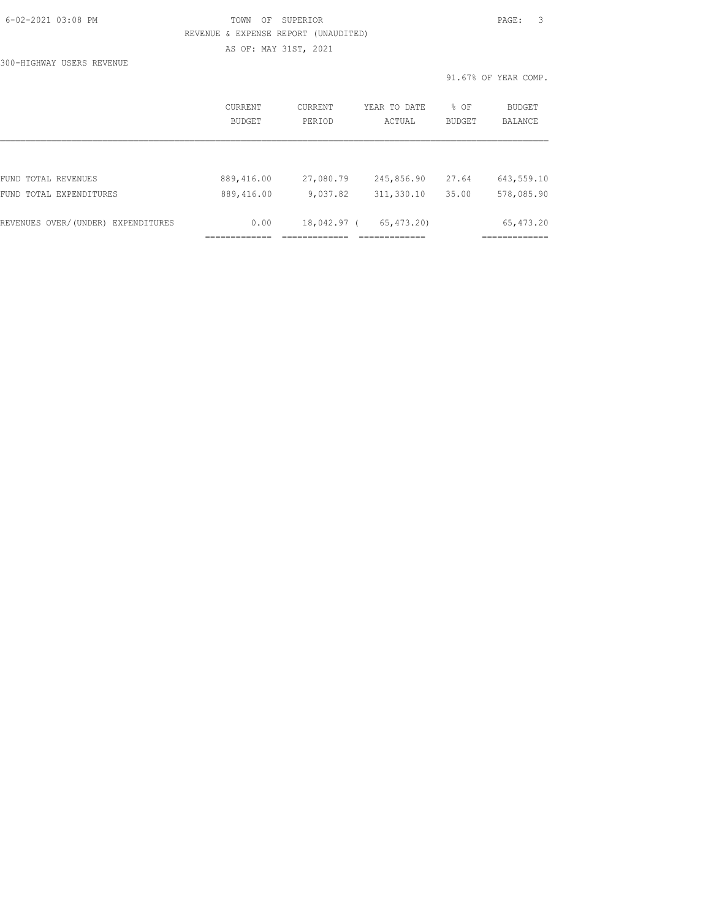REVENUE & EXPENSE REPORT (UNAUDITED)

AS OF: MAY 31ST, 2021

300-HIGHWAY USERS REVENUE

91.67% OF YEAR COMP.

| | CURRENT BUDGET | CURRENT PERIOD | YEAR TO DATE ACTUAL | % OF BUDGET | BUDGET BALANCE |
|---|---|---|---|---|---|
| FUND TOTAL REVENUES | 889,416.00 | 27,080.79 | 245,856.90 | 27.64 | 643,559.10 |
| FUND TOTAL EXPENDITURES | 889,416.00 | 9,037.82 | 311,330.10 | 35.00 | 578,085.90 |
| REVENUES OVER/(UNDER) EXPENDITURES | 0.00 | 18,042.97 | ( 65,473.20) | | 65,473.20 |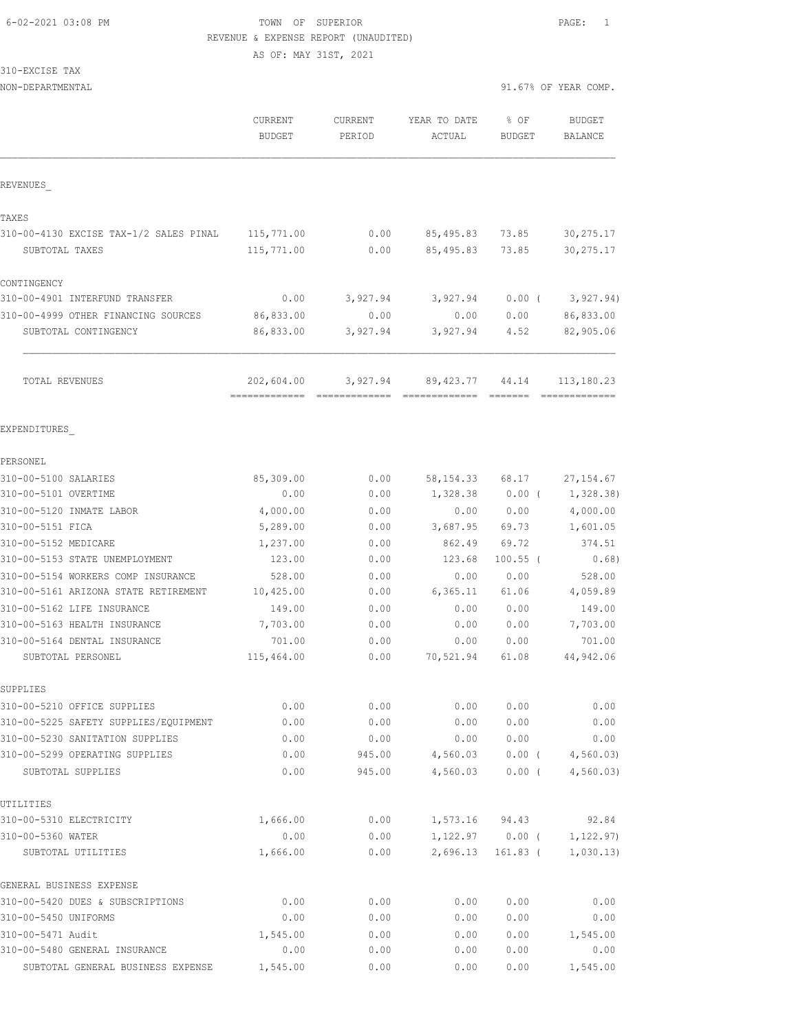6-02-2021 03:08 PM TOWN OF SUPERIOR

REVENUE & EXPENSE REPORT (UNAUDITED)

AS OF: MAY 31ST, 2021

310-EXCISE TAX

NON-DEPARTMENTAL 91.67% OF YEAR COMP.

| | CURRENT BUDGET | CURRENT PERIOD | YEAR TO DATE ACTUAL | % OF BUDGET | BUDGET BALANCE |
|---|---|---|---|---|---|
| REVENUES_ | | | | | |
| TAXES | | | | | |
| 310-00-4130 EXCISE TAX-1/2 SALES PINAL | 115,771.00 | 0.00 | 85,495.83 | 73.85 | 30,275.17 |
| SUBTOTAL TAXES | 115,771.00 | 0.00 | 85,495.83 | 73.85 | 30,275.17 |
| CONTINGENCY | | | | | |
| 310-00-4901 INTERFUND TRANSFER | 0.00 | 3,927.94 | 3,927.94 | 0.00 ( | 3,927.94) |
| 310-00-4999 OTHER FINANCING SOURCES | 86,833.00 | 0.00 | 0.00 | 0.00 | 86,833.00 |
| SUBTOTAL CONTINGENCY | 86,833.00 | 3,927.94 | 3,927.94 | 4.52 | 82,905.06 |
| TOTAL REVENUES | 202,604.00 | 3,927.94 | 89,423.77 | 44.14 | 113,180.23 |
| EXPENDITURES_ | | | | | |
| PERSONEL | | | | | |
| 310-00-5100 SALARIES | 85,309.00 | 0.00 | 58,154.33 | 68.17 | 27,154.67 |
| 310-00-5101 OVERTIME | 0.00 | 0.00 | 1,328.38 | 0.00 ( | 1,328.38) |
| 310-00-5120 INMATE LABOR | 4,000.00 | 0.00 | 0.00 | 0.00 | 4,000.00 |
| 310-00-5151 FICA | 5,289.00 | 0.00 | 3,687.95 | 69.73 | 1,601.05 |
| 310-00-5152 MEDICARE | 1,237.00 | 0.00 | 862.49 | 69.72 | 374.51 |
| 310-00-5153 STATE UNEMPLOYMENT | 123.00 | 0.00 | 123.68 | 100.55 ( | 0.68) |
| 310-00-5154 WORKERS COMP INSURANCE | 528.00 | 0.00 | 0.00 | 0.00 | 528.00 |
| 310-00-5161 ARIZONA STATE RETIREMENT | 10,425.00 | 0.00 | 6,365.11 | 61.06 | 4,059.89 |
| 310-00-5162 LIFE INSURANCE | 149.00 | 0.00 | 0.00 | 0.00 | 149.00 |
| 310-00-5163 HEALTH INSURANCE | 7,703.00 | 0.00 | 0.00 | 0.00 | 7,703.00 |
| 310-00-5164 DENTAL INSURANCE | 701.00 | 0.00 | 0.00 | 0.00 | 701.00 |
| SUBTOTAL PERSONEL | 115,464.00 | 0.00 | 70,521.94 | 61.08 | 44,942.06 |
| SUPPLIES | | | | | |
| 310-00-5210 OFFICE SUPPLIES | 0.00 | 0.00 | 0.00 | 0.00 | 0.00 |
| 310-00-5225 SAFETY SUPPLIES/EQUIPMENT | 0.00 | 0.00 | 0.00 | 0.00 | 0.00 |
| 310-00-5230 SANITATION SUPPLIES | 0.00 | 0.00 | 0.00 | 0.00 | 0.00 |
| 310-00-5299 OPERATING SUPPLIES | 0.00 | 945.00 | 4,560.03 | 0.00 ( | 4,560.03) |
| SUBTOTAL SUPPLIES | 0.00 | 945.00 | 4,560.03 | 0.00 ( | 4,560.03) |
| UTILITIES | | | | | |
| 310-00-5310 ELECTRICITY | 1,666.00 | 0.00 | 1,573.16 | 94.43 | 92.84 |
| 310-00-5360 WATER | 0.00 | 0.00 | 1,122.97 | 0.00 ( | 1,122.97) |
| SUBTOTAL UTILITIES | 1,666.00 | 0.00 | 2,696.13 | 161.83 ( | 1,030.13) |
| GENERAL BUSINESS EXPENSE | | | | | |
| 310-00-5420 DUES & SUBSCRIPTIONS | 0.00 | 0.00 | 0.00 | 0.00 | 0.00 |
| 310-00-5450 UNIFORMS | 0.00 | 0.00 | 0.00 | 0.00 | 0.00 |
| 310-00-5471 Audit | 1,545.00 | 0.00 | 0.00 | 0.00 | 1,545.00 |
| 310-00-5480 GENERAL INSURANCE | 0.00 | 0.00 | 0.00 | 0.00 | 0.00 |
| SUBTOTAL GENERAL BUSINESS EXPENSE | 1,545.00 | 0.00 | 0.00 | 0.00 | 1,545.00 |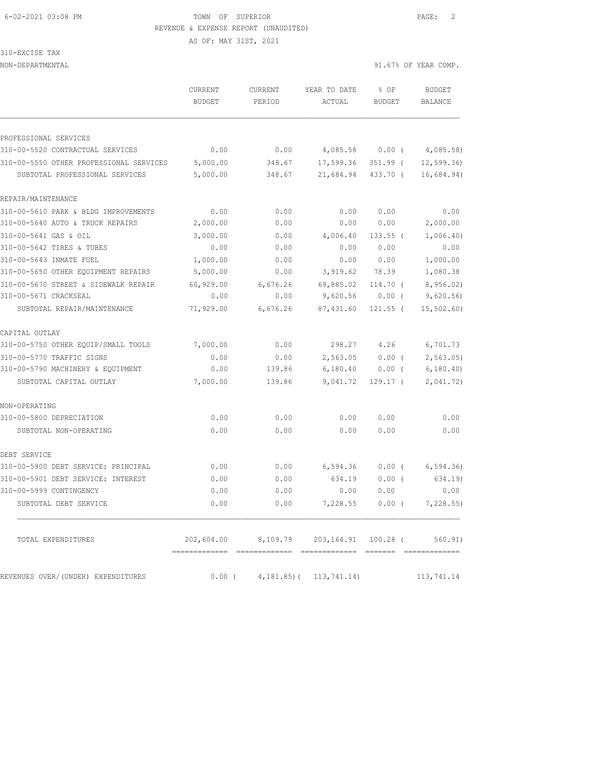6-02-2021 03:08 PM TOWN OF SUPERIOR

REVENUE & EXPENSE REPORT (UNAUDITED)

AS OF: MAY 31ST, 2021

310-EXCISE TAX

NON-DEPARTMENTAL 91.67% OF YEAR COMP.

| | CURRENT BUDGET | CURRENT PERIOD | YEAR TO DATE ACTUAL | % OF BUDGET | BUDGET BALANCE |
|---|---|---|---|---|---|
| **PROFESSIONAL SERVICES** | | | | | |
| 310-00-5520 CONTRACTUAL SERVICES | 0.00 | 0.00 | 4,085.58 | 0.00 ( | 4,085.58) |
| 310-00-5550 OTHER PROFESSIONAL SERVICES | 5,000.00 | 348.67 | 17,599.36 | 351.99 ( | 12,599.36) |
| SUBTOTAL PROFESSIONAL SERVICES | 5,000.00 | 348.67 | 21,684.94 | 433.70 ( | 16,684.94) |
| **REPAIR/MAINTENANCE** | | | | | |
| 310-00-5610 PARK & BLDG IMPROVEMENTS | 0.00 | 0.00 | 0.00 | 0.00 | 0.00 |
| 310-00-5640 AUTO & TRUCK REPAIRS | 2,000.00 | 0.00 | 0.00 | 0.00 | 2,000.00 |
| 310-00-5641 GAS & OIL | 3,000.00 | 0.00 | 4,006.40 | 133.55 ( | 1,006.40) |
| 310-00-5642 TIRES & TUBES | 0.00 | 0.00 | 0.00 | 0.00 | 0.00 |
| 310-00-5643 INMATE FUEL | 1,000.00 | 0.00 | 0.00 | 0.00 | 1,000.00 |
| 310-00-5650 OTHER EQUIPMENT REPAIRS | 5,000.00 | 0.00 | 3,919.62 | 78.39 | 1,080.38 |
| 310-00-5670 STREET & SIDEWALK REPAIR | 60,929.00 | 6,676.26 | 69,885.02 | 114.70 ( | 8,956.02) |
| 310-00-5671 CRACKSEAL | 0.00 | 0.00 | 9,620.56 | 0.00 ( | 9,620.56) |
| SUBTOTAL REPAIR/MAINTENANCE | 71,929.00 | 6,676.26 | 87,431.60 | 121.55 ( | 15,502.60) |
| **CAPITAL OUTLAY** | | | | | |
| 310-00-5750 OTHER EQUIP/SMALL TOOLS | 7,000.00 | 0.00 | 298.27 | 4.26 | 6,701.73 |
| 310-00-5770 TRAFFIC SIGNS | 0.00 | 0.00 | 2,563.05 | 0.00 ( | 2,563.05) |
| 310-00-5790 MACHINERY & EQUIPMENT | 0.00 | 139.86 | 6,180.40 | 0.00 ( | 6,180.40) |
| SUBTOTAL CAPITAL OUTLAY | 7,000.00 | 139.86 | 9,041.72 | 129.17 ( | 2,041.72) |
| **NON-OPERATING** | | | | | |
| 310-00-5800 DEPRECIATION | 0.00 | 0.00 | 0.00 | 0.00 | 0.00 |
| SUBTOTAL NON-OPERATING | 0.00 | 0.00 | 0.00 | 0.00 | 0.00 |
| **DEBT SERVICE** | | | | | |
| 310-00-5900 DEBT SERVICE: PRINCIPAL | 0.00 | 0.00 | 6,594.36 | 0.00 ( | 6,594.36) |
| 310-00-5901 DEBT SERVICE: INTEREST | 0.00 | 0.00 | 634.19 | 0.00 ( | 634.19) |
| 310-00-5999 CONTINGENCY | 0.00 | 0.00 | 0.00 | 0.00 | 0.00 |
| SUBTOTAL DEBT SERVICE | 0.00 | 0.00 | 7,228.55 | 0.00 ( | 7,228.55) |
| TOTAL EXPENDITURES | 202,604.00 | 8,109.79 | 203,164.91 | 100.28 ( | 560.91) |
| REVENUES OVER/(UNDER) EXPENDITURES | 0.00 ( | 4,181.85)( | 113,741.14) | | 113,741.14 |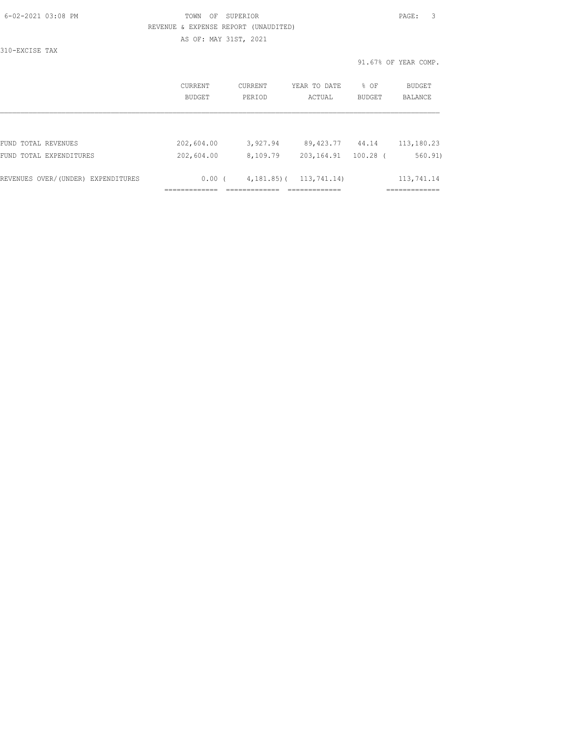TOWN OF SUPERIOR

REVENUE & EXPENSE REPORT (UNAUDITED)

AS OF: MAY 31ST, 2021

310-EXCISE TAX

91.67% OF YEAR COMP.

| | CURRENT BUDGET | CURRENT PERIOD | YEAR TO DATE ACTUAL | % OF BUDGET | BUDGET BALANCE |
|---|---|---|---|---|---|
| FUND TOTAL REVENUES | 202,604.00 | 3,927.94 | 89,423.77 | 44.14 | 113,180.23 |
| FUND TOTAL EXPENDITURES | 202,604.00 | 8,109.79 | 203,164.91 | 100.28 | ( 560.91) |
| REVENUES OVER/(UNDER) EXPENDITURES | 0.00 | ( 4,181.85) | ( 113,741.14) | | 113,741.14 |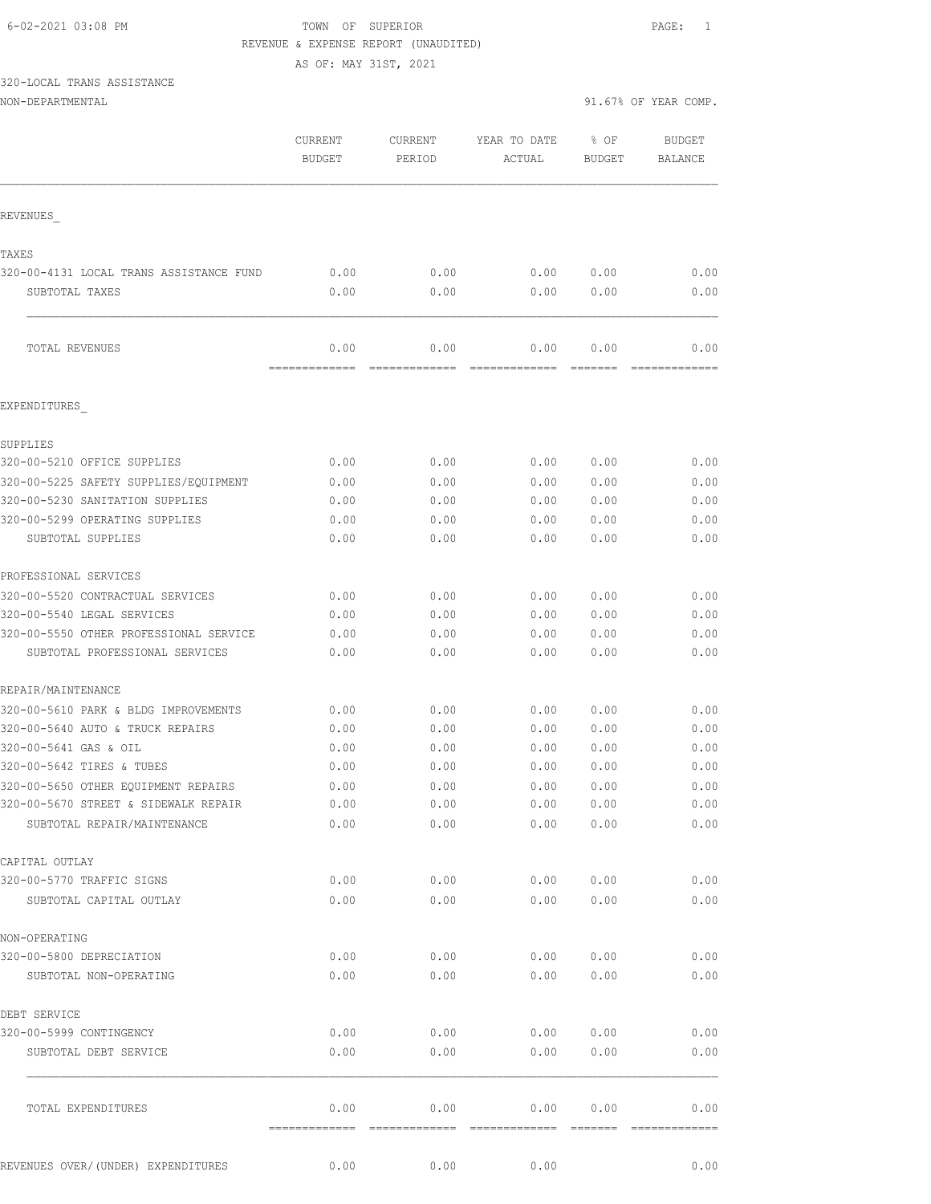TOWN OF SUPERIOR
REVENUE & EXPENSE REPORT (UNAUDITED)
AS OF: MAY 31ST, 2021

320-LOCAL TRANS ASSISTANCE
NON-DEPARTMENTAL

91.67% OF YEAR COMP.

| | CURRENT BUDGET | CURRENT PERIOD | YEAR TO DATE ACTUAL | % OF BUDGET | BUDGET BALANCE |
|---|---|---|---|---|---|
| **REVENUES** | | | | | |
| **TAXES** | | | | | |
| 320-00-4131 LOCAL TRANS ASSISTANCE FUND | 0.00 | 0.00 | 0.00 | 0.00 | 0.00 |
| SUBTOTAL TAXES | 0.00 | 0.00 | 0.00 | 0.00 | 0.00 |
| TOTAL REVENUES | 0.00 | 0.00 | 0.00 | 0.00 | 0.00 |
| **EXPENDITURES** | | | | | |
| **SUPPLIES** | | | | | |
| 320-00-5210 OFFICE SUPPLIES | 0.00 | 0.00 | 0.00 | 0.00 | 0.00 |
| 320-00-5225 SAFETY SUPPLIES/EQUIPMENT | 0.00 | 0.00 | 0.00 | 0.00 | 0.00 |
| 320-00-5230 SANITATION SUPPLIES | 0.00 | 0.00 | 0.00 | 0.00 | 0.00 |
| 320-00-5299 OPERATING SUPPLIES | 0.00 | 0.00 | 0.00 | 0.00 | 0.00 |
| SUBTOTAL SUPPLIES | 0.00 | 0.00 | 0.00 | 0.00 | 0.00 |
| **PROFESSIONAL SERVICES** | | | | | |
| 320-00-5520 CONTRACTUAL SERVICES | 0.00 | 0.00 | 0.00 | 0.00 | 0.00 |
| 320-00-5540 LEGAL SERVICES | 0.00 | 0.00 | 0.00 | 0.00 | 0.00 |
| 320-00-5550 OTHER PROFESSIONAL SERVICE | 0.00 | 0.00 | 0.00 | 0.00 | 0.00 |
| SUBTOTAL PROFESSIONAL SERVICES | 0.00 | 0.00 | 0.00 | 0.00 | 0.00 |
| **REPAIR/MAINTENANCE** | | | | | |
| 320-00-5610 PARK & BLDG IMPROVEMENTS | 0.00 | 0.00 | 0.00 | 0.00 | 0.00 |
| 320-00-5640 AUTO & TRUCK REPAIRS | 0.00 | 0.00 | 0.00 | 0.00 | 0.00 |
| 320-00-5641 GAS & OIL | 0.00 | 0.00 | 0.00 | 0.00 | 0.00 |
| 320-00-5642 TIRES & TUBES | 0.00 | 0.00 | 0.00 | 0.00 | 0.00 |
| 320-00-5650 OTHER EQUIPMENT REPAIRS | 0.00 | 0.00 | 0.00 | 0.00 | 0.00 |
| 320-00-5670 STREET & SIDEWALK REPAIR | 0.00 | 0.00 | 0.00 | 0.00 | 0.00 |
| SUBTOTAL REPAIR/MAINTENANCE | 0.00 | 0.00 | 0.00 | 0.00 | 0.00 |
| **CAPITAL OUTLAY** | | | | | |
| 320-00-5770 TRAFFIC SIGNS | 0.00 | 0.00 | 0.00 | 0.00 | 0.00 |
| SUBTOTAL CAPITAL OUTLAY | 0.00 | 0.00 | 0.00 | 0.00 | 0.00 |
| **NON-OPERATING** | | | | | |
| 320-00-5800 DEPRECIATION | 0.00 | 0.00 | 0.00 | 0.00 | 0.00 |
| SUBTOTAL NON-OPERATING | 0.00 | 0.00 | 0.00 | 0.00 | 0.00 |
| **DEBT SERVICE** | | | | | |
| 320-00-5999 CONTINGENCY | 0.00 | 0.00 | 0.00 | 0.00 | 0.00 |
| SUBTOTAL DEBT SERVICE | 0.00 | 0.00 | 0.00 | 0.00 | 0.00 |
| TOTAL EXPENDITURES | 0.00 | 0.00 | 0.00 | 0.00 | 0.00 |
| REVENUES OVER/(UNDER) EXPENDITURES | 0.00 | 0.00 | 0.00 | | 0.00 |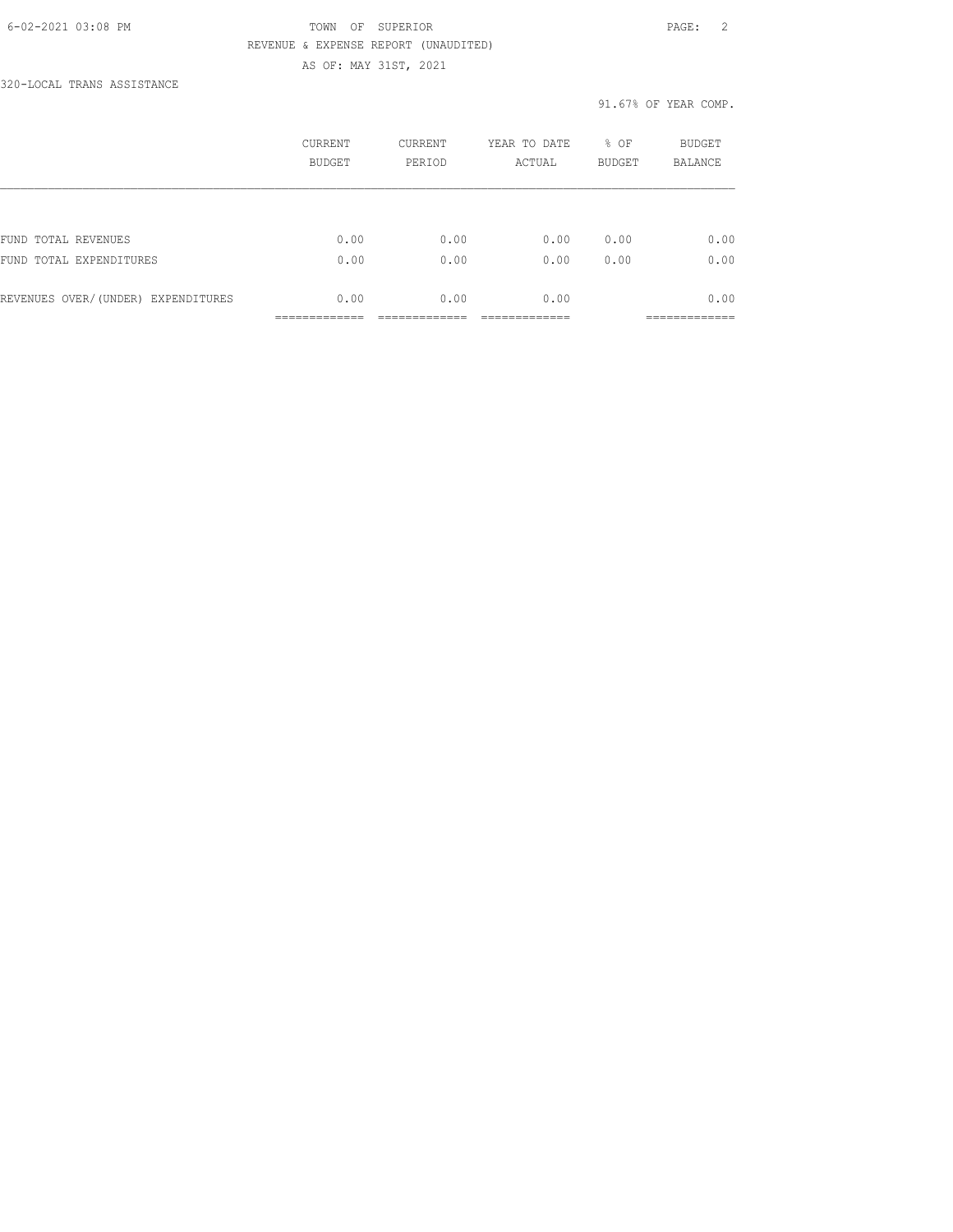TOWN OF SUPERIOR

REVENUE & EXPENSE REPORT (UNAUDITED)

AS OF: MAY 31ST, 2021

320-LOCAL TRANS ASSISTANCE

91.67% OF YEAR COMP.

| | CURRENT BUDGET | CURRENT PERIOD | YEAR TO DATE ACTUAL | % OF BUDGET | BUDGET BALANCE |
|---|---|---|---|---|---|
| FUND TOTAL REVENUES | 0.00 | 0.00 | 0.00 | 0.00 | 0.00 |
| FUND TOTAL EXPENDITURES | 0.00 | 0.00 | 0.00 | 0.00 | 0.00 |
| REVENUES OVER/(UNDER) EXPENDITURES | 0.00 | 0.00 | 0.00 | | 0.00 |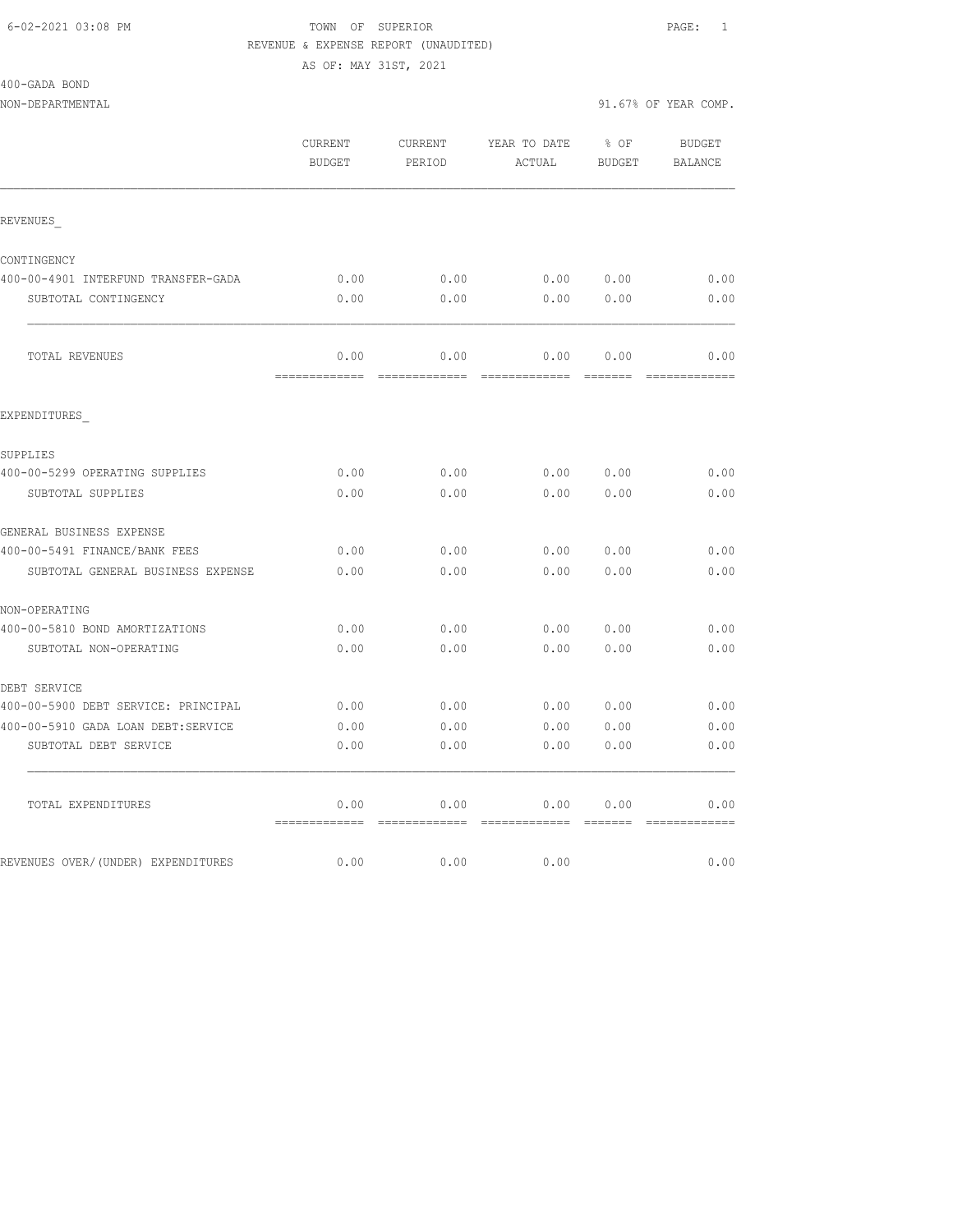TOWN OF SUPERIOR
REVENUE & EXPENSE REPORT (UNAUDITED)
AS OF: MAY 31ST, 2021

400-GADA BOND
NON-DEPARTMENTAL

91.67% OF YEAR COMP.

| | CURRENT BUDGET | CURRENT PERIOD | YEAR TO DATE ACTUAL | % OF BUDGET | BUDGET BALANCE |
|---|---|---|---|---|---|
| REVENUES_ | | | | | |
| CONTINGENCY | | | | | |
| 400-00-4901 INTERFUND TRANSFER-GADA | 0.00 | 0.00 | 0.00 | 0.00 | 0.00 |
| SUBTOTAL CONTINGENCY | 0.00 | 0.00 | 0.00 | 0.00 | 0.00 |
| TOTAL REVENUES | 0.00 | 0.00 | 0.00 | 0.00 | 0.00 |
| EXPENDITURES_ | | | | | |
| SUPPLIES | | | | | |
| 400-00-5299 OPERATING SUPPLIES | 0.00 | 0.00 | 0.00 | 0.00 | 0.00 |
| SUBTOTAL SUPPLIES | 0.00 | 0.00 | 0.00 | 0.00 | 0.00 |
| GENERAL BUSINESS EXPENSE | | | | | |
| 400-00-5491 FINANCE/BANK FEES | 0.00 | 0.00 | 0.00 | 0.00 | 0.00 |
| SUBTOTAL GENERAL BUSINESS EXPENSE | 0.00 | 0.00 | 0.00 | 0.00 | 0.00 |
| NON-OPERATING | | | | | |
| 400-00-5810 BOND AMORTIZATIONS | 0.00 | 0.00 | 0.00 | 0.00 | 0.00 |
| SUBTOTAL NON-OPERATING | 0.00 | 0.00 | 0.00 | 0.00 | 0.00 |
| DEBT SERVICE | | | | | |
| 400-00-5900 DEBT SERVICE: PRINCIPAL | 0.00 | 0.00 | 0.00 | 0.00 | 0.00 |
| 400-00-5910 GADA LOAN DEBT:SERVICE | 0.00 | 0.00 | 0.00 | 0.00 | 0.00 |
| SUBTOTAL DEBT SERVICE | 0.00 | 0.00 | 0.00 | 0.00 | 0.00 |
| TOTAL EXPENDITURES | 0.00 | 0.00 | 0.00 | 0.00 | 0.00 |
| REVENUES OVER/(UNDER) EXPENDITURES | 0.00 | 0.00 | 0.00 | | 0.00 |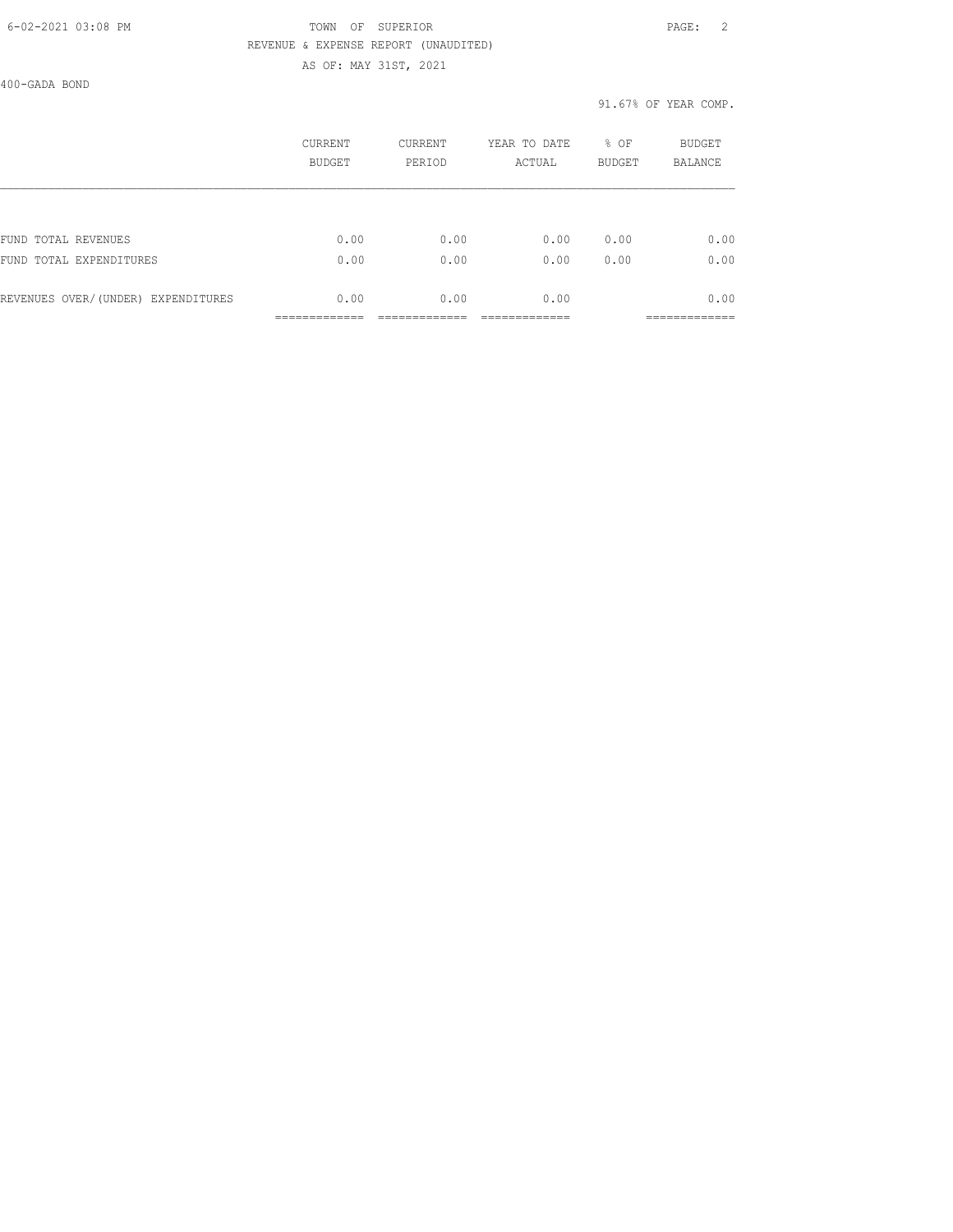TOWN OF SUPERIOR

REVENUE & EXPENSE REPORT (UNAUDITED)

AS OF: MAY 31ST, 2021

400-GADA BOND

91.67% OF YEAR COMP.

| | CURRENT BUDGET | CURRENT PERIOD | YEAR TO DATE ACTUAL | % OF BUDGET | BUDGET BALANCE |
|---|---|---|---|---|---|
| FUND TOTAL REVENUES | 0.00 | 0.00 | 0.00 | 0.00 | 0.00 |
| FUND TOTAL EXPENDITURES | 0.00 | 0.00 | 0.00 | 0.00 | 0.00 |
| REVENUES OVER/(UNDER) EXPENDITURES | 0.00 | 0.00 | 0.00 | | 0.00 |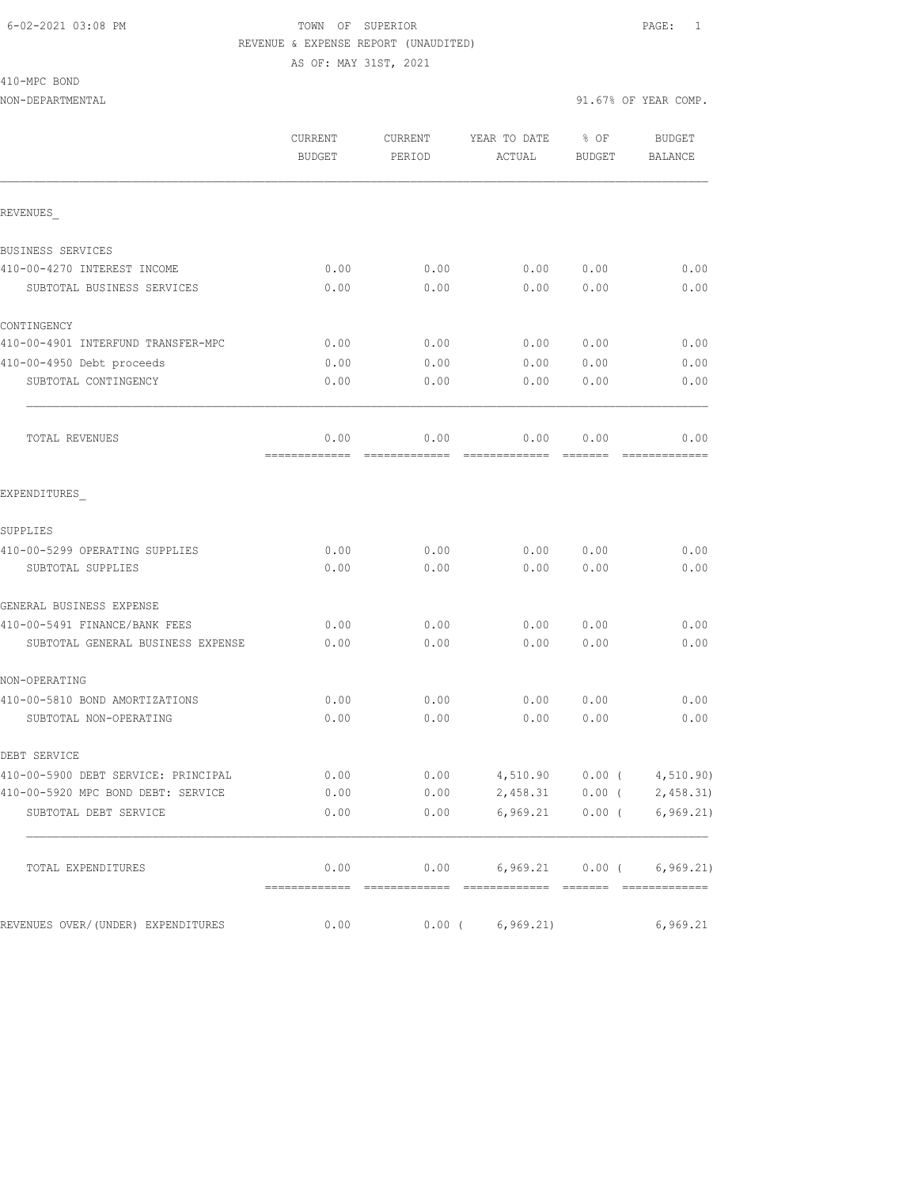6-02-2021 03:08 PM TOWN OF SUPERIOR

REVENUE & EXPENSE REPORT (UNAUDITED)

AS OF: MAY 31ST, 2021

410-MPC BOND

NON-DEPARTMENTAL 91.67% OF YEAR COMP.

| | CURRENT BUDGET | CURRENT PERIOD | YEAR TO DATE ACTUAL | % OF BUDGET | BUDGET BALANCE |
|---|---|---|---|---|---|
| REVENUES_ | | | | | |
| BUSINESS SERVICES | | | | | |
| 410-00-4270 INTEREST INCOME | 0.00 | 0.00 | 0.00 | 0.00 | 0.00 |
| SUBTOTAL BUSINESS SERVICES | 0.00 | 0.00 | 0.00 | 0.00 | 0.00 |
| CONTINGENCY | | | | | |
| 410-00-4901 INTERFUND TRANSFER-MPC | 0.00 | 0.00 | 0.00 | 0.00 | 0.00 |
| 410-00-4950 Debt proceeds | 0.00 | 0.00 | 0.00 | 0.00 | 0.00 |
| SUBTOTAL CONTINGENCY | 0.00 | 0.00 | 0.00 | 0.00 | 0.00 |
| TOTAL REVENUES | 0.00 | 0.00 | 0.00 | 0.00 | 0.00 |
| EXPENDITURES_ | | | | | |
| SUPPLIES | | | | | |
| 410-00-5299 OPERATING SUPPLIES | 0.00 | 0.00 | 0.00 | 0.00 | 0.00 |
| SUBTOTAL SUPPLIES | 0.00 | 0.00 | 0.00 | 0.00 | 0.00 |
| GENERAL BUSINESS EXPENSE | | | | | |
| 410-00-5491 FINANCE/BANK FEES | 0.00 | 0.00 | 0.00 | 0.00 | 0.00 |
| SUBTOTAL GENERAL BUSINESS EXPENSE | 0.00 | 0.00 | 0.00 | 0.00 | 0.00 |
| NON-OPERATING | | | | | |
| 410-00-5810 BOND AMORTIZATIONS | 0.00 | 0.00 | 0.00 | 0.00 | 0.00 |
| SUBTOTAL NON-OPERATING | 0.00 | 0.00 | 0.00 | 0.00 | 0.00 |
| DEBT SERVICE | | | | | |
| 410-00-5900 DEBT SERVICE: PRINCIPAL | 0.00 | 0.00 | 4,510.90 | 0.00 | ( 4,510.90) |
| 410-00-5920 MPC BOND DEBT: SERVICE | 0.00 | 0.00 | 2,458.31 | 0.00 | ( 2,458.31) |
| SUBTOTAL DEBT SERVICE | 0.00 | 0.00 | 6,969.21 | 0.00 | ( 6,969.21) |
| TOTAL EXPENDITURES | 0.00 | 0.00 | 6,969.21 | 0.00 | ( 6,969.21) |
| REVENUES OVER/(UNDER) EXPENDITURES | 0.00 | 0.00 | ( 6,969.21) | | 6,969.21 |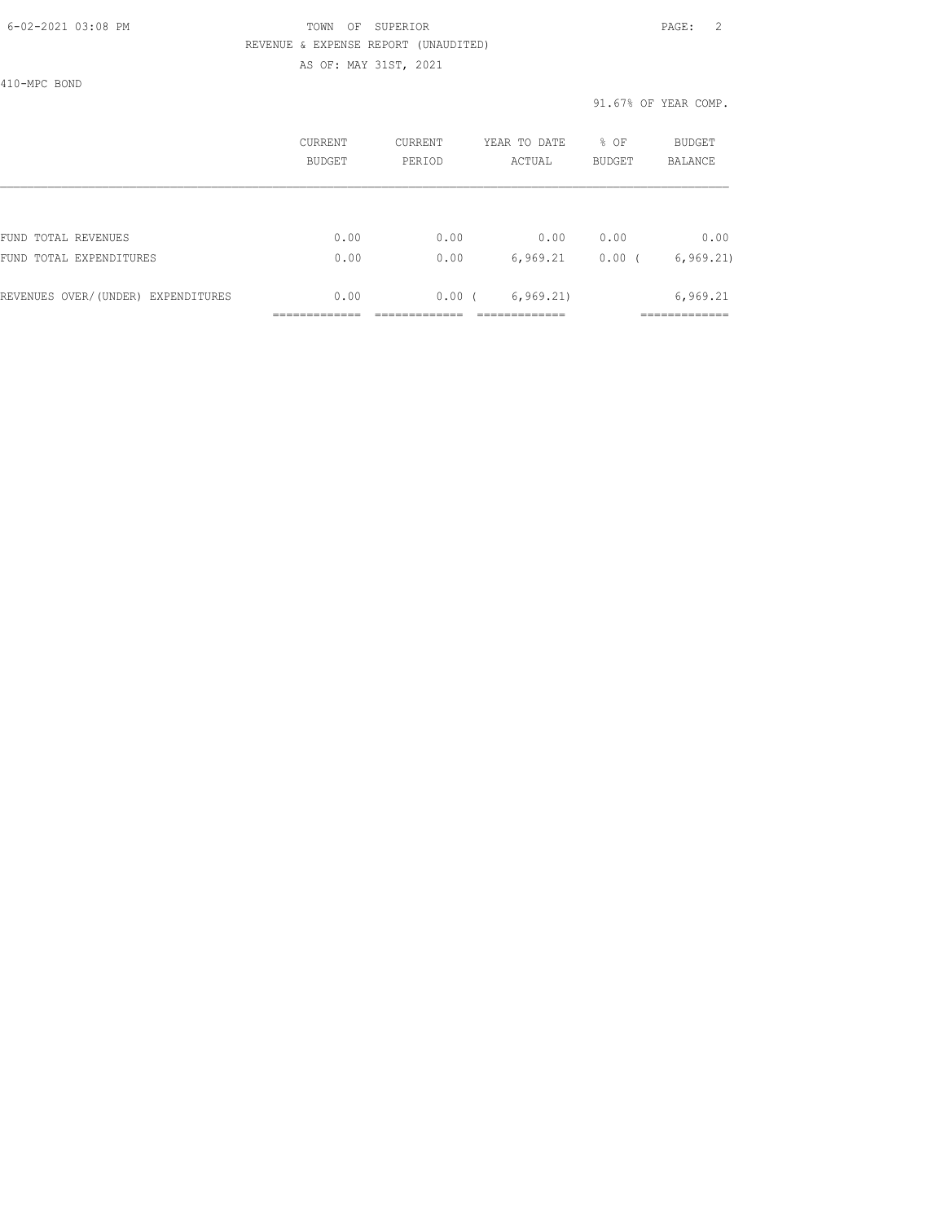TOWN OF SUPERIOR

REVENUE & EXPENSE REPORT (UNAUDITED)

AS OF: MAY 31ST, 2021

410-MPC BOND

91.67% OF YEAR COMP.

|  | CURRENT BUDGET | CURRENT PERIOD | YEAR TO DATE ACTUAL | % OF BUDGET | BUDGET BALANCE |
|---|---|---|---|---|---|
| FUND TOTAL REVENUES | 0.00 | 0.00 | 0.00 | 0.00 | 0.00 |
| FUND TOTAL EXPENDITURES | 0.00 | 0.00 | 6,969.21 | 0.00 | ( 6,969.21) |
| REVENUES OVER/(UNDER) EXPENDITURES | 0.00 | 0.00 | ( 6,969.21) |  | 6,969.21 |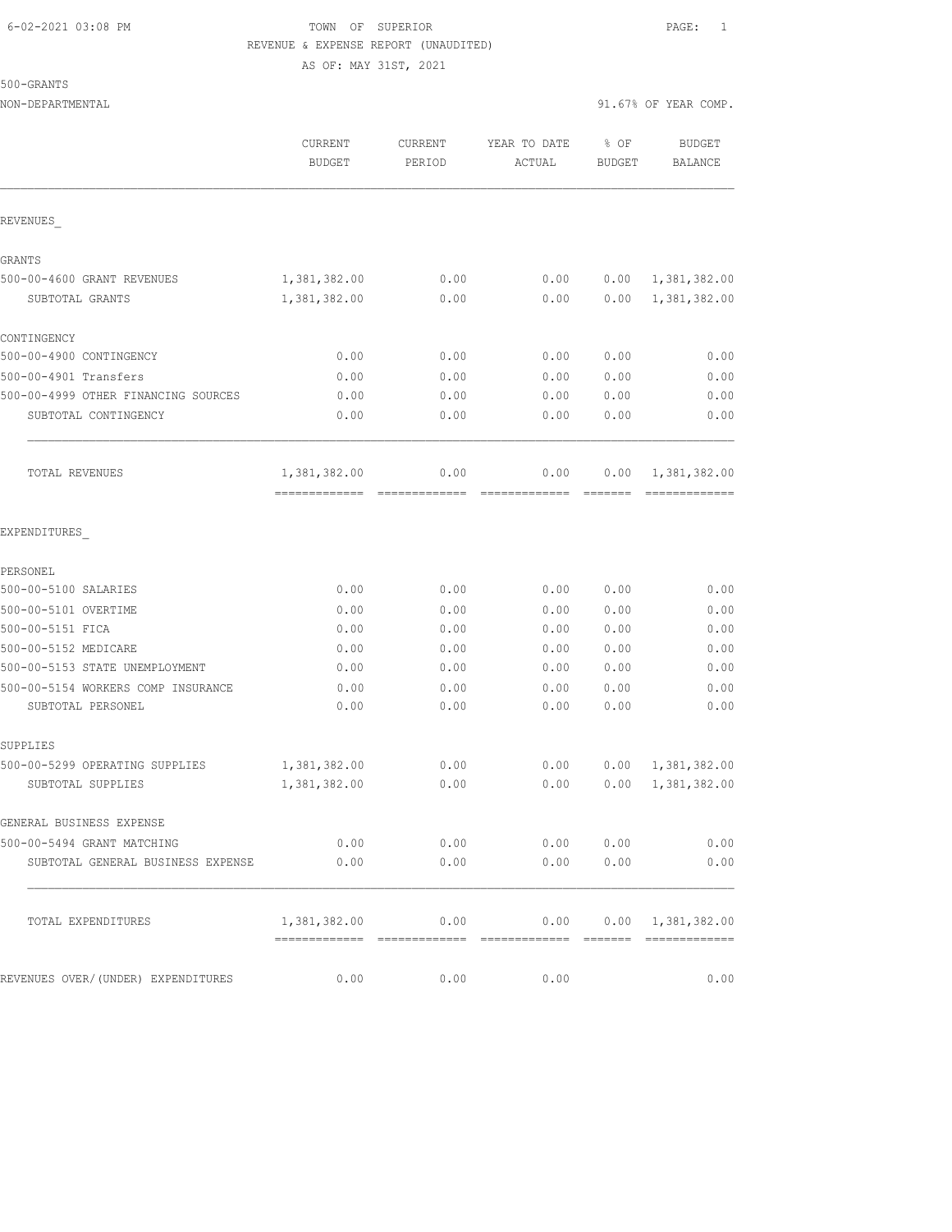6-02-2021 03:08 PM TOWN OF SUPERIOR

REVENUE & EXPENSE REPORT (UNAUDITED)

AS OF: MAY 31ST, 2021

500-GRANTS

NON-DEPARTMENTAL 91.67% OF YEAR COMP.

| | CURRENT BUDGET | CURRENT PERIOD | YEAR TO DATE ACTUAL | % OF BUDGET | BUDGET BALANCE |
|---|---|---|---|---|---|
| REVENUES_ | | | | | |
| GRANTS | | | | | |
| 500-00-4600 GRANT REVENUES | 1,381,382.00 | 0.00 | 0.00 | 0.00 | 1,381,382.00 |
| SUBTOTAL GRANTS | 1,381,382.00 | 0.00 | 0.00 | 0.00 | 1,381,382.00 |
| CONTINGENCY | | | | | |
| 500-00-4900 CONTINGENCY | 0.00 | 0.00 | 0.00 | 0.00 | 0.00 |
| 500-00-4901 Transfers | 0.00 | 0.00 | 0.00 | 0.00 | 0.00 |
| 500-00-4999 OTHER FINANCING SOURCES | 0.00 | 0.00 | 0.00 | 0.00 | 0.00 |
| SUBTOTAL CONTINGENCY | 0.00 | 0.00 | 0.00 | 0.00 | 0.00 |
| TOTAL REVENUES | 1,381,382.00 | 0.00 | 0.00 | 0.00 | 1,381,382.00 |
| EXPENDITURES_ | | | | | |
| PERSONEL | | | | | |
| 500-00-5100 SALARIES | 0.00 | 0.00 | 0.00 | 0.00 | 0.00 |
| 500-00-5101 OVERTIME | 0.00 | 0.00 | 0.00 | 0.00 | 0.00 |
| 500-00-5151 FICA | 0.00 | 0.00 | 0.00 | 0.00 | 0.00 |
| 500-00-5152 MEDICARE | 0.00 | 0.00 | 0.00 | 0.00 | 0.00 |
| 500-00-5153 STATE UNEMPLOYMENT | 0.00 | 0.00 | 0.00 | 0.00 | 0.00 |
| 500-00-5154 WORKERS COMP INSURANCE | 0.00 | 0.00 | 0.00 | 0.00 | 0.00 |
| SUBTOTAL PERSONEL | 0.00 | 0.00 | 0.00 | 0.00 | 0.00 |
| SUPPLIES | | | | | |
| 500-00-5299 OPERATING SUPPLIES | 1,381,382.00 | 0.00 | 0.00 | 0.00 | 1,381,382.00 |
| SUBTOTAL SUPPLIES | 1,381,382.00 | 0.00 | 0.00 | 0.00 | 1,381,382.00 |
| GENERAL BUSINESS EXPENSE | | | | | |
| 500-00-5494 GRANT MATCHING | 0.00 | 0.00 | 0.00 | 0.00 | 0.00 |
| SUBTOTAL GENERAL BUSINESS EXPENSE | 0.00 | 0.00 | 0.00 | 0.00 | 0.00 |
| TOTAL EXPENDITURES | 1,381,382.00 | 0.00 | 0.00 | 0.00 | 1,381,382.00 |
| REVENUES OVER/(UNDER) EXPENDITURES | 0.00 | 0.00 | 0.00 | | 0.00 |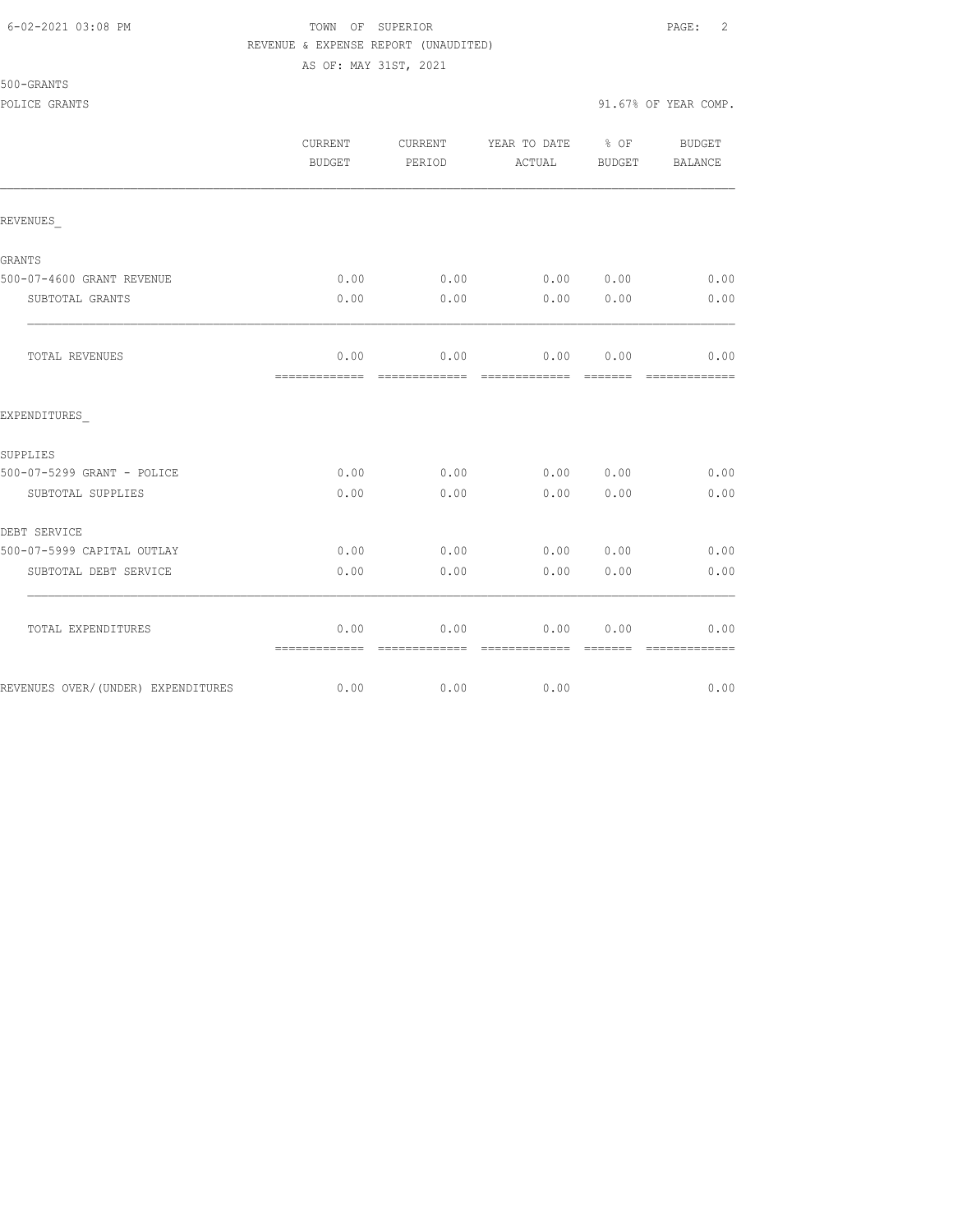TOWN OF SUPERIOR
REVENUE & EXPENSE REPORT (UNAUDITED)
AS OF: MAY 31ST, 2021

500-GRANTS

POLICE GRANTS — 91.67% OF YEAR COMP.

| | CURRENT BUDGET | CURRENT PERIOD | YEAR TO DATE ACTUAL | % OF BUDGET | BUDGET BALANCE |
|---|---|---|---|---|---|
| REVENUES_ | | | | | |
| GRANTS | | | | | |
| 500-07-4600 GRANT REVENUE | 0.00 | 0.00 | 0.00 | 0.00 | 0.00 |
| SUBTOTAL GRANTS | 0.00 | 0.00 | 0.00 | 0.00 | 0.00 |
| TOTAL REVENUES | 0.00 | 0.00 | 0.00 | 0.00 | 0.00 |
| EXPENDITURES_ | | | | | |
| SUPPLIES | | | | | |
| 500-07-5299 GRANT - POLICE | 0.00 | 0.00 | 0.00 | 0.00 | 0.00 |
| SUBTOTAL SUPPLIES | 0.00 | 0.00 | 0.00 | 0.00 | 0.00 |
| DEBT SERVICE | | | | | |
| 500-07-5999 CAPITAL OUTLAY | 0.00 | 0.00 | 0.00 | 0.00 | 0.00 |
| SUBTOTAL DEBT SERVICE | 0.00 | 0.00 | 0.00 | 0.00 | 0.00 |
| TOTAL EXPENDITURES | 0.00 | 0.00 | 0.00 | 0.00 | 0.00 |
| REVENUES OVER/(UNDER) EXPENDITURES | 0.00 | 0.00 | 0.00 | | 0.00 |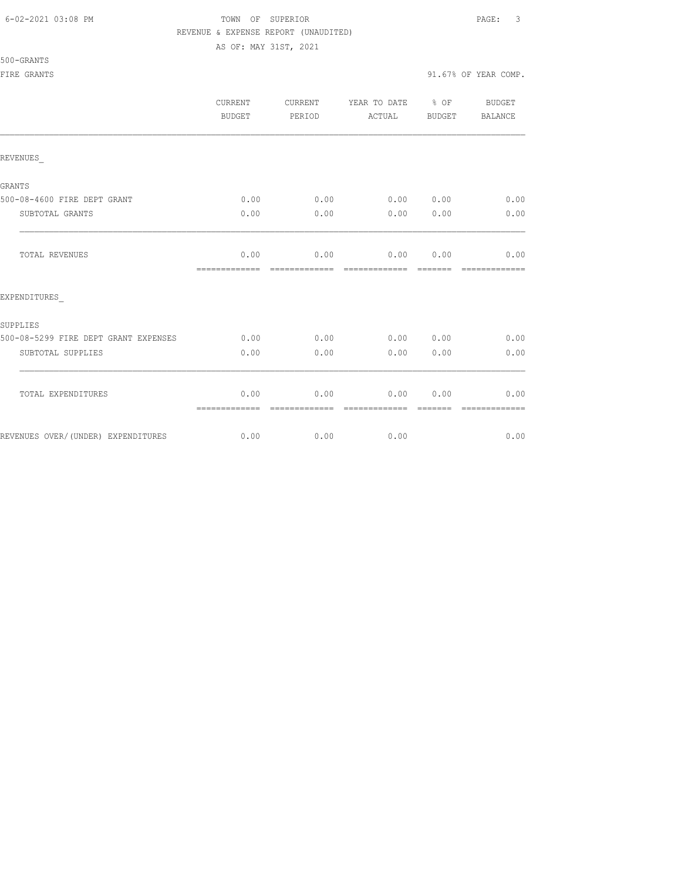TOWN OF SUPERIOR

REVENUE & EXPENSE REPORT (UNAUDITED)

AS OF: MAY 31ST, 2021

500-GRANTS

FIRE GRANTS — 91.67% OF YEAR COMP.

| | CURRENT BUDGET | CURRENT PERIOD | YEAR TO DATE ACTUAL | % OF BUDGET | BUDGET BALANCE |
|---|---|---|---|---|---|
| **REVENUES_** | | | | | |
| GRANTS | | | | | |
| 500-08-4600 FIRE DEPT GRANT | 0.00 | 0.00 | 0.00 | 0.00 | 0.00 |
| SUBTOTAL GRANTS | 0.00 | 0.00 | 0.00 | 0.00 | 0.00 |
| TOTAL REVENUES | 0.00 | 0.00 | 0.00 | 0.00 | 0.00 |
| **EXPENDITURES_** | | | | | |
| SUPPLIES | | | | | |
| 500-08-5299 FIRE DEPT GRANT EXPENSES | 0.00 | 0.00 | 0.00 | 0.00 | 0.00 |
| SUBTOTAL SUPPLIES | 0.00 | 0.00 | 0.00 | 0.00 | 0.00 |
| TOTAL EXPENDITURES | 0.00 | 0.00 | 0.00 | 0.00 | 0.00 |
| REVENUES OVER/(UNDER) EXPENDITURES | 0.00 | 0.00 | 0.00 | | 0.00 |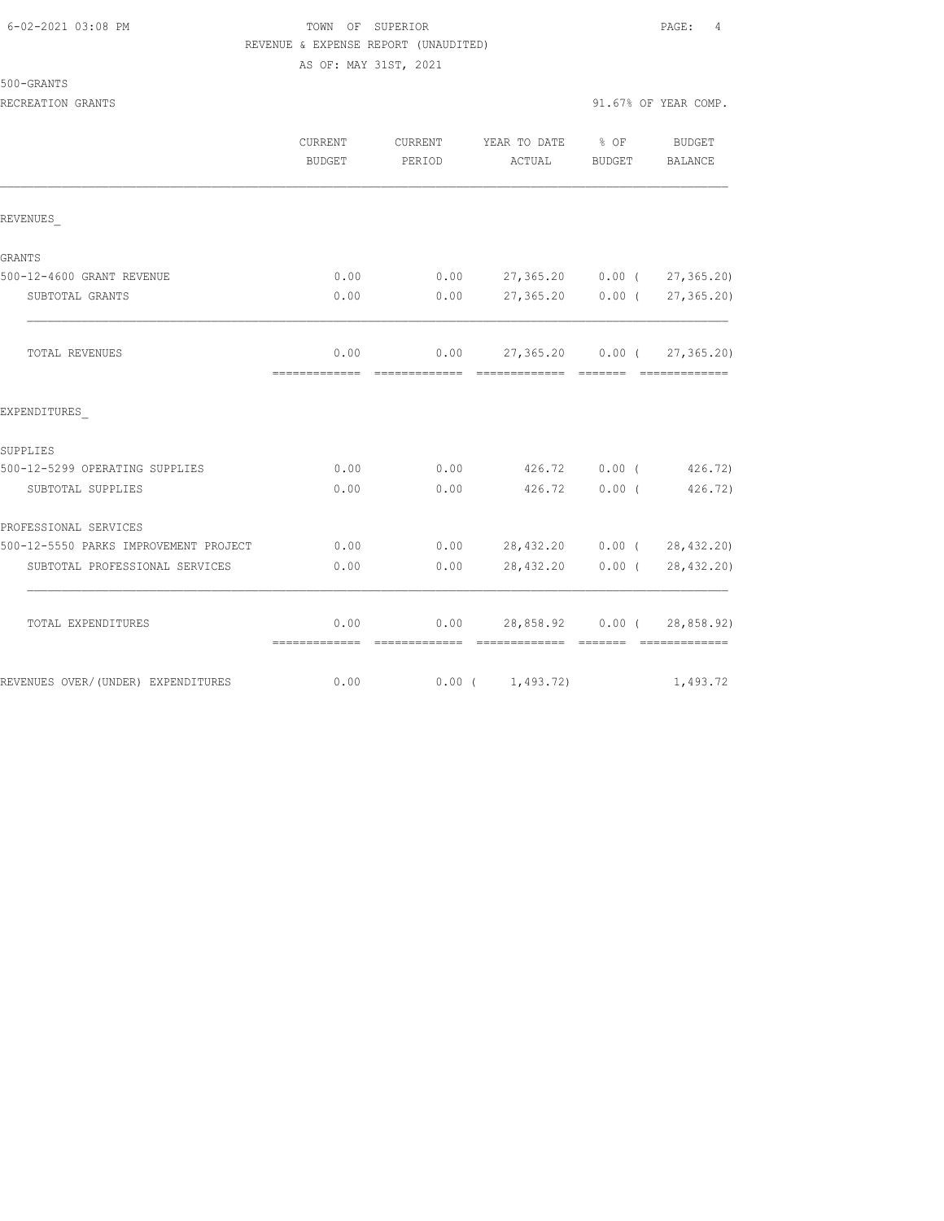TOWN OF SUPERIOR

REVENUE & EXPENSE REPORT (UNAUDITED)

AS OF: MAY 31ST, 2021

500-GRANTS

RECREATION GRANTS — 91.67% OF YEAR COMP.

| | CURRENT BUDGET | CURRENT PERIOD | YEAR TO DATE ACTUAL | % OF BUDGET | BUDGET BALANCE |
|---|---|---|---|---|---|
| **REVENUES** | | | | | |
| GRANTS | | | | | |
| 500-12-4600 GRANT REVENUE | 0.00 | 0.00 | 27,365.20 | 0.00 | ( 27,365.20) |
| SUBTOTAL GRANTS | 0.00 | 0.00 | 27,365.20 | 0.00 | ( 27,365.20) |
| TOTAL REVENUES | 0.00 | 0.00 | 27,365.20 | 0.00 | ( 27,365.20) |
| **EXPENDITURES** | | | | | |
| SUPPLIES | | | | | |
| 500-12-5299 OPERATING SUPPLIES | 0.00 | 0.00 | 426.72 | 0.00 | ( 426.72) |
| SUBTOTAL SUPPLIES | 0.00 | 0.00 | 426.72 | 0.00 | ( 426.72) |
| PROFESSIONAL SERVICES | | | | | |
| 500-12-5550 PARKS IMPROVEMENT PROJECT | 0.00 | 0.00 | 28,432.20 | 0.00 | ( 28,432.20) |
| SUBTOTAL PROFESSIONAL SERVICES | 0.00 | 0.00 | 28,432.20 | 0.00 | ( 28,432.20) |
| TOTAL EXPENDITURES | 0.00 | 0.00 | 28,858.92 | 0.00 | ( 28,858.92) |
| REVENUES OVER/(UNDER) EXPENDITURES | 0.00 | 0.00 | ( 1,493.72) | | 1,493.72 |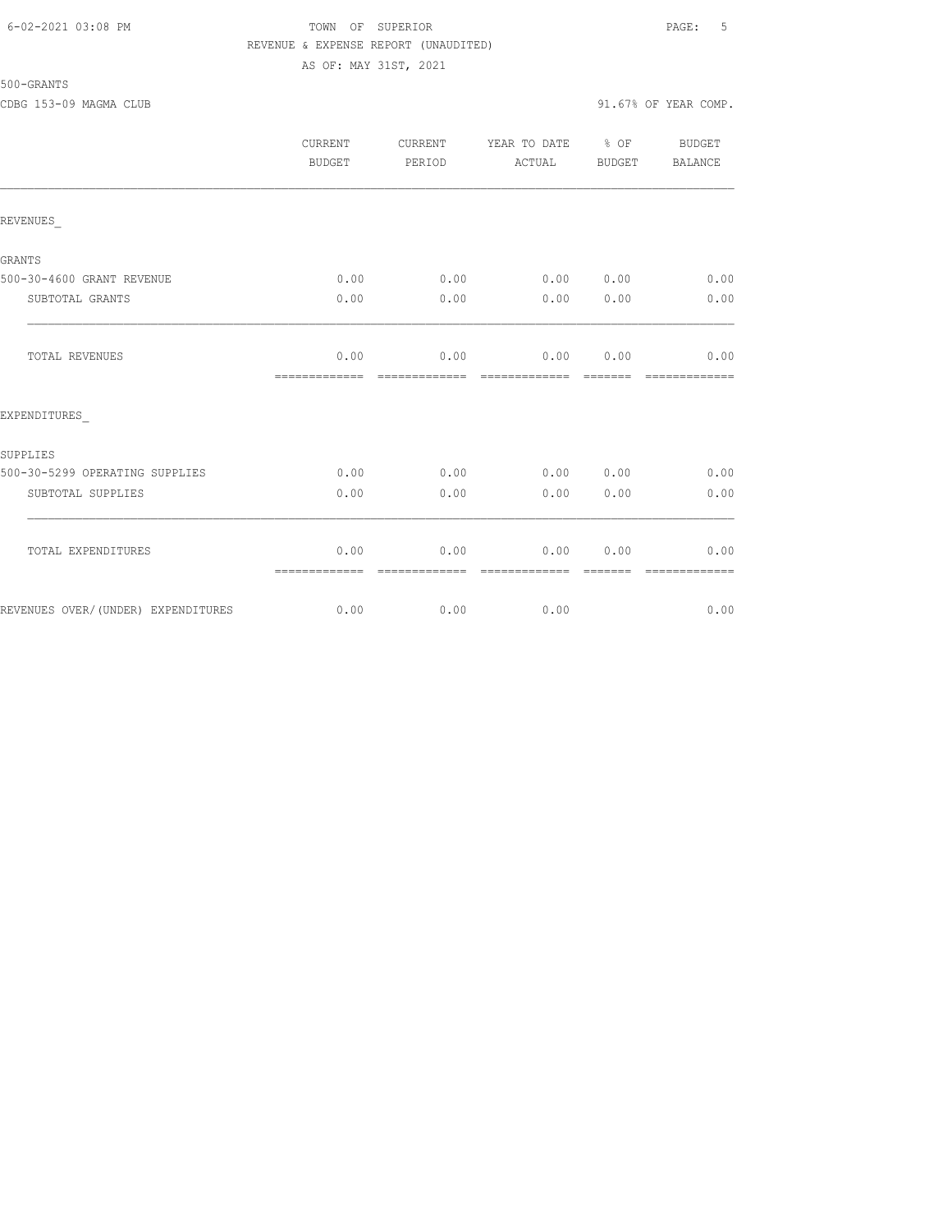TOWN OF SUPERIOR

REVENUE & EXPENSE REPORT (UNAUDITED)

AS OF: MAY 31ST, 2021

500-GRANTS

CDBG 153-09 MAGMA CLUB

91.67% OF YEAR COMP.

| | CURRENT BUDGET | CURRENT PERIOD | YEAR TO DATE ACTUAL | % OF BUDGET | BUDGET BALANCE |
|---|---|---|---|---|---|
| REVENUES_ | | | | | |
| GRANTS | | | | | |
| 500-30-4600 GRANT REVENUE | 0.00 | 0.00 | 0.00 | 0.00 | 0.00 |
| SUBTOTAL GRANTS | 0.00 | 0.00 | 0.00 | 0.00 | 0.00 |
| TOTAL REVENUES | 0.00 | 0.00 | 0.00 | 0.00 | 0.00 |
| EXPENDITURES_ | | | | | |
| SUPPLIES | | | | | |
| 500-30-5299 OPERATING SUPPLIES | 0.00 | 0.00 | 0.00 | 0.00 | 0.00 |
| SUBTOTAL SUPPLIES | 0.00 | 0.00 | 0.00 | 0.00 | 0.00 |
| TOTAL EXPENDITURES | 0.00 | 0.00 | 0.00 | 0.00 | 0.00 |
| REVENUES OVER/(UNDER) EXPENDITURES | 0.00 | 0.00 | 0.00 | | 0.00 |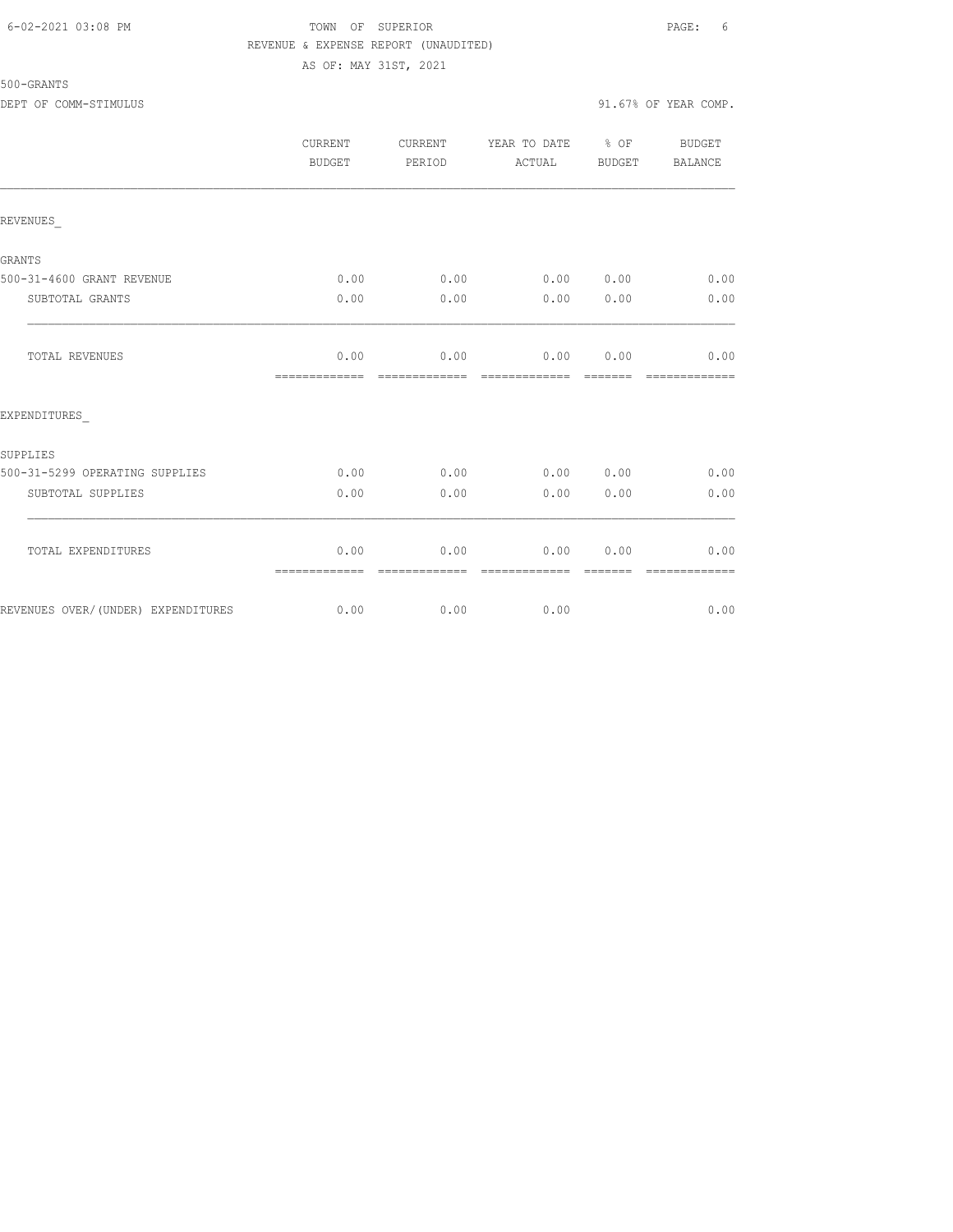TOWN OF SUPERIOR

REVENUE & EXPENSE REPORT (UNAUDITED)

AS OF: MAY 31ST, 2021

500-GRANTS

DEPT OF COMM-STIMULUS

91.67% OF YEAR COMP.

| | CURRENT BUDGET | CURRENT PERIOD | YEAR TO DATE ACTUAL | % OF BUDGET | BUDGET BALANCE |
|---|---|---|---|---|---|
| REVENUES_ | | | | | |
| GRANTS | | | | | |
| 500-31-4600 GRANT REVENUE | 0.00 | 0.00 | 0.00 | 0.00 | 0.00 |
| SUBTOTAL GRANTS | 0.00 | 0.00 | 0.00 | 0.00 | 0.00 |
| TOTAL REVENUES | 0.00 | 0.00 | 0.00 | 0.00 | 0.00 |
| EXPENDITURES_ | | | | | |
| SUPPLIES | | | | | |
| 500-31-5299 OPERATING SUPPLIES | 0.00 | 0.00 | 0.00 | 0.00 | 0.00 |
| SUBTOTAL SUPPLIES | 0.00 | 0.00 | 0.00 | 0.00 | 0.00 |
| TOTAL EXPENDITURES | 0.00 | 0.00 | 0.00 | 0.00 | 0.00 |
| REVENUES OVER/(UNDER) EXPENDITURES | 0.00 | 0.00 | 0.00 | | 0.00 |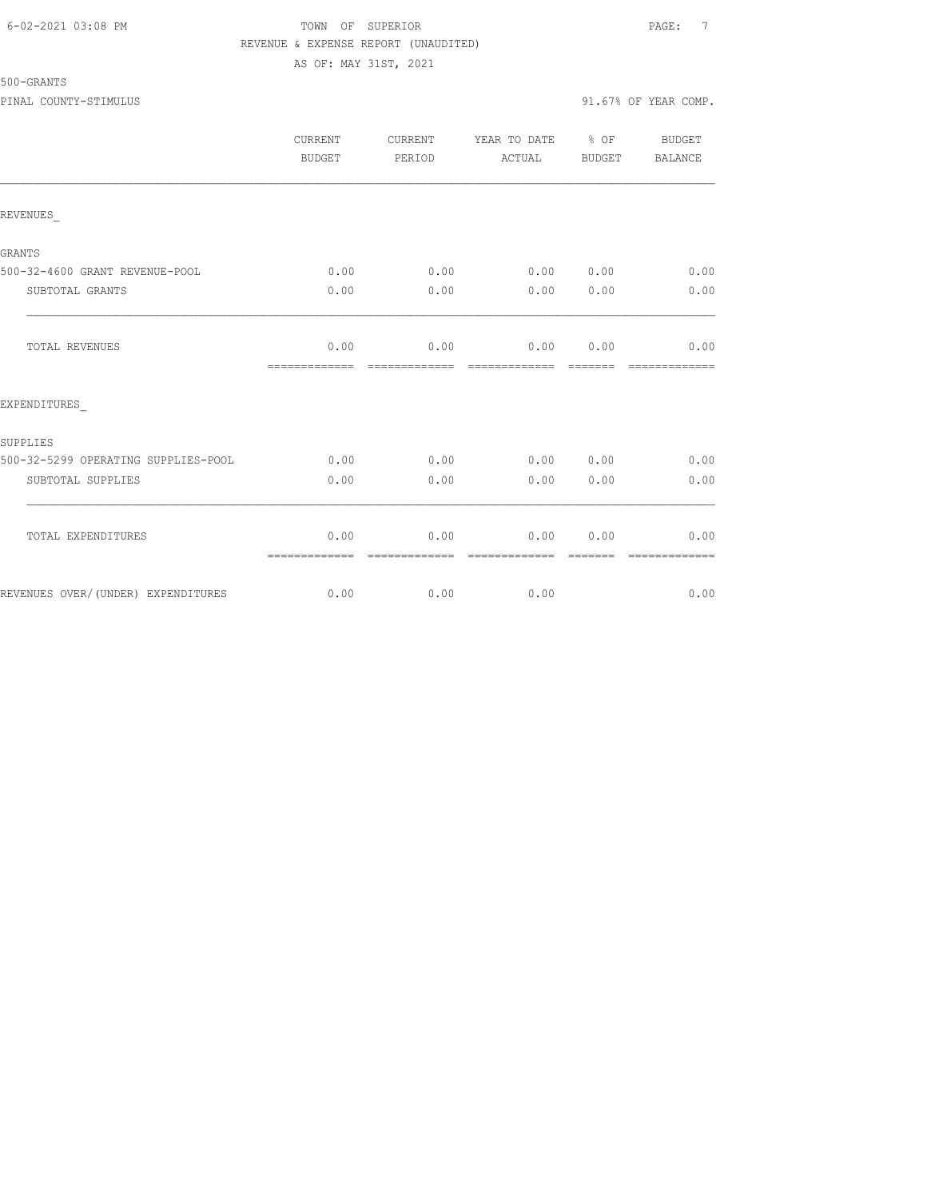TOWN OF SUPERIOR
REVENUE & EXPENSE REPORT (UNAUDITED)
AS OF: MAY 31ST, 2021

500-GRANTS
PINAL COUNTY-STIMULUS

91.67% OF YEAR COMP.

| | CURRENT BUDGET | CURRENT PERIOD | YEAR TO DATE ACTUAL | % OF BUDGET | BUDGET BALANCE |
|---|---|---|---|---|---|
| **REVENUES_** | | | | | |
| **GRANTS** | | | | | |
| 500-32-4600 GRANT REVENUE-POOL | 0.00 | 0.00 | 0.00 | 0.00 | 0.00 |
| SUBTOTAL GRANTS | 0.00 | 0.00 | 0.00 | 0.00 | 0.00 |
| TOTAL REVENUES | 0.00 | 0.00 | 0.00 | 0.00 | 0.00 |
| **EXPENDITURES_** | | | | | |
| **SUPPLIES** | | | | | |
| 500-32-5299 OPERATING SUPPLIES-POOL | 0.00 | 0.00 | 0.00 | 0.00 | 0.00 |
| SUBTOTAL SUPPLIES | 0.00 | 0.00 | 0.00 | 0.00 | 0.00 |
| TOTAL EXPENDITURES | 0.00 | 0.00 | 0.00 | 0.00 | 0.00 |
| REVENUES OVER/(UNDER) EXPENDITURES | 0.00 | 0.00 | 0.00 | | 0.00 |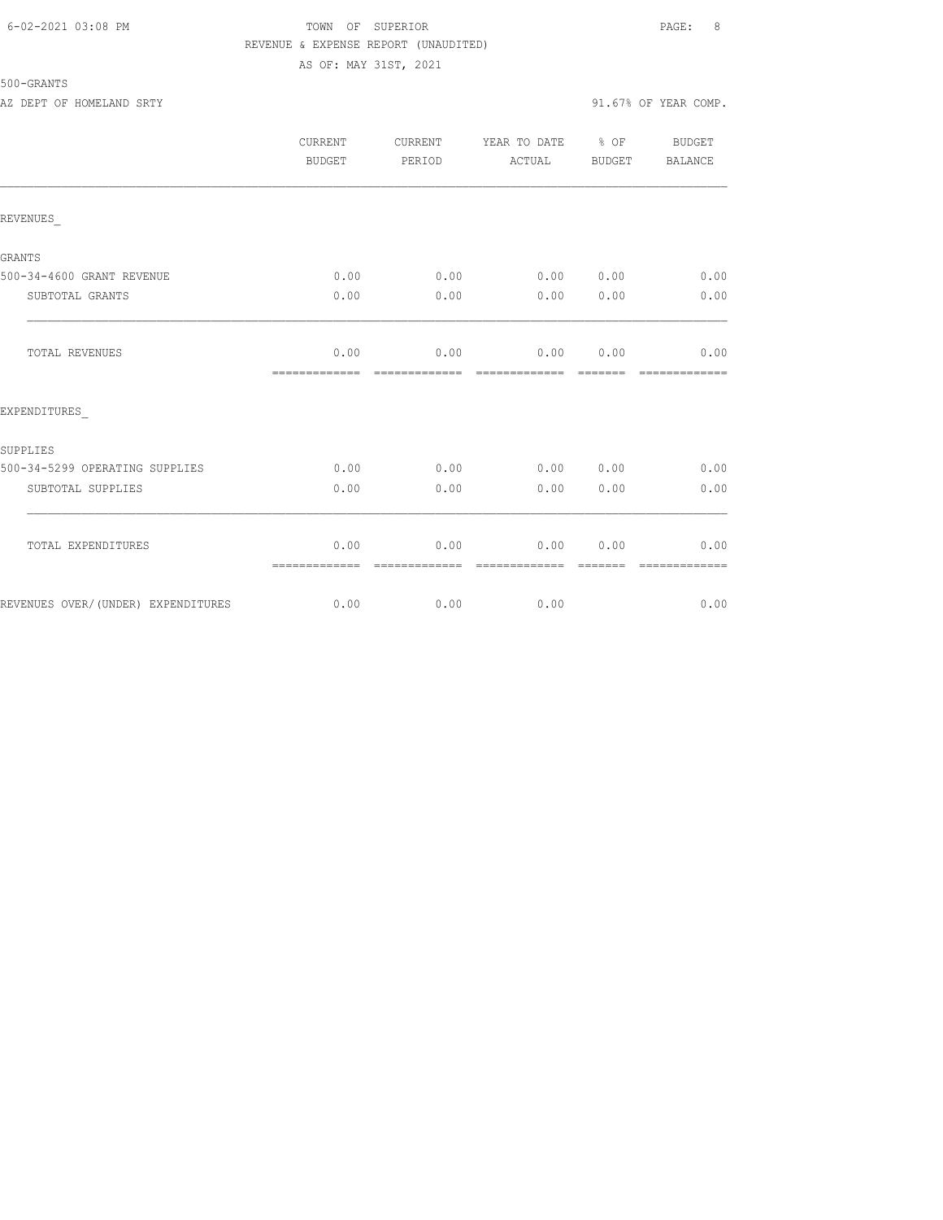6-02-2021 03:08 PM

# TOWN OF SUPERIOR

REVENUE & EXPENSE REPORT (UNAUDITED)

AS OF: MAY 31ST, 2021

500-GRANTS

AZ DEPT OF HOMELAND SRTY — 91.67% OF YEAR COMP.

| | CURRENT BUDGET | CURRENT PERIOD | YEAR TO DATE ACTUAL | % OF BUDGET | BUDGET BALANCE |
|---|---|---|---|---|---|
| REVENUES_ | | | | | |
| GRANTS | | | | | |
| 500-34-4600 GRANT REVENUE | 0.00 | 0.00 | 0.00 | 0.00 | 0.00 |
| SUBTOTAL GRANTS | 0.00 | 0.00 | 0.00 | 0.00 | 0.00 |
| TOTAL REVENUES | 0.00 | 0.00 | 0.00 | 0.00 | 0.00 |
| EXPENDITURES_ | | | | | |
| SUPPLIES | | | | | |
| 500-34-5299 OPERATING SUPPLIES | 0.00 | 0.00 | 0.00 | 0.00 | 0.00 |
| SUBTOTAL SUPPLIES | 0.00 | 0.00 | 0.00 | 0.00 | 0.00 |
| TOTAL EXPENDITURES | 0.00 | 0.00 | 0.00 | 0.00 | 0.00 |
| REVENUES OVER/(UNDER) EXPENDITURES | 0.00 | 0.00 | 0.00 | | 0.00 |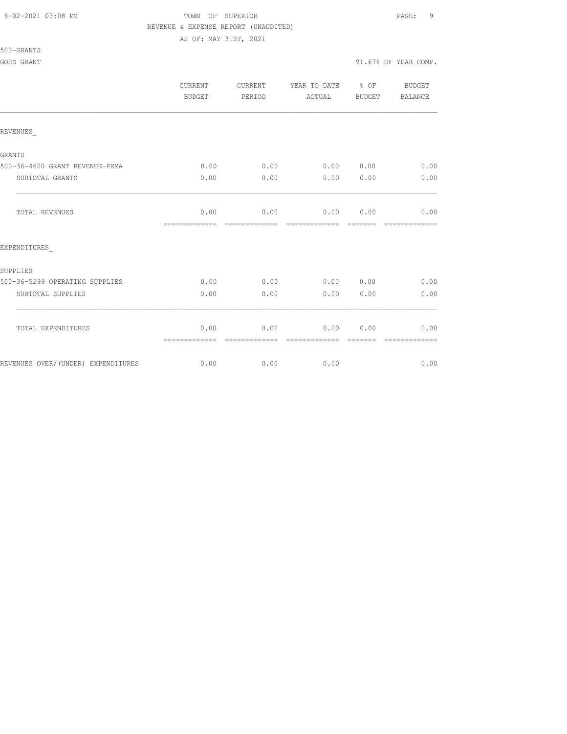TOWN OF SUPERIOR

REVENUE & EXPENSE REPORT (UNAUDITED)

AS OF: MAY 31ST, 2021

500-GRANTS

GOHS GRANT 91.67% OF YEAR COMP.

| | CURRENT BUDGET | CURRENT PERIOD | YEAR TO DATE ACTUAL | % OF BUDGET | BUDGET BALANCE |
|---|---|---|---|---|---|
| REVENUES_ | | | | | |
| GRANTS | | | | | |
| 500-36-4600 GRANT REVENUE-FEMA | 0.00 | 0.00 | 0.00 | 0.00 | 0.00 |
| SUBTOTAL GRANTS | 0.00 | 0.00 | 0.00 | 0.00 | 0.00 |
| TOTAL REVENUES | 0.00 | 0.00 | 0.00 | 0.00 | 0.00 |
| EXPENDITURES_ | | | | | |
| SUPPLIES | | | | | |
| 500-36-5299 OPERATING SUPPLIES | 0.00 | 0.00 | 0.00 | 0.00 | 0.00 |
| SUBTOTAL SUPPLIES | 0.00 | 0.00 | 0.00 | 0.00 | 0.00 |
| TOTAL EXPENDITURES | 0.00 | 0.00 | 0.00 | 0.00 | 0.00 |
| REVENUES OVER/(UNDER) EXPENDITURES | 0.00 | 0.00 | 0.00 | | 0.00 |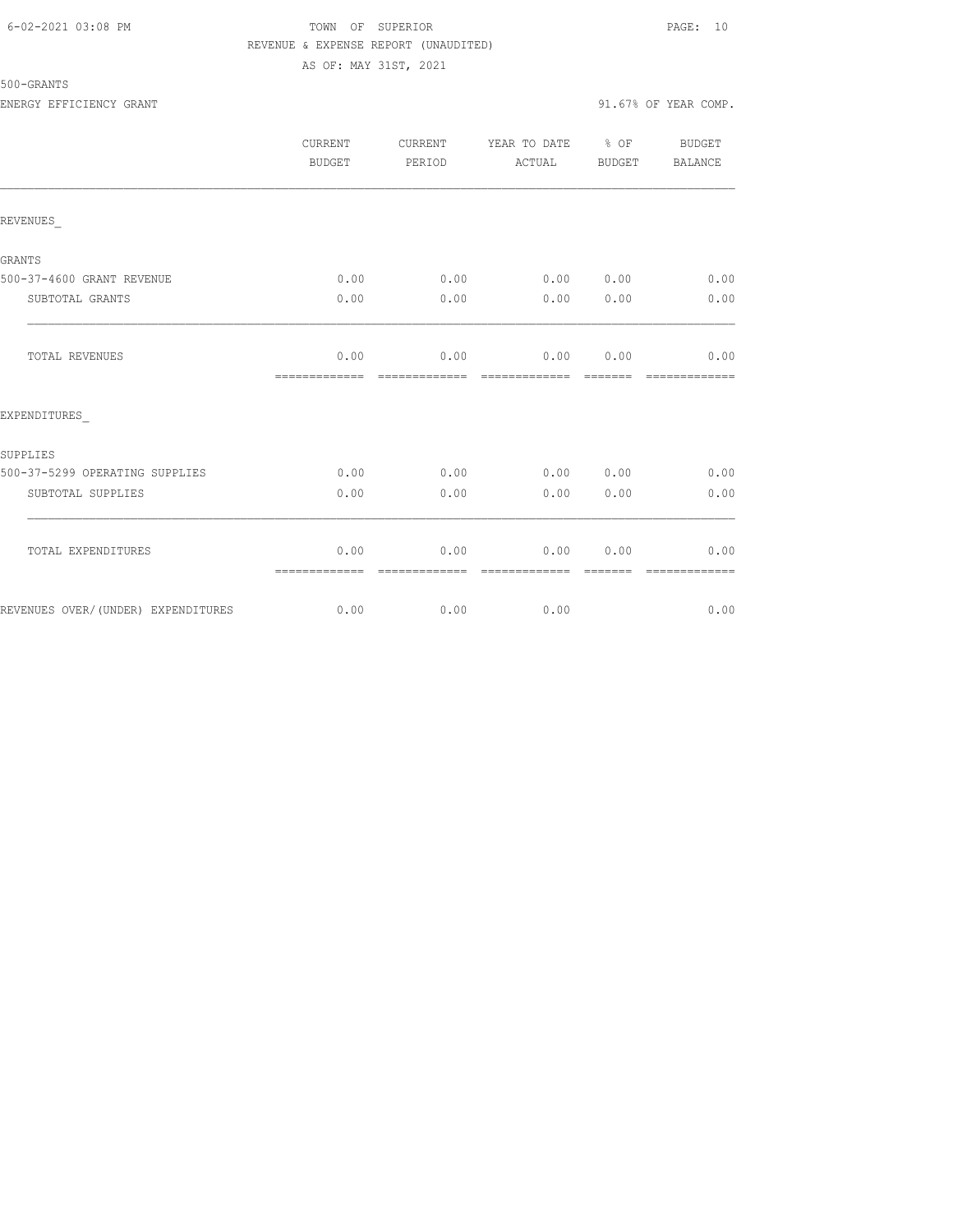TOWN OF SUPERIOR

REVENUE & EXPENSE REPORT (UNAUDITED)

AS OF: MAY 31ST, 2021

500-GRANTS

ENERGY EFFICIENCY GRANT

91.67% OF YEAR COMP.

| | CURRENT BUDGET | CURRENT PERIOD | YEAR TO DATE ACTUAL | % OF BUDGET | BUDGET BALANCE |
|---|---|---|---|---|---|
| REVENUES_ | | | | | |
| GRANTS | | | | | |
| 500-37-4600 GRANT REVENUE | 0.00 | 0.00 | 0.00 | 0.00 | 0.00 |
| SUBTOTAL GRANTS | 0.00 | 0.00 | 0.00 | 0.00 | 0.00 |
| TOTAL REVENUES | 0.00 | 0.00 | 0.00 | 0.00 | 0.00 |
| EXPENDITURES_ | | | | | |
| SUPPLIES | | | | | |
| 500-37-5299 OPERATING SUPPLIES | 0.00 | 0.00 | 0.00 | 0.00 | 0.00 |
| SUBTOTAL SUPPLIES | 0.00 | 0.00 | 0.00 | 0.00 | 0.00 |
| TOTAL EXPENDITURES | 0.00 | 0.00 | 0.00 | 0.00 | 0.00 |
| REVENUES OVER/(UNDER) EXPENDITURES | 0.00 | 0.00 | 0.00 | | 0.00 |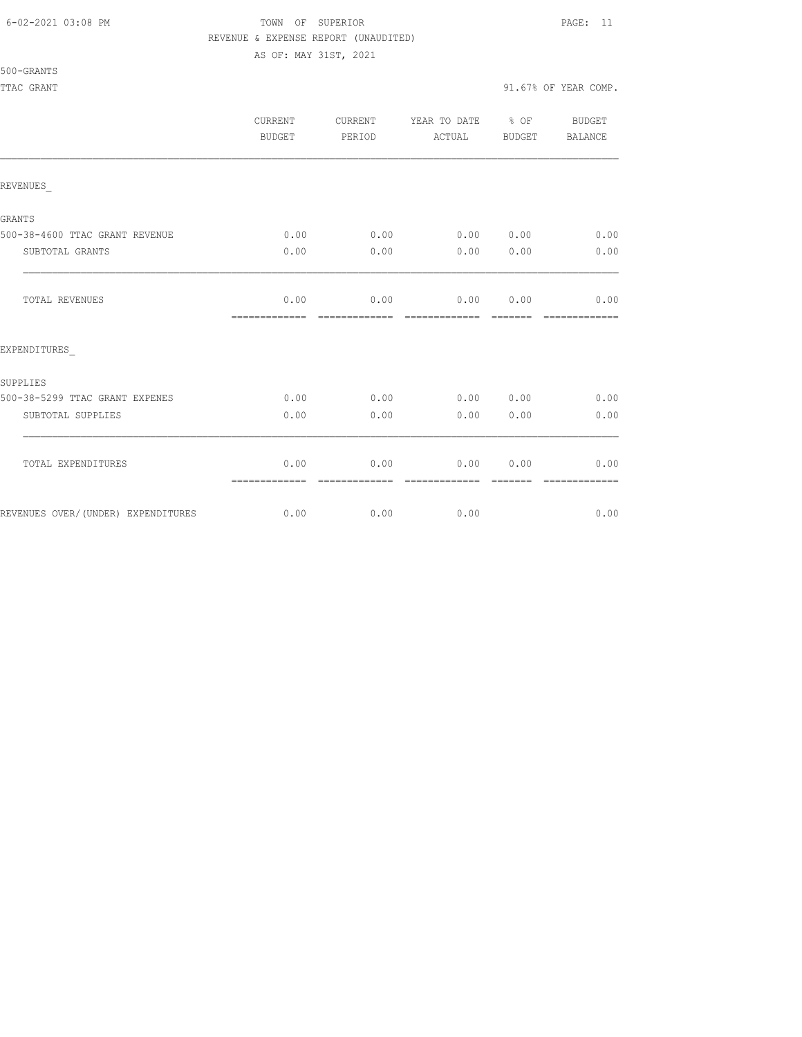TOWN OF SUPERIOR
REVENUE & EXPENSE REPORT (UNAUDITED)
AS OF: MAY 31ST, 2021

500-GRANTS

TTAC GRANT — 91.67% OF YEAR COMP.

| | CURRENT BUDGET | CURRENT PERIOD | YEAR TO DATE ACTUAL | % OF BUDGET | BUDGET BALANCE |
|---|---|---|---|---|---|
| REVENUES_ | | | | | |
| GRANTS | | | | | |
| 500-38-4600 TTAC GRANT REVENUE | 0.00 | 0.00 | 0.00 | 0.00 | 0.00 |
| SUBTOTAL GRANTS | 0.00 | 0.00 | 0.00 | 0.00 | 0.00 |
| TOTAL REVENUES | 0.00 | 0.00 | 0.00 | 0.00 | 0.00 |
| EXPENDITURES_ | | | | | |
| SUPPLIES | | | | | |
| 500-38-5299 TTAC GRANT EXPENES | 0.00 | 0.00 | 0.00 | 0.00 | 0.00 |
| SUBTOTAL SUPPLIES | 0.00 | 0.00 | 0.00 | 0.00 | 0.00 |
| TOTAL EXPENDITURES | 0.00 | 0.00 | 0.00 | 0.00 | 0.00 |
| REVENUES OVER/(UNDER) EXPENDITURES | 0.00 | 0.00 | 0.00 | | 0.00 |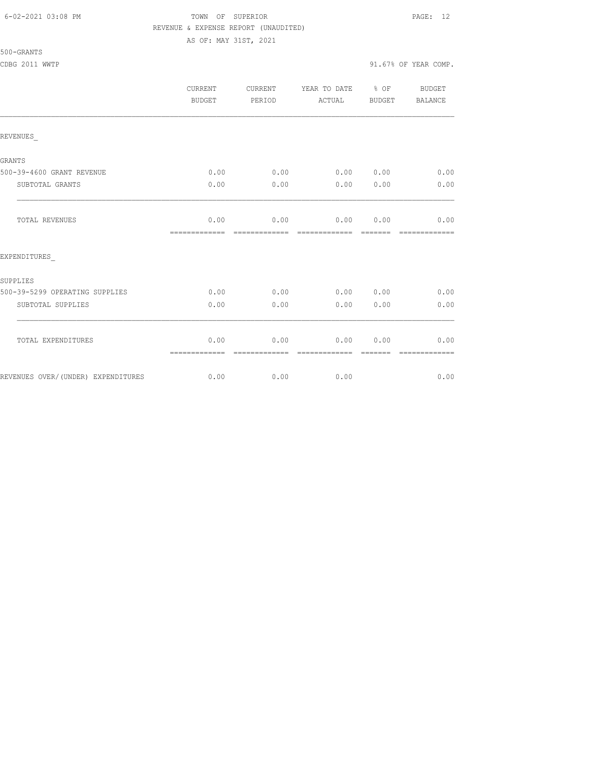TOWN OF SUPERIOR
REVENUE & EXPENSE REPORT (UNAUDITED)
AS OF: MAY 31ST, 2021

500-GRANTS
CDBG 2011 WWTP

91.67% OF YEAR COMP.

| | CURRENT BUDGET | CURRENT PERIOD | YEAR TO DATE ACTUAL | % OF BUDGET | BUDGET BALANCE |
|---|---|---|---|---|---|
| REVENUES_ | | | | | |
| GRANTS | | | | | |
| 500-39-4600 GRANT REVENUE | 0.00 | 0.00 | 0.00 | 0.00 | 0.00 |
| SUBTOTAL GRANTS | 0.00 | 0.00 | 0.00 | 0.00 | 0.00 |
| TOTAL REVENUES | 0.00 | 0.00 | 0.00 | 0.00 | 0.00 |
| EXPENDITURES_ | | | | | |
| SUPPLIES | | | | | |
| 500-39-5299 OPERATING SUPPLIES | 0.00 | 0.00 | 0.00 | 0.00 | 0.00 |
| SUBTOTAL SUPPLIES | 0.00 | 0.00 | 0.00 | 0.00 | 0.00 |
| TOTAL EXPENDITURES | 0.00 | 0.00 | 0.00 | 0.00 | 0.00 |
| REVENUES OVER/(UNDER) EXPENDITURES | 0.00 | 0.00 | 0.00 | | 0.00 |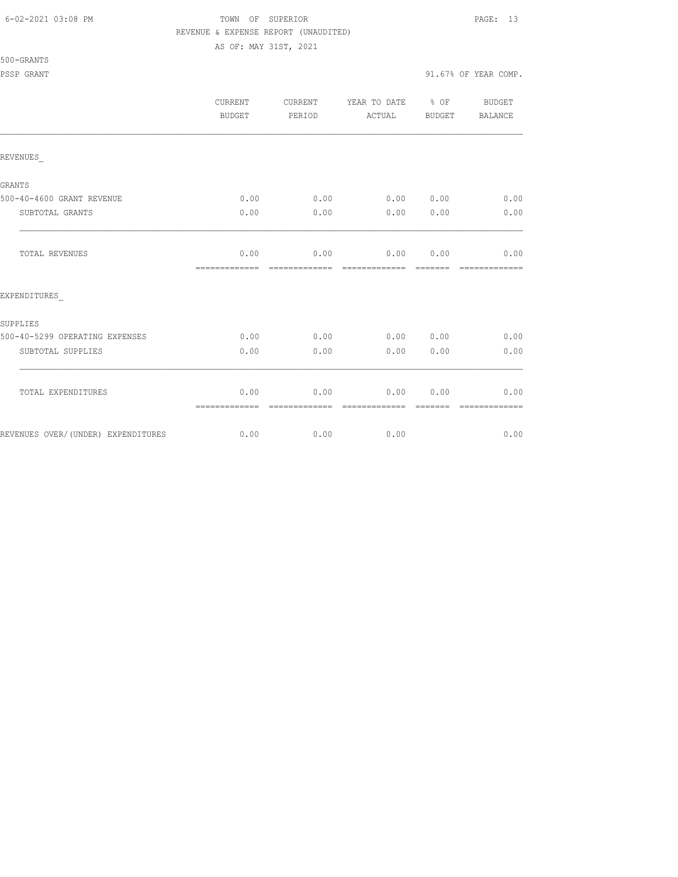TOWN OF SUPERIOR
REVENUE & EXPENSE REPORT (UNAUDITED)
AS OF: MAY 31ST, 2021

500-GRANTS
PSSP GRANT

91.67% OF YEAR COMP.

| | CURRENT BUDGET | CURRENT PERIOD | YEAR TO DATE ACTUAL | % OF BUDGET | BUDGET BALANCE |
|---|---|---|---|---|---|
| REVENUES_ | | | | | |
| GRANTS | | | | | |
| 500-40-4600 GRANT REVENUE | 0.00 | 0.00 | 0.00 | 0.00 | 0.00 |
| SUBTOTAL GRANTS | 0.00 | 0.00 | 0.00 | 0.00 | 0.00 |
| TOTAL REVENUES | 0.00 | 0.00 | 0.00 | 0.00 | 0.00 |
| EXPENDITURES_ | | | | | |
| SUPPLIES | | | | | |
| 500-40-5299 OPERATING EXPENSES | 0.00 | 0.00 | 0.00 | 0.00 | 0.00 |
| SUBTOTAL SUPPLIES | 0.00 | 0.00 | 0.00 | 0.00 | 0.00 |
| TOTAL EXPENDITURES | 0.00 | 0.00 | 0.00 | 0.00 | 0.00 |
| REVENUES OVER/(UNDER) EXPENDITURES | 0.00 | 0.00 | 0.00 | | 0.00 |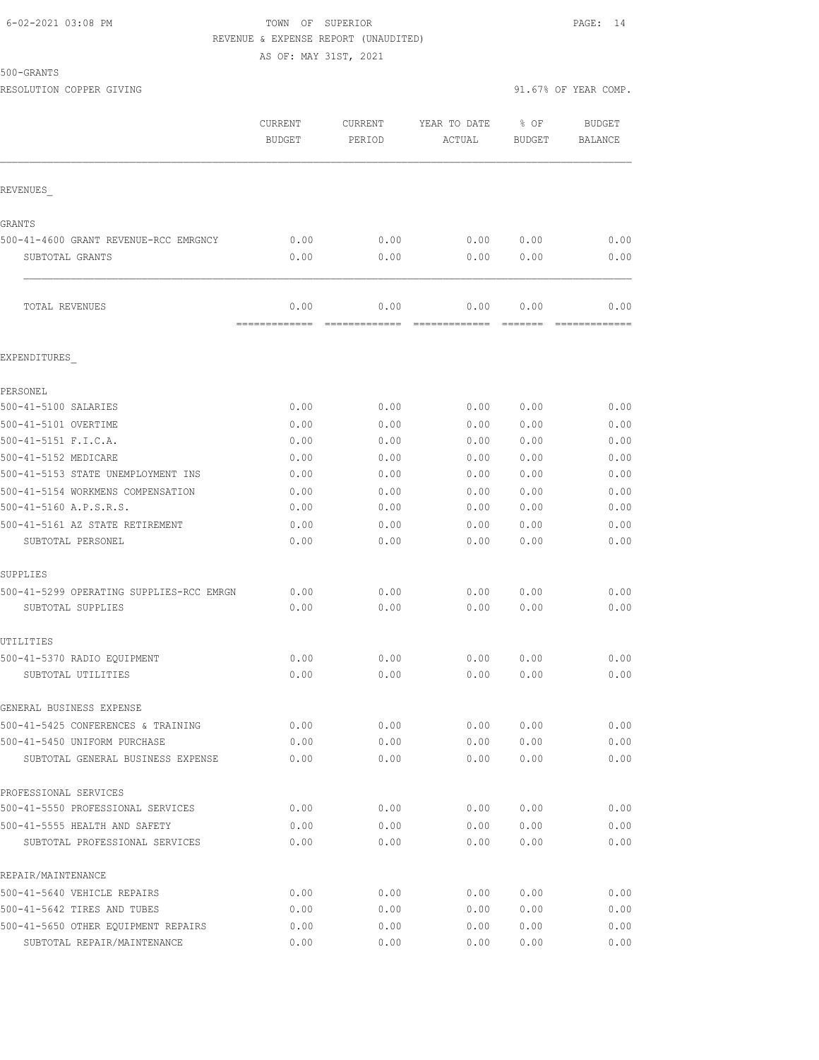6-02-2021 03:08 PM TOWN OF SUPERIOR

REVENUE & EXPENSE REPORT (UNAUDITED)

AS OF: MAY 31ST, 2021

500-GRANTS

RESOLUTION COPPER GIVING 91.67% OF YEAR COMP.

| | CURRENT BUDGET | CURRENT PERIOD | YEAR TO DATE ACTUAL | % OF BUDGET | BUDGET BALANCE |
|---|---|---|---|---|---|
| REVENUES_ | | | | | |
| GRANTS | | | | | |
| 500-41-4600 GRANT REVENUE-RCC EMRGNCY | 0.00 | 0.00 | 0.00 | 0.00 | 0.00 |
| SUBTOTAL GRANTS | 0.00 | 0.00 | 0.00 | 0.00 | 0.00 |
| TOTAL REVENUES | 0.00 | 0.00 | 0.00 | 0.00 | 0.00 |
| EXPENDITURES_ | | | | | |
| PERSONEL | | | | | |
| 500-41-5100 SALARIES | 0.00 | 0.00 | 0.00 | 0.00 | 0.00 |
| 500-41-5101 OVERTIME | 0.00 | 0.00 | 0.00 | 0.00 | 0.00 |
| 500-41-5151 F.I.C.A. | 0.00 | 0.00 | 0.00 | 0.00 | 0.00 |
| 500-41-5152 MEDICARE | 0.00 | 0.00 | 0.00 | 0.00 | 0.00 |
| 500-41-5153 STATE UNEMPLOYMENT INS | 0.00 | 0.00 | 0.00 | 0.00 | 0.00 |
| 500-41-5154 WORKMENS COMPENSATION | 0.00 | 0.00 | 0.00 | 0.00 | 0.00 |
| 500-41-5160 A.P.S.R.S. | 0.00 | 0.00 | 0.00 | 0.00 | 0.00 |
| 500-41-5161 AZ STATE RETIREMENT | 0.00 | 0.00 | 0.00 | 0.00 | 0.00 |
| SUBTOTAL PERSONEL | 0.00 | 0.00 | 0.00 | 0.00 | 0.00 |
| SUPPLIES | | | | | |
| 500-41-5299 OPERATING SUPPLIES-RCC EMRGN | 0.00 | 0.00 | 0.00 | 0.00 | 0.00 |
| SUBTOTAL SUPPLIES | 0.00 | 0.00 | 0.00 | 0.00 | 0.00 |
| UTILITIES | | | | | |
| 500-41-5370 RADIO EQUIPMENT | 0.00 | 0.00 | 0.00 | 0.00 | 0.00 |
| SUBTOTAL UTILITIES | 0.00 | 0.00 | 0.00 | 0.00 | 0.00 |
| GENERAL BUSINESS EXPENSE | | | | | |
| 500-41-5425 CONFERENCES & TRAINING | 0.00 | 0.00 | 0.00 | 0.00 | 0.00 |
| 500-41-5450 UNIFORM PURCHASE | 0.00 | 0.00 | 0.00 | 0.00 | 0.00 |
| SUBTOTAL GENERAL BUSINESS EXPENSE | 0.00 | 0.00 | 0.00 | 0.00 | 0.00 |
| PROFESSIONAL SERVICES | | | | | |
| 500-41-5550 PROFESSIONAL SERVICES | 0.00 | 0.00 | 0.00 | 0.00 | 0.00 |
| 500-41-5555 HEALTH AND SAFETY | 0.00 | 0.00 | 0.00 | 0.00 | 0.00 |
| SUBTOTAL PROFESSIONAL SERVICES | 0.00 | 0.00 | 0.00 | 0.00 | 0.00 |
| REPAIR/MAINTENANCE | | | | | |
| 500-41-5640 VEHICLE REPAIRS | 0.00 | 0.00 | 0.00 | 0.00 | 0.00 |
| 500-41-5642 TIRES AND TUBES | 0.00 | 0.00 | 0.00 | 0.00 | 0.00 |
| 500-41-5650 OTHER EQUIPMENT REPAIRS | 0.00 | 0.00 | 0.00 | 0.00 | 0.00 |
| SUBTOTAL REPAIR/MAINTENANCE | 0.00 | 0.00 | 0.00 | 0.00 | 0.00 |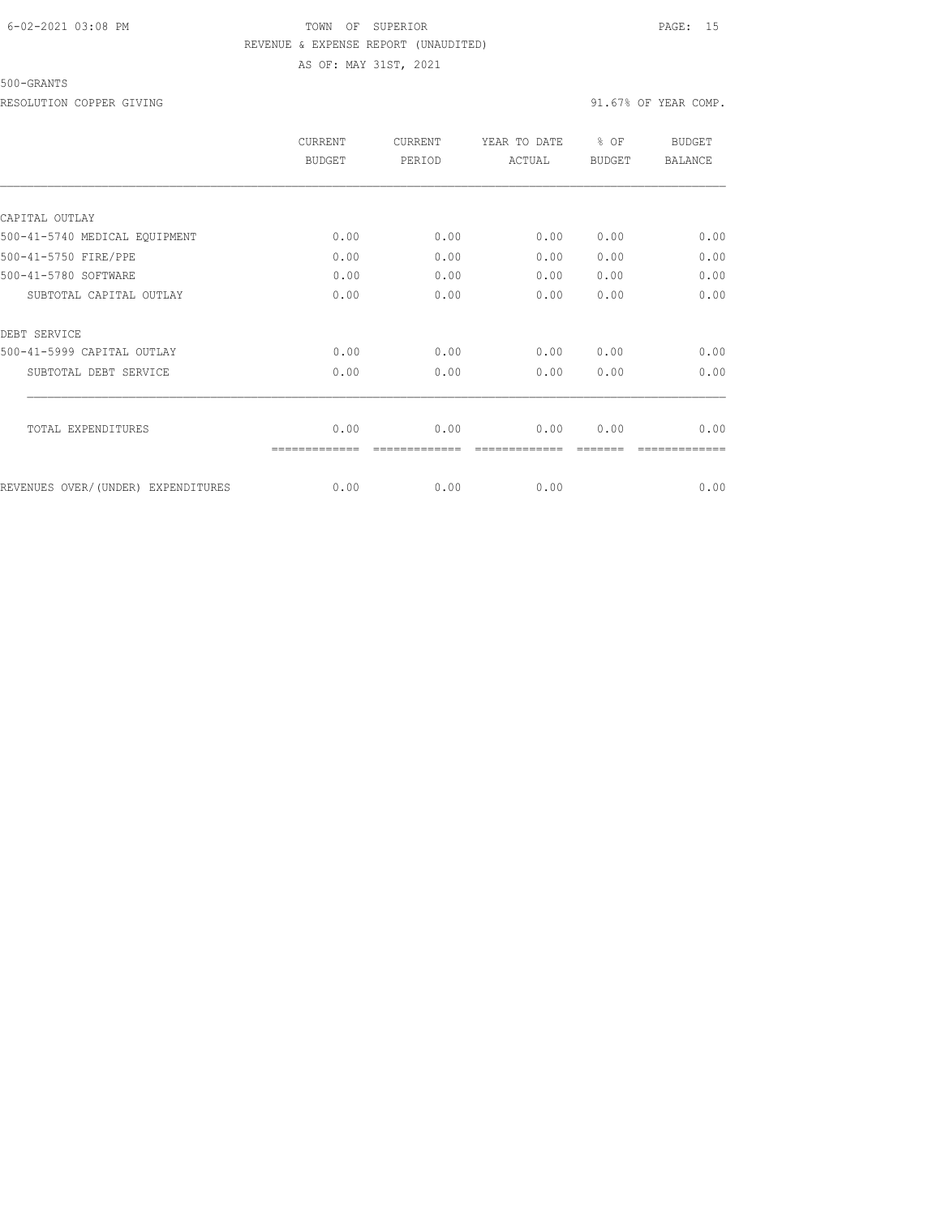TOWN OF SUPERIOR

REVENUE & EXPENSE REPORT (UNAUDITED)

AS OF: MAY 31ST, 2021

500-GRANTS

RESOLUTION COPPER GIVING

91.67% OF YEAR COMP.

| | CURRENT BUDGET | CURRENT PERIOD | YEAR TO DATE ACTUAL | % OF BUDGET | BUDGET BALANCE |
|---|---|---|---|---|---|
| CAPITAL OUTLAY | | | | | |
| 500-41-5740 MEDICAL EQUIPMENT | 0.00 | 0.00 | 0.00 | 0.00 | 0.00 |
| 500-41-5750 FIRE/PPE | 0.00 | 0.00 | 0.00 | 0.00 | 0.00 |
| 500-41-5780 SOFTWARE | 0.00 | 0.00 | 0.00 | 0.00 | 0.00 |
| SUBTOTAL CAPITAL OUTLAY | 0.00 | 0.00 | 0.00 | 0.00 | 0.00 |
| DEBT SERVICE | | | | | |
| 500-41-5999 CAPITAL OUTLAY | 0.00 | 0.00 | 0.00 | 0.00 | 0.00 |
| SUBTOTAL DEBT SERVICE | 0.00 | 0.00 | 0.00 | 0.00 | 0.00 |
| TOTAL EXPENDITURES | 0.00 | 0.00 | 0.00 | 0.00 | 0.00 |
| REVENUES OVER/(UNDER) EXPENDITURES | 0.00 | 0.00 | 0.00 | | 0.00 |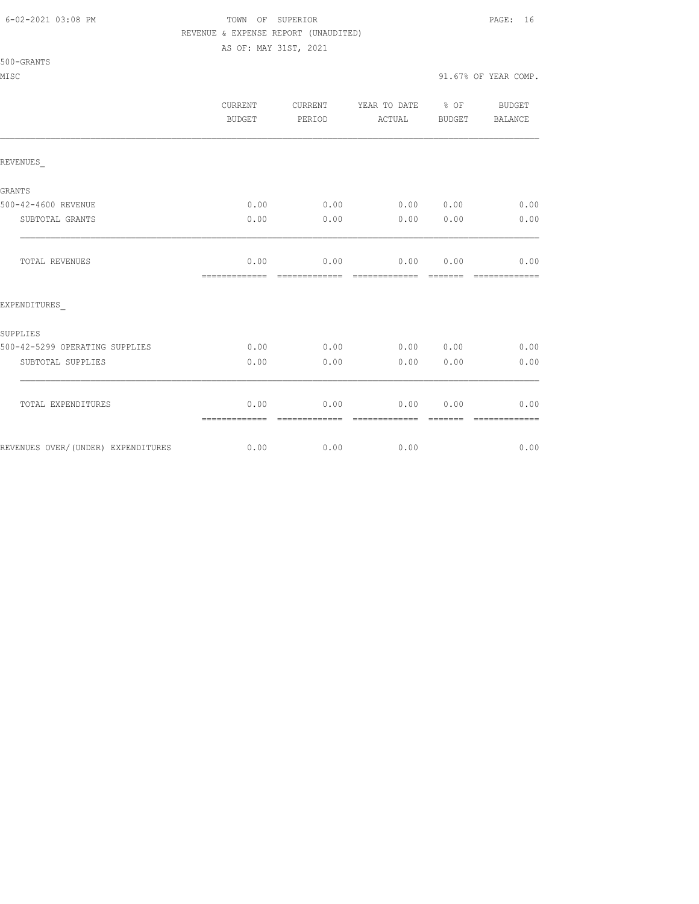TOWN OF SUPERIOR

REVENUE & EXPENSE REPORT (UNAUDITED)

AS OF: MAY 31ST, 2021

500-GRANTS

MISC — 91.67% OF YEAR COMP.

| | CURRENT BUDGET | CURRENT PERIOD | YEAR TO DATE ACTUAL | % OF BUDGET | BUDGET BALANCE |
|---|---|---|---|---|---|
| REVENUES_ | | | | | |
| GRANTS | | | | | |
| 500-42-4600 REVENUE | 0.00 | 0.00 | 0.00 | 0.00 | 0.00 |
| SUBTOTAL GRANTS | 0.00 | 0.00 | 0.00 | 0.00 | 0.00 |
| TOTAL REVENUES | 0.00 | 0.00 | 0.00 | 0.00 | 0.00 |
| EXPENDITURES_ | | | | | |
| SUPPLIES | | | | | |
| 500-42-5299 OPERATING SUPPLIES | 0.00 | 0.00 | 0.00 | 0.00 | 0.00 |
| SUBTOTAL SUPPLIES | 0.00 | 0.00 | 0.00 | 0.00 | 0.00 |
| TOTAL EXPENDITURES | 0.00 | 0.00 | 0.00 | 0.00 | 0.00 |
| REVENUES OVER/(UNDER) EXPENDITURES | 0.00 | 0.00 | 0.00 | | 0.00 |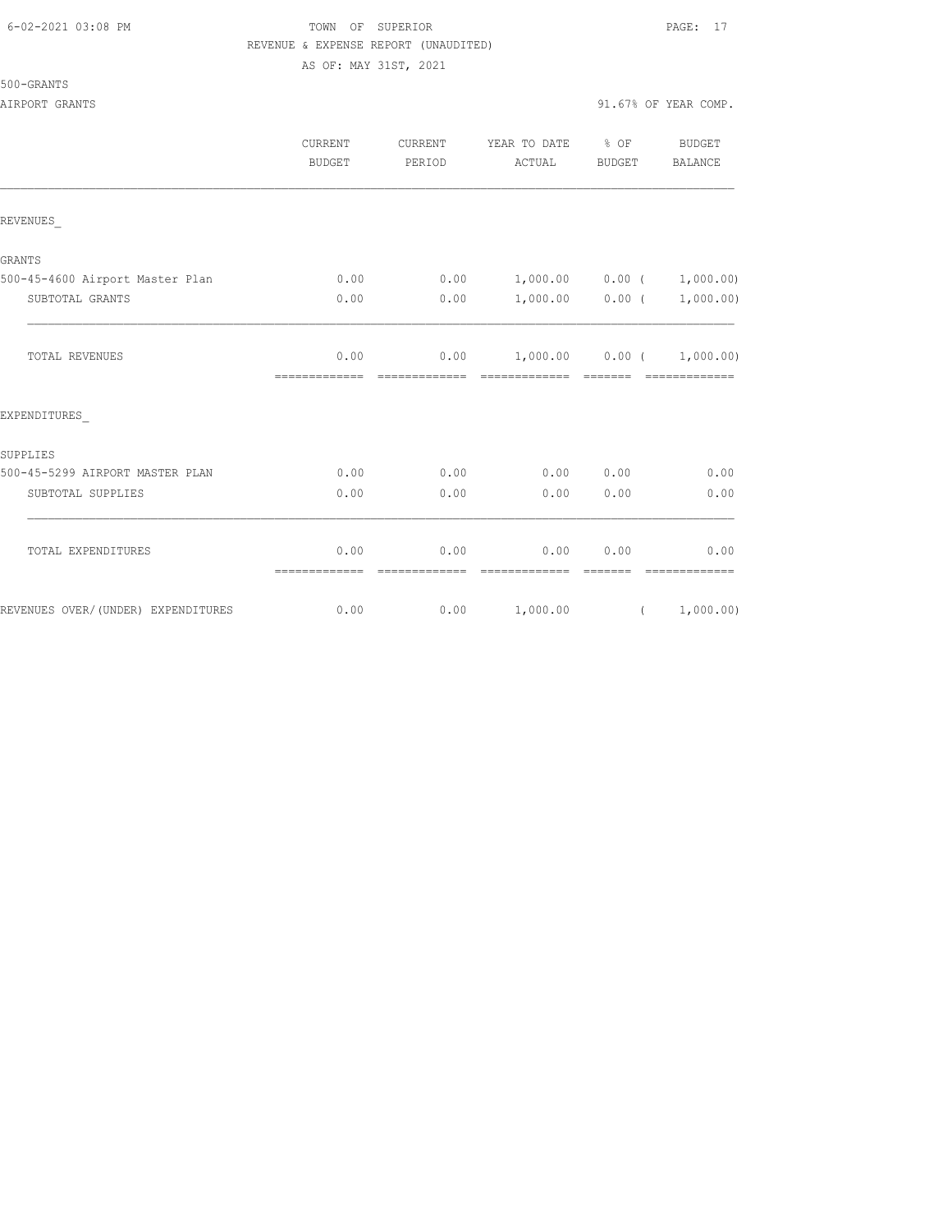TOWN OF SUPERIOR

REVENUE & EXPENSE REPORT (UNAUDITED)

AS OF: MAY 31ST, 2021

500-GRANTS

AIRPORT GRANTS

91.67% OF YEAR COMP.

| | CURRENT BUDGET | CURRENT PERIOD | YEAR TO DATE ACTUAL | % OF BUDGET | BUDGET BALANCE |
|---|---|---|---|---|---|
| REVENUES_ | | | | | |
| GRANTS | | | | | |
| 500-45-4600 Airport Master Plan | 0.00 | 0.00 | 1,000.00 | 0.00 | ( 1,000.00) |
| SUBTOTAL GRANTS | 0.00 | 0.00 | 1,000.00 | 0.00 | ( 1,000.00) |
| TOTAL REVENUES | 0.00 | 0.00 | 1,000.00 | 0.00 | ( 1,000.00) |
| EXPENDITURES_ | | | | | |
| SUPPLIES | | | | | |
| 500-45-5299 AIRPORT MASTER PLAN | 0.00 | 0.00 | 0.00 | 0.00 | 0.00 |
| SUBTOTAL SUPPLIES | 0.00 | 0.00 | 0.00 | 0.00 | 0.00 |
| TOTAL EXPENDITURES | 0.00 | 0.00 | 0.00 | 0.00 | 0.00 |
| REVENUES OVER/(UNDER) EXPENDITURES | 0.00 | 0.00 | 1,000.00 | | ( 1,000.00) |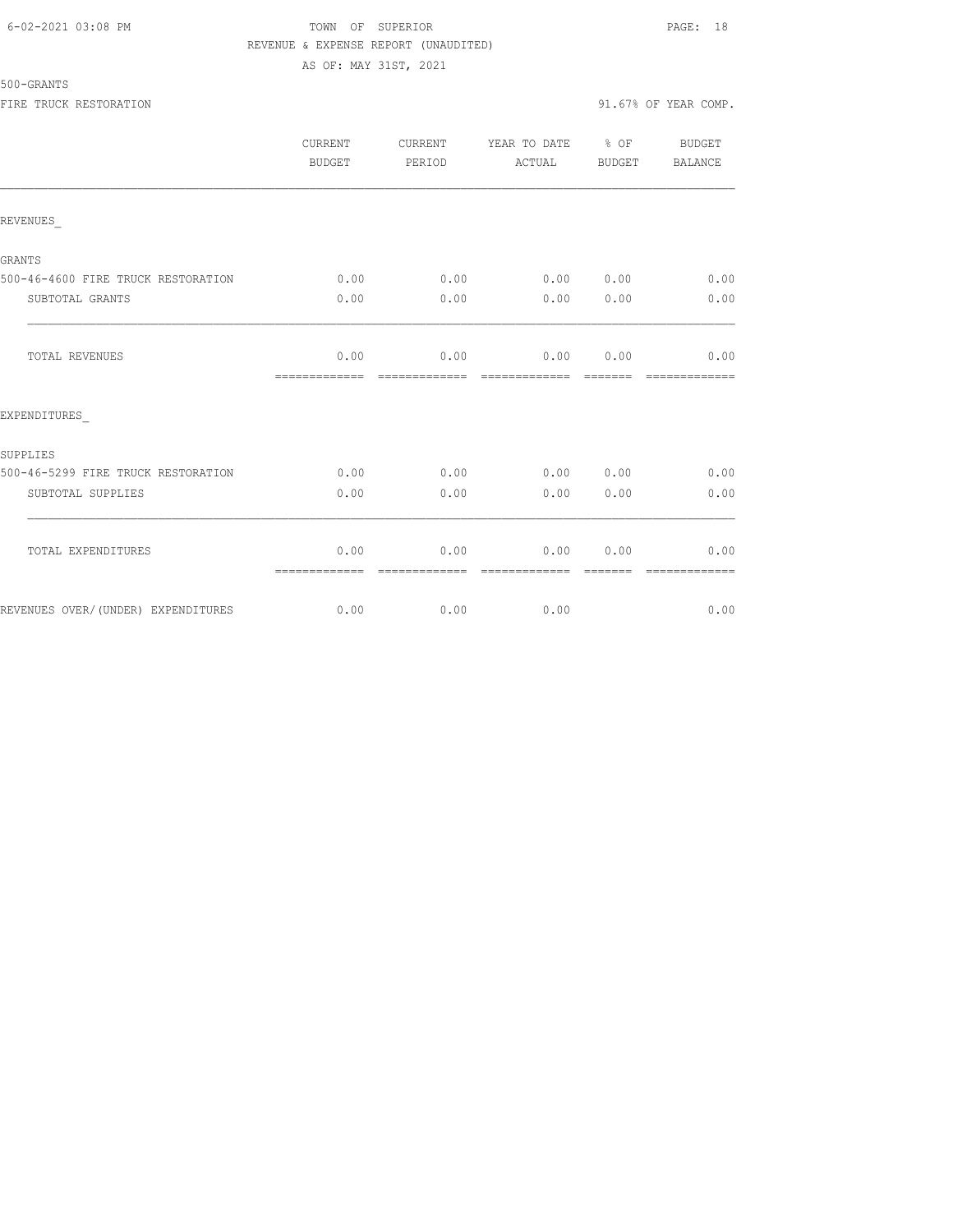TOWN OF SUPERIOR
REVENUE & EXPENSE REPORT (UNAUDITED)
AS OF: MAY 31ST, 2021

500-GRANTS
FIRE TRUCK RESTORATION — 91.67% OF YEAR COMP.

| | CURRENT BUDGET | CURRENT PERIOD | YEAR TO DATE ACTUAL | % OF BUDGET | BUDGET BALANCE |
|---|---|---|---|---|---|
| **REVENUES** | | | | | |
| GRANTS | | | | | |
| 500-46-4600 FIRE TRUCK RESTORATION | 0.00 | 0.00 | 0.00 | 0.00 | 0.00 |
| SUBTOTAL GRANTS | 0.00 | 0.00 | 0.00 | 0.00 | 0.00 |
| TOTAL REVENUES | 0.00 | 0.00 | 0.00 | 0.00 | 0.00 |
| **EXPENDITURES** | | | | | |
| SUPPLIES | | | | | |
| 500-46-5299 FIRE TRUCK RESTORATION | 0.00 | 0.00 | 0.00 | 0.00 | 0.00 |
| SUBTOTAL SUPPLIES | 0.00 | 0.00 | 0.00 | 0.00 | 0.00 |
| TOTAL EXPENDITURES | 0.00 | 0.00 | 0.00 | 0.00 | 0.00 |
| REVENUES OVER/(UNDER) EXPENDITURES | 0.00 | 0.00 | 0.00 | | 0.00 |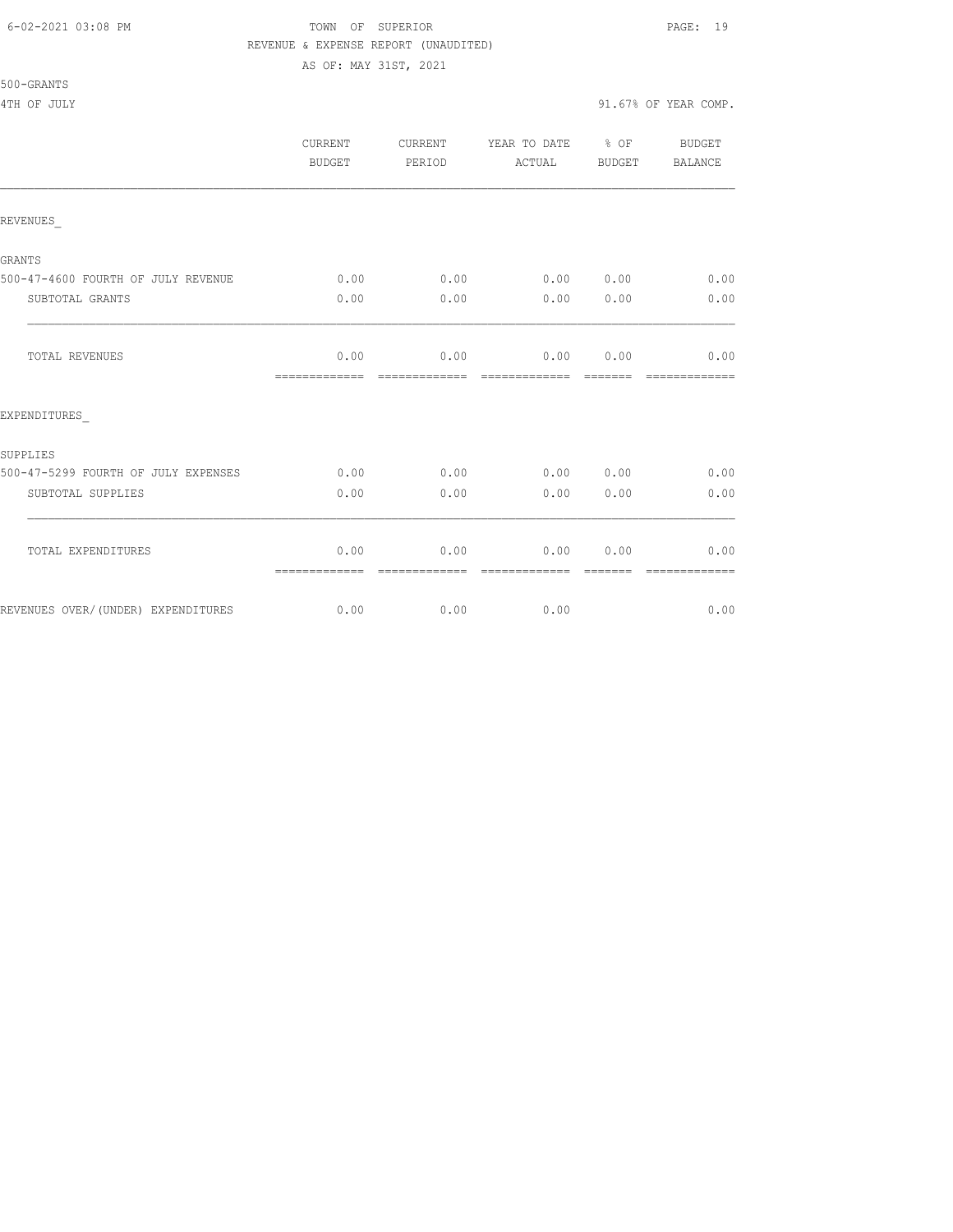TOWN OF SUPERIOR
REVENUE & EXPENSE REPORT (UNAUDITED)
AS OF: MAY 31ST, 2021

500-GRANTS

4TH OF JULY — 91.67% OF YEAR COMP.

| | CURRENT BUDGET | CURRENT PERIOD | YEAR TO DATE ACTUAL | % OF BUDGET | BUDGET BALANCE |
|---|---|---|---|---|---|
| **REVENUES_** | | | | | |
| GRANTS | | | | | |
| 500-47-4600 FOURTH OF JULY REVENUE | 0.00 | 0.00 | 0.00 | 0.00 | 0.00 |
| SUBTOTAL GRANTS | 0.00 | 0.00 | 0.00 | 0.00 | 0.00 |
| TOTAL REVENUES | 0.00 | 0.00 | 0.00 | 0.00 | 0.00 |
| **EXPENDITURES_** | | | | | |
| SUPPLIES | | | | | |
| 500-47-5299 FOURTH OF JULY EXPENSES | 0.00 | 0.00 | 0.00 | 0.00 | 0.00 |
| SUBTOTAL SUPPLIES | 0.00 | 0.00 | 0.00 | 0.00 | 0.00 |
| TOTAL EXPENDITURES | 0.00 | 0.00 | 0.00 | 0.00 | 0.00 |
| REVENUES OVER/(UNDER) EXPENDITURES | 0.00 | 0.00 | 0.00 | | 0.00 |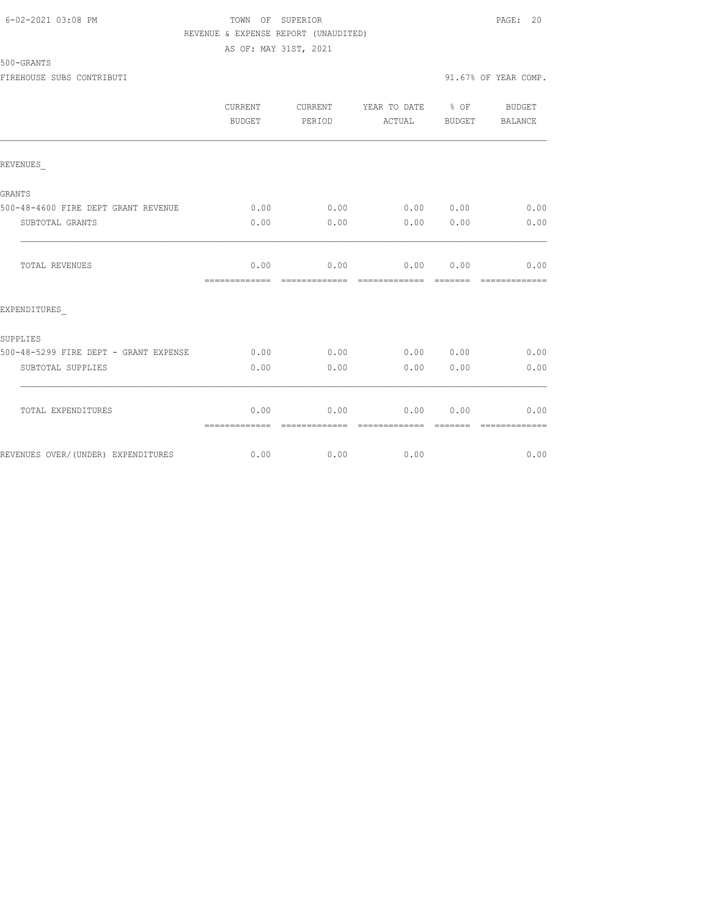TOWN OF SUPERIOR

REVENUE & EXPENSE REPORT (UNAUDITED)

AS OF: MAY 31ST, 2021

500-GRANTS

FIREHOUSE SUBS CONTRIBUTI — 91.67% OF YEAR COMP.

| | CURRENT BUDGET | CURRENT PERIOD | YEAR TO DATE ACTUAL | % OF BUDGET | BUDGET BALANCE |
|---|---|---|---|---|---|
| **REVENUES_** | | | | | |
| GRANTS | | | | | |
| 500-48-4600 FIRE DEPT GRANT REVENUE | 0.00 | 0.00 | 0.00 | 0.00 | 0.00 |
| SUBTOTAL GRANTS | 0.00 | 0.00 | 0.00 | 0.00 | 0.00 |
| TOTAL REVENUES | 0.00 | 0.00 | 0.00 | 0.00 | 0.00 |
| **EXPENDITURES_** | | | | | |
| SUPPLIES | | | | | |
| 500-48-5299 FIRE DEPT - GRANT EXPENSE | 0.00 | 0.00 | 0.00 | 0.00 | 0.00 |
| SUBTOTAL SUPPLIES | 0.00 | 0.00 | 0.00 | 0.00 | 0.00 |
| TOTAL EXPENDITURES | 0.00 | 0.00 | 0.00 | 0.00 | 0.00 |
| REVENUES OVER/(UNDER) EXPENDITURES | 0.00 | 0.00 | 0.00 | | 0.00 |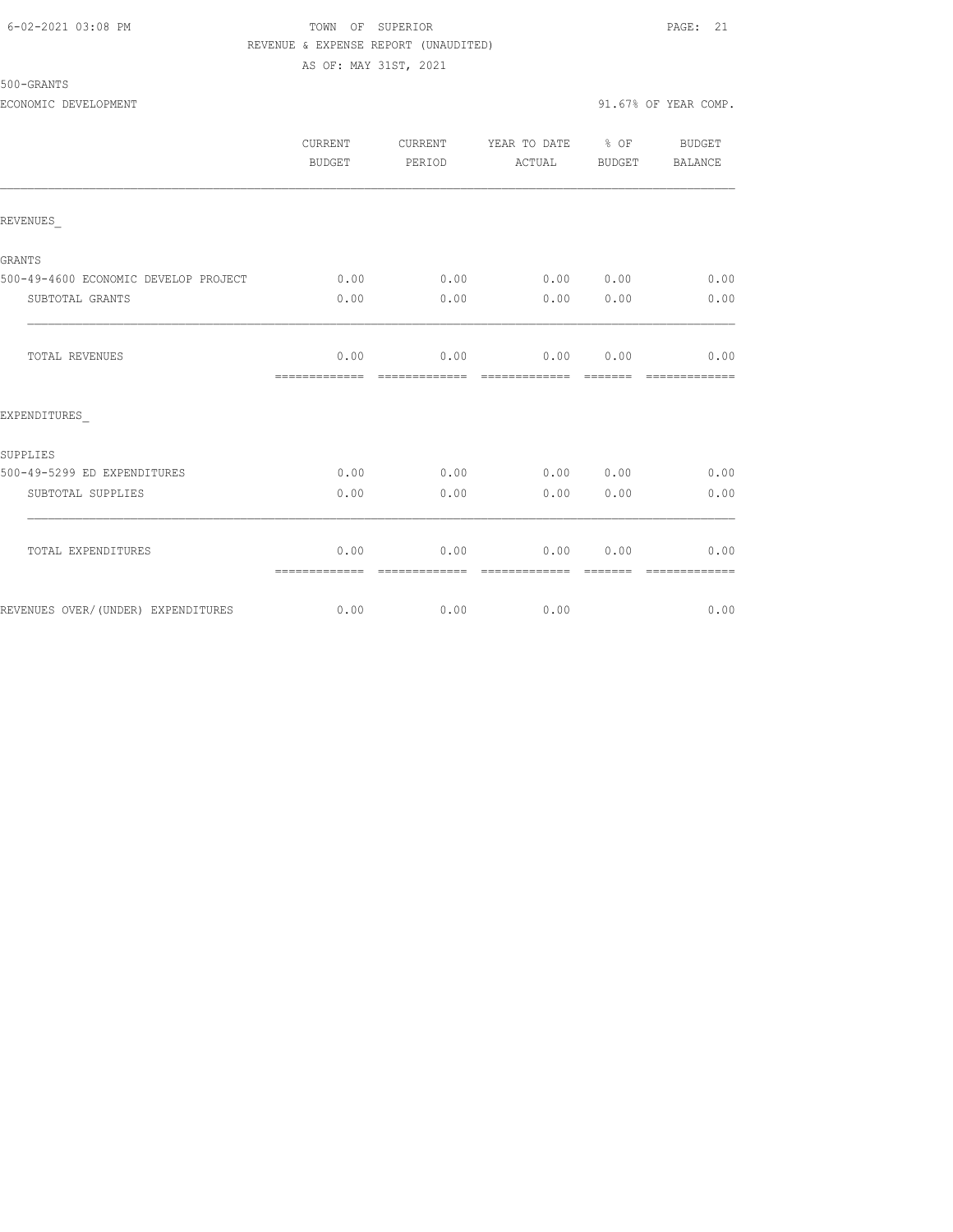TOWN OF SUPERIOR

REVENUE & EXPENSE REPORT (UNAUDITED)

AS OF: MAY 31ST, 2021

500-GRANTS

ECONOMIC DEVELOPMENT — 91.67% OF YEAR COMP.

| | CURRENT BUDGET | CURRENT PERIOD | YEAR TO DATE ACTUAL | % OF BUDGET | BUDGET BALANCE |
|---|---|---|---|---|---|
| REVENUES_ | | | | | |
| GRANTS | | | | | |
| 500-49-4600 ECONOMIC DEVELOP PROJECT | 0.00 | 0.00 | 0.00 | 0.00 | 0.00 |
| SUBTOTAL GRANTS | 0.00 | 0.00 | 0.00 | 0.00 | 0.00 |
| TOTAL REVENUES | 0.00 | 0.00 | 0.00 | 0.00 | 0.00 |
| EXPENDITURES_ | | | | | |
| SUPPLIES | | | | | |
| 500-49-5299 ED EXPENDITURES | 0.00 | 0.00 | 0.00 | 0.00 | 0.00 |
| SUBTOTAL SUPPLIES | 0.00 | 0.00 | 0.00 | 0.00 | 0.00 |
| TOTAL EXPENDITURES | 0.00 | 0.00 | 0.00 | 0.00 | 0.00 |
| REVENUES OVER/(UNDER) EXPENDITURES | 0.00 | 0.00 | 0.00 | | 0.00 |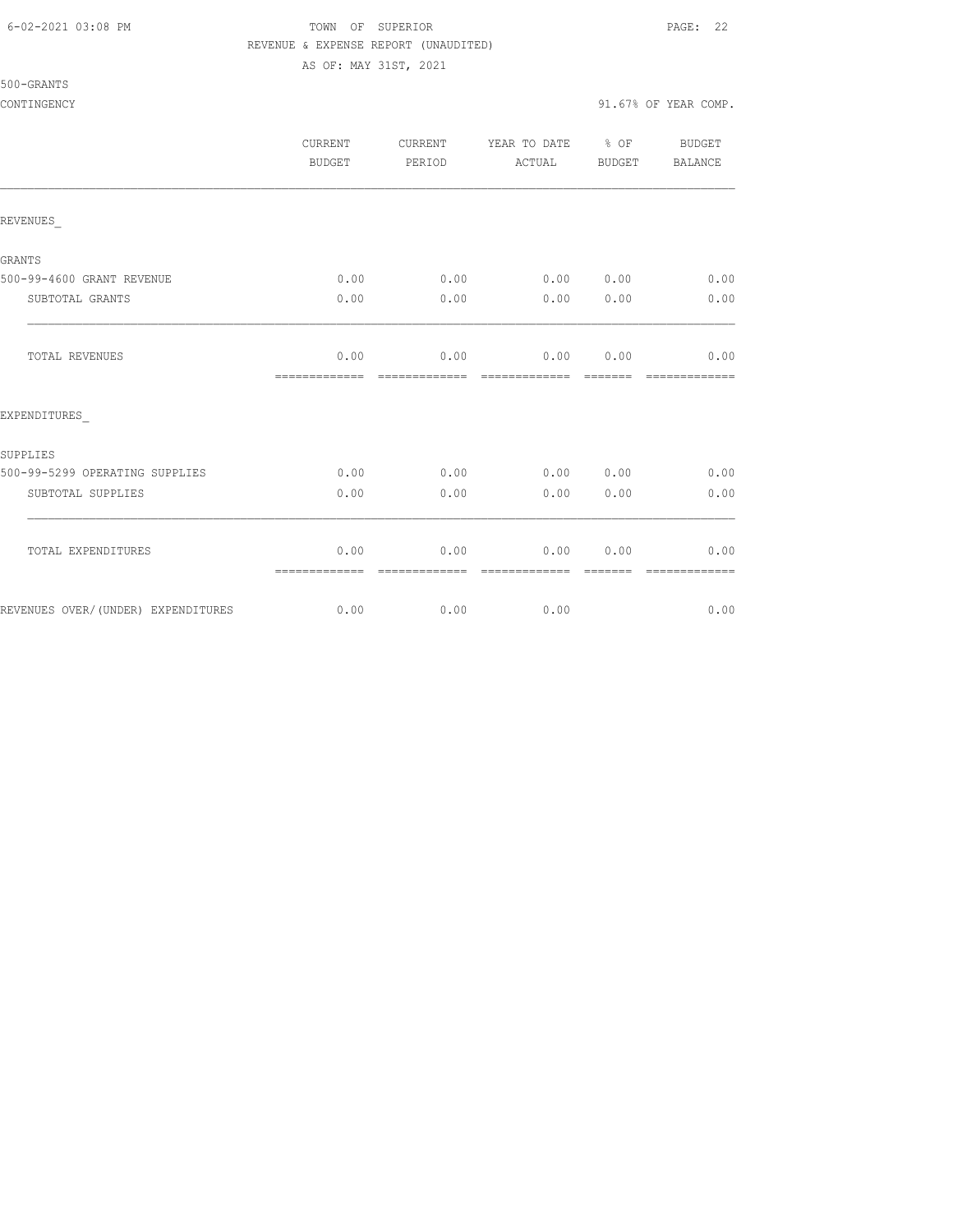TOWN OF SUPERIOR

REVENUE & EXPENSE REPORT (UNAUDITED)

AS OF: MAY 31ST, 2021

500-GRANTS

CONTINGENCY — 91.67% OF YEAR COMP.

| | CURRENT BUDGET | CURRENT PERIOD | YEAR TO DATE ACTUAL | % OF BUDGET | BUDGET BALANCE |
|---|---|---|---|---|---|
| REVENUES_ | | | | | |
| GRANTS | | | | | |
| 500-99-4600 GRANT REVENUE | 0.00 | 0.00 | 0.00 | 0.00 | 0.00 |
| SUBTOTAL GRANTS | 0.00 | 0.00 | 0.00 | 0.00 | 0.00 |
| TOTAL REVENUES | 0.00 | 0.00 | 0.00 | 0.00 | 0.00 |
| EXPENDITURES_ | | | | | |
| SUPPLIES | | | | | |
| 500-99-5299 OPERATING SUPPLIES | 0.00 | 0.00 | 0.00 | 0.00 | 0.00 |
| SUBTOTAL SUPPLIES | 0.00 | 0.00 | 0.00 | 0.00 | 0.00 |
| TOTAL EXPENDITURES | 0.00 | 0.00 | 0.00 | 0.00 | 0.00 |
| REVENUES OVER/(UNDER) EXPENDITURES | 0.00 | 0.00 | 0.00 | | 0.00 |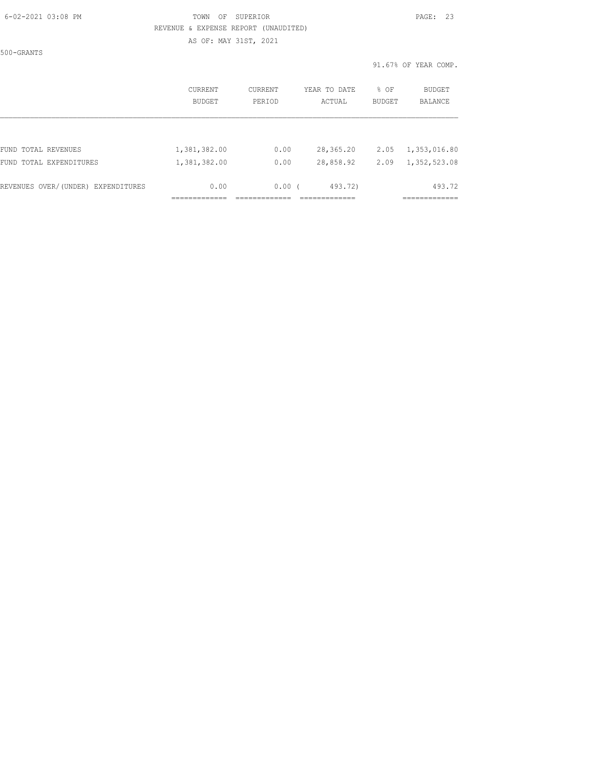TOWN OF SUPERIOR
REVENUE & EXPENSE REPORT (UNAUDITED)
AS OF: MAY 31ST, 2021

500-GRANTS

91.67% OF YEAR COMP.

| | CURRENT BUDGET | CURRENT PERIOD | YEAR TO DATE ACTUAL | % OF BUDGET | BUDGET BALANCE |
|---|---|---|---|---|---|
| FUND TOTAL REVENUES | 1,381,382.00 | 0.00 | 28,365.20 | 2.05 | 1,353,016.80 |
| FUND TOTAL EXPENDITURES | 1,381,382.00 | 0.00 | 28,858.92 | 2.09 | 1,352,523.08 |
| REVENUES OVER/(UNDER) EXPENDITURES | 0.00 | 0.00 | ( 493.72) | | 493.72 |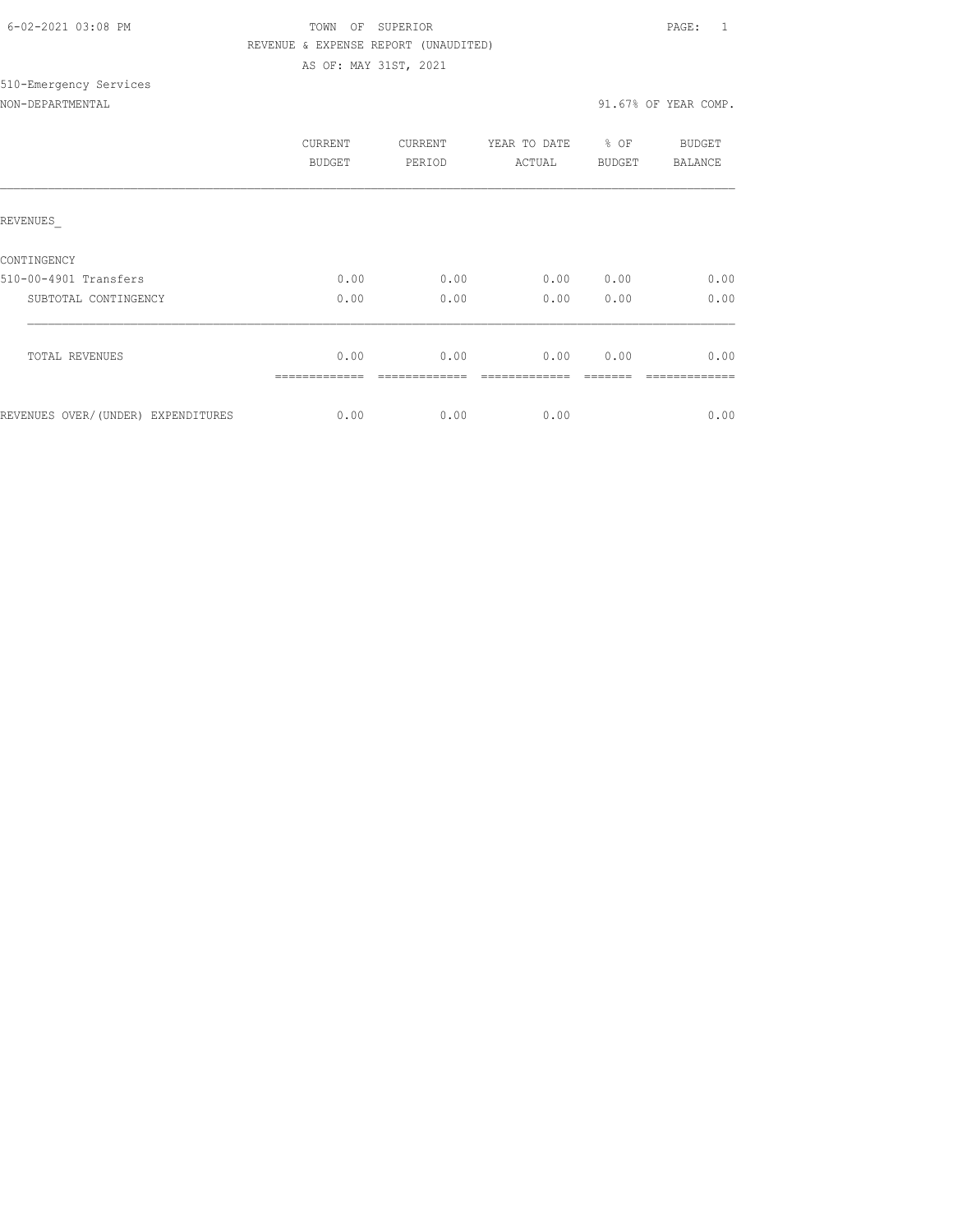6-02-2021 03:08 PM

TOWN OF SUPERIOR

REVENUE & EXPENSE REPORT (UNAUDITED)

AS OF: MAY 31ST, 2021

510-Emergency Services

NON-DEPARTMENTAL

91.67% OF YEAR COMP.

| | CURRENT BUDGET | CURRENT PERIOD | YEAR TO DATE ACTUAL | % OF BUDGET | BUDGET BALANCE |
|---|---|---|---|---|---|
| REVENUES_ | | | | | |
| CONTINGENCY | | | | | |
| 510-00-4901 Transfers | 0.00 | 0.00 | 0.00 | 0.00 | 0.00 |
| SUBTOTAL CONTINGENCY | 0.00 | 0.00 | 0.00 | 0.00 | 0.00 |
| TOTAL REVENUES | 0.00 | 0.00 | 0.00 | 0.00 | 0.00 |
| REVENUES OVER/(UNDER) EXPENDITURES | 0.00 | 0.00 | 0.00 | | 0.00 |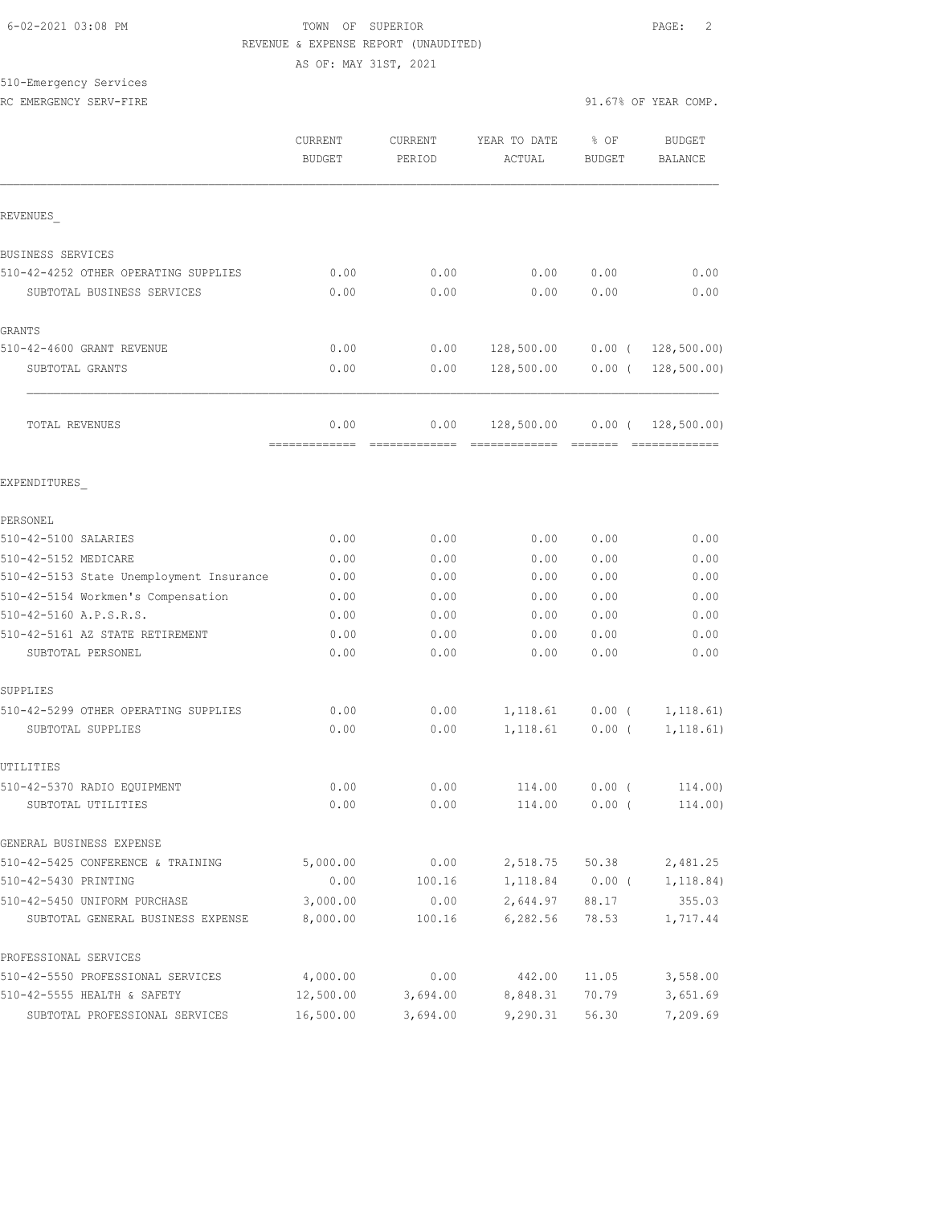TOWN OF SUPERIOR
REVENUE & EXPENSE REPORT (UNAUDITED)
AS OF: MAY 31ST, 2021

510-Emergency Services
RC EMERGENCY SERV-FIRE

91.67% OF YEAR COMP.

| | CURRENT BUDGET | CURRENT PERIOD | YEAR TO DATE ACTUAL | % OF BUDGET | BUDGET BALANCE |
|---|---|---|---|---|---|
| REVENUES_ | | | | | |
| BUSINESS SERVICES | | | | | |
| 510-42-4252 OTHER OPERATING SUPPLIES | 0.00 | 0.00 | 0.00 | 0.00 | 0.00 |
| SUBTOTAL BUSINESS SERVICES | 0.00 | 0.00 | 0.00 | 0.00 | 0.00 |
| GRANTS | | | | | |
| 510-42-4600 GRANT REVENUE | 0.00 | 0.00 | 128,500.00 | 0.00 ( | 128,500.00) |
| SUBTOTAL GRANTS | 0.00 | 0.00 | 128,500.00 | 0.00 ( | 128,500.00) |
| TOTAL REVENUES | 0.00 | 0.00 | 128,500.00 | 0.00 ( | 128,500.00) |
| EXPENDITURES_ | | | | | |
| PERSONEL | | | | | |
| 510-42-5100 SALARIES | 0.00 | 0.00 | 0.00 | 0.00 | 0.00 |
| 510-42-5152 MEDICARE | 0.00 | 0.00 | 0.00 | 0.00 | 0.00 |
| 510-42-5153 State Unemployment Insurance | 0.00 | 0.00 | 0.00 | 0.00 | 0.00 |
| 510-42-5154 Workmen's Compensation | 0.00 | 0.00 | 0.00 | 0.00 | 0.00 |
| 510-42-5160 A.P.S.R.S. | 0.00 | 0.00 | 0.00 | 0.00 | 0.00 |
| 510-42-5161 AZ STATE RETIREMENT | 0.00 | 0.00 | 0.00 | 0.00 | 0.00 |
| SUBTOTAL PERSONEL | 0.00 | 0.00 | 0.00 | 0.00 | 0.00 |
| SUPPLIES | | | | | |
| 510-42-5299 OTHER OPERATING SUPPLIES | 0.00 | 0.00 | 1,118.61 | 0.00 ( | 1,118.61) |
| SUBTOTAL SUPPLIES | 0.00 | 0.00 | 1,118.61 | 0.00 ( | 1,118.61) |
| UTILITIES | | | | | |
| 510-42-5370 RADIO EQUIPMENT | 0.00 | 0.00 | 114.00 | 0.00 ( | 114.00) |
| SUBTOTAL UTILITIES | 0.00 | 0.00 | 114.00 | 0.00 ( | 114.00) |
| GENERAL BUSINESS EXPENSE | | | | | |
| 510-42-5425 CONFERENCE & TRAINING | 5,000.00 | 0.00 | 2,518.75 | 50.38 | 2,481.25 |
| 510-42-5430 PRINTING | 0.00 | 100.16 | 1,118.84 | 0.00 ( | 1,118.84) |
| 510-42-5450 UNIFORM PURCHASE | 3,000.00 | 0.00 | 2,644.97 | 88.17 | 355.03 |
| SUBTOTAL GENERAL BUSINESS EXPENSE | 8,000.00 | 100.16 | 6,282.56 | 78.53 | 1,717.44 |
| PROFESSIONAL SERVICES | | | | | |
| 510-42-5550 PROFESSIONAL SERVICES | 4,000.00 | 0.00 | 442.00 | 11.05 | 3,558.00 |
| 510-42-5555 HEALTH & SAFETY | 12,500.00 | 3,694.00 | 8,848.31 | 70.79 | 3,651.69 |
| SUBTOTAL PROFESSIONAL SERVICES | 16,500.00 | 3,694.00 | 9,290.31 | 56.30 | 7,209.69 |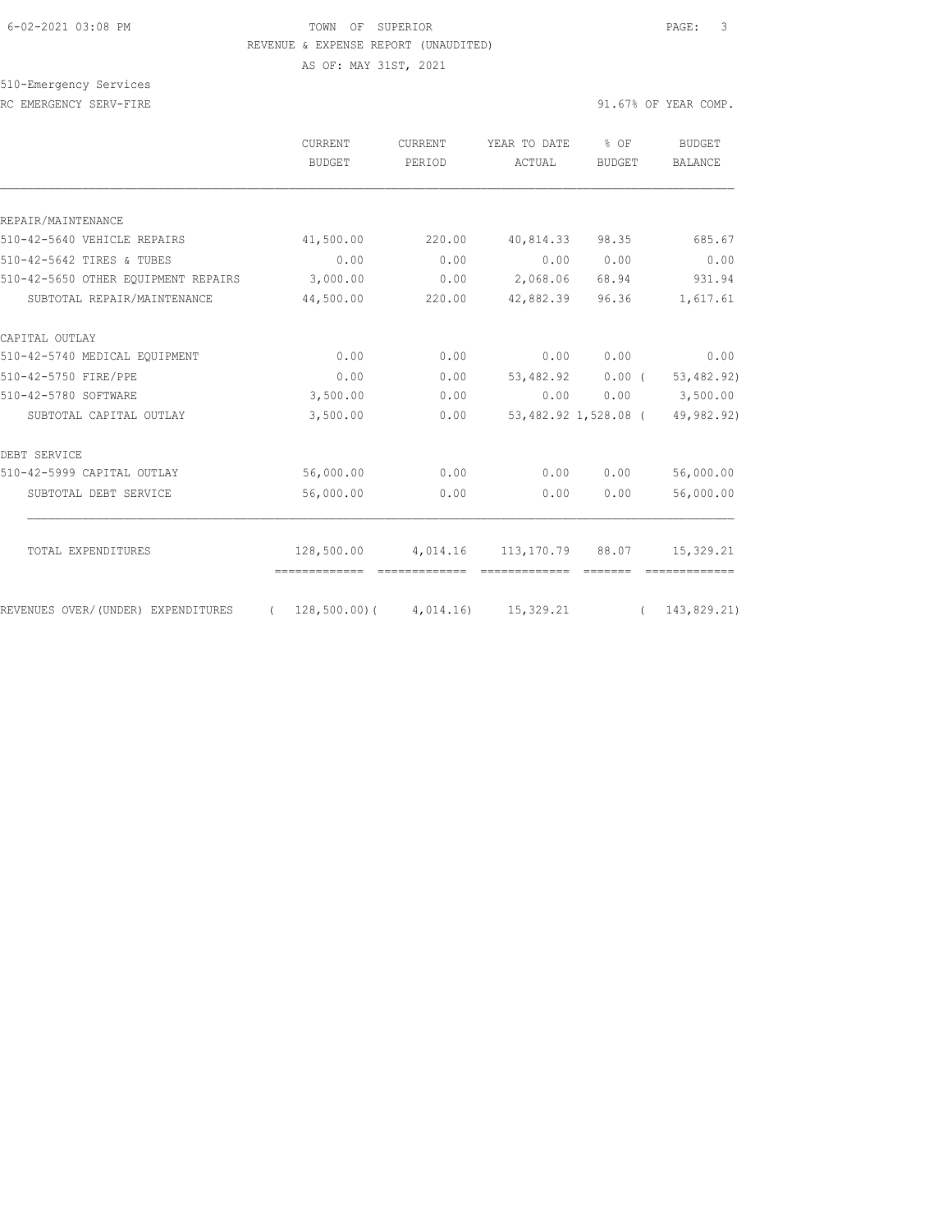TOWN OF SUPERIOR
REVENUE & EXPENSE REPORT (UNAUDITED)
AS OF: MAY 31ST, 2021

510-Emergency Services
RC EMERGENCY SERV-FIRE

91.67% OF YEAR COMP.

| | CURRENT BUDGET | CURRENT PERIOD | YEAR TO DATE ACTUAL | % OF BUDGET | BUDGET BALANCE |
|---|---|---|---|---|---|
| **REPAIR/MAINTENANCE** | | | | | |
| 510-42-5640 VEHICLE REPAIRS | 41,500.00 | 220.00 | 40,814.33 | 98.35 | 685.67 |
| 510-42-5642 TIRES & TUBES | 0.00 | 0.00 | 0.00 | 0.00 | 0.00 |
| 510-42-5650 OTHER EQUIPMENT REPAIRS | 3,000.00 | 0.00 | 2,068.06 | 68.94 | 931.94 |
| SUBTOTAL REPAIR/MAINTENANCE | 44,500.00 | 220.00 | 42,882.39 | 96.36 | 1,617.61 |
| **CAPITAL OUTLAY** | | | | | |
| 510-42-5740 MEDICAL EQUIPMENT | 0.00 | 0.00 | 0.00 | 0.00 | 0.00 |
| 510-42-5750 FIRE/PPE | 0.00 | 0.00 | 53,482.92 | 0.00 | ( 53,482.92) |
| 510-42-5780 SOFTWARE | 3,500.00 | 0.00 | 0.00 | 0.00 | 3,500.00 |
| SUBTOTAL CAPITAL OUTLAY | 3,500.00 | 0.00 | 53,482.92 | 1,528.08 | ( 49,982.92) |
| **DEBT SERVICE** | | | | | |
| 510-42-5999 CAPITAL OUTLAY | 56,000.00 | 0.00 | 0.00 | 0.00 | 56,000.00 |
| SUBTOTAL DEBT SERVICE | 56,000.00 | 0.00 | 0.00 | 0.00 | 56,000.00 |
| TOTAL EXPENDITURES | 128,500.00 | 4,014.16 | 113,170.79 | 88.07 | 15,329.21 |
| REVENUES OVER/(UNDER) EXPENDITURES | ( 128,500.00) | ( 4,014.16) | 15,329.21 | | ( 143,829.21) |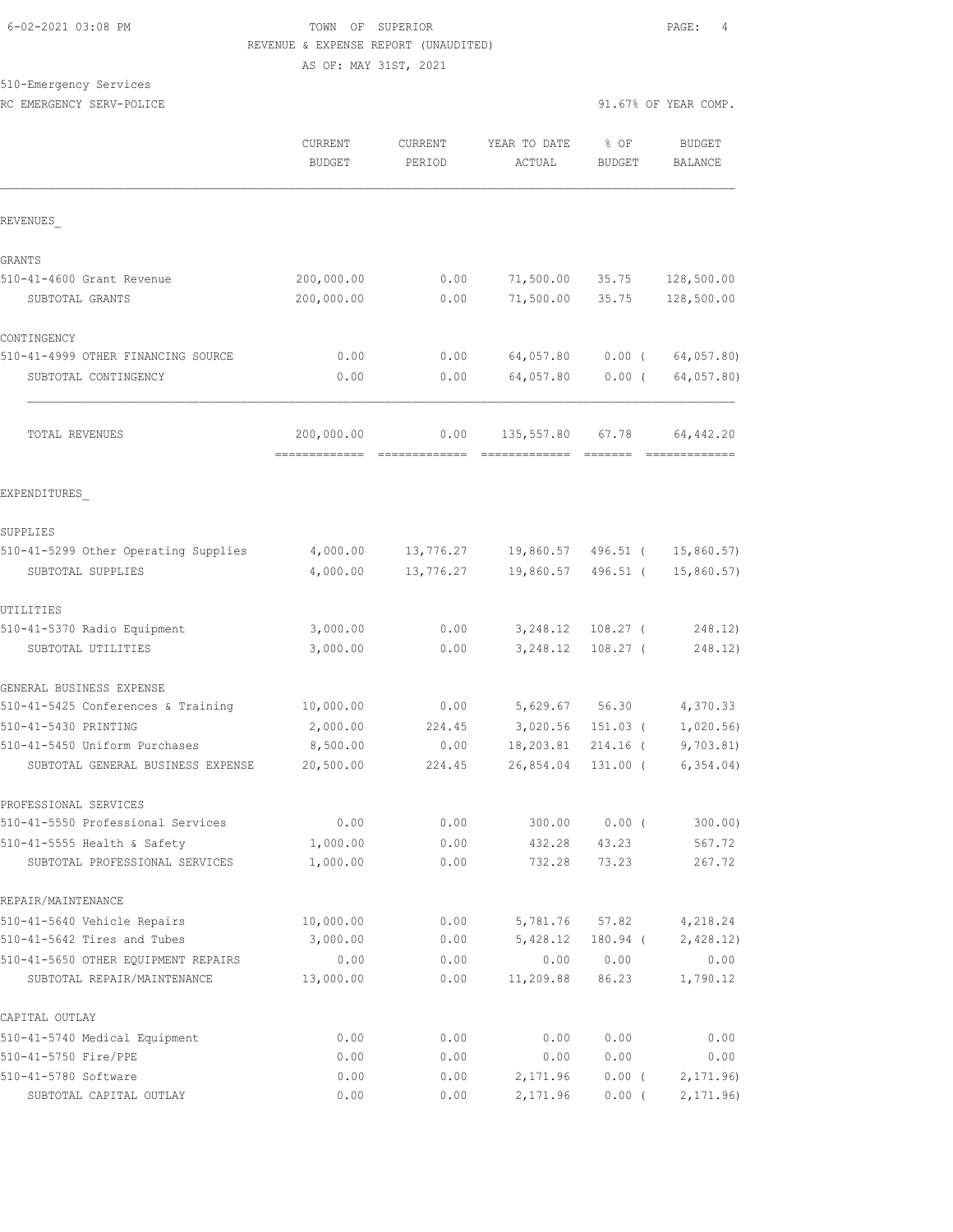TOWN OF SUPERIOR
REVENUE & EXPENSE REPORT (UNAUDITED)
AS OF: MAY 31ST, 2021

510-Emergency Services
RC EMERGENCY SERV-POLICE

91.67% OF YEAR COMP.

| | CURRENT BUDGET | CURRENT PERIOD | YEAR TO DATE ACTUAL | % OF BUDGET | BUDGET BALANCE |
|---|---|---|---|---|---|
| **REVENUES** | | | | | |
| **GRANTS** | | | | | |
| 510-41-4600 Grant Revenue | 200,000.00 | 0.00 | 71,500.00 | 35.75 | 128,500.00 |
| SUBTOTAL GRANTS | 200,000.00 | 0.00 | 71,500.00 | 35.75 | 128,500.00 |
| **CONTINGENCY** | | | | | |
| 510-41-4999 OTHER FINANCING SOURCE | 0.00 | 0.00 | 64,057.80 | 0.00 ( | 64,057.80) |
| SUBTOTAL CONTINGENCY | 0.00 | 0.00 | 64,057.80 | 0.00 ( | 64,057.80) |
| TOTAL REVENUES | 200,000.00 | 0.00 | 135,557.80 | 67.78 | 64,442.20 |
| **EXPENDITURES** | | | | | |
| **SUPPLIES** | | | | | |
| 510-41-5299 Other Operating Supplies | 4,000.00 | 13,776.27 | 19,860.57 | 496.51 ( | 15,860.57) |
| SUBTOTAL SUPPLIES | 4,000.00 | 13,776.27 | 19,860.57 | 496.51 ( | 15,860.57) |
| **UTILITIES** | | | | | |
| 510-41-5370 Radio Equipment | 3,000.00 | 0.00 | 3,248.12 | 108.27 ( | 248.12) |
| SUBTOTAL UTILITIES | 3,000.00 | 0.00 | 3,248.12 | 108.27 ( | 248.12) |
| **GENERAL BUSINESS EXPENSE** | | | | | |
| 510-41-5425 Conferences & Training | 10,000.00 | 0.00 | 5,629.67 | 56.30 | 4,370.33 |
| 510-41-5430 PRINTING | 2,000.00 | 224.45 | 3,020.56 | 151.03 ( | 1,020.56) |
| 510-41-5450 Uniform Purchases | 8,500.00 | 0.00 | 18,203.81 | 214.16 ( | 9,703.81) |
| SUBTOTAL GENERAL BUSINESS EXPENSE | 20,500.00 | 224.45 | 26,854.04 | 131.00 ( | 6,354.04) |
| **PROFESSIONAL SERVICES** | | | | | |
| 510-41-5550 Professional Services | 0.00 | 0.00 | 300.00 | 0.00 ( | 300.00) |
| 510-41-5555 Health & Safety | 1,000.00 | 0.00 | 432.28 | 43.23 | 567.72 |
| SUBTOTAL PROFESSIONAL SERVICES | 1,000.00 | 0.00 | 732.28 | 73.23 | 267.72 |
| **REPAIR/MAINTENANCE** | | | | | |
| 510-41-5640 Vehicle Repairs | 10,000.00 | 0.00 | 5,781.76 | 57.82 | 4,218.24 |
| 510-41-5642 Tires and Tubes | 3,000.00 | 0.00 | 5,428.12 | 180.94 ( | 2,428.12) |
| 510-41-5650 OTHER EQUIPMENT REPAIRS | 0.00 | 0.00 | 0.00 | 0.00 | 0.00 |
| SUBTOTAL REPAIR/MAINTENANCE | 13,000.00 | 0.00 | 11,209.88 | 86.23 | 1,790.12 |
| **CAPITAL OUTLAY** | | | | | |
| 510-41-5740 Medical Equipment | 0.00 | 0.00 | 0.00 | 0.00 | 0.00 |
| 510-41-5750 Fire/PPE | 0.00 | 0.00 | 0.00 | 0.00 | 0.00 |
| 510-41-5780 Software | 0.00 | 0.00 | 2,171.96 | 0.00 ( | 2,171.96) |
| SUBTOTAL CAPITAL OUTLAY | 0.00 | 0.00 | 2,171.96 | 0.00 ( | 2,171.96) |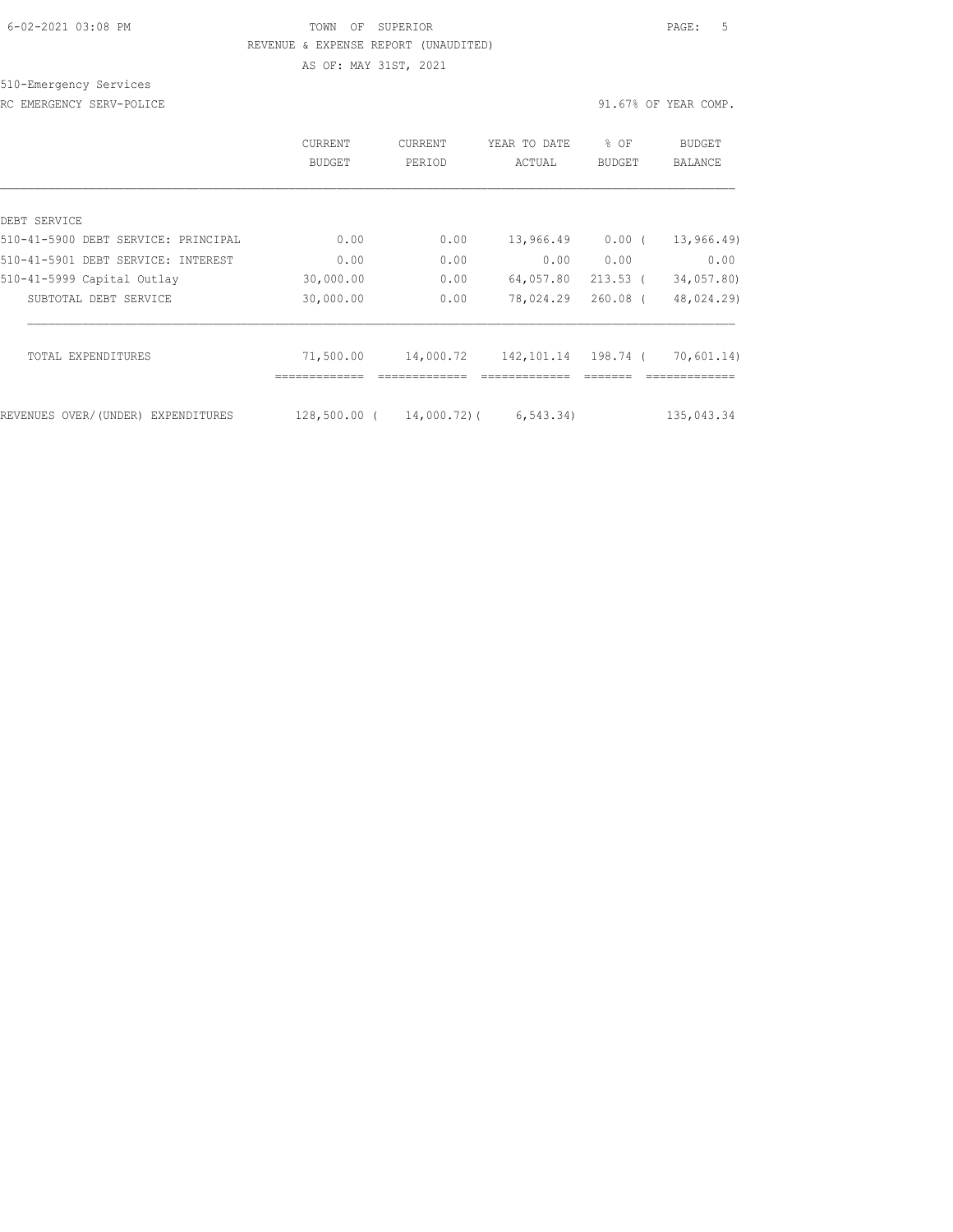TOWN OF SUPERIOR

REVENUE & EXPENSE REPORT (UNAUDITED)

AS OF: MAY 31ST, 2021

510-Emergency Services

RC EMERGENCY SERV-POLICE

91.67% OF YEAR COMP.

| | CURRENT BUDGET | CURRENT PERIOD | YEAR TO DATE ACTUAL | % OF BUDGET | BUDGET BALANCE |
|---|---|---|---|---|---|
| DEBT SERVICE | | | | | |
| 510-41-5900 DEBT SERVICE: PRINCIPAL | 0.00 | 0.00 | 13,966.49 | 0.00 ( | 13,966.49) |
| 510-41-5901 DEBT SERVICE: INTEREST | 0.00 | 0.00 | 0.00 | 0.00 | 0.00 |
| 510-41-5999 Capital Outlay | 30,000.00 | 0.00 | 64,057.80 | 213.53 ( | 34,057.80) |
| SUBTOTAL DEBT SERVICE | 30,000.00 | 0.00 | 78,024.29 | 260.08 ( | 48,024.29) |
| TOTAL EXPENDITURES | 71,500.00 | 14,000.72 | 142,101.14 | 198.74 ( | 70,601.14) |
| REVENUES OVER/(UNDER) EXPENDITURES | 128,500.00 ( | 14,000.72)( | 6,543.34) | | 135,043.34 |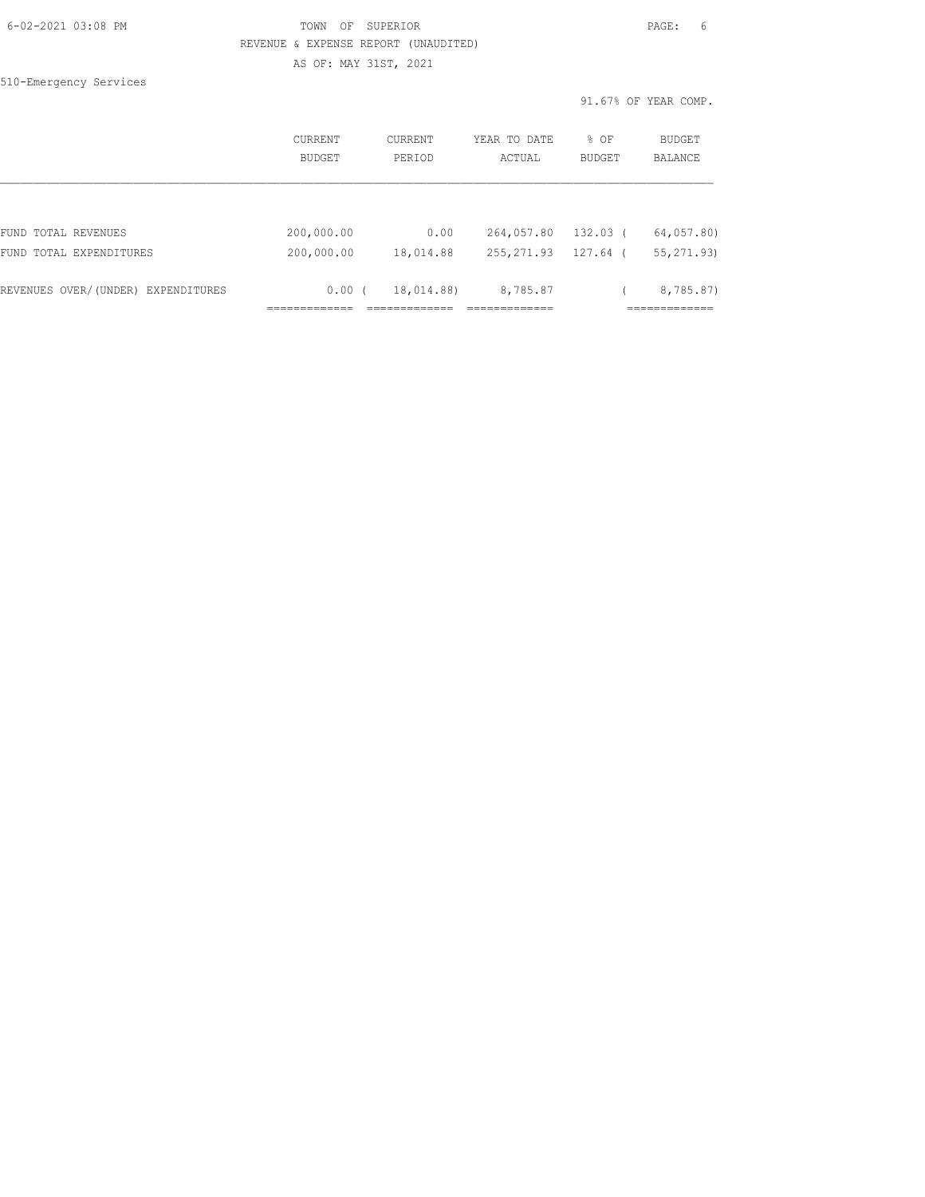TOWN OF SUPERIOR
REVENUE & EXPENSE REPORT (UNAUDITED)
AS OF: MAY 31ST, 2021

510-Emergency Services

91.67% OF YEAR COMP.

| | CURRENT BUDGET | CURRENT PERIOD | YEAR TO DATE ACTUAL | % OF BUDGET | BUDGET BALANCE |
|---|---|---|---|---|---|
| FUND TOTAL REVENUES | 200,000.00 | 0.00 | 264,057.80 | 132.03 | ( 64,057.80) |
| FUND TOTAL EXPENDITURES | 200,000.00 | 18,014.88 | 255,271.93 | 127.64 | ( 55,271.93) |
| REVENUES OVER/(UNDER) EXPENDITURES | 0.00 | ( 18,014.88) | 8,785.87 | | ( 8,785.87) |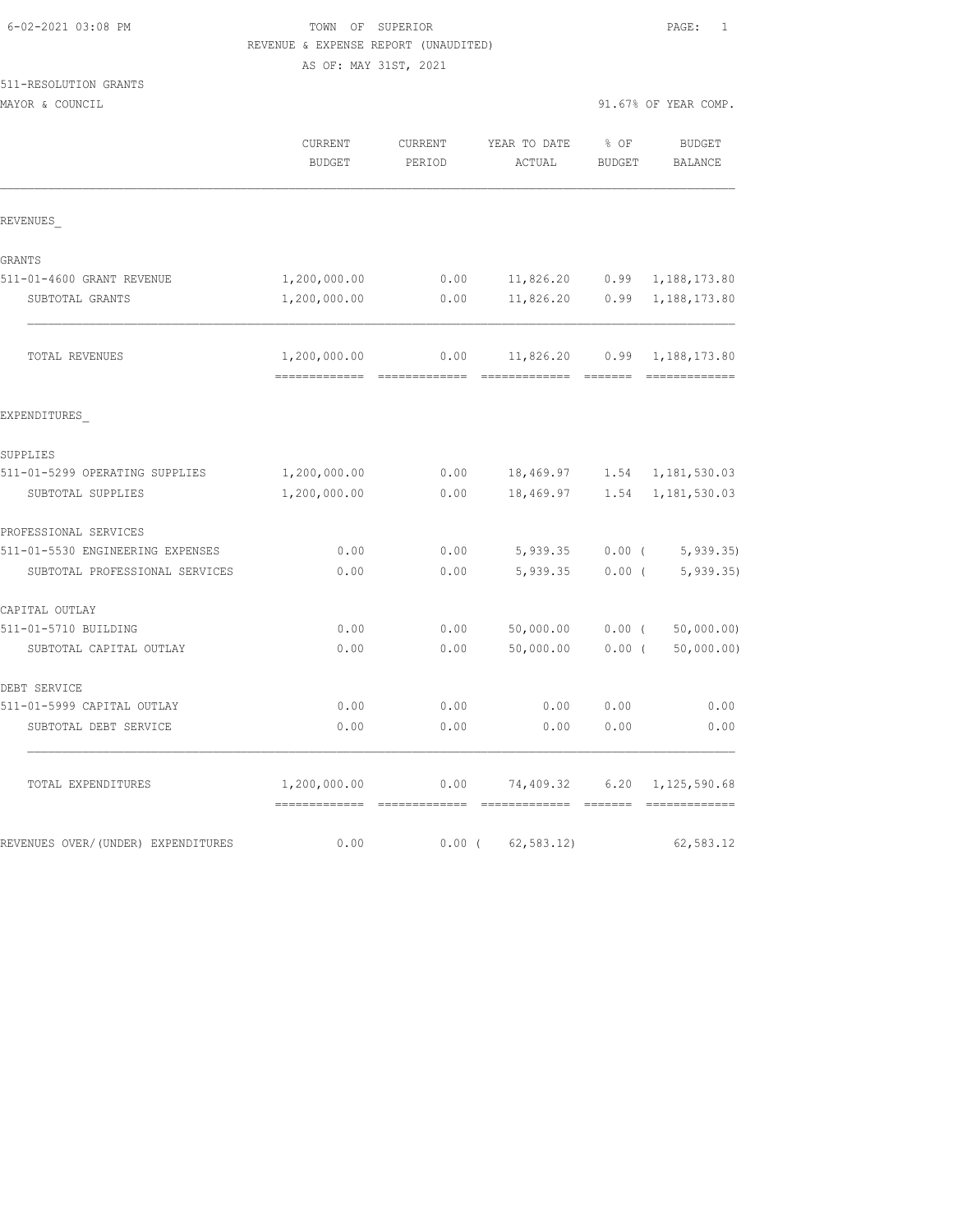TOWN OF SUPERIOR

REVENUE & EXPENSE REPORT (UNAUDITED)

AS OF: MAY 31ST, 2021

511-RESOLUTION GRANTS

MAYOR & COUNCIL

91.67% OF YEAR COMP.

| | CURRENT BUDGET | CURRENT PERIOD | YEAR TO DATE ACTUAL | % OF BUDGET | BUDGET BALANCE |
|---|---|---|---|---|---|
| REVENUES_ | | | | | |
| GRANTS | | | | | |
| 511-01-4600 GRANT REVENUE | 1,200,000.00 | 0.00 | 11,826.20 | 0.99 | 1,188,173.80 |
| SUBTOTAL GRANTS | 1,200,000.00 | 0.00 | 11,826.20 | 0.99 | 1,188,173.80 |
| TOTAL REVENUES | 1,200,000.00 | 0.00 | 11,826.20 | 0.99 | 1,188,173.80 |
| EXPENDITURES_ | | | | | |
| SUPPLIES | | | | | |
| 511-01-5299 OPERATING SUPPLIES | 1,200,000.00 | 0.00 | 18,469.97 | 1.54 | 1,181,530.03 |
| SUBTOTAL SUPPLIES | 1,200,000.00 | 0.00 | 18,469.97 | 1.54 | 1,181,530.03 |
| PROFESSIONAL SERVICES | | | | | |
| 511-01-5530 ENGINEERING EXPENSES | 0.00 | 0.00 | 5,939.35 | 0.00 | ( 5,939.35) |
| SUBTOTAL PROFESSIONAL SERVICES | 0.00 | 0.00 | 5,939.35 | 0.00 | ( 5,939.35) |
| CAPITAL OUTLAY | | | | | |
| 511-01-5710 BUILDING | 0.00 | 0.00 | 50,000.00 | 0.00 | ( 50,000.00) |
| SUBTOTAL CAPITAL OUTLAY | 0.00 | 0.00 | 50,000.00 | 0.00 | ( 50,000.00) |
| DEBT SERVICE | | | | | |
| 511-01-5999 CAPITAL OUTLAY | 0.00 | 0.00 | 0.00 | 0.00 | 0.00 |
| SUBTOTAL DEBT SERVICE | 0.00 | 0.00 | 0.00 | 0.00 | 0.00 |
| TOTAL EXPENDITURES | 1,200,000.00 | 0.00 | 74,409.32 | 6.20 | 1,125,590.68 |
| REVENUES OVER/(UNDER) EXPENDITURES | 0.00 | 0.00 | ( 62,583.12) | | 62,583.12 |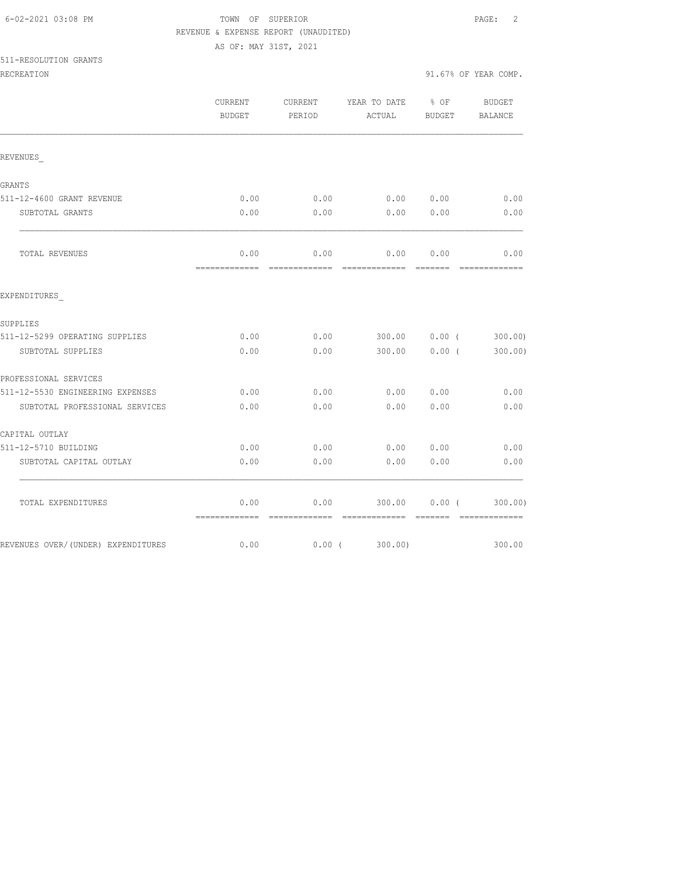TOWN OF SUPERIOR
REVENUE & EXPENSE REPORT (UNAUDITED)
AS OF: MAY 31ST, 2021

511-RESOLUTION GRANTS
RECREATION

91.67% OF YEAR COMP.

| | CURRENT BUDGET | CURRENT PERIOD | YEAR TO DATE ACTUAL | % OF BUDGET | BUDGET BALANCE |
|---|---|---|---|---|---|
| REVENUES_ | | | | | |
| GRANTS | | | | | |
| 511-12-4600 GRANT REVENUE | 0.00 | 0.00 | 0.00 | 0.00 | 0.00 |
| SUBTOTAL GRANTS | 0.00 | 0.00 | 0.00 | 0.00 | 0.00 |
| TOTAL REVENUES | 0.00 | 0.00 | 0.00 | 0.00 | 0.00 |
| EXPENDITURES_ | | | | | |
| SUPPLIES | | | | | |
| 511-12-5299 OPERATING SUPPLIES | 0.00 | 0.00 | 300.00 | 0.00 | ( 300.00) |
| SUBTOTAL SUPPLIES | 0.00 | 0.00 | 300.00 | 0.00 | ( 300.00) |
| PROFESSIONAL SERVICES | | | | | |
| 511-12-5530 ENGINEERING EXPENSES | 0.00 | 0.00 | 0.00 | 0.00 | 0.00 |
| SUBTOTAL PROFESSIONAL SERVICES | 0.00 | 0.00 | 0.00 | 0.00 | 0.00 |
| CAPITAL OUTLAY | | | | | |
| 511-12-5710 BUILDING | 0.00 | 0.00 | 0.00 | 0.00 | 0.00 |
| SUBTOTAL CAPITAL OUTLAY | 0.00 | 0.00 | 0.00 | 0.00 | 0.00 |
| TOTAL EXPENDITURES | 0.00 | 0.00 | 300.00 | 0.00 | ( 300.00) |
| REVENUES OVER/(UNDER) EXPENDITURES | 0.00 | 0.00 | ( 300.00) | | 300.00 |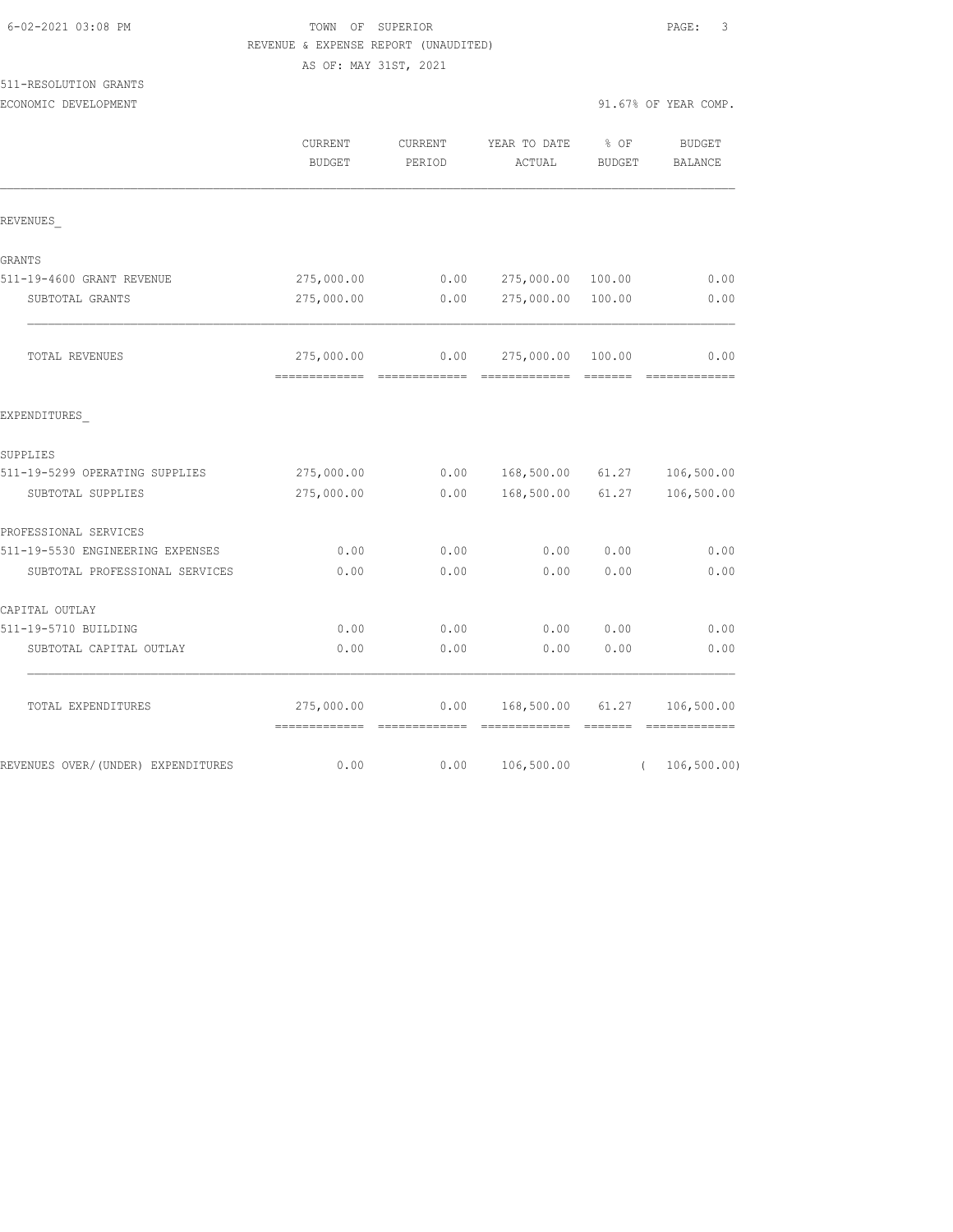TOWN OF SUPERIOR

REVENUE & EXPENSE REPORT (UNAUDITED)

AS OF: MAY 31ST, 2021

511-RESOLUTION GRANTS

ECONOMIC DEVELOPMENT — 91.67% OF YEAR COMP.

| | CURRENT BUDGET | CURRENT PERIOD | YEAR TO DATE ACTUAL | % OF BUDGET | BUDGET BALANCE |
|---|---|---|---|---|---|
| **REVENUES_** | | | | | |
| GRANTS | | | | | |
| 511-19-4600 GRANT REVENUE | 275,000.00 | 0.00 | 275,000.00 | 100.00 | 0.00 |
| SUBTOTAL GRANTS | 275,000.00 | 0.00 | 275,000.00 | 100.00 | 0.00 |
| TOTAL REVENUES | 275,000.00 | 0.00 | 275,000.00 | 100.00 | 0.00 |
| **EXPENDITURES_** | | | | | |
| SUPPLIES | | | | | |
| 511-19-5299 OPERATING SUPPLIES | 275,000.00 | 0.00 | 168,500.00 | 61.27 | 106,500.00 |
| SUBTOTAL SUPPLIES | 275,000.00 | 0.00 | 168,500.00 | 61.27 | 106,500.00 |
| PROFESSIONAL SERVICES | | | | | |
| 511-19-5530 ENGINEERING EXPENSES | 0.00 | 0.00 | 0.00 | 0.00 | 0.00 |
| SUBTOTAL PROFESSIONAL SERVICES | 0.00 | 0.00 | 0.00 | 0.00 | 0.00 |
| CAPITAL OUTLAY | | | | | |
| 511-19-5710 BUILDING | 0.00 | 0.00 | 0.00 | 0.00 | 0.00 |
| SUBTOTAL CAPITAL OUTLAY | 0.00 | 0.00 | 0.00 | 0.00 | 0.00 |
| TOTAL EXPENDITURES | 275,000.00 | 0.00 | 168,500.00 | 61.27 | 106,500.00 |
| REVENUES OVER/(UNDER) EXPENDITURES | 0.00 | 0.00 | 106,500.00 | | ( 106,500.00) |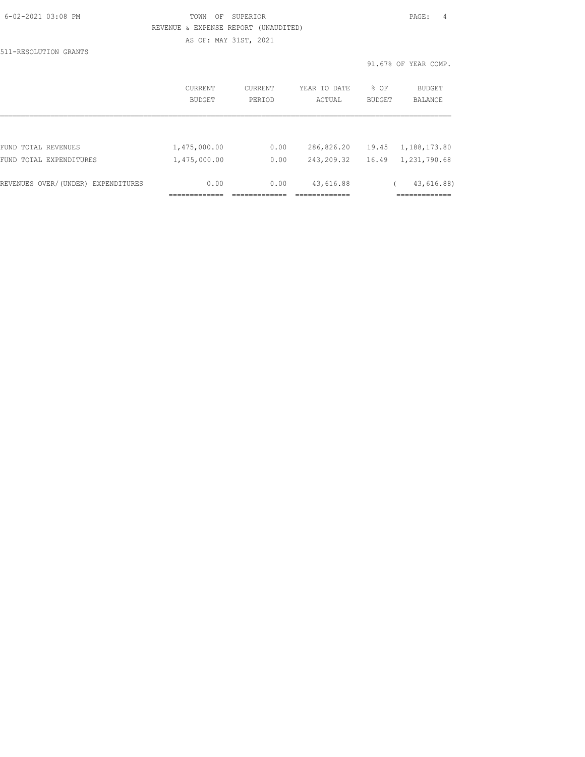511-RESOLUTION GRANTS

91.67% OF YEAR COMP.

| | CURRENT BUDGET | CURRENT PERIOD | YEAR TO DATE ACTUAL | % OF BUDGET | BUDGET BALANCE |
|---|---|---|---|---|---|
| FUND TOTAL REVENUES | 1,475,000.00 | 0.00 | 286,826.20 | 19.45 | 1,188,173.80 |
| FUND TOTAL EXPENDITURES | 1,475,000.00 | 0.00 | 243,209.32 | 16.49 | 1,231,790.68 |
| REVENUES OVER/(UNDER) EXPENDITURES | 0.00 | 0.00 | 43,616.88 | | ( 43,616.88) |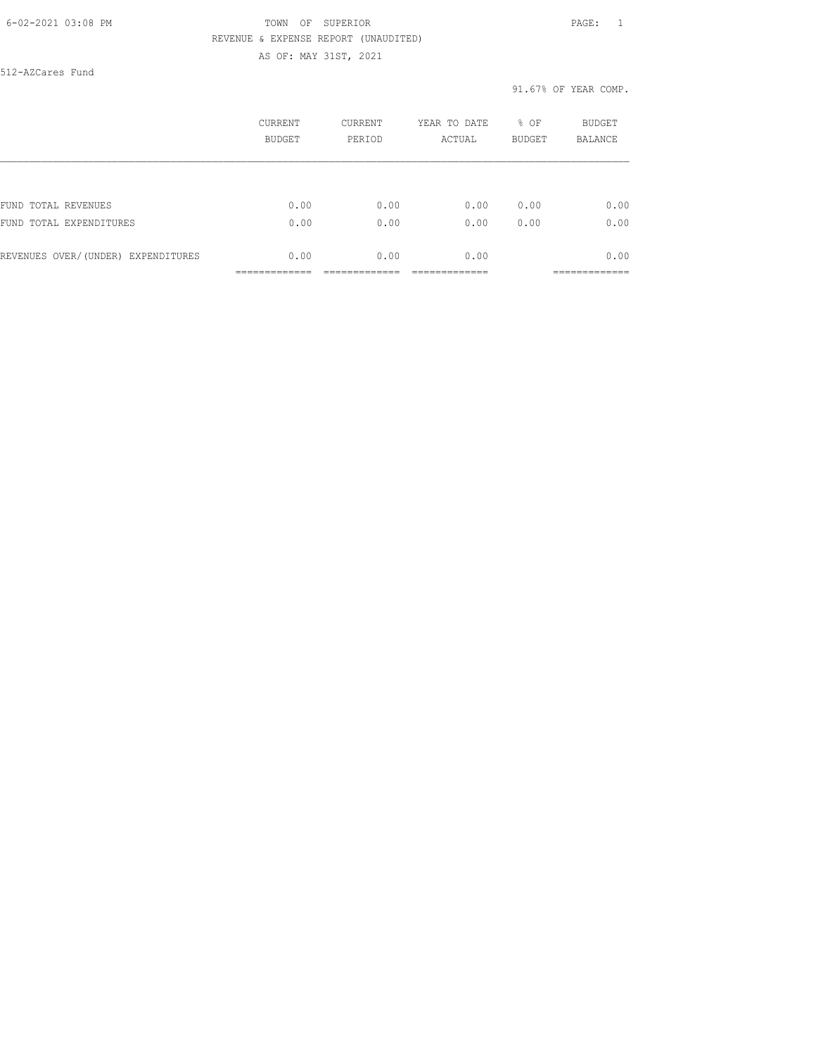TOWN OF SUPERIOR

REVENUE & EXPENSE REPORT (UNAUDITED)

AS OF: MAY 31ST, 2021

512-AZCares Fund

91.67% OF YEAR COMP.

| | CURRENT BUDGET | CURRENT PERIOD | YEAR TO DATE ACTUAL | % OF BUDGET | BUDGET BALANCE |
|---|---|---|---|---|---|
| FUND TOTAL REVENUES | 0.00 | 0.00 | 0.00 | 0.00 | 0.00 |
| FUND TOTAL EXPENDITURES | 0.00 | 0.00 | 0.00 | 0.00 | 0.00 |
| REVENUES OVER/(UNDER) EXPENDITURES | 0.00 | 0.00 | 0.00 | | 0.00 |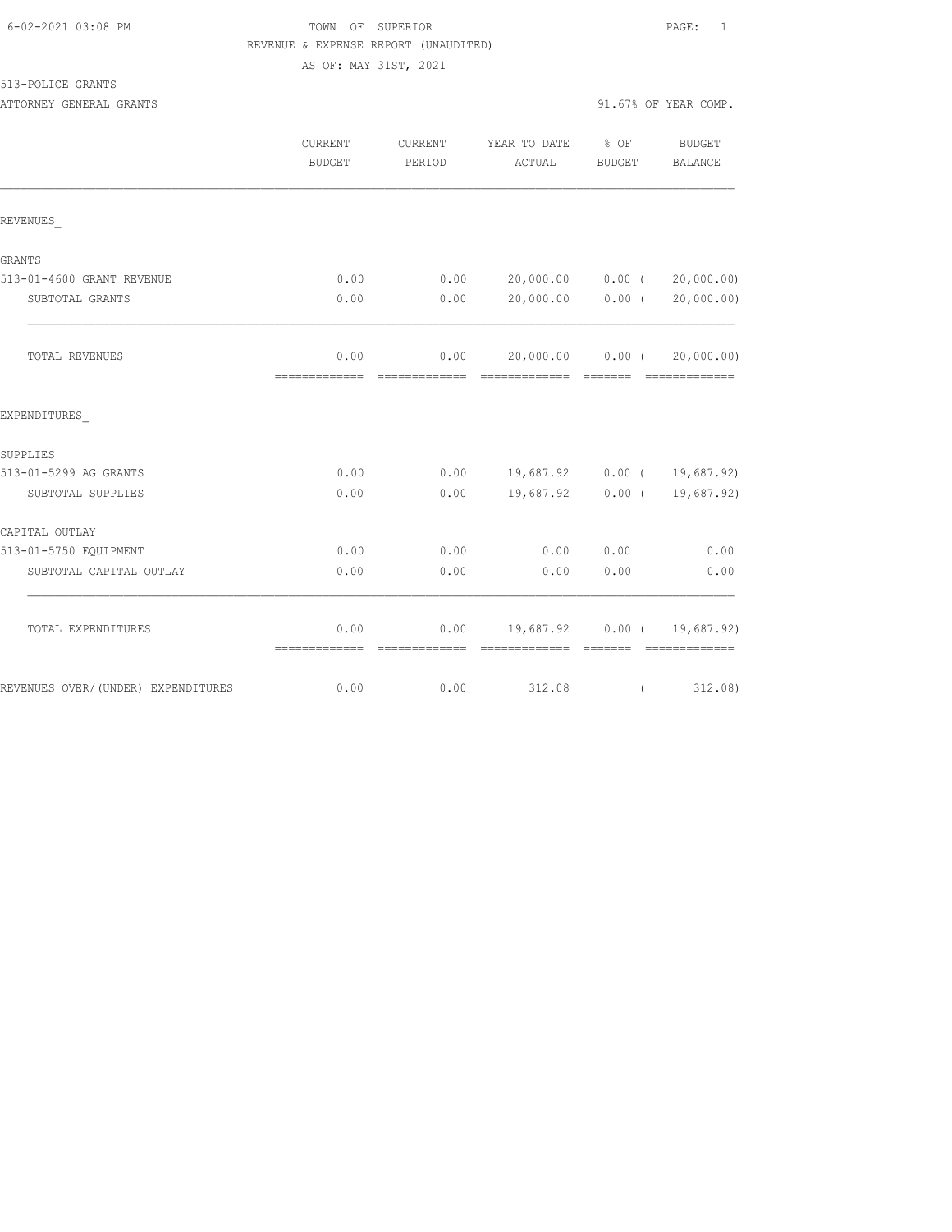TOWN OF SUPERIOR
REVENUE & EXPENSE REPORT (UNAUDITED)
AS OF: MAY 31ST, 2021

513-POLICE GRANTS
ATTORNEY GENERAL GRANTS

91.67% OF YEAR COMP.

| | CURRENT BUDGET | CURRENT PERIOD | YEAR TO DATE ACTUAL | % OF BUDGET | BUDGET BALANCE |
|---|---|---|---|---|---|
| REVENUES_ | | | | | |
| GRANTS | | | | | |
| 513-01-4600 GRANT REVENUE | 0.00 | 0.00 | 20,000.00 | 0.00 | ( 20,000.00) |
| SUBTOTAL GRANTS | 0.00 | 0.00 | 20,000.00 | 0.00 | ( 20,000.00) |
| TOTAL REVENUES | 0.00 | 0.00 | 20,000.00 | 0.00 | ( 20,000.00) |
| EXPENDITURES_ | | | | | |
| SUPPLIES | | | | | |
| 513-01-5299 AG GRANTS | 0.00 | 0.00 | 19,687.92 | 0.00 | ( 19,687.92) |
| SUBTOTAL SUPPLIES | 0.00 | 0.00 | 19,687.92 | 0.00 | ( 19,687.92) |
| CAPITAL OUTLAY | | | | | |
| 513-01-5750 EQUIPMENT | 0.00 | 0.00 | 0.00 | 0.00 | 0.00 |
| SUBTOTAL CAPITAL OUTLAY | 0.00 | 0.00 | 0.00 | 0.00 | 0.00 |
| TOTAL EXPENDITURES | 0.00 | 0.00 | 19,687.92 | 0.00 | ( 19,687.92) |
| REVENUES OVER/(UNDER) EXPENDITURES | 0.00 | 0.00 | 312.08 | | ( 312.08) |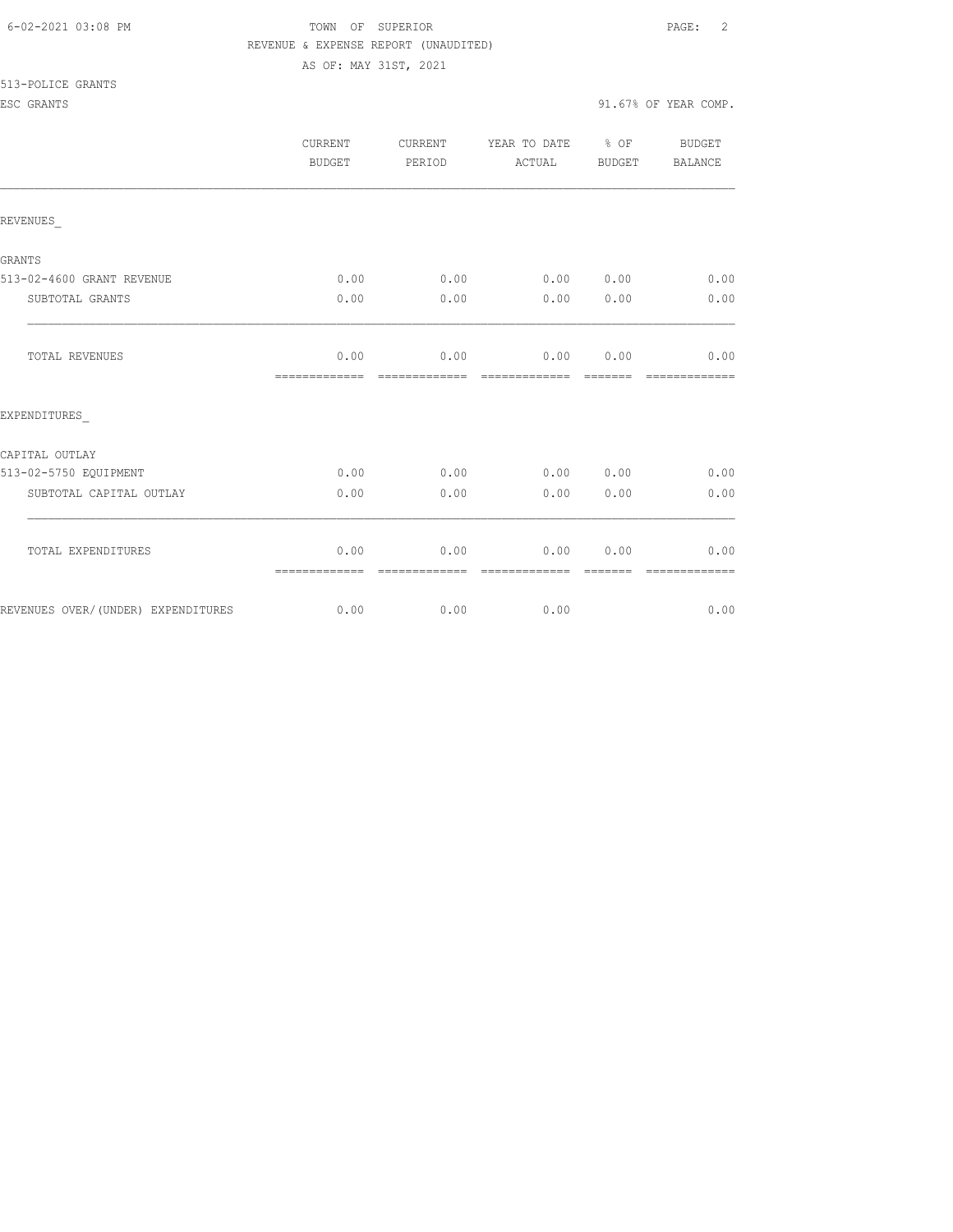TOWN OF SUPERIOR

REVENUE & EXPENSE REPORT (UNAUDITED)

AS OF: MAY 31ST, 2021

513-POLICE GRANTS

ESC GRANTS

91.67% OF YEAR COMP.

| | CURRENT BUDGET | CURRENT PERIOD | YEAR TO DATE ACTUAL | % OF BUDGET | BUDGET BALANCE |
|---|---|---|---|---|---|
| REVENUES_ | | | | | |
| GRANTS | | | | | |
| 513-02-4600 GRANT REVENUE | 0.00 | 0.00 | 0.00 | 0.00 | 0.00 |
| SUBTOTAL GRANTS | 0.00 | 0.00 | 0.00 | 0.00 | 0.00 |
| TOTAL REVENUES | 0.00 | 0.00 | 0.00 | 0.00 | 0.00 |
| EXPENDITURES_ | | | | | |
| CAPITAL OUTLAY | | | | | |
| 513-02-5750 EQUIPMENT | 0.00 | 0.00 | 0.00 | 0.00 | 0.00 |
| SUBTOTAL CAPITAL OUTLAY | 0.00 | 0.00 | 0.00 | 0.00 | 0.00 |
| TOTAL EXPENDITURES | 0.00 | 0.00 | 0.00 | 0.00 | 0.00 |
| REVENUES OVER/(UNDER) EXPENDITURES | 0.00 | 0.00 | 0.00 | | 0.00 |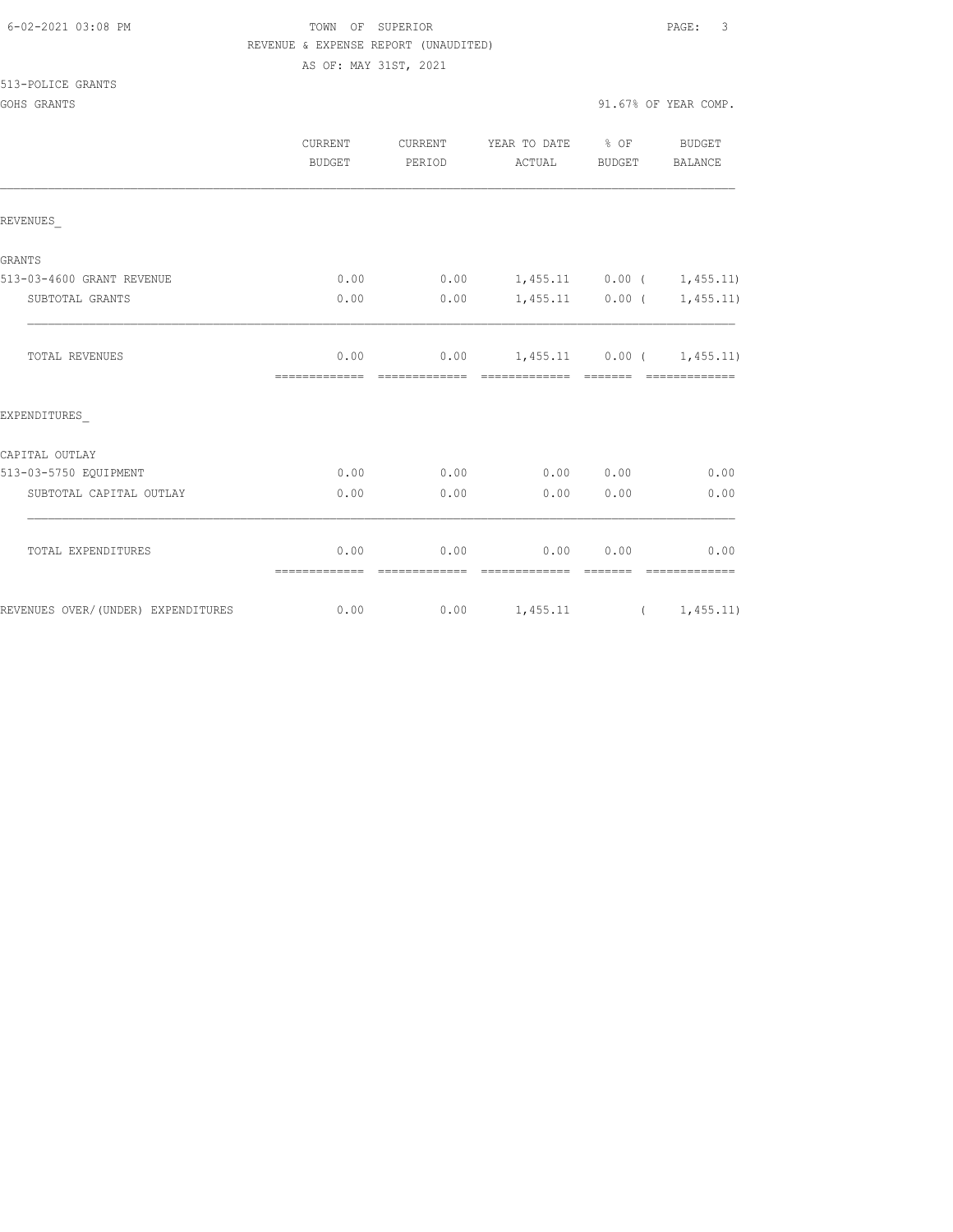TOWN OF SUPERIOR
REVENUE & EXPENSE REPORT (UNAUDITED)
AS OF: MAY 31ST, 2021

513-POLICE GRANTS
GOHS GRANTS

91.67% OF YEAR COMP.

| | CURRENT BUDGET | CURRENT PERIOD | YEAR TO DATE ACTUAL | % OF BUDGET | BUDGET BALANCE |
|---|---|---|---|---|---|
| **REVENUES_** | | | | | |
| GRANTS | | | | | |
| 513-03-4600 GRANT REVENUE | 0.00 | 0.00 | 1,455.11 | 0.00 | ( 1,455.11) |
| SUBTOTAL GRANTS | 0.00 | 0.00 | 1,455.11 | 0.00 | ( 1,455.11) |
| TOTAL REVENUES | 0.00 | 0.00 | 1,455.11 | 0.00 | ( 1,455.11) |
| **EXPENDITURES_** | | | | | |
| CAPITAL OUTLAY | | | | | |
| 513-03-5750 EQUIPMENT | 0.00 | 0.00 | 0.00 | 0.00 | 0.00 |
| SUBTOTAL CAPITAL OUTLAY | 0.00 | 0.00 | 0.00 | 0.00 | 0.00 |
| TOTAL EXPENDITURES | 0.00 | 0.00 | 0.00 | 0.00 | 0.00 |
| REVENUES OVER/(UNDER) EXPENDITURES | 0.00 | 0.00 | 1,455.11 | | ( 1,455.11) |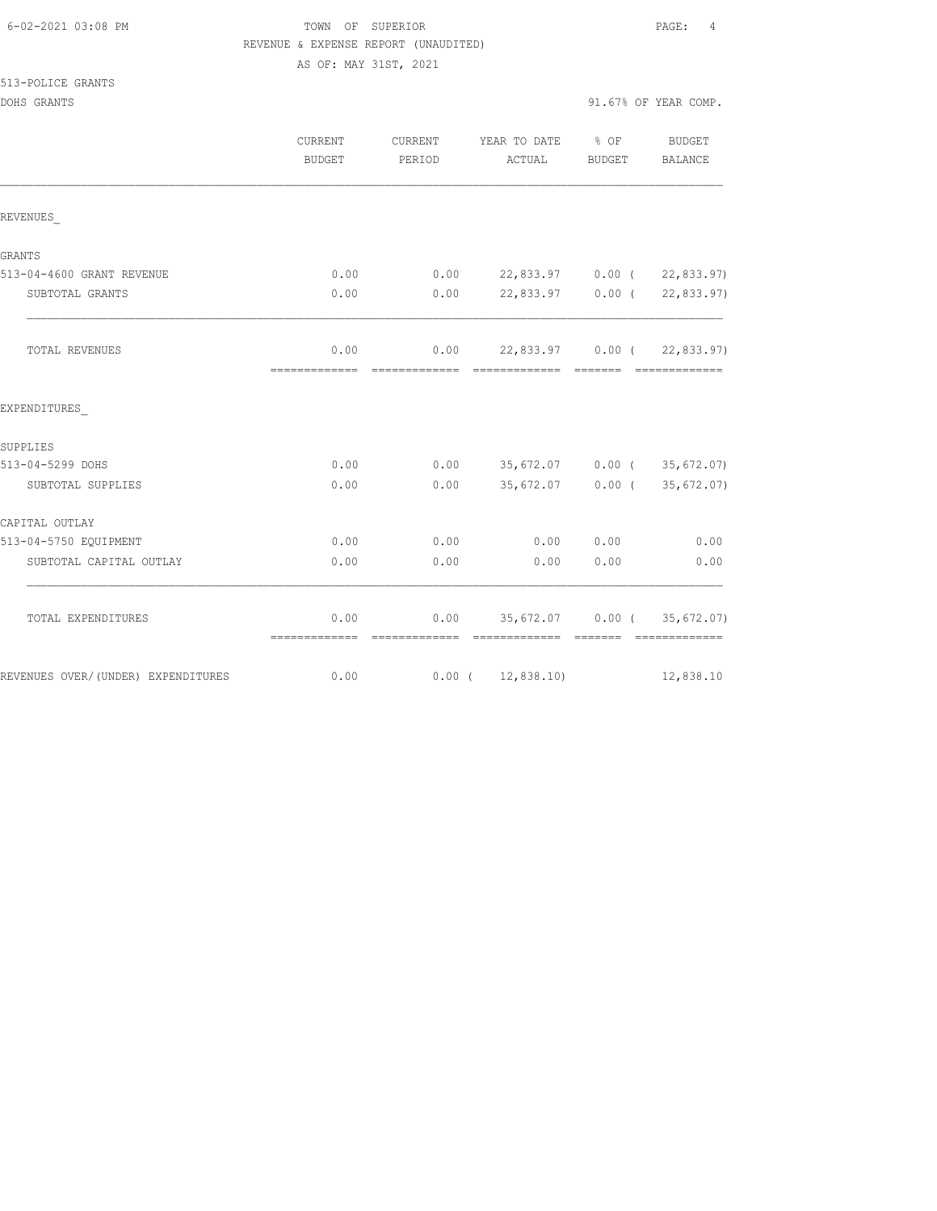6-02-2021 03:08 PM

TOWN OF SUPERIOR

REVENUE & EXPENSE REPORT (UNAUDITED)

AS OF: MAY 31ST, 2021

513-POLICE GRANTS

DOHS GRANTS

91.67% OF YEAR COMP.

| | CURRENT BUDGET | CURRENT PERIOD | YEAR TO DATE ACTUAL | % OF BUDGET | BUDGET BALANCE |
|---|---|---|---|---|---|
| REVENUES_ | | | | | |
| GRANTS | | | | | |
| 513-04-4600 GRANT REVENUE | 0.00 | 0.00 | 22,833.97 | 0.00 ( | 22,833.97) |
| SUBTOTAL GRANTS | 0.00 | 0.00 | 22,833.97 | 0.00 ( | 22,833.97) |
| TOTAL REVENUES | 0.00 | 0.00 | 22,833.97 | 0.00 ( | 22,833.97) |
| EXPENDITURES_ | | | | | |
| SUPPLIES | | | | | |
| 513-04-5299 DOHS | 0.00 | 0.00 | 35,672.07 | 0.00 ( | 35,672.07) |
| SUBTOTAL SUPPLIES | 0.00 | 0.00 | 35,672.07 | 0.00 ( | 35,672.07) |
| CAPITAL OUTLAY | | | | | |
| 513-04-5750 EQUIPMENT | 0.00 | 0.00 | 0.00 | 0.00 | 0.00 |
| SUBTOTAL CAPITAL OUTLAY | 0.00 | 0.00 | 0.00 | 0.00 | 0.00 |
| TOTAL EXPENDITURES | 0.00 | 0.00 | 35,672.07 | 0.00 ( | 35,672.07) |
| REVENUES OVER/(UNDER) EXPENDITURES | 0.00 | 0.00 ( | 12,838.10) | | 12,838.10 |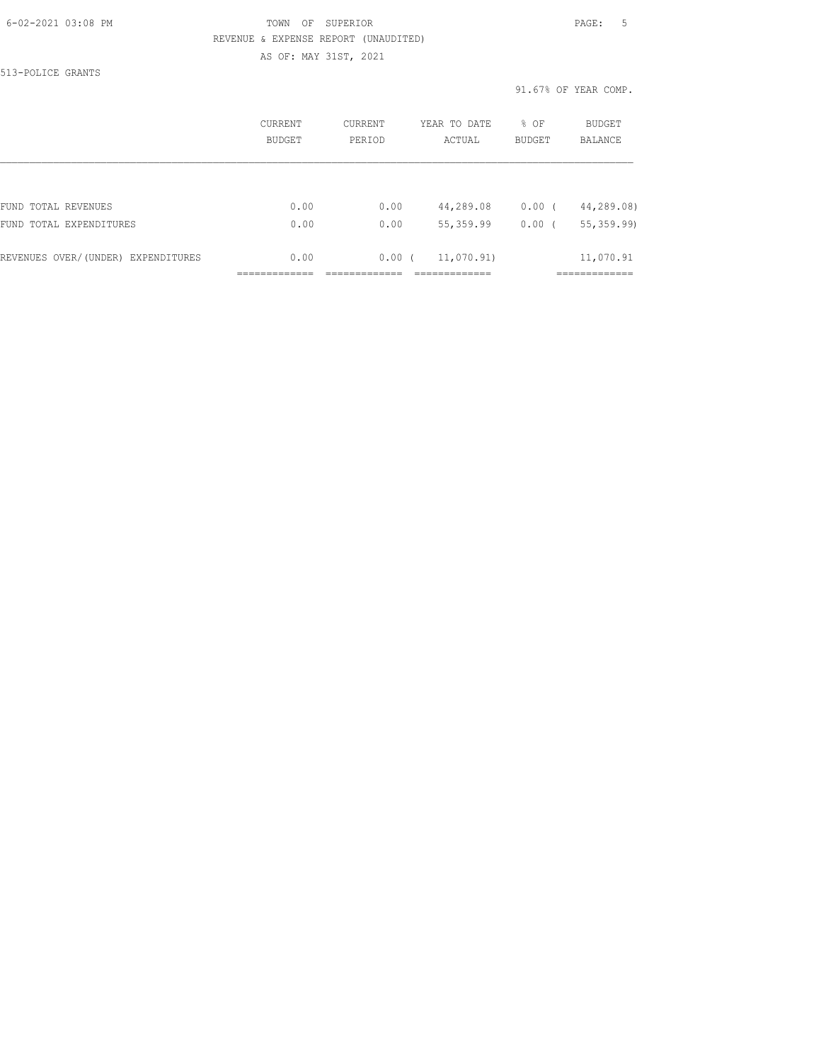TOWN OF SUPERIOR

REVENUE & EXPENSE REPORT (UNAUDITED)

AS OF: MAY 31ST, 2021

513-POLICE GRANTS

91.67% OF YEAR COMP.

| | CURRENT BUDGET | CURRENT PERIOD | YEAR TO DATE ACTUAL | % OF BUDGET | BUDGET BALANCE |
|---|---|---|---|---|---|
| FUND TOTAL REVENUES | 0.00 | 0.00 | 44,289.08 | 0.00 ( | 44,289.08) |
| FUND TOTAL EXPENDITURES | 0.00 | 0.00 | 55,359.99 | 0.00 ( | 55,359.99) |
| REVENUES OVER/(UNDER) EXPENDITURES | 0.00 | 0.00 ( | 11,070.91) | | 11,070.91 |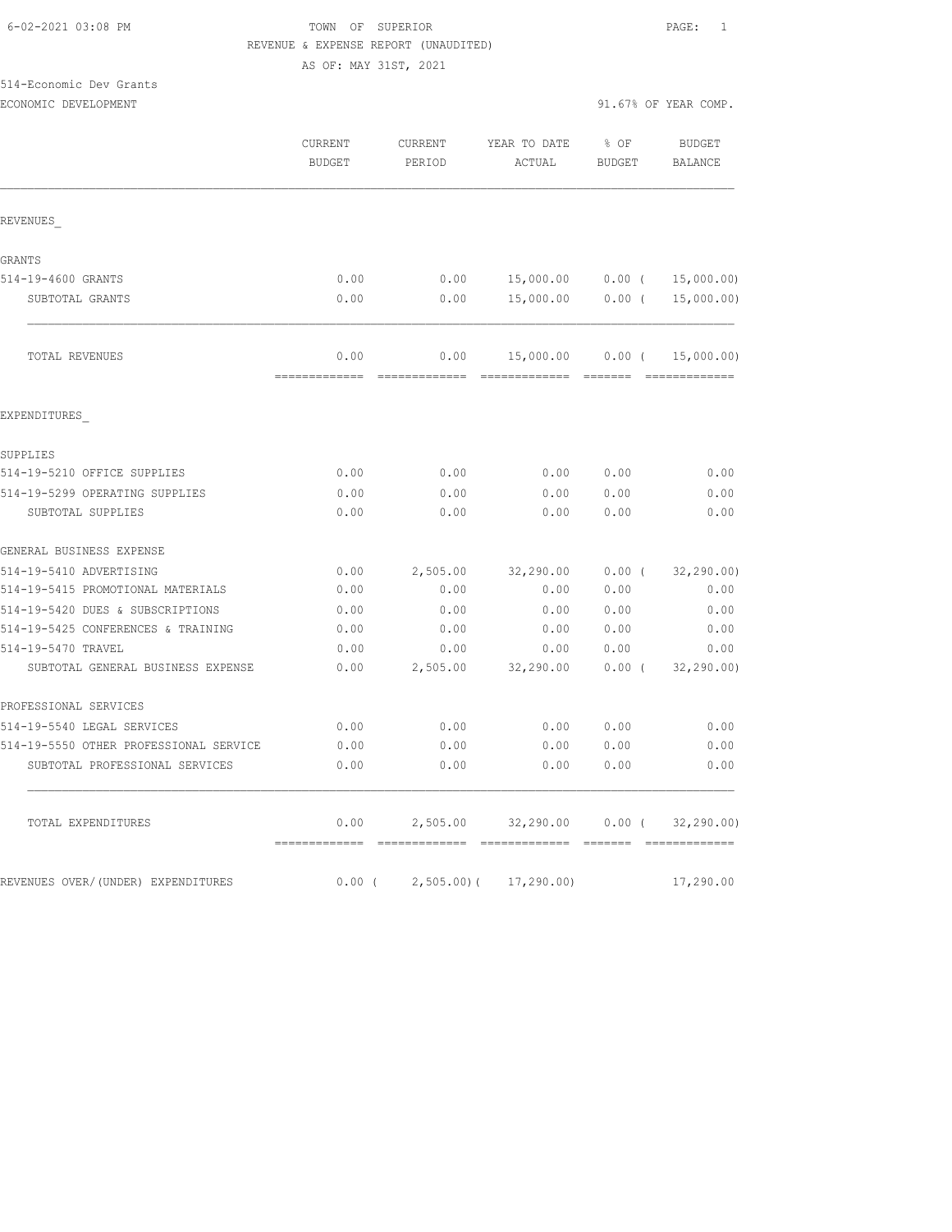TOWN OF SUPERIOR

REVENUE & EXPENSE REPORT (UNAUDITED)

AS OF: MAY 31ST, 2021

514-Economic Dev Grants

ECONOMIC DEVELOPMENT — 91.67% OF YEAR COMP.

| | CURRENT BUDGET | CURRENT PERIOD | YEAR TO DATE ACTUAL | % OF BUDGET | BUDGET BALANCE |
|---|---|---|---|---|---|
| REVENUES_ | | | | | |
| GRANTS | | | | | |
| 514-19-4600 GRANTS | 0.00 | 0.00 | 15,000.00 | 0.00 | ( 15,000.00) |
| SUBTOTAL GRANTS | 0.00 | 0.00 | 15,000.00 | 0.00 | ( 15,000.00) |
| TOTAL REVENUES | 0.00 | 0.00 | 15,000.00 | 0.00 | ( 15,000.00) |
| EXPENDITURES_ | | | | | |
| SUPPLIES | | | | | |
| 514-19-5210 OFFICE SUPPLIES | 0.00 | 0.00 | 0.00 | 0.00 | 0.00 |
| 514-19-5299 OPERATING SUPPLIES | 0.00 | 0.00 | 0.00 | 0.00 | 0.00 |
| SUBTOTAL SUPPLIES | 0.00 | 0.00 | 0.00 | 0.00 | 0.00 |
| GENERAL BUSINESS EXPENSE | | | | | |
| 514-19-5410 ADVERTISING | 0.00 | 2,505.00 | 32,290.00 | 0.00 | ( 32,290.00) |
| 514-19-5415 PROMOTIONAL MATERIALS | 0.00 | 0.00 | 0.00 | 0.00 | 0.00 |
| 514-19-5420 DUES & SUBSCRIPTIONS | 0.00 | 0.00 | 0.00 | 0.00 | 0.00 |
| 514-19-5425 CONFERENCES & TRAINING | 0.00 | 0.00 | 0.00 | 0.00 | 0.00 |
| 514-19-5470 TRAVEL | 0.00 | 0.00 | 0.00 | 0.00 | 0.00 |
| SUBTOTAL GENERAL BUSINESS EXPENSE | 0.00 | 2,505.00 | 32,290.00 | 0.00 | ( 32,290.00) |
| PROFESSIONAL SERVICES | | | | | |
| 514-19-5540 LEGAL SERVICES | 0.00 | 0.00 | 0.00 | 0.00 | 0.00 |
| 514-19-5550 OTHER PROFESSIONAL SERVICE | 0.00 | 0.00 | 0.00 | 0.00 | 0.00 |
| SUBTOTAL PROFESSIONAL SERVICES | 0.00 | 0.00 | 0.00 | 0.00 | 0.00 |
| TOTAL EXPENDITURES | 0.00 | 2,505.00 | 32,290.00 | 0.00 | ( 32,290.00) |
| REVENUES OVER/(UNDER) EXPENDITURES | 0.00 | ( 2,505.00) | ( 17,290.00) | | 17,290.00 |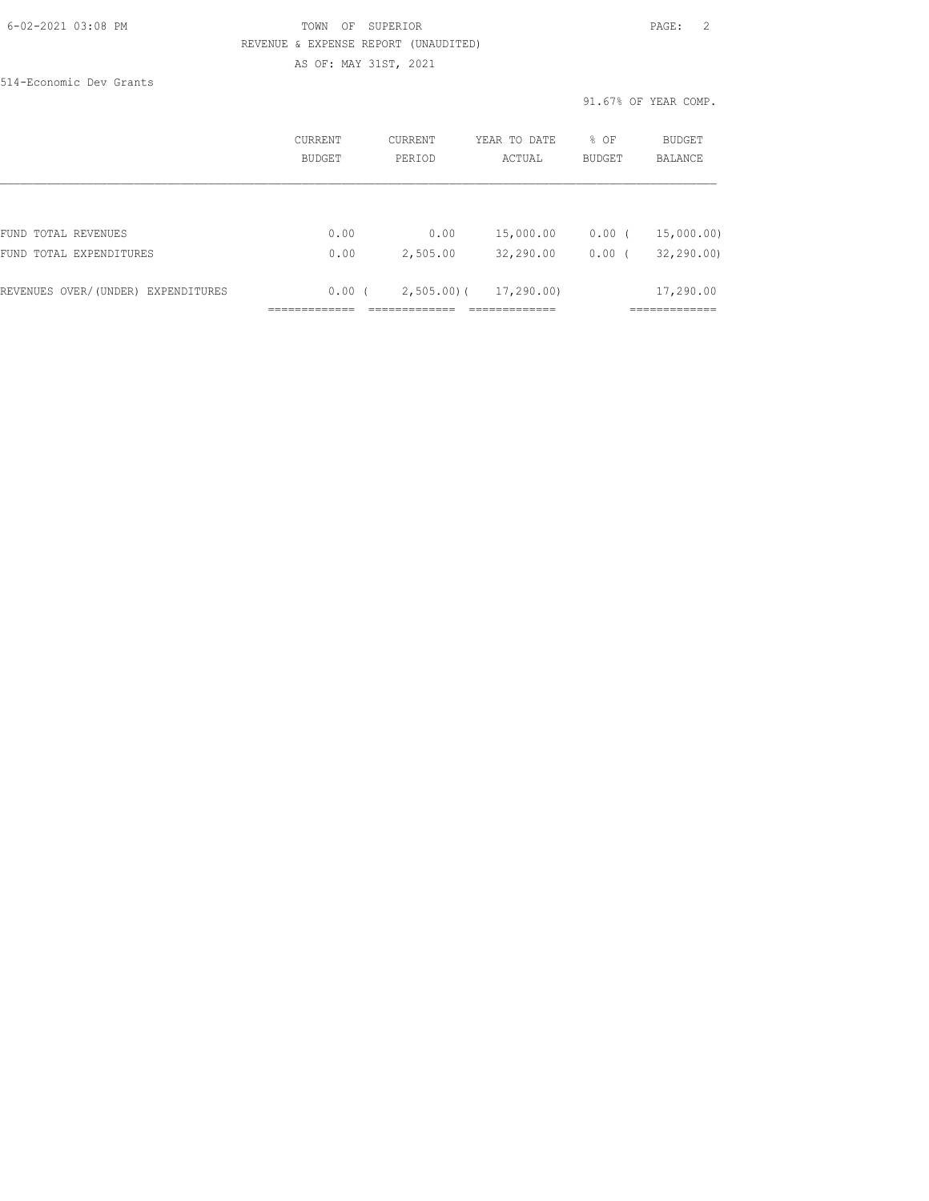TOWN OF SUPERIOR

REVENUE & EXPENSE REPORT (UNAUDITED)

AS OF: MAY 31ST, 2021

514-Economic Dev Grants

91.67% OF YEAR COMP.

| | CURRENT BUDGET | CURRENT PERIOD | YEAR TO DATE ACTUAL | % OF BUDGET | BUDGET BALANCE |
|---|---|---|---|---|---|
| FUND TOTAL REVENUES | 0.00 | 0.00 | 15,000.00 | 0.00 ( | 15,000.00) |
| FUND TOTAL EXPENDITURES | 0.00 | 2,505.00 | 32,290.00 | 0.00 ( | 32,290.00) |
| REVENUES OVER/(UNDER) EXPENDITURES | 0.00 ( | 2,505.00)( | 17,290.00) | | 17,290.00 |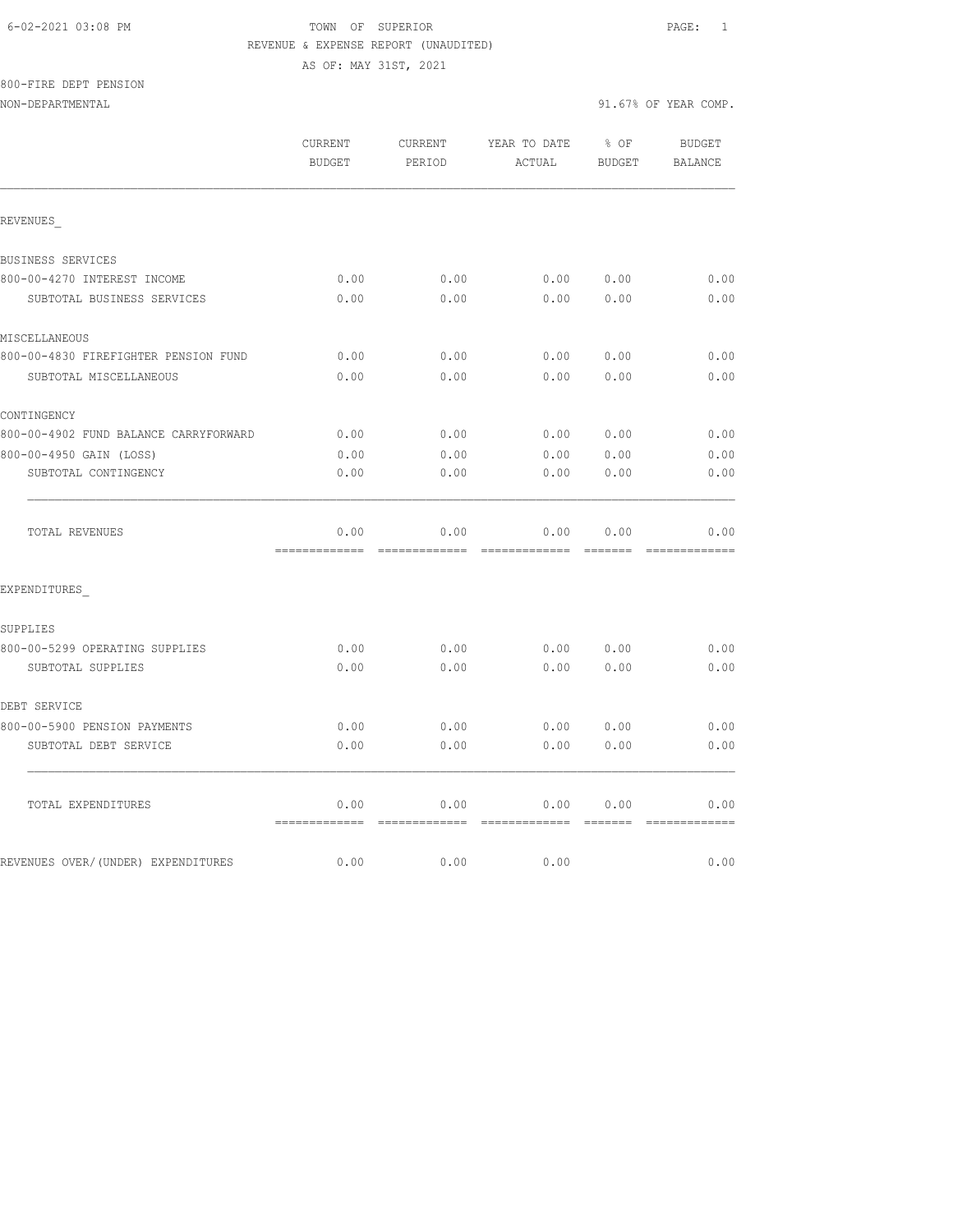6-02-2021 03:08 PM TOWN OF SUPERIOR

REVENUE & EXPENSE REPORT (UNAUDITED)

AS OF: MAY 31ST, 2021

800-FIRE DEPT PENSION

NON-DEPARTMENTAL 91.67% OF YEAR COMP.

| | CURRENT BUDGET | CURRENT PERIOD | YEAR TO DATE ACTUAL | % OF BUDGET | BUDGET BALANCE |
|---|---|---|---|---|---|
| REVENUES_ | | | | | |
| BUSINESS SERVICES | | | | | |
| 800-00-4270 INTEREST INCOME | 0.00 | 0.00 | 0.00 | 0.00 | 0.00 |
| SUBTOTAL BUSINESS SERVICES | 0.00 | 0.00 | 0.00 | 0.00 | 0.00 |
| MISCELLANEOUS | | | | | |
| 800-00-4830 FIREFIGHTER PENSION FUND | 0.00 | 0.00 | 0.00 | 0.00 | 0.00 |
| SUBTOTAL MISCELLANEOUS | 0.00 | 0.00 | 0.00 | 0.00 | 0.00 |
| CONTINGENCY | | | | | |
| 800-00-4902 FUND BALANCE CARRYFORWARD | 0.00 | 0.00 | 0.00 | 0.00 | 0.00 |
| 800-00-4950 GAIN (LOSS) | 0.00 | 0.00 | 0.00 | 0.00 | 0.00 |
| SUBTOTAL CONTINGENCY | 0.00 | 0.00 | 0.00 | 0.00 | 0.00 |
| TOTAL REVENUES | 0.00 | 0.00 | 0.00 | 0.00 | 0.00 |
| EXPENDITURES_ | | | | | |
| SUPPLIES | | | | | |
| 800-00-5299 OPERATING SUPPLIES | 0.00 | 0.00 | 0.00 | 0.00 | 0.00 |
| SUBTOTAL SUPPLIES | 0.00 | 0.00 | 0.00 | 0.00 | 0.00 |
| DEBT SERVICE | | | | | |
| 800-00-5900 PENSION PAYMENTS | 0.00 | 0.00 | 0.00 | 0.00 | 0.00 |
| SUBTOTAL DEBT SERVICE | 0.00 | 0.00 | 0.00 | 0.00 | 0.00 |
| TOTAL EXPENDITURES | 0.00 | 0.00 | 0.00 | 0.00 | 0.00 |
| REVENUES OVER/(UNDER) EXPENDITURES | 0.00 | 0.00 | 0.00 | | 0.00 |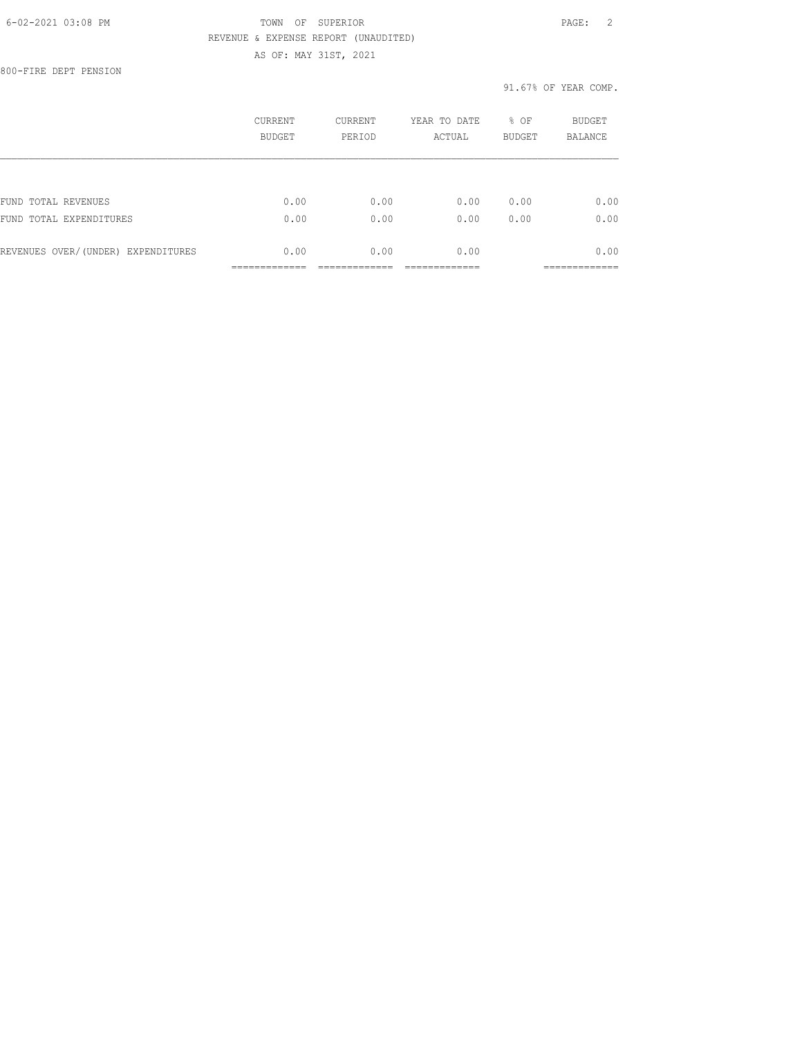TOWN OF SUPERIOR

REVENUE & EXPENSE REPORT (UNAUDITED)

AS OF: MAY 31ST, 2021

800-FIRE DEPT PENSION

91.67% OF YEAR COMP.

| | CURRENT BUDGET | CURRENT PERIOD | YEAR TO DATE ACTUAL | % OF BUDGET | BUDGET BALANCE |
|---|---|---|---|---|---|
| FUND TOTAL REVENUES | 0.00 | 0.00 | 0.00 | 0.00 | 0.00 |
| FUND TOTAL EXPENDITURES | 0.00 | 0.00 | 0.00 | 0.00 | 0.00 |
| REVENUES OVER/(UNDER) EXPENDITURES | 0.00 | 0.00 | 0.00 | | 0.00 |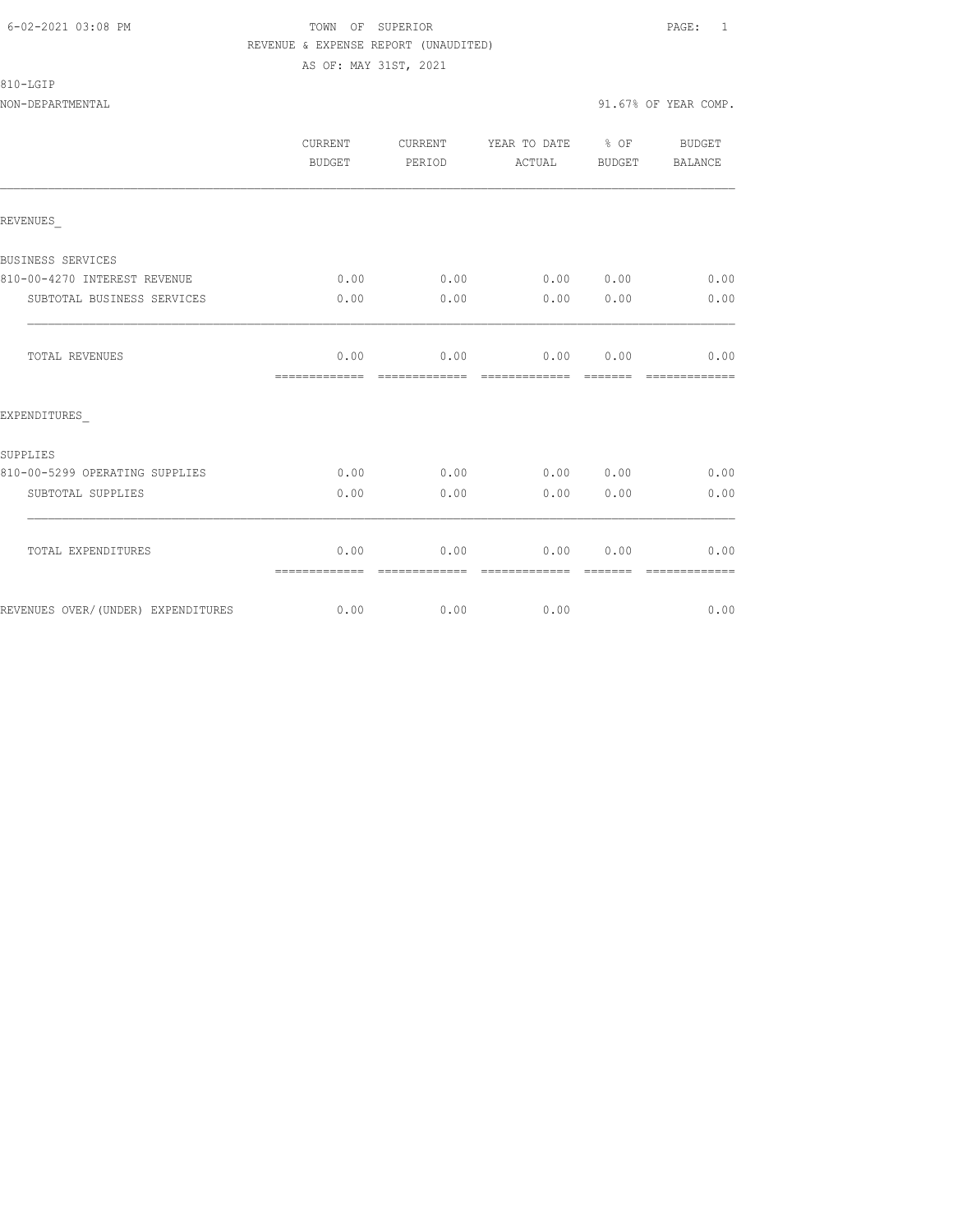TOWN OF SUPERIOR
REVENUE & EXPENSE REPORT (UNAUDITED)
AS OF: MAY 31ST, 2021

6-02-2021 03:08 PM

810-LGIP
NON-DEPARTMENTAL

91.67% OF YEAR COMP.

| | CURRENT BUDGET | CURRENT PERIOD | YEAR TO DATE ACTUAL | % OF BUDGET | BUDGET BALANCE |
|---|---|---|---|---|---|
| REVENUES_ | | | | | |
| BUSINESS SERVICES | | | | | |
| 810-00-4270 INTEREST REVENUE | 0.00 | 0.00 | 0.00 | 0.00 | 0.00 |
| SUBTOTAL BUSINESS SERVICES | 0.00 | 0.00 | 0.00 | 0.00 | 0.00 |
| TOTAL REVENUES | 0.00 | 0.00 | 0.00 | 0.00 | 0.00 |
| EXPENDITURES_ | | | | | |
| SUPPLIES | | | | | |
| 810-00-5299 OPERATING SUPPLIES | 0.00 | 0.00 | 0.00 | 0.00 | 0.00 |
| SUBTOTAL SUPPLIES | 0.00 | 0.00 | 0.00 | 0.00 | 0.00 |
| TOTAL EXPENDITURES | 0.00 | 0.00 | 0.00 | 0.00 | 0.00 |
| REVENUES OVER/(UNDER) EXPENDITURES | 0.00 | 0.00 | 0.00 | | 0.00 |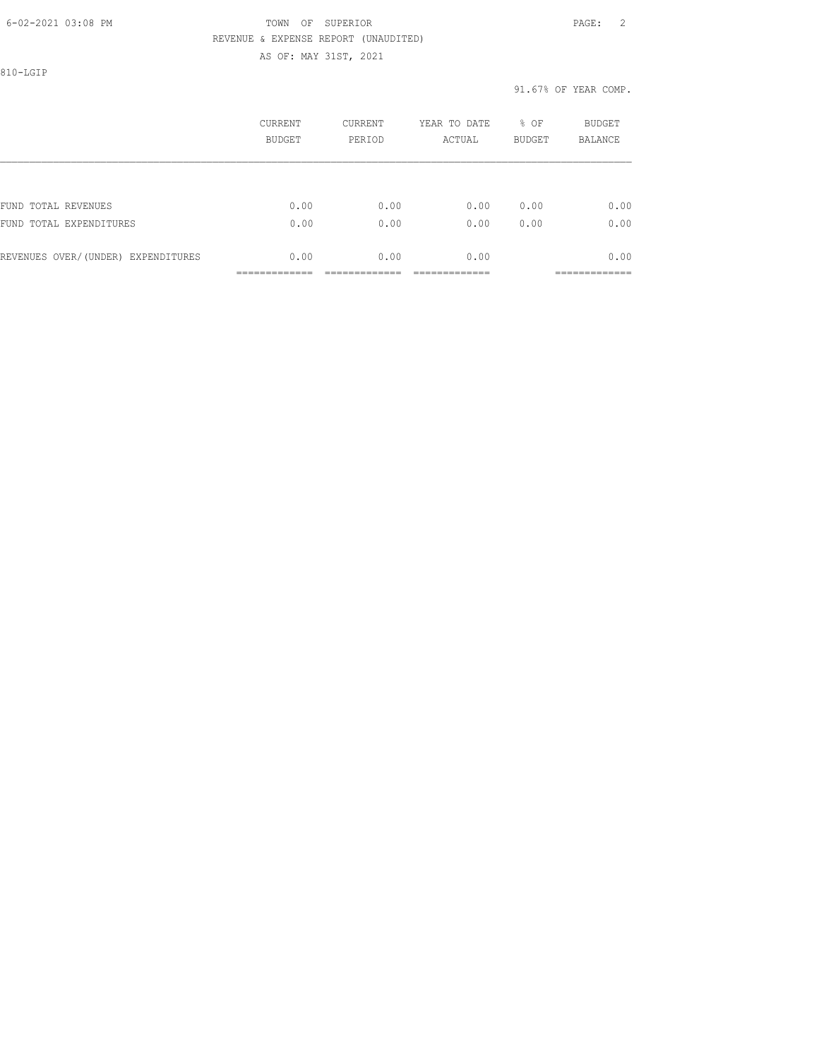TOWN OF SUPERIOR

REVENUE & EXPENSE REPORT (UNAUDITED)

AS OF: MAY 31ST, 2021

810-LGIP

91.67% OF YEAR COMP.

| | CURRENT BUDGET | CURRENT PERIOD | YEAR TO DATE ACTUAL | % OF BUDGET | BUDGET BALANCE |
|---|---|---|---|---|---|
| FUND TOTAL REVENUES | 0.00 | 0.00 | 0.00 | 0.00 | 0.00 |
| FUND TOTAL EXPENDITURES | 0.00 | 0.00 | 0.00 | 0.00 | 0.00 |
| REVENUES OVER/(UNDER) EXPENDITURES | 0.00 | 0.00 | 0.00 | | 0.00 |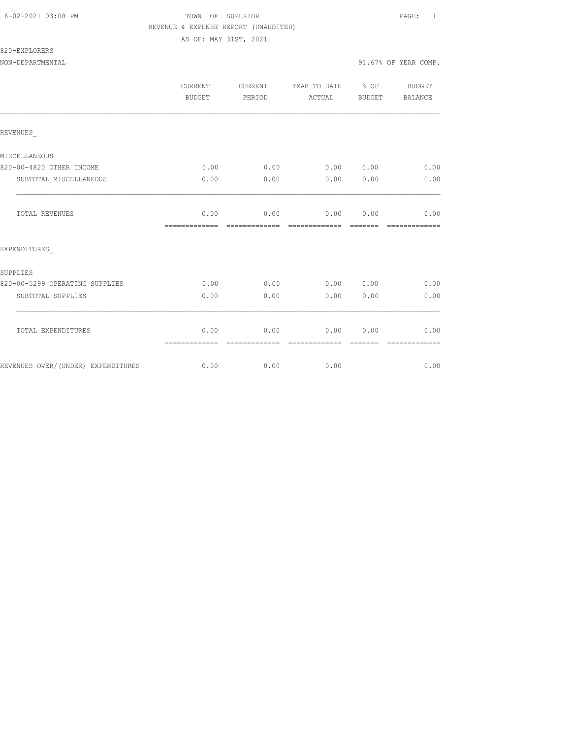TOWN OF SUPERIOR
REVENUE & EXPENSE REPORT (UNAUDITED)
AS OF: MAY 31ST, 2021

820-EXPLORERS
NON-DEPARTMENTAL

91.67% OF YEAR COMP.

| | CURRENT BUDGET | CURRENT PERIOD | YEAR TO DATE ACTUAL | % OF BUDGET | BUDGET BALANCE |
|---|---|---|---|---|---|
| REVENUES_ | | | | | |
| MISCELLANEOUS | | | | | |
| 820-00-4820 OTHER INCOME | 0.00 | 0.00 | 0.00 | 0.00 | 0.00 |
| SUBTOTAL MISCELLANEOUS | 0.00 | 0.00 | 0.00 | 0.00 | 0.00 |
| TOTAL REVENUES | 0.00 | 0.00 | 0.00 | 0.00 | 0.00 |
| EXPENDITURES_ | | | | | |
| SUPPLIES | | | | | |
| 820-00-5299 OPERATING SUPPLIES | 0.00 | 0.00 | 0.00 | 0.00 | 0.00 |
| SUBTOTAL SUPPLIES | 0.00 | 0.00 | 0.00 | 0.00 | 0.00 |
| TOTAL EXPENDITURES | 0.00 | 0.00 | 0.00 | 0.00 | 0.00 |
| REVENUES OVER/(UNDER) EXPENDITURES | 0.00 | 0.00 | 0.00 | | 0.00 |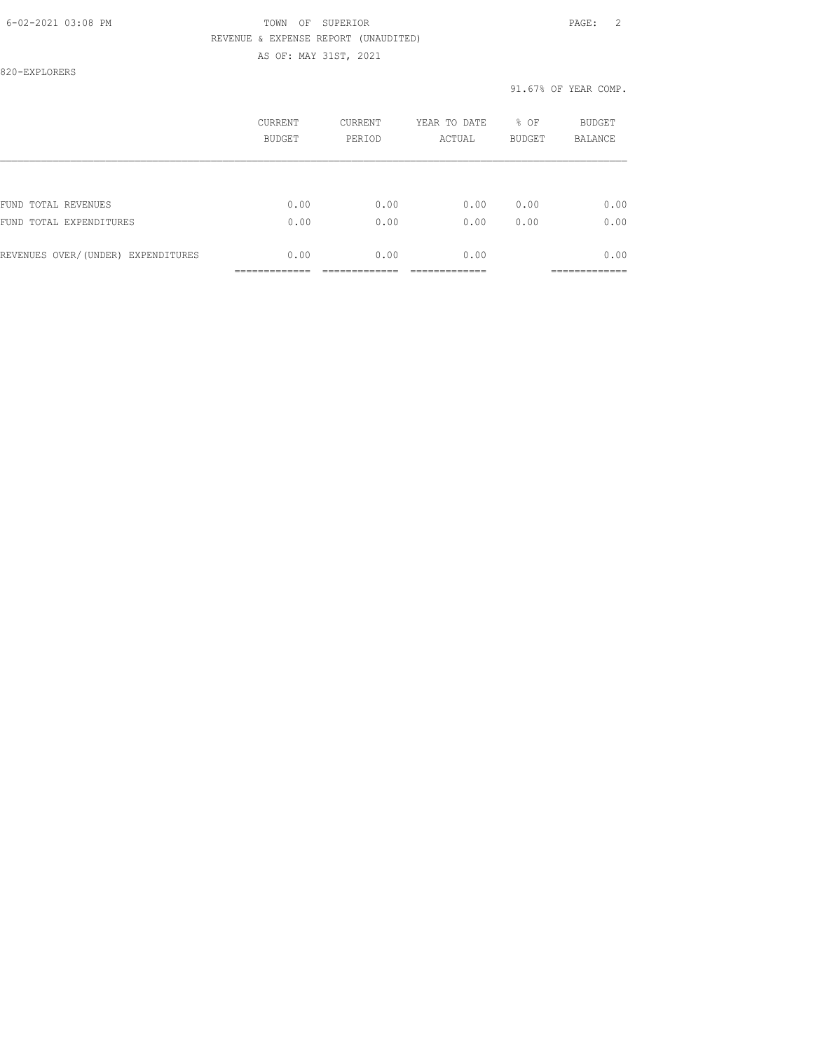TOWN OF SUPERIOR

REVENUE & EXPENSE REPORT (UNAUDITED)

AS OF: MAY 31ST, 2021

820-EXPLORERS

91.67% OF YEAR COMP.

| | CURRENT BUDGET | CURRENT PERIOD | YEAR TO DATE ACTUAL | % OF BUDGET | BUDGET BALANCE |
|---|---|---|---|---|---|
| FUND TOTAL REVENUES | 0.00 | 0.00 | 0.00 | 0.00 | 0.00 |
| FUND TOTAL EXPENDITURES | 0.00 | 0.00 | 0.00 | 0.00 | 0.00 |
| REVENUES OVER/(UNDER) EXPENDITURES | 0.00 | 0.00 | 0.00 | | 0.00 |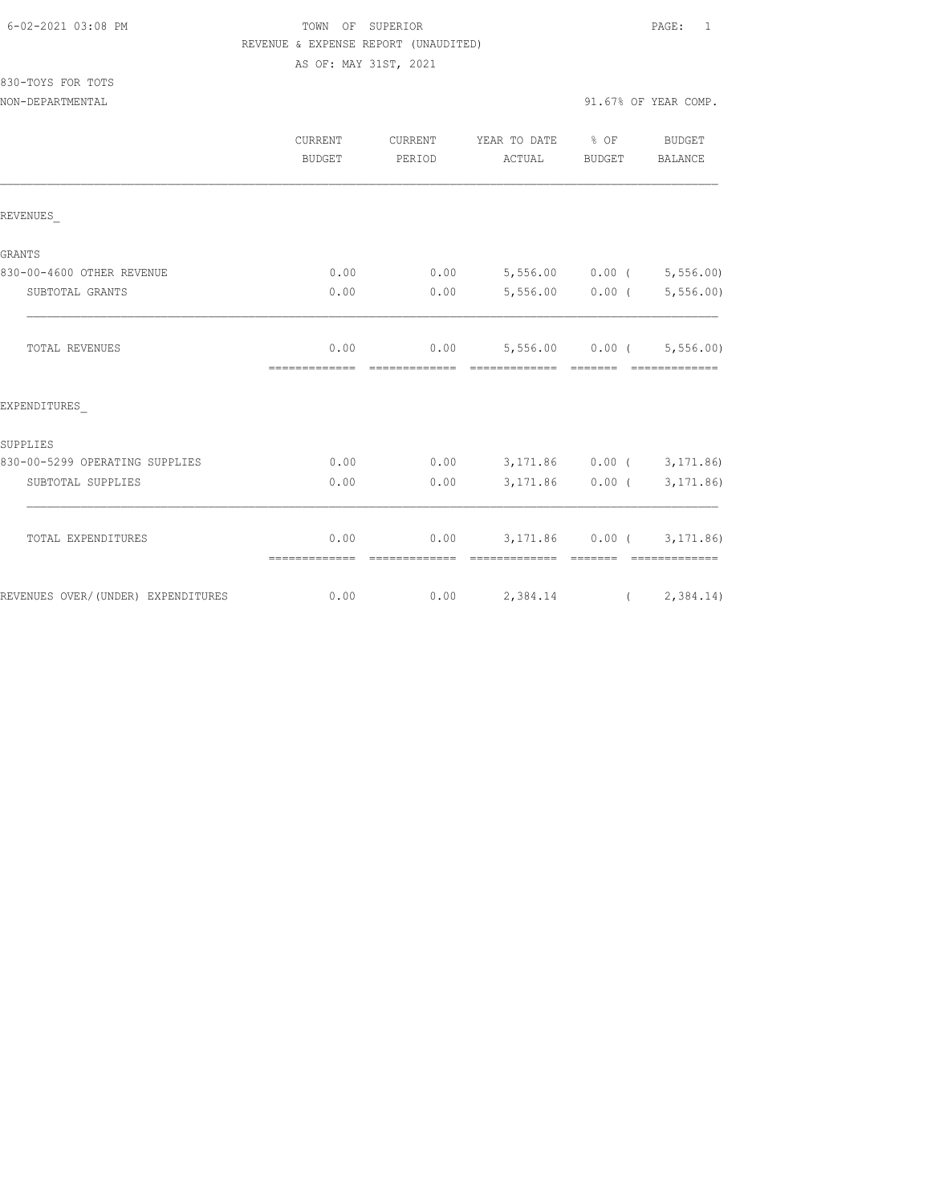TOWN OF SUPERIOR

REVENUE & EXPENSE REPORT (UNAUDITED)

AS OF: MAY 31ST, 2021

830-TOYS FOR TOTS

NON-DEPARTMENTAL

91.67% OF YEAR COMP.

| | CURRENT BUDGET | CURRENT PERIOD | YEAR TO DATE ACTUAL | % OF BUDGET | BUDGET BALANCE |
|---|---|---|---|---|---|
| REVENUES_ | | | | | |
| GRANTS | | | | | |
| 830-00-4600 OTHER REVENUE | 0.00 | 0.00 | 5,556.00 | 0.00 | ( 5,556.00) |
| SUBTOTAL GRANTS | 0.00 | 0.00 | 5,556.00 | 0.00 | ( 5,556.00) |
| TOTAL REVENUES | 0.00 | 0.00 | 5,556.00 | 0.00 | ( 5,556.00) |
| EXPENDITURES_ | | | | | |
| SUPPLIES | | | | | |
| 830-00-5299 OPERATING SUPPLIES | 0.00 | 0.00 | 3,171.86 | 0.00 | ( 3,171.86) |
| SUBTOTAL SUPPLIES | 0.00 | 0.00 | 3,171.86 | 0.00 | ( 3,171.86) |
| TOTAL EXPENDITURES | 0.00 | 0.00 | 3,171.86 | 0.00 | ( 3,171.86) |
| REVENUES OVER/(UNDER) EXPENDITURES | 0.00 | 0.00 | 2,384.14 | | ( 2,384.14) |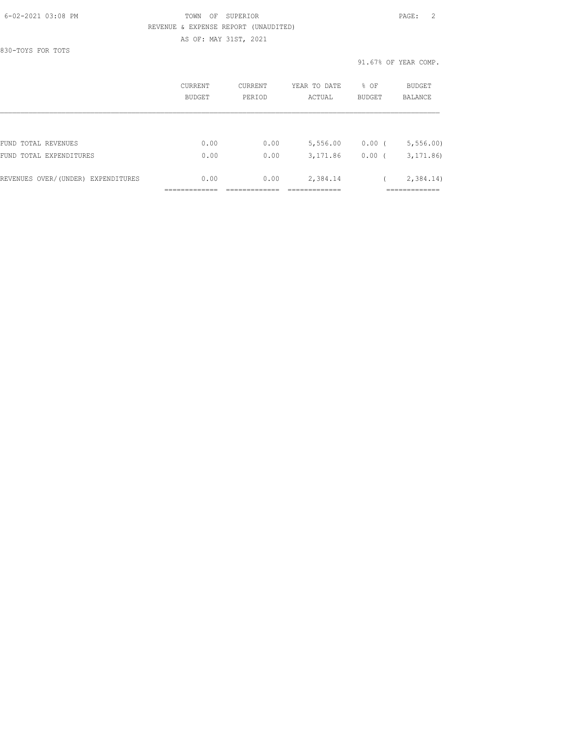TOWN OF SUPERIOR

REVENUE & EXPENSE REPORT (UNAUDITED)

AS OF: MAY 31ST, 2021

830-TOYS FOR TOTS

91.67% OF YEAR COMP.

| | CURRENT BUDGET | CURRENT PERIOD | YEAR TO DATE ACTUAL | % OF BUDGET | BUDGET BALANCE |
|---|---|---|---|---|---|
| FUND TOTAL REVENUES | 0.00 | 0.00 | 5,556.00 | 0.00 | ( 5,556.00) |
| FUND TOTAL EXPENDITURES | 0.00 | 0.00 | 3,171.86 | 0.00 | ( 3,171.86) |
| REVENUES OVER/(UNDER) EXPENDITURES | 0.00 | 0.00 | 2,384.14 | | ( 2,384.14) |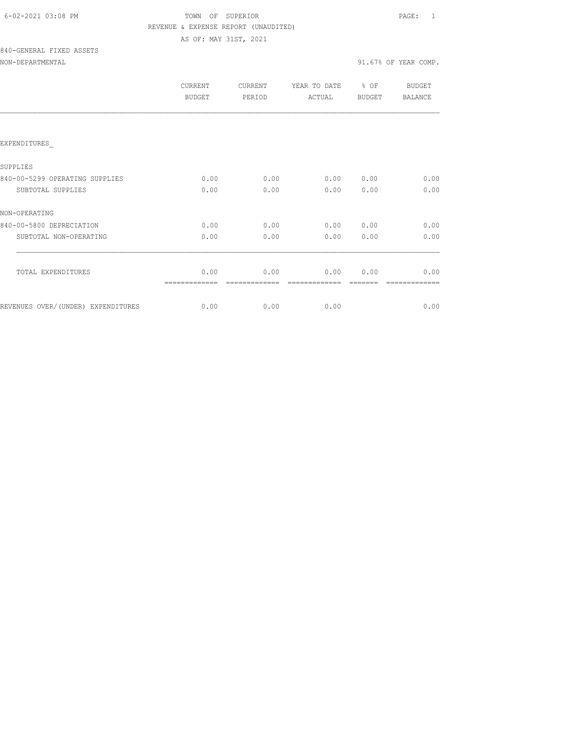TOWN OF SUPERIOR

REVENUE & EXPENSE REPORT (UNAUDITED)

AS OF: MAY 31ST, 2021

840-GENERAL FIXED ASSETS

NON-DEPARTMENTAL

91.67% OF YEAR COMP.

| | CURRENT BUDGET | CURRENT PERIOD | YEAR TO DATE ACTUAL | % OF BUDGET | BUDGET BALANCE |
|---|---|---|---|---|---|
| EXPENDITURES_ | | | | | |
| SUPPLIES | | | | | |
| 840-00-5299 OPERATING SUPPLIES | 0.00 | 0.00 | 0.00 | 0.00 | 0.00 |
| SUBTOTAL SUPPLIES | 0.00 | 0.00 | 0.00 | 0.00 | 0.00 |
| NON-OPERATING | | | | | |
| 840-00-5800 DEPRECIATION | 0.00 | 0.00 | 0.00 | 0.00 | 0.00 |
| SUBTOTAL NON-OPERATING | 0.00 | 0.00 | 0.00 | 0.00 | 0.00 |
| TOTAL EXPENDITURES | 0.00 | 0.00 | 0.00 | 0.00 | 0.00 |
| REVENUES OVER/(UNDER) EXPENDITURES | 0.00 | 0.00 | 0.00 | | 0.00 |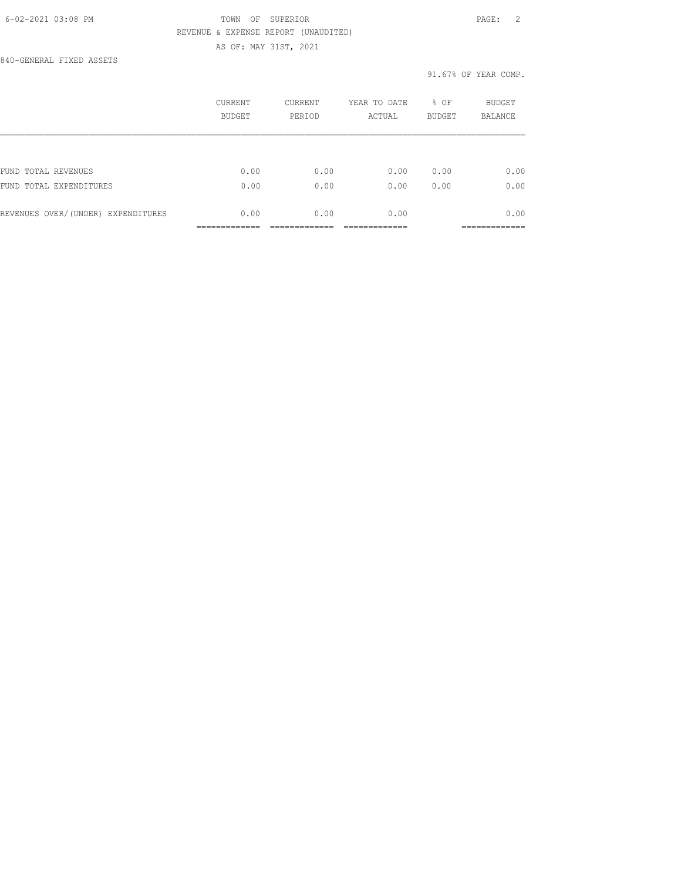TOWN OF SUPERIOR

REVENUE & EXPENSE REPORT (UNAUDITED)

AS OF: MAY 31ST, 2021

840-GENERAL FIXED ASSETS

91.67% OF YEAR COMP.

| | CURRENT BUDGET | CURRENT PERIOD | YEAR TO DATE ACTUAL | % OF BUDGET | BUDGET BALANCE |
|---|---|---|---|---|---|
| FUND TOTAL REVENUES | 0.00 | 0.00 | 0.00 | 0.00 | 0.00 |
| FUND TOTAL EXPENDITURES | 0.00 | 0.00 | 0.00 | 0.00 | 0.00 |
| REVENUES OVER/(UNDER) EXPENDITURES | 0.00 | 0.00 | 0.00 | | 0.00 |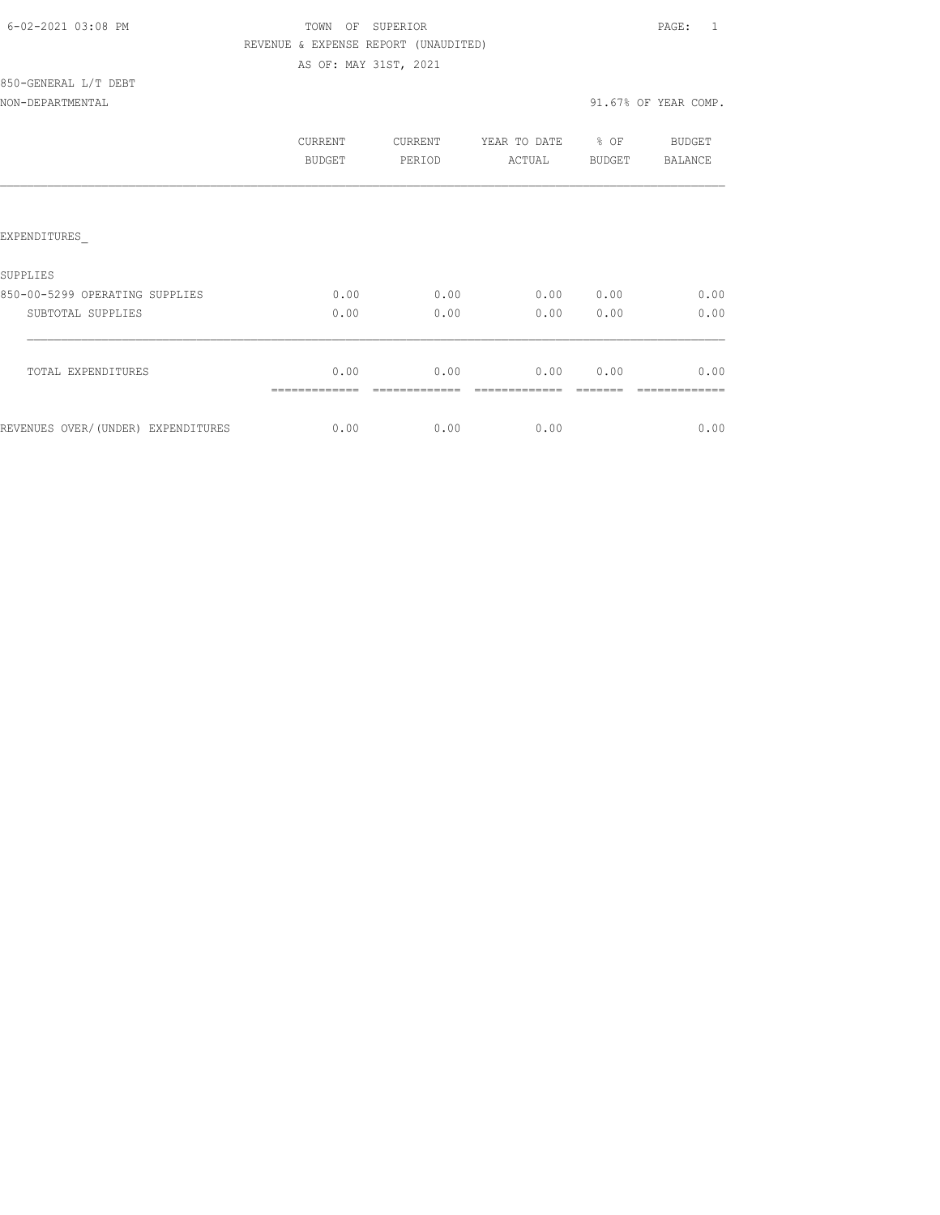TOWN OF SUPERIOR
REVENUE & EXPENSE REPORT (UNAUDITED)
AS OF: MAY 31ST, 2021

850-GENERAL L/T DEBT
NON-DEPARTMENTAL

91.67% OF YEAR COMP.

| | CURRENT BUDGET | CURRENT PERIOD | YEAR TO DATE ACTUAL | % OF BUDGET | BUDGET BALANCE |
|---|---|---|---|---|---|
| EXPENDITURES_ | | | | | |
| SUPPLIES | | | | | |
| 850-00-5299 OPERATING SUPPLIES | 0.00 | 0.00 | 0.00 | 0.00 | 0.00 |
| SUBTOTAL SUPPLIES | 0.00 | 0.00 | 0.00 | 0.00 | 0.00 |
| TOTAL EXPENDITURES | 0.00 | 0.00 | 0.00 | 0.00 | 0.00 |
| REVENUES OVER/(UNDER) EXPENDITURES | 0.00 | 0.00 | 0.00 | | 0.00 |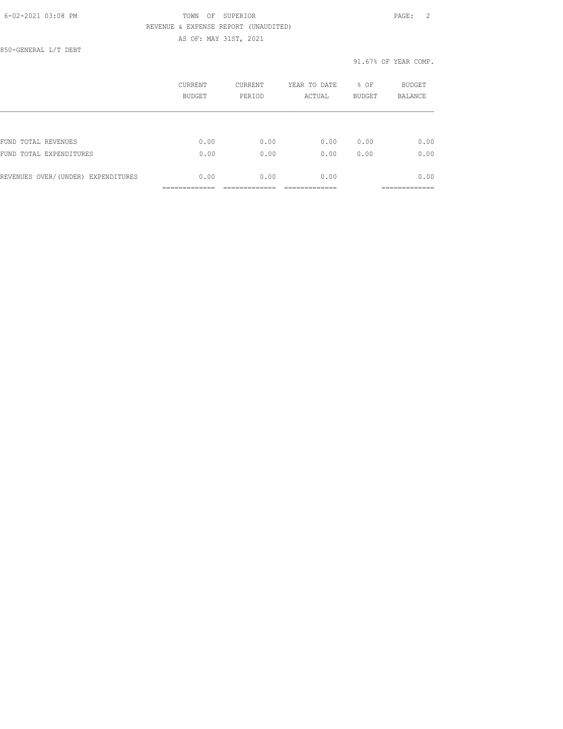6-02-2021 03:08 PM TOWN OF SUPERIOR

REVENUE & EXPENSE REPORT (UNAUDITED)

AS OF: MAY 31ST, 2021

850-GENERAL L/T DEBT

91.67% OF YEAR COMP.

| | CURRENT BUDGET | CURRENT PERIOD | YEAR TO DATE ACTUAL | % OF BUDGET | BUDGET BALANCE |
|---|---|---|---|---|---|
| FUND TOTAL REVENUES | 0.00 | 0.00 | 0.00 | 0.00 | 0.00 |
| FUND TOTAL EXPENDITURES | 0.00 | 0.00 | 0.00 | 0.00 | 0.00 |
| REVENUES OVER/(UNDER) EXPENDITURES | 0.00 | 0.00 | 0.00 | | 0.00 |